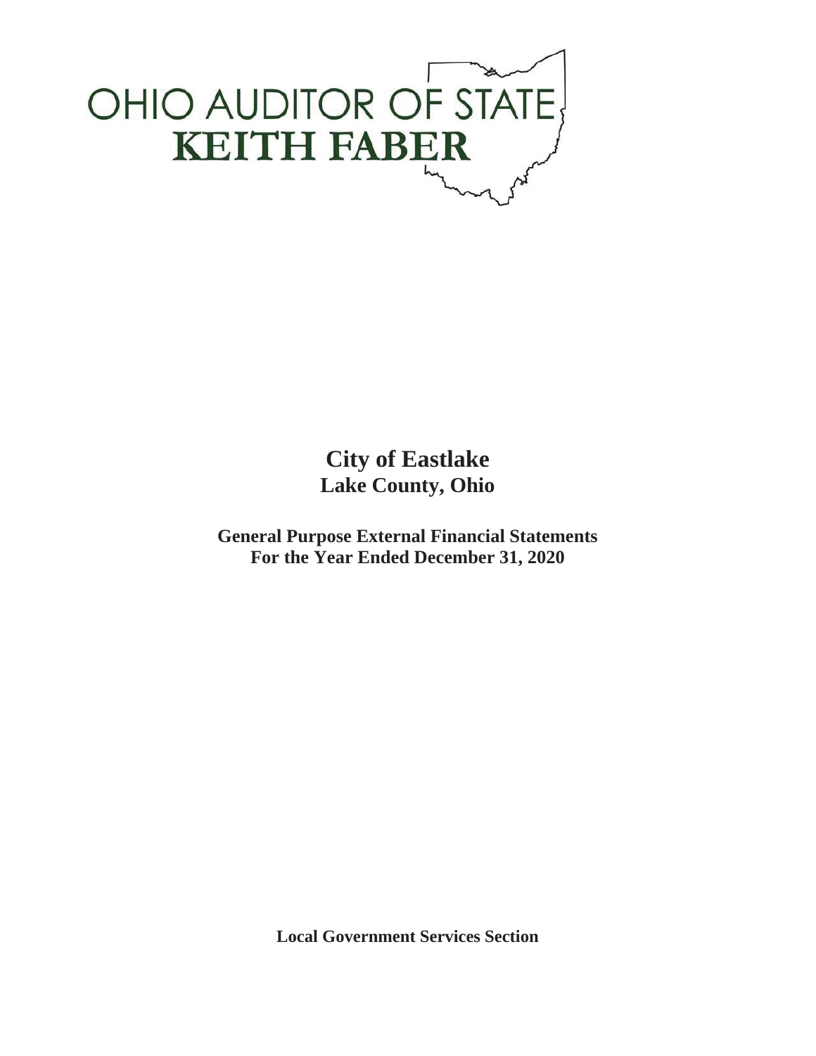OHIO AUDITOR OF STATE
**KEITH FABER**

# City of Eastlake
## Lake County, Ohio

**General Purpose External Financial Statements**
**For the Year Ended December 31, 2020**

**Local Government Services Section**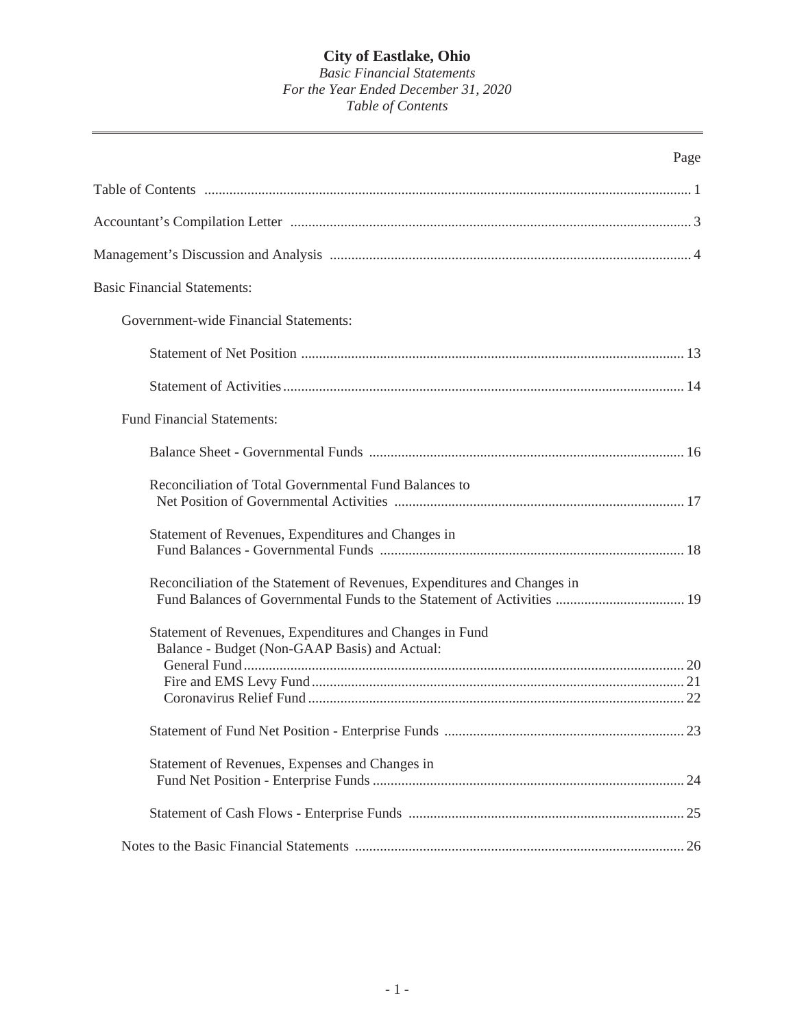# City of Eastlake, Ohio

*Basic Financial Statements*
*For the Year Ended December 31, 2020*
*Table of Contents*

| | Page |
|---|---|
| Table of Contents | 1 |
| Accountant's Compilation Letter | 3 |
| Management's Discussion and Analysis | 4 |
| Basic Financial Statements: | |
| Government-wide Financial Statements: | |
| Statement of Net Position | 13 |
| Statement of Activities | 14 |
| Fund Financial Statements: | |
| Balance Sheet - Governmental Funds | 16 |
| Reconciliation of Total Governmental Fund Balances to Net Position of Governmental Activities | 17 |
| Statement of Revenues, Expenditures and Changes in Fund Balances - Governmental Funds | 18 |
| Reconciliation of the Statement of Revenues, Expenditures and Changes in Fund Balances of Governmental Funds to the Statement of Activities | 19 |
| Statement of Revenues, Expenditures and Changes in Fund Balance - Budget (Non-GAAP Basis) and Actual: | |
| General Fund | 20 |
| Fire and EMS Levy Fund | 21 |
| Coronavirus Relief Fund | 22 |
| Statement of Fund Net Position - Enterprise Funds | 23 |
| Statement of Revenues, Expenses and Changes in Fund Net Position - Enterprise Funds | 24 |
| Statement of Cash Flows - Enterprise Funds | 25 |
| Notes to the Basic Financial Statements | 26 |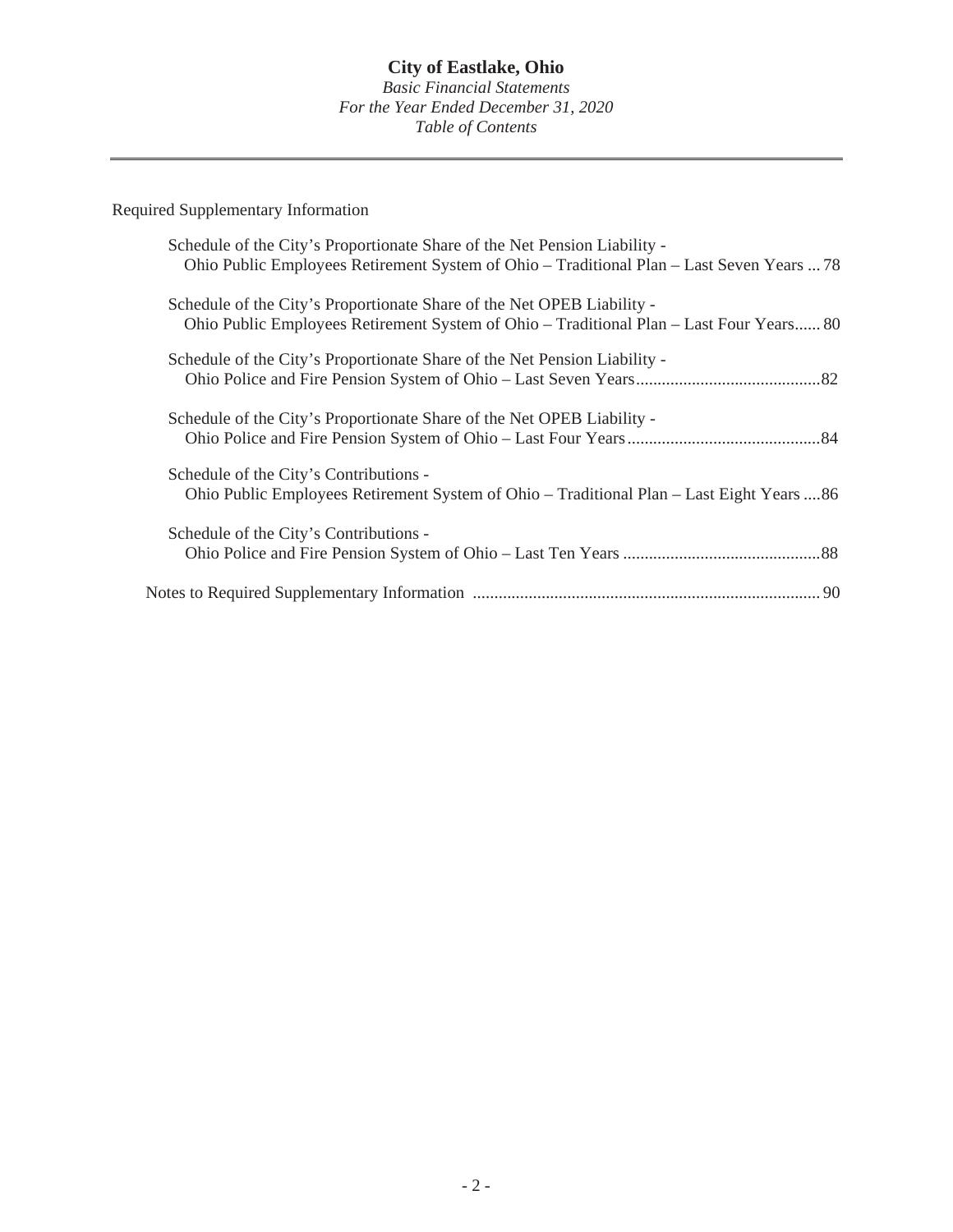# City of Eastlake, Ohio

*Basic Financial Statements*
*For the Year Ended December 31, 2020*
*Table of Contents*

---

Required Supplementary Information

Schedule of the City's Proportionate Share of the Net Pension Liability -
Ohio Public Employees Retirement System of Ohio – Traditional Plan – Last Seven Years ... 78

Schedule of the City's Proportionate Share of the Net OPEB Liability -
Ohio Public Employees Retirement System of Ohio – Traditional Plan – Last Four Years...... 80

Schedule of the City's Proportionate Share of the Net Pension Liability -
Ohio Police and Fire Pension System of Ohio – Last Seven Years.......................................... 82

Schedule of the City's Proportionate Share of the Net OPEB Liability -
Ohio Police and Fire Pension System of Ohio – Last Four Years............................................ 84

Schedule of the City's Contributions -
Ohio Public Employees Retirement System of Ohio – Traditional Plan – Last Eight Years .... 86

Schedule of the City's Contributions -
Ohio Police and Fire Pension System of Ohio – Last Ten Years ............................................. 88

Notes to Required Supplementary Information ................................................................................ 90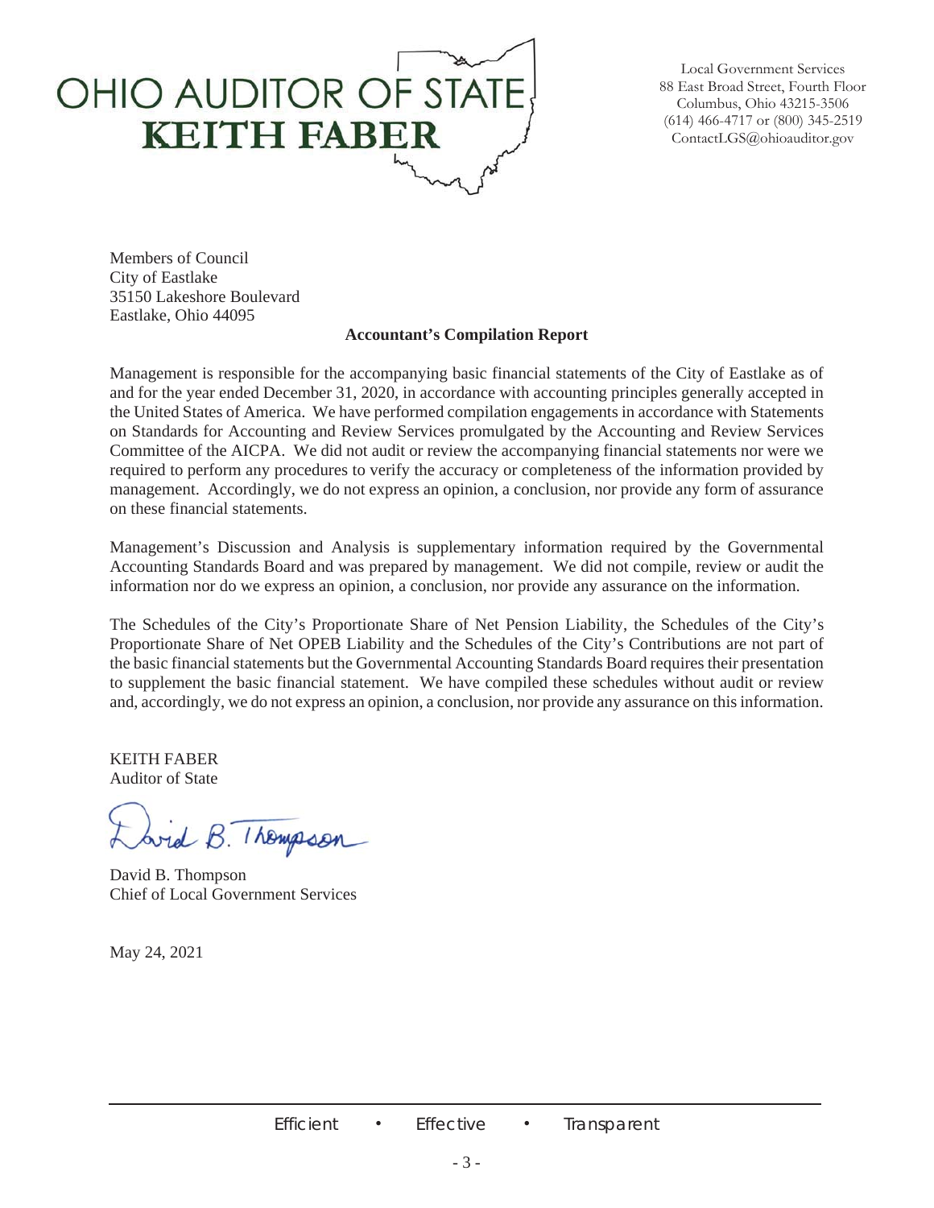**OHIO AUDITOR OF STATE**
**KEITH FABER**

Local Government Services
88 East Broad Street, Fourth Floor
Columbus, Ohio 43215-3506
(614) 466-4717 or (800) 345-2519
ContactLGS@ohioauditor.gov

Members of Council
City of Eastlake
35150 Lakeshore Boulevard
Eastlake, Ohio 44095

**Accountant's Compilation Report**

Management is responsible for the accompanying basic financial statements of the City of Eastlake as of and for the year ended December 31, 2020, in accordance with accounting principles generally accepted in the United States of America. We have performed compilation engagements in accordance with Statements on Standards for Accounting and Review Services promulgated by the Accounting and Review Services Committee of the AICPA. We did not audit or review the accompanying financial statements nor were we required to perform any procedures to verify the accuracy or completeness of the information provided by management. Accordingly, we do not express an opinion, a conclusion, nor provide any form of assurance on these financial statements.

Management's Discussion and Analysis is supplementary information required by the Governmental Accounting Standards Board and was prepared by management. We did not compile, review or audit the information nor do we express an opinion, a conclusion, nor provide any assurance on the information.

The Schedules of the City's Proportionate Share of Net Pension Liability, the Schedules of the City's Proportionate Share of Net OPEB Liability and the Schedules of the City's Contributions are not part of the basic financial statements but the Governmental Accounting Standards Board requires their presentation to supplement the basic financial statement. We have compiled these schedules without audit or review and, accordingly, we do not express an opinion, a conclusion, nor provide any assurance on this information.

KEITH FABER
Auditor of State

David B. Thompson

David B. Thompson
Chief of Local Government Services

May 24, 2021

Efficient • Effective • Transparent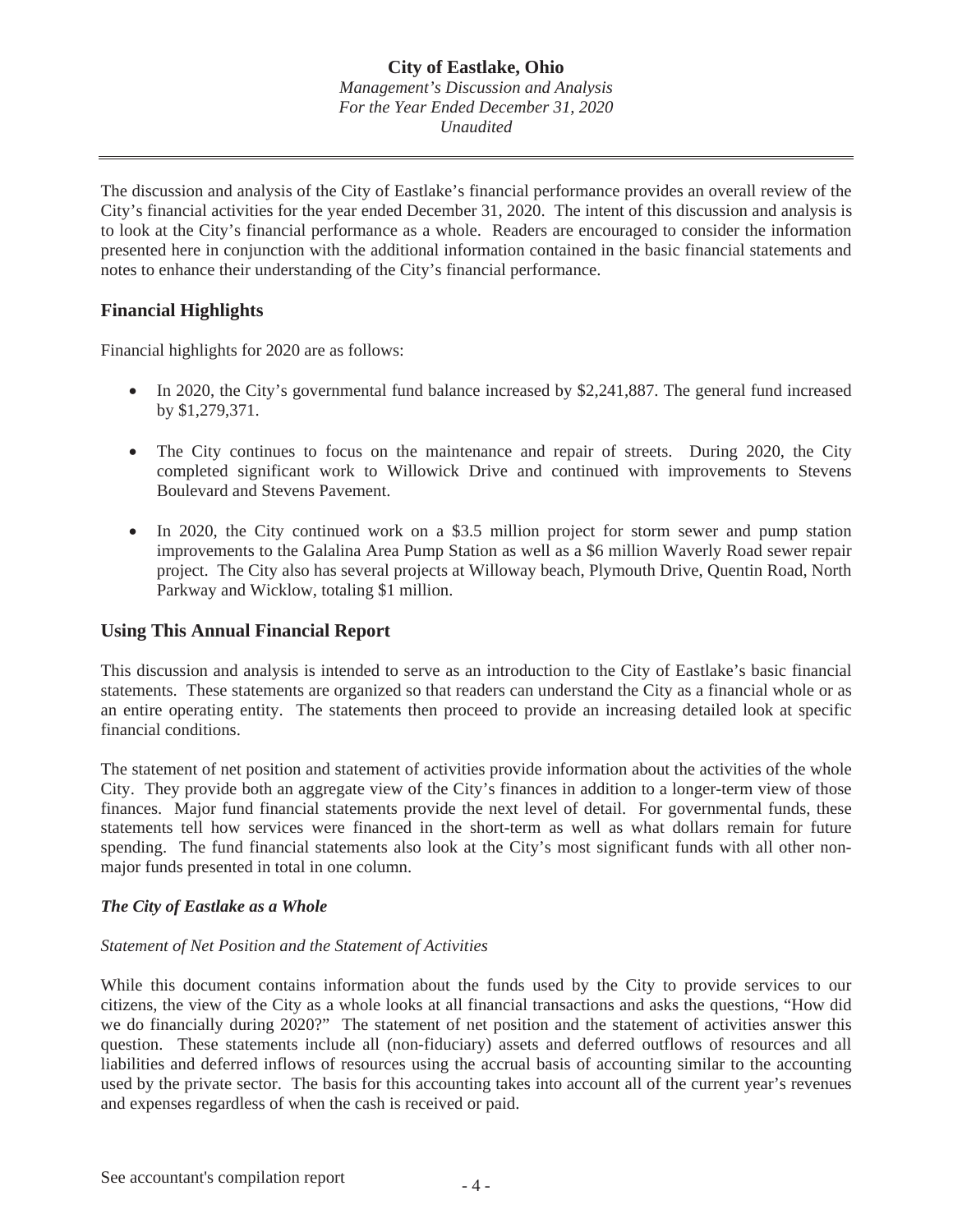The discussion and analysis of the City of Eastlake's financial performance provides an overall review of the City's financial activities for the year ended December 31, 2020. The intent of this discussion and analysis is to look at the City's financial performance as a whole. Readers are encouraged to consider the information presented here in conjunction with the additional information contained in the basic financial statements and notes to enhance their understanding of the City's financial performance.

## Financial Highlights

Financial highlights for 2020 are as follows:

- In 2020, the City's governmental fund balance increased by $2,241,887. The general fund increased by $1,279,371.
- The City continues to focus on the maintenance and repair of streets. During 2020, the City completed significant work to Willowick Drive and continued with improvements to Stevens Boulevard and Stevens Pavement.
- In 2020, the City continued work on a $3.5 million project for storm sewer and pump station improvements to the Galalina Area Pump Station as well as a $6 million Waverly Road sewer repair project. The City also has several projects at Willoway beach, Plymouth Drive, Quentin Road, North Parkway and Wicklow, totaling $1 million.

## Using This Annual Financial Report

This discussion and analysis is intended to serve as an introduction to the City of Eastlake's basic financial statements. These statements are organized so that readers can understand the City as a financial whole or as an entire operating entity. The statements then proceed to provide an increasing detailed look at specific financial conditions.

The statement of net position and statement of activities provide information about the activities of the whole City. They provide both an aggregate view of the City's finances in addition to a longer-term view of those finances. Major fund financial statements provide the next level of detail. For governmental funds, these statements tell how services were financed in the short-term as well as what dollars remain for future spending. The fund financial statements also look at the City's most significant funds with all other non-major funds presented in total in one column.

### *The City of Eastlake as a Whole*

*Statement of Net Position and the Statement of Activities*

While this document contains information about the funds used by the City to provide services to our citizens, the view of the City as a whole looks at all financial transactions and asks the questions, "How did we do financially during 2020?" The statement of net position and the statement of activities answer this question. These statements include all (non-fiduciary) assets and deferred outflows of resources and all liabilities and deferred inflows of resources using the accrual basis of accounting similar to the accounting used by the private sector. The basis for this accounting takes into account all of the current year's revenues and expenses regardless of when the cash is received or paid.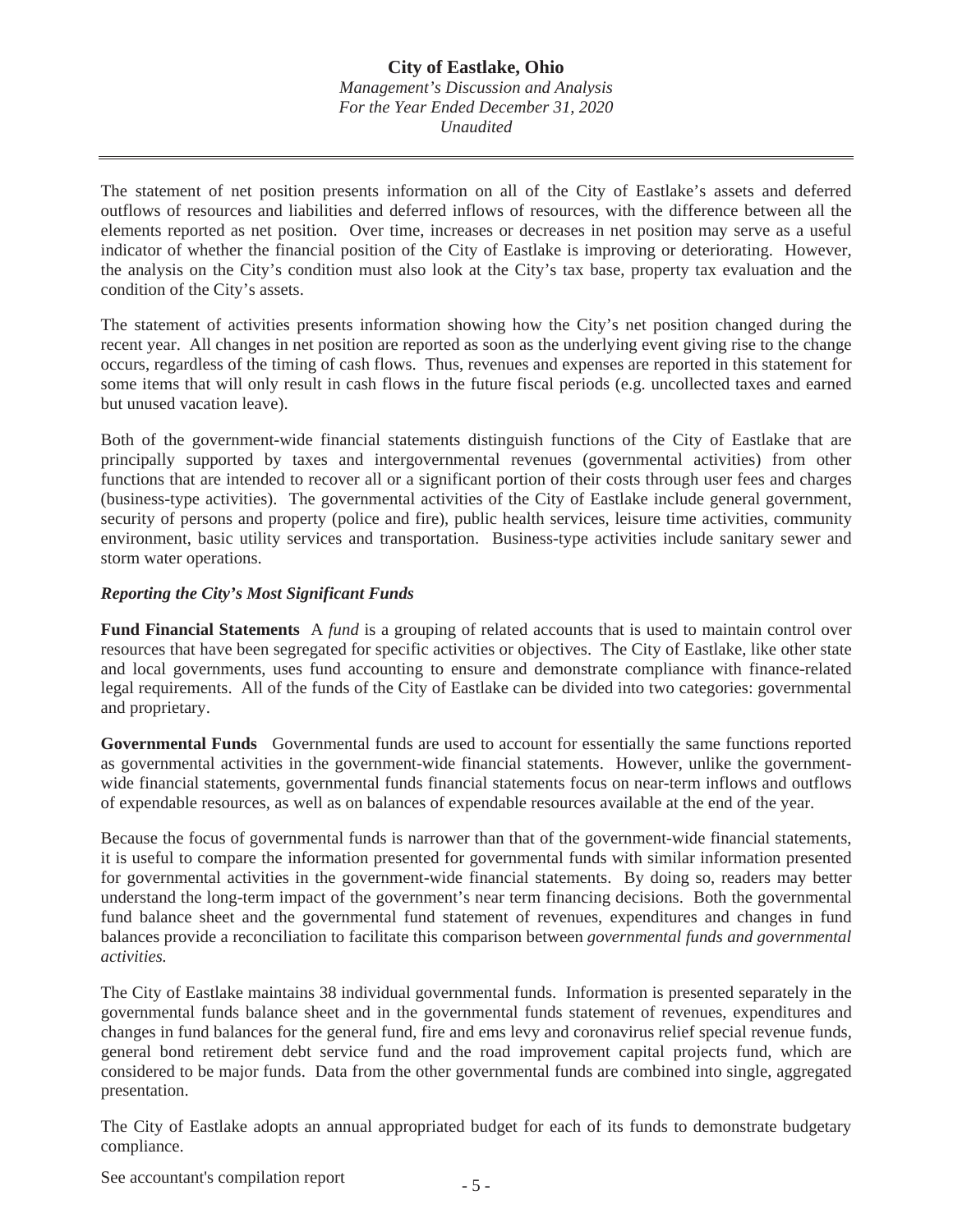The statement of net position presents information on all of the City of Eastlake's assets and deferred outflows of resources and liabilities and deferred inflows of resources, with the difference between all the elements reported as net position. Over time, increases or decreases in net position may serve as a useful indicator of whether the financial position of the City of Eastlake is improving or deteriorating. However, the analysis on the City's condition must also look at the City's tax base, property tax evaluation and the condition of the City's assets.

The statement of activities presents information showing how the City's net position changed during the recent year. All changes in net position are reported as soon as the underlying event giving rise to the change occurs, regardless of the timing of cash flows. Thus, revenues and expenses are reported in this statement for some items that will only result in cash flows in the future fiscal periods (e.g. uncollected taxes and earned but unused vacation leave).

Both of the government-wide financial statements distinguish functions of the City of Eastlake that are principally supported by taxes and intergovernmental revenues (governmental activities) from other functions that are intended to recover all or a significant portion of their costs through user fees and charges (business-type activities). The governmental activities of the City of Eastlake include general government, security of persons and property (police and fire), public health services, leisure time activities, community environment, basic utility services and transportation. Business-type activities include sanitary sewer and storm water operations.

***Reporting the City's Most Significant Funds***

**Fund Financial Statements** A *fund* is a grouping of related accounts that is used to maintain control over resources that have been segregated for specific activities or objectives. The City of Eastlake, like other state and local governments, uses fund accounting to ensure and demonstrate compliance with finance-related legal requirements. All of the funds of the City of Eastlake can be divided into two categories: governmental and proprietary.

**Governmental Funds** Governmental funds are used to account for essentially the same functions reported as governmental activities in the government-wide financial statements. However, unlike the government-wide financial statements, governmental funds financial statements focus on near-term inflows and outflows of expendable resources, as well as on balances of expendable resources available at the end of the year.

Because the focus of governmental funds is narrower than that of the government-wide financial statements, it is useful to compare the information presented for governmental funds with similar information presented for governmental activities in the government-wide financial statements. By doing so, readers may better understand the long-term impact of the government's near term financing decisions. Both the governmental fund balance sheet and the governmental fund statement of revenues, expenditures and changes in fund balances provide a reconciliation to facilitate this comparison between *governmental funds and governmental activities.*

The City of Eastlake maintains 38 individual governmental funds. Information is presented separately in the governmental funds balance sheet and in the governmental funds statement of revenues, expenditures and changes in fund balances for the general fund, fire and ems levy and coronavirus relief special revenue funds, general bond retirement debt service fund and the road improvement capital projects fund, which are considered to be major funds. Data from the other governmental funds are combined into single, aggregated presentation.

The City of Eastlake adopts an annual appropriated budget for each of its funds to demonstrate budgetary compliance.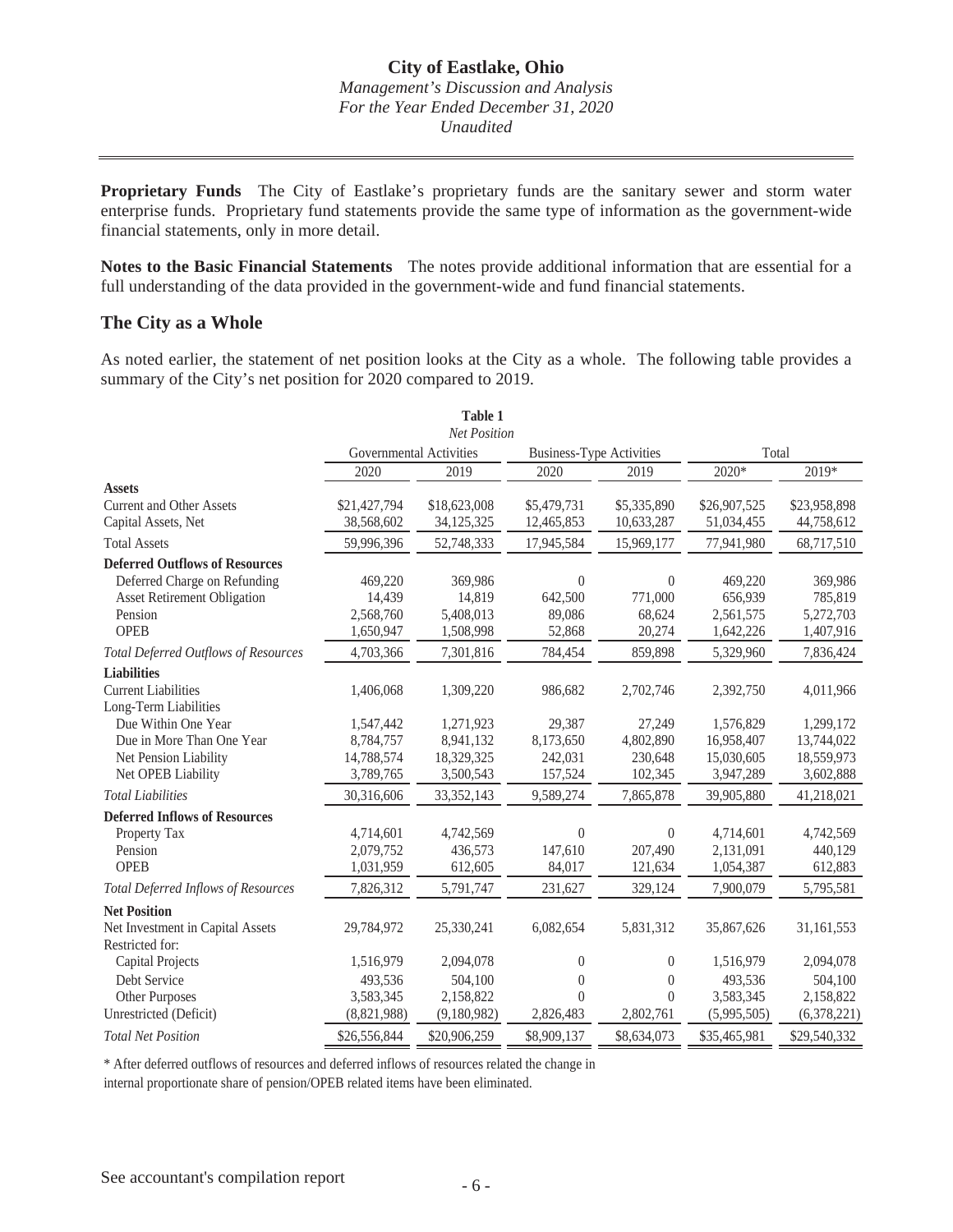**Proprietary Funds** The City of Eastlake's proprietary funds are the sanitary sewer and storm water enterprise funds. Proprietary fund statements provide the same type of information as the government-wide financial statements, only in more detail.

**Notes to the Basic Financial Statements** The notes provide additional information that are essential for a full understanding of the data provided in the government-wide and fund financial statements.

## The City as a Whole

As noted earlier, the statement of net position looks at the City as a whole. The following table provides a summary of the City's net position for 2020 compared to 2019.

**Table 1**
*Net Position*

| | Governmental Activities | | Business-Type Activities | | Total | |
|---|---|---|---|---|---|---|
| | 2020 | 2019 | 2020 | 2019 | 2020* | 2019* |
| **Assets** | | | | | | |
| Current and Other Assets | $21,427,794 | $18,623,008 | $5,479,731 | $5,335,890 | $26,907,525 | $23,958,898 |
| Capital Assets, Net | 38,568,602 | 34,125,325 | 12,465,853 | 10,633,287 | 51,034,455 | 44,758,612 |
| Total Assets | 59,996,396 | 52,748,333 | 17,945,584 | 15,969,177 | 77,941,980 | 68,717,510 |
| **Deferred Outflows of Resources** | | | | | | |
| Deferred Charge on Refunding | 469,220 | 369,986 | 0 | 0 | 469,220 | 369,986 |
| Asset Retirement Obligation | 14,439 | 14,819 | 642,500 | 771,000 | 656,939 | 785,819 |
| Pension | 2,568,760 | 5,408,013 | 89,086 | 68,624 | 2,561,575 | 5,272,703 |
| OPEB | 1,650,947 | 1,508,998 | 52,868 | 20,274 | 1,642,226 | 1,407,916 |
| *Total Deferred Outflows of Resources* | 4,703,366 | 7,301,816 | 784,454 | 859,898 | 5,329,960 | 7,836,424 |
| **Liabilities** | | | | | | |
| Current Liabilities | 1,406,068 | 1,309,220 | 986,682 | 2,702,746 | 2,392,750 | 4,011,966 |
| Long-Term Liabilities | | | | | | |
| Due Within One Year | 1,547,442 | 1,271,923 | 29,387 | 27,249 | 1,576,829 | 1,299,172 |
| Due in More Than One Year | 8,784,757 | 8,941,132 | 8,173,650 | 4,802,890 | 16,958,407 | 13,744,022 |
| Net Pension Liability | 14,788,574 | 18,329,325 | 242,031 | 230,648 | 15,030,605 | 18,559,973 |
| Net OPEB Liability | 3,789,765 | 3,500,543 | 157,524 | 102,345 | 3,947,289 | 3,602,888 |
| *Total Liabilities* | 30,316,606 | 33,352,143 | 9,589,274 | 7,865,878 | 39,905,880 | 41,218,021 |
| **Deferred Inflows of Resources** | | | | | | |
| Property Tax | 4,714,601 | 4,742,569 | 0 | 0 | 4,714,601 | 4,742,569 |
| Pension | 2,079,752 | 436,573 | 147,610 | 207,490 | 2,131,091 | 440,129 |
| OPEB | 1,031,959 | 612,605 | 84,017 | 121,634 | 1,054,387 | 612,883 |
| *Total Deferred Inflows of Resources* | 7,826,312 | 5,791,747 | 231,627 | 329,124 | 7,900,079 | 5,795,581 |
| **Net Position** | | | | | | |
| Net Investment in Capital Assets | 29,784,972 | 25,330,241 | 6,082,654 | 5,831,312 | 35,867,626 | 31,161,553 |
| Restricted for: | | | | | | |
| Capital Projects | 1,516,979 | 2,094,078 | 0 | 0 | 1,516,979 | 2,094,078 |
| Debt Service | 493,536 | 504,100 | 0 | 0 | 493,536 | 504,100 |
| Other Purposes | 3,583,345 | 2,158,822 | 0 | 0 | 3,583,345 | 2,158,822 |
| Unrestricted (Deficit) | (8,821,988) | (9,180,982) | 2,826,483 | 2,802,761 | (5,995,505) | (6,378,221) |
| *Total Net Position* | $26,556,844 | $20,906,259 | $8,909,137 | $8,634,073 | $35,465,981 | $29,540,332 |

\* After deferred outflows of resources and deferred inflows of resources related the change in internal proportionate share of pension/OPEB related items have been eliminated.

See accountant's compilation report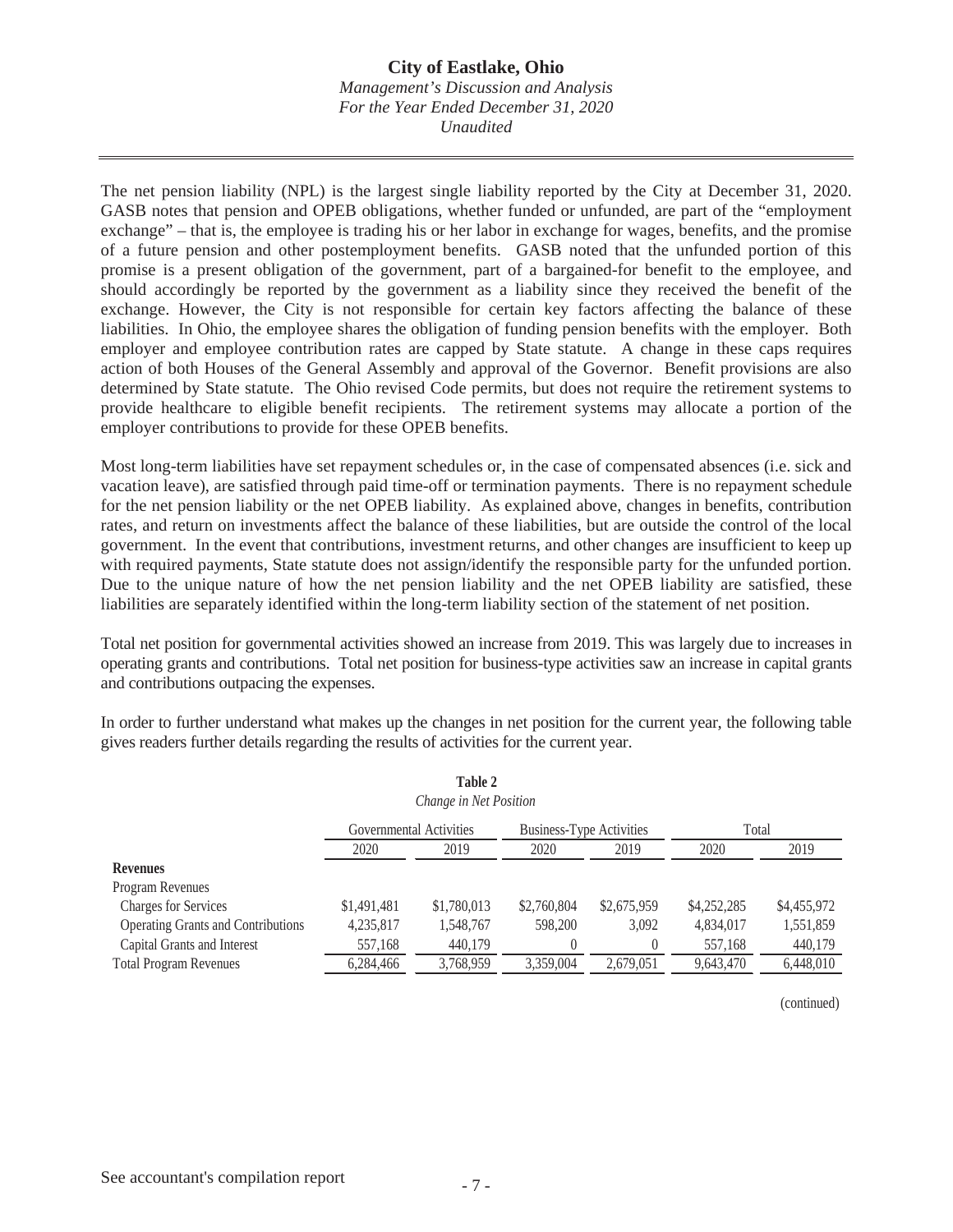The net pension liability (NPL) is the largest single liability reported by the City at December 31, 2020. GASB notes that pension and OPEB obligations, whether funded or unfunded, are part of the "employment exchange" – that is, the employee is trading his or her labor in exchange for wages, benefits, and the promise of a future pension and other postemployment benefits. GASB noted that the unfunded portion of this promise is a present obligation of the government, part of a bargained-for benefit to the employee, and should accordingly be reported by the government as a liability since they received the benefit of the exchange. However, the City is not responsible for certain key factors affecting the balance of these liabilities. In Ohio, the employee shares the obligation of funding pension benefits with the employer. Both employer and employee contribution rates are capped by State statute. A change in these caps requires action of both Houses of the General Assembly and approval of the Governor. Benefit provisions are also determined by State statute. The Ohio revised Code permits, but does not require the retirement systems to provide healthcare to eligible benefit recipients. The retirement systems may allocate a portion of the employer contributions to provide for these OPEB benefits.

Most long-term liabilities have set repayment schedules or, in the case of compensated absences (i.e. sick and vacation leave), are satisfied through paid time-off or termination payments. There is no repayment schedule for the net pension liability or the net OPEB liability. As explained above, changes in benefits, contribution rates, and return on investments affect the balance of these liabilities, but are outside the control of the local government. In the event that contributions, investment returns, and other changes are insufficient to keep up with required payments, State statute does not assign/identify the responsible party for the unfunded portion. Due to the unique nature of how the net pension liability and the net OPEB liability are satisfied, these liabilities are separately identified within the long-term liability section of the statement of net position.

Total net position for governmental activities showed an increase from 2019. This was largely due to increases in operating grants and contributions. Total net position for business-type activities saw an increase in capital grants and contributions outpacing the expenses.

In order to further understand what makes up the changes in net position for the current year, the following table gives readers further details regarding the results of activities for the current year.

**Table 2**
*Change in Net Position*

| | Governmental Activities | | Business-Type Activities | | Total | |
|---|---|---|---|---|---|---|
| | 2020 | 2019 | 2020 | 2019 | 2020 | 2019 |
| **Revenues** | | | | | | |
| Program Revenues | | | | | | |
| Charges for Services | $1,491,481 | $1,780,013 | $2,760,804 | $2,675,959 | $4,252,285 | $4,455,972 |
| Operating Grants and Contributions | 4,235,817 | 1,548,767 | 598,200 | 3,092 | 4,834,017 | 1,551,859 |
| Capital Grants and Interest | 557,168 | 440,179 | 0 | 0 | 557,168 | 440,179 |
| Total Program Revenues | 6,284,466 | 3,768,959 | 3,359,004 | 2,679,051 | 9,643,470 | 6,448,010 |

(continued)

See accountant's compilation report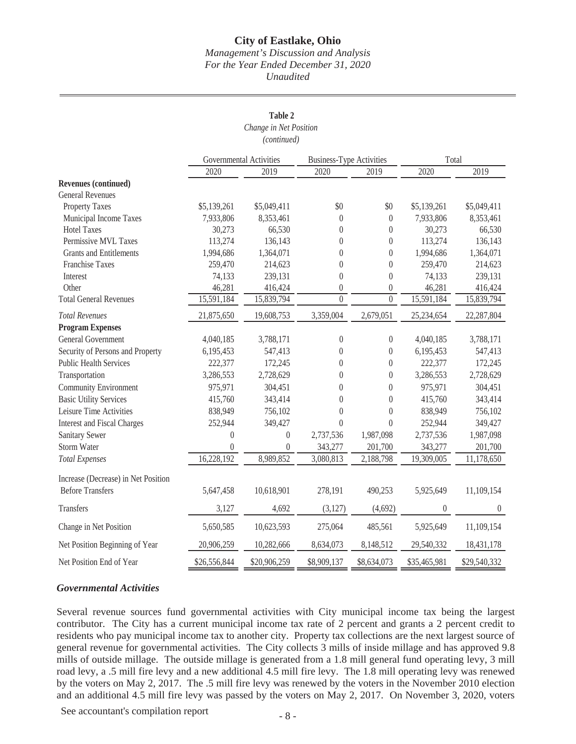**Table 2**

*Change in Net Position*

*(continued)*

| | Governmental Activities | | Business-Type Activities | | Total | |
|---|---|---|---|---|---|---|
| | 2020 | 2019 | 2020 | 2019 | 2020 | 2019 |
| **Revenues (continued)** | | | | | | |
| General Revenues | | | | | | |
| Property Taxes | $5,139,261 | $5,049,411 | $0 | $0 | $5,139,261 | $5,049,411 |
| Municipal Income Taxes | 7,933,806 | 8,353,461 | 0 | 0 | 7,933,806 | 8,353,461 |
| Hotel Taxes | 30,273 | 66,530 | 0 | 0 | 30,273 | 66,530 |
| Permissive MVL Taxes | 113,274 | 136,143 | 0 | 0 | 113,274 | 136,143 |
| Grants and Entitlements | 1,994,686 | 1,364,071 | 0 | 0 | 1,994,686 | 1,364,071 |
| Franchise Taxes | 259,470 | 214,623 | 0 | 0 | 259,470 | 214,623 |
| Interest | 74,133 | 239,131 | 0 | 0 | 74,133 | 239,131 |
| Other | 46,281 | 416,424 | 0 | 0 | 46,281 | 416,424 |
| Total General Revenues | 15,591,184 | 15,839,794 | 0 | 0 | 15,591,184 | 15,839,794 |
| *Total Revenues* | 21,875,650 | 19,608,753 | 3,359,004 | 2,679,051 | 25,234,654 | 22,287,804 |
| **Program Expenses** | | | | | | |
| General Government | 4,040,185 | 3,788,171 | 0 | 0 | 4,040,185 | 3,788,171 |
| Security of Persons and Property | 6,195,453 | 547,413 | 0 | 0 | 6,195,453 | 547,413 |
| Public Health Services | 222,377 | 172,245 | 0 | 0 | 222,377 | 172,245 |
| Transportation | 3,286,553 | 2,728,629 | 0 | 0 | 3,286,553 | 2,728,629 |
| Community Environment | 975,971 | 304,451 | 0 | 0 | 975,971 | 304,451 |
| Basic Utility Services | 415,760 | 343,414 | 0 | 0 | 415,760 | 343,414 |
| Leisure Time Activities | 838,949 | 756,102 | 0 | 0 | 838,949 | 756,102 |
| Interest and Fiscal Charges | 252,944 | 349,427 | 0 | 0 | 252,944 | 349,427 |
| Sanitary Sewer | 0 | 0 | 2,737,536 | 1,987,098 | 2,737,536 | 1,987,098 |
| Storm Water | 0 | 0 | 343,277 | 201,700 | 343,277 | 201,700 |
| *Total Expenses* | 16,228,192 | 8,989,852 | 3,080,813 | 2,188,798 | 19,309,005 | 11,178,650 |
| Increase (Decrease) in Net Position Before Transfers | 5,647,458 | 10,618,901 | 278,191 | 490,253 | 5,925,649 | 11,109,154 |
| Transfers | 3,127 | 4,692 | (3,127) | (4,692) | 0 | 0 |
| Change in Net Position | 5,650,585 | 10,623,593 | 275,064 | 485,561 | 5,925,649 | 11,109,154 |
| Net Position Beginning of Year | 20,906,259 | 10,282,666 | 8,634,073 | 8,148,512 | 29,540,332 | 18,431,178 |
| Net Position End of Year | $26,556,844 | $20,906,259 | $8,909,137 | $8,634,073 | $35,465,981 | $29,540,332 |

### *Governmental Activities*

Several revenue sources fund governmental activities with City municipal income tax being the largest contributor. The City has a current municipal income tax rate of 2 percent and grants a 2 percent credit to residents who pay municipal income tax to another city. Property tax collections are the next largest source of general revenue for governmental activities. The City collects 3 mills of inside millage and has approved 9.8 mills of outside millage. The outside millage is generated from a 1.8 mill general fund operating levy, 3 mill road levy, a .5 mill fire levy and a new additional 4.5 mill fire levy. The 1.8 mill operating levy was renewed by the voters on May 2, 2017. The .5 mill fire levy was renewed by the voters in the November 2010 election and an additional 4.5 mill fire levy was passed by the voters on May 2, 2017. On November 3, 2020, voters

See accountant's compilation report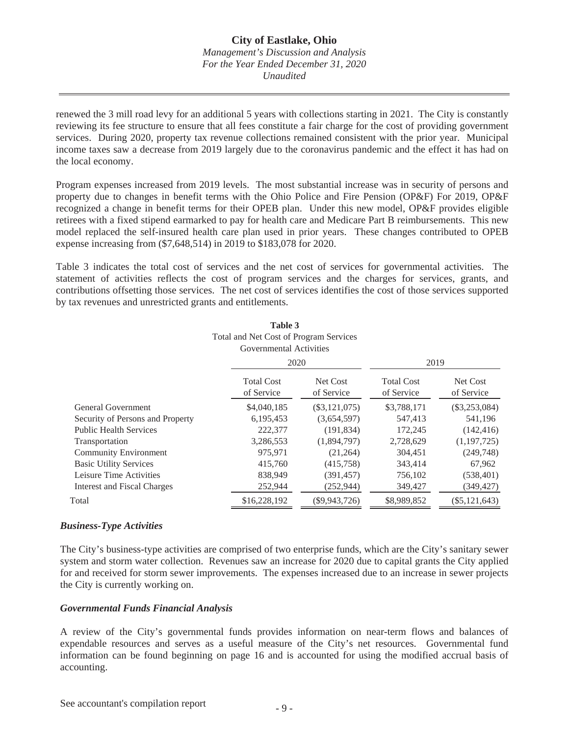renewed the 3 mill road levy for an additional 5 years with collections starting in 2021. The City is constantly reviewing its fee structure to ensure that all fees constitute a fair charge for the cost of providing government services. During 2020, property tax revenue collections remained consistent with the prior year. Municipal income taxes saw a decrease from 2019 largely due to the coronavirus pandemic and the effect it has had on the local economy.

Program expenses increased from 2019 levels. The most substantial increase was in security of persons and property due to changes in benefit terms with the Ohio Police and Fire Pension (OP&F) For 2019, OP&F recognized a change in benefit terms for their OPEB plan. Under this new model, OP&F provides eligible retirees with a fixed stipend earmarked to pay for health care and Medicare Part B reimbursements. This new model replaced the self-insured health care plan used in prior years. These changes contributed to OPEB expense increasing from ($7,648,514) in 2019 to $183,078 for 2020.

Table 3 indicates the total cost of services and the net cost of services for governmental activities. The statement of activities reflects the cost of program services and the charges for services, grants, and contributions offsetting those services. The net cost of services identifies the cost of those services supported by tax revenues and unrestricted grants and entitlements.

**Table 3**
Total and Net Cost of Program Services
Governmental Activities

| | 2020 | | 2019 | |
|---|---|---|---|---|
| | Total Cost of Service | Net Cost of Service | Total Cost of Service | Net Cost of Service |
| General Government | $4,040,185 | ($3,121,075) | $3,788,171 | ($3,253,084) |
| Security of Persons and Property | 6,195,453 | (3,654,597) | 547,413 | 541,196 |
| Public Health Services | 222,377 | (191,834) | 172,245 | (142,416) |
| Transportation | 3,286,553 | (1,894,797) | 2,728,629 | (1,197,725) |
| Community Environment | 975,971 | (21,264) | 304,451 | (249,748) |
| Basic Utility Services | 415,760 | (415,758) | 343,414 | 67,962 |
| Leisure Time Activities | 838,949 | (391,457) | 756,102 | (538,401) |
| Interest and Fiscal Charges | 252,944 | (252,944) | 349,427 | (349,427) |
| Total | $16,228,192 | ($9,943,726) | $8,989,852 | ($5,121,643) |

### *Business-Type Activities*

The City's business-type activities are comprised of two enterprise funds, which are the City's sanitary sewer system and storm water collection. Revenues saw an increase for 2020 due to capital grants the City applied for and received for storm sewer improvements. The expenses increased due to an increase in sewer projects the City is currently working on.

### *Governmental Funds Financial Analysis*

A review of the City's governmental funds provides information on near-term flows and balances of expendable resources and serves as a useful measure of the City's net resources. Governmental fund information can be found beginning on page 16 and is accounted for using the modified accrual basis of accounting.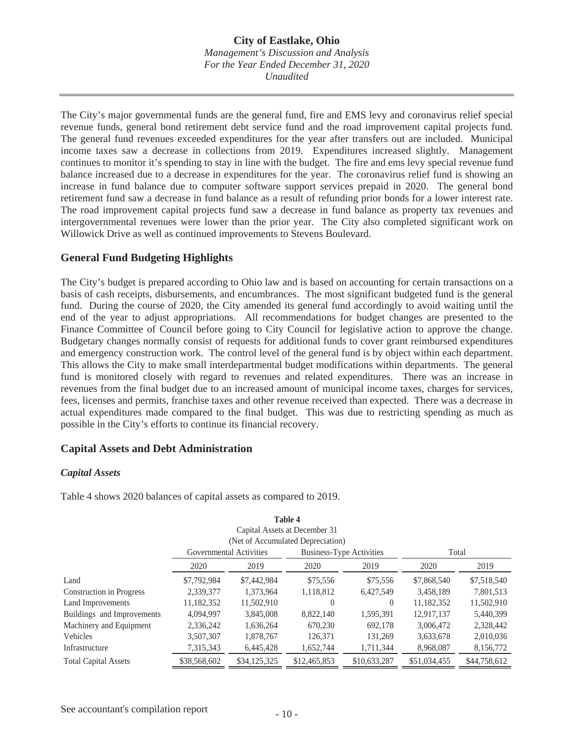The City's major governmental funds are the general fund, fire and EMS levy and coronavirus relief special revenue funds, general bond retirement debt service fund and the road improvement capital projects fund. The general fund revenues exceeded expenditures for the year after transfers out are included. Municipal income taxes saw a decrease in collections from 2019. Expenditures increased slightly. Management continues to monitor it's spending to stay in line with the budget. The fire and ems levy special revenue fund balance increased due to a decrease in expenditures for the year. The coronavirus relief fund is showing an increase in fund balance due to computer software support services prepaid in 2020. The general bond retirement fund saw a decrease in fund balance as a result of refunding prior bonds for a lower interest rate. The road improvement capital projects fund saw a decrease in fund balance as property tax revenues and intergovernmental revenues were lower than the prior year. The City also completed significant work on Willowick Drive as well as continued improvements to Stevens Boulevard.

## General Fund Budgeting Highlights

The City's budget is prepared according to Ohio law and is based on accounting for certain transactions on a basis of cash receipts, disbursements, and encumbrances. The most significant budgeted fund is the general fund. During the course of 2020, the City amended its general fund accordingly to avoid waiting until the end of the year to adjust appropriations. All recommendations for budget changes are presented to the Finance Committee of Council before going to City Council for legislative action to approve the change. Budgetary changes normally consist of requests for additional funds to cover grant reimbursed expenditures and emergency construction work. The control level of the general fund is by object within each department. This allows the City to make small interdepartmental budget modifications within departments. The general fund is monitored closely with regard to revenues and related expenditures. There was an increase in revenues from the final budget due to an increased amount of municipal income taxes, charges for services, fees, licenses and permits, franchise taxes and other revenue received than expected. There was a decrease in actual expenditures made compared to the final budget. This was due to restricting spending as much as possible in the City's efforts to continue its financial recovery.

## Capital Assets and Debt Administration

### *Capital Assets*

Table 4 shows 2020 balances of capital assets as compared to 2019.

**Table 4**
Capital Assets at December 31
(Net of Accumulated Depreciation)

| | Governmental Activities | | Business-Type Activities | | Total | |
|---|---|---|---|---|---|---|
| | 2020 | 2019 | 2020 | 2019 | 2020 | 2019 |
| Land | $7,792,984 | $7,442,984 | $75,556 | $75,556 | $7,868,540 | $7,518,540 |
| Construction in Progress | 2,339,377 | 1,373,964 | 1,118,812 | 6,427,549 | 3,458,189 | 7,801,513 |
| Land Improvements | 11,182,352 | 11,502,910 | 0 | 0 | 11,182,352 | 11,502,910 |
| Buildings and Improvements | 4,094,997 | 3,845,008 | 8,822,140 | 1,595,391 | 12,917,137 | 5,440,399 |
| Machinery and Equipment | 2,336,242 | 1,636,264 | 670,230 | 692,178 | 3,006,472 | 2,328,442 |
| Vehicles | 3,507,307 | 1,878,767 | 126,371 | 131,269 | 3,633,678 | 2,010,036 |
| Infrastructure | 7,315,343 | 6,445,428 | 1,652,744 | 1,711,344 | 8,968,087 | 8,156,772 |
| Total Capital Assets | $38,568,602 | $34,125,325 | $12,465,853 | $10,633,287 | $51,034,455 | $44,758,612 |

See accountant's compilation report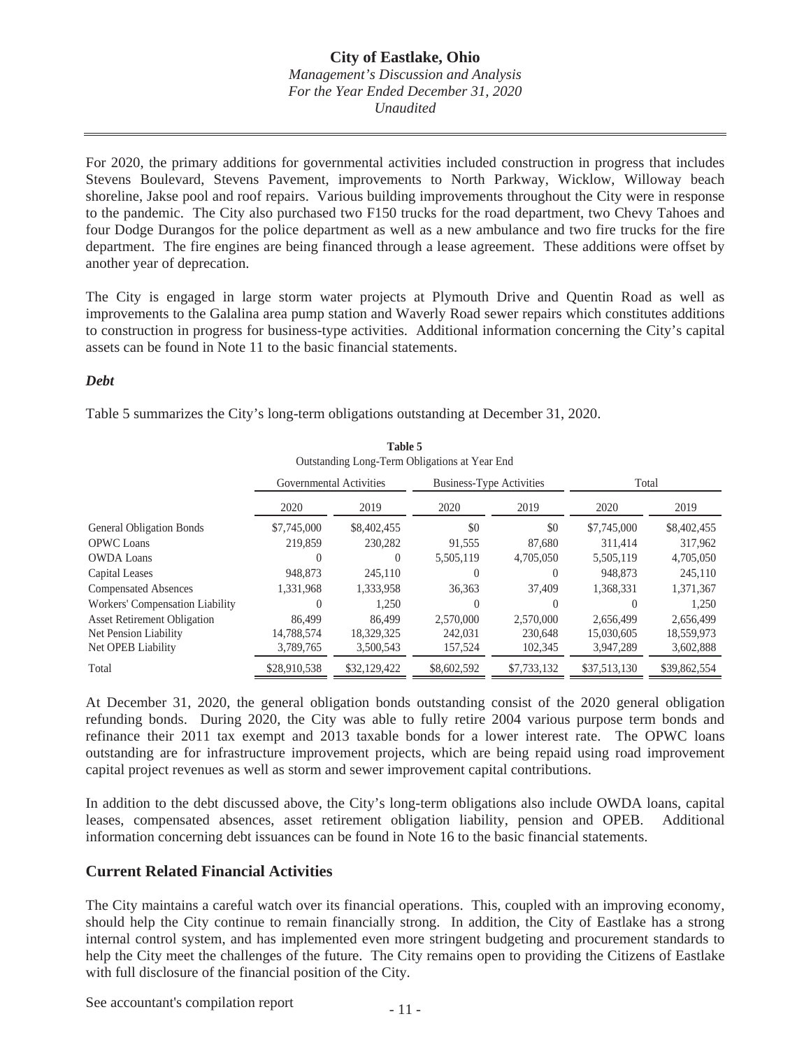For 2020, the primary additions for governmental activities included construction in progress that includes Stevens Boulevard, Stevens Pavement, improvements to North Parkway, Wicklow, Willoway beach shoreline, Jakse pool and roof repairs. Various building improvements throughout the City were in response to the pandemic. The City also purchased two F150 trucks for the road department, two Chevy Tahoes and four Dodge Durangos for the police department as well as a new ambulance and two fire trucks for the fire department. The fire engines are being financed through a lease agreement. These additions were offset by another year of deprecation.

The City is engaged in large storm water projects at Plymouth Drive and Quentin Road as well as improvements to the Galalina area pump station and Waverly Road sewer repairs which constitutes additions to construction in progress for business-type activities. Additional information concerning the City's capital assets can be found in Note 11 to the basic financial statements.

### *Debt*

Table 5 summarizes the City's long-term obligations outstanding at December 31, 2020.

**Table 5**
Outstanding Long-Term Obligations at Year End

| | Governmental Activities | | Business-Type Activities | | Total | |
|---|---|---|---|---|---|---|
| | 2020 | 2019 | 2020 | 2019 | 2020 | 2019 |
| General Obligation Bonds | $7,745,000 | $8,402,455 | $0 | $0 | $7,745,000 | $8,402,455 |
| OPWC Loans | 219,859 | 230,282 | 91,555 | 87,680 | 311,414 | 317,962 |
| OWDA Loans | 0 | 0 | 5,505,119 | 4,705,050 | 5,505,119 | 4,705,050 |
| Capital Leases | 948,873 | 245,110 | 0 | 0 | 948,873 | 245,110 |
| Compensated Absences | 1,331,968 | 1,333,958 | 36,363 | 37,409 | 1,368,331 | 1,371,367 |
| Workers' Compensation Liability | 0 | 1,250 | 0 | 0 | 0 | 1,250 |
| Asset Retirement Obligation | 86,499 | 86,499 | 2,570,000 | 2,570,000 | 2,656,499 | 2,656,499 |
| Net Pension Liability | 14,788,574 | 18,329,325 | 242,031 | 230,648 | 15,030,605 | 18,559,973 |
| Net OPEB Liability | 3,789,765 | 3,500,543 | 157,524 | 102,345 | 3,947,289 | 3,602,888 |
| Total | $28,910,538 | $32,129,422 | $8,602,592 | $7,733,132 | $37,513,130 | $39,862,554 |

At December 31, 2020, the general obligation bonds outstanding consist of the 2020 general obligation refunding bonds. During 2020, the City was able to fully retire 2004 various purpose term bonds and refinance their 2011 tax exempt and 2013 taxable bonds for a lower interest rate. The OPWC loans outstanding are for infrastructure improvement projects, which are being repaid using road improvement capital project revenues as well as storm and sewer improvement capital contributions.

In addition to the debt discussed above, the City's long-term obligations also include OWDA loans, capital leases, compensated absences, asset retirement obligation liability, pension and OPEB. Additional information concerning debt issuances can be found in Note 16 to the basic financial statements.

## Current Related Financial Activities

The City maintains a careful watch over its financial operations. This, coupled with an improving economy, should help the City continue to remain financially strong. In addition, the City of Eastlake has a strong internal control system, and has implemented even more stringent budgeting and procurement standards to help the City meet the challenges of the future. The City remains open to providing the Citizens of Eastlake with full disclosure of the financial position of the City.

See accountant's compilation report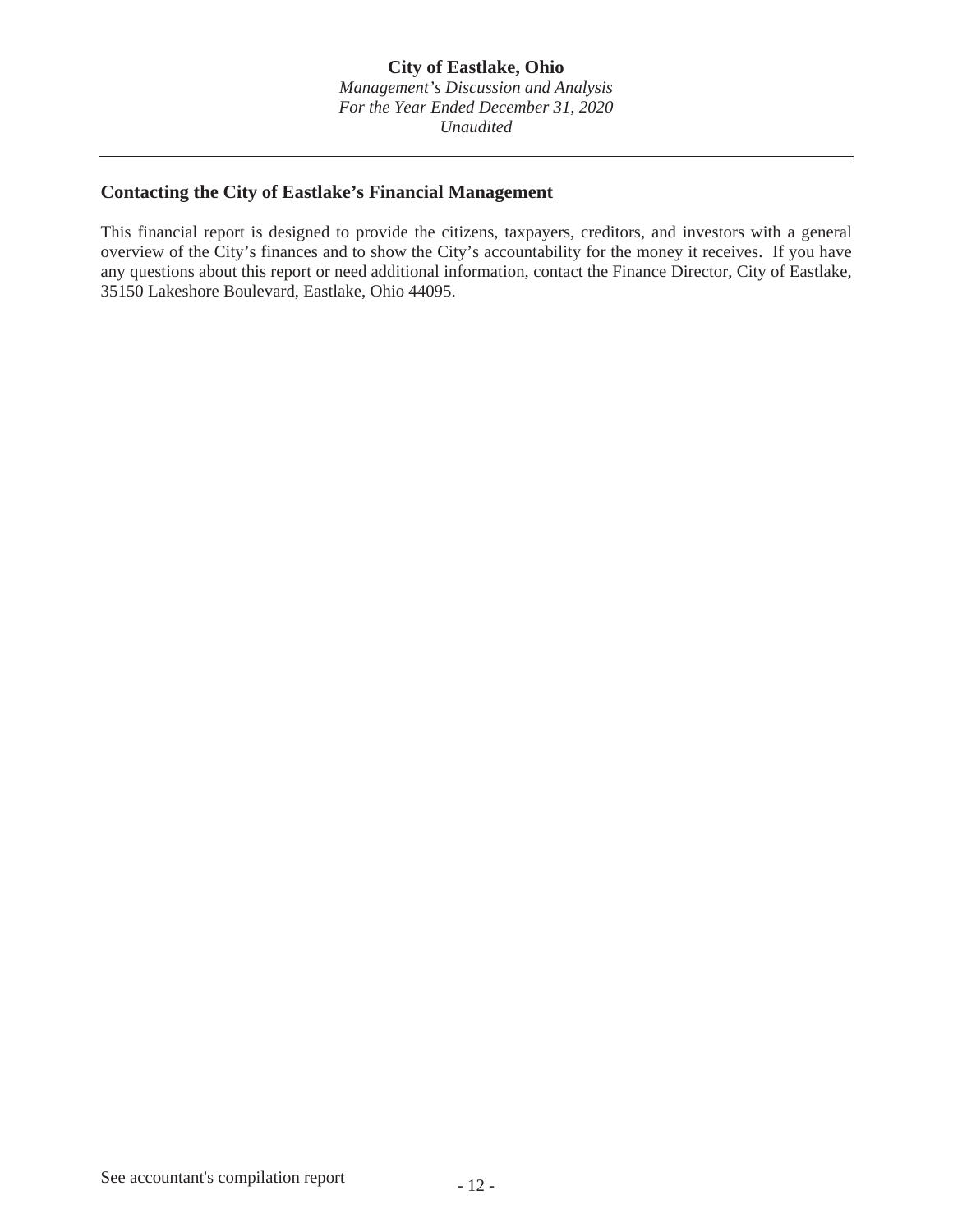## Contacting the City of Eastlake's Financial Management

This financial report is designed to provide the citizens, taxpayers, creditors, and investors with a general overview of the City's finances and to show the City's accountability for the money it receives. If you have any questions about this report or need additional information, contact the Finance Director, City of Eastlake, 35150 Lakeshore Boulevard, Eastlake, Ohio 44095.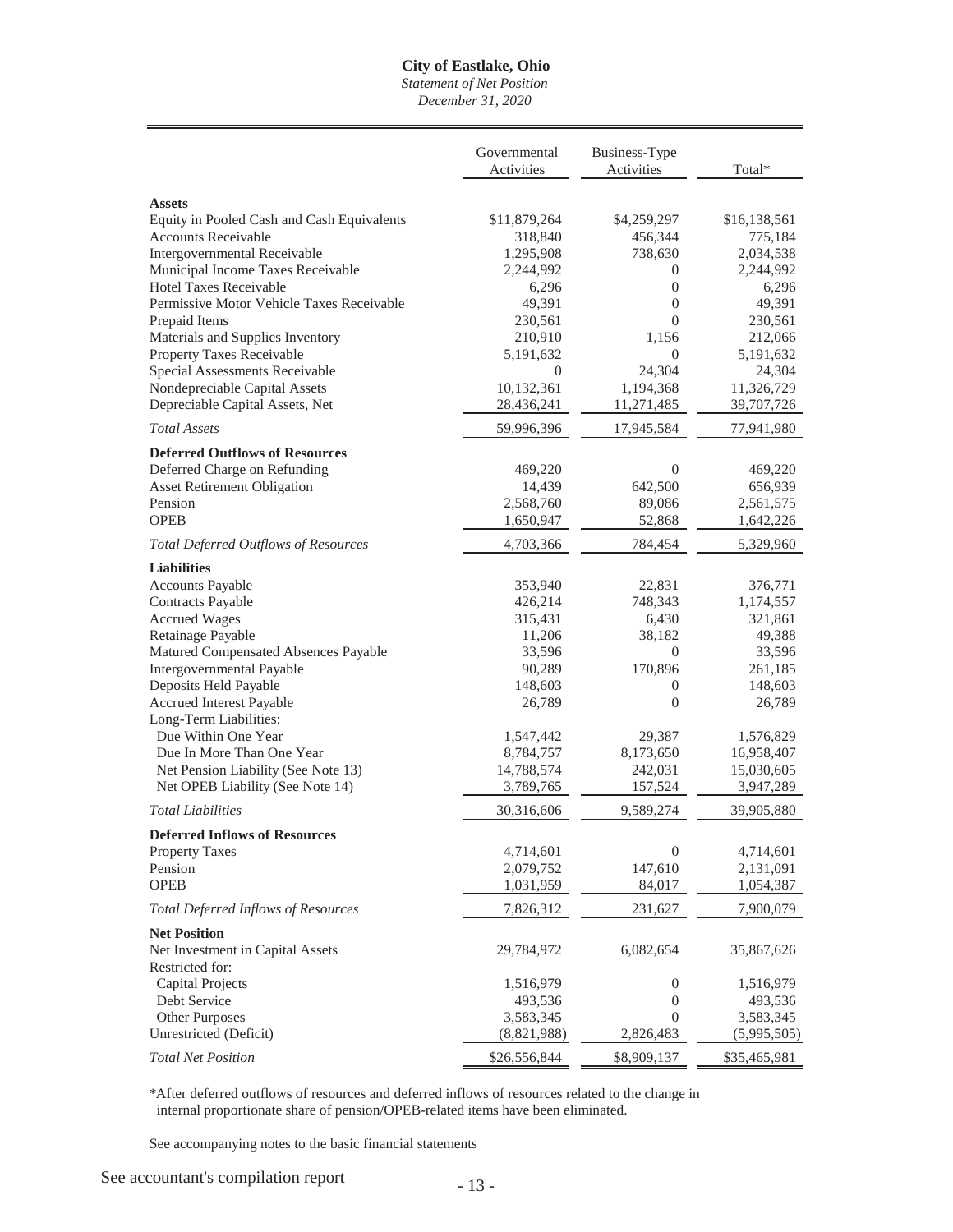# City of Eastlake, Ohio

*Statement of Net Position*
*December 31, 2020*

| | Governmental Activities | Business-Type Activities | Total* |
|---|---|---|---|
| **Assets** | | | |
| Equity in Pooled Cash and Cash Equivalents | $11,879,264 | $4,259,297 | $16,138,561 |
| Accounts Receivable | 318,840 | 456,344 | 775,184 |
| Intergovernmental Receivable | 1,295,908 | 738,630 | 2,034,538 |
| Municipal Income Taxes Receivable | 2,244,992 | 0 | 2,244,992 |
| Hotel Taxes Receivable | 6,296 | 0 | 6,296 |
| Permissive Motor Vehicle Taxes Receivable | 49,391 | 0 | 49,391 |
| Prepaid Items | 230,561 | 0 | 230,561 |
| Materials and Supplies Inventory | 210,910 | 1,156 | 212,066 |
| Property Taxes Receivable | 5,191,632 | 0 | 5,191,632 |
| Special Assessments Receivable | 0 | 24,304 | 24,304 |
| Nondepreciable Capital Assets | 10,132,361 | 1,194,368 | 11,326,729 |
| Depreciable Capital Assets, Net | 28,436,241 | 11,271,485 | 39,707,726 |
| *Total Assets* | 59,996,396 | 17,945,584 | 77,941,980 |
| **Deferred Outflows of Resources** | | | |
| Deferred Charge on Refunding | 469,220 | 0 | 469,220 |
| Asset Retirement Obligation | 14,439 | 642,500 | 656,939 |
| Pension | 2,568,760 | 89,086 | 2,561,575 |
| OPEB | 1,650,947 | 52,868 | 1,642,226 |
| *Total Deferred Outflows of Resources* | 4,703,366 | 784,454 | 5,329,960 |
| **Liabilities** | | | |
| Accounts Payable | 353,940 | 22,831 | 376,771 |
| Contracts Payable | 426,214 | 748,343 | 1,174,557 |
| Accrued Wages | 315,431 | 6,430 | 321,861 |
| Retainage Payable | 11,206 | 38,182 | 49,388 |
| Matured Compensated Absences Payable | 33,596 | 0 | 33,596 |
| Intergovernmental Payable | 90,289 | 170,896 | 261,185 |
| Deposits Held Payable | 148,603 | 0 | 148,603 |
| Accrued Interest Payable | 26,789 | 0 | 26,789 |
| Long-Term Liabilities: | | | |
| Due Within One Year | 1,547,442 | 29,387 | 1,576,829 |
| Due In More Than One Year | 8,784,757 | 8,173,650 | 16,958,407 |
| Net Pension Liability (See Note 13) | 14,788,574 | 242,031 | 15,030,605 |
| Net OPEB Liability (See Note 14) | 3,789,765 | 157,524 | 3,947,289 |
| *Total Liabilities* | 30,316,606 | 9,589,274 | 39,905,880 |
| **Deferred Inflows of Resources** | | | |
| Property Taxes | 4,714,601 | 0 | 4,714,601 |
| Pension | 2,079,752 | 147,610 | 2,131,091 |
| OPEB | 1,031,959 | 84,017 | 1,054,387 |
| *Total Deferred Inflows of Resources* | 7,826,312 | 231,627 | 7,900,079 |
| **Net Position** | | | |
| Net Investment in Capital Assets | 29,784,972 | 6,082,654 | 35,867,626 |
| Restricted for: | | | |
| Capital Projects | 1,516,979 | 0 | 1,516,979 |
| Debt Service | 493,536 | 0 | 493,536 |
| Other Purposes | 3,583,345 | 0 | 3,583,345 |
| Unrestricted (Deficit) | (8,821,988) | 2,826,483 | (5,995,505) |
| *Total Net Position* | $26,556,844 | $8,909,137 | $35,465,981 |

*After deferred outflows of resources and deferred inflows of resources related to the change in internal proportionate share of pension/OPEB-related items have been eliminated.

See accompanying notes to the basic financial statements

See accountant's compilation report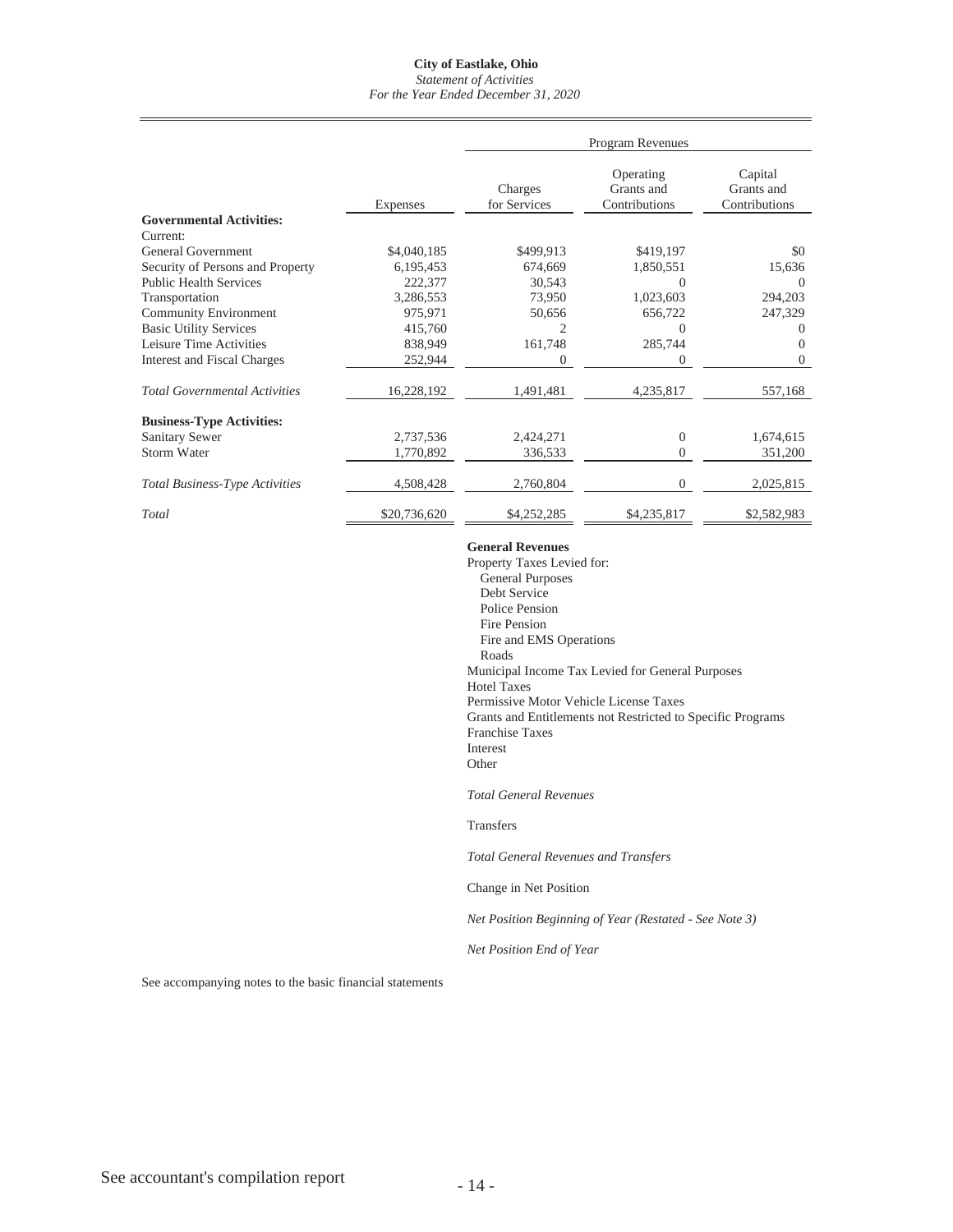**City of Eastlake, Ohio**
*Statement of Activities*
*For the Year Ended December 31, 2020*

| | Expenses | Program Revenues | | |
|---|---|---|---|---|
| | | Charges for Services | Operating Grants and Contributions | Capital Grants and Contributions |
| **Governmental Activities:** | | | | |
| Current: | | | | |
| General Government | $4,040,185 | $499,913 | $419,197 | $0 |
| Security of Persons and Property | 6,195,453 | 674,669 | 1,850,551 | 15,636 |
| Public Health Services | 222,377 | 30,543 | 0 | 0 |
| Transportation | 3,286,553 | 73,950 | 1,023,603 | 294,203 |
| Community Environment | 975,971 | 50,656 | 656,722 | 247,329 |
| Basic Utility Services | 415,760 | 2 | 0 | 0 |
| Leisure Time Activities | 838,949 | 161,748 | 285,744 | 0 |
| Interest and Fiscal Charges | 252,944 | 0 | 0 | 0 |
| *Total Governmental Activities* | 16,228,192 | 1,491,481 | 4,235,817 | 557,168 |
| **Business-Type Activities:** | | | | |
| Sanitary Sewer | 2,737,536 | 2,424,271 | 0 | 1,674,615 |
| Storm Water | 1,770,892 | 336,533 | 0 | 351,200 |
| *Total Business-Type Activities* | 4,508,428 | 2,760,804 | 0 | 2,025,815 |
| *Total* | $20,736,620 | $4,252,285 | $4,235,817 | $2,582,983 |

**General Revenues**
Property Taxes Levied for:
General Purposes
Debt Service
Police Pension
Fire Pension
Fire and EMS Operations
Roads
Municipal Income Tax Levied for General Purposes
Hotel Taxes
Permissive Motor Vehicle License Taxes
Grants and Entitlements not Restricted to Specific Programs
Franchise Taxes
Interest
Other

*Total General Revenues*

Transfers

*Total General Revenues and Transfers*

Change in Net Position

*Net Position Beginning of Year (Restated - See Note 3)*

*Net Position End of Year*

See accompanying notes to the basic financial statements

See accountant's compilation report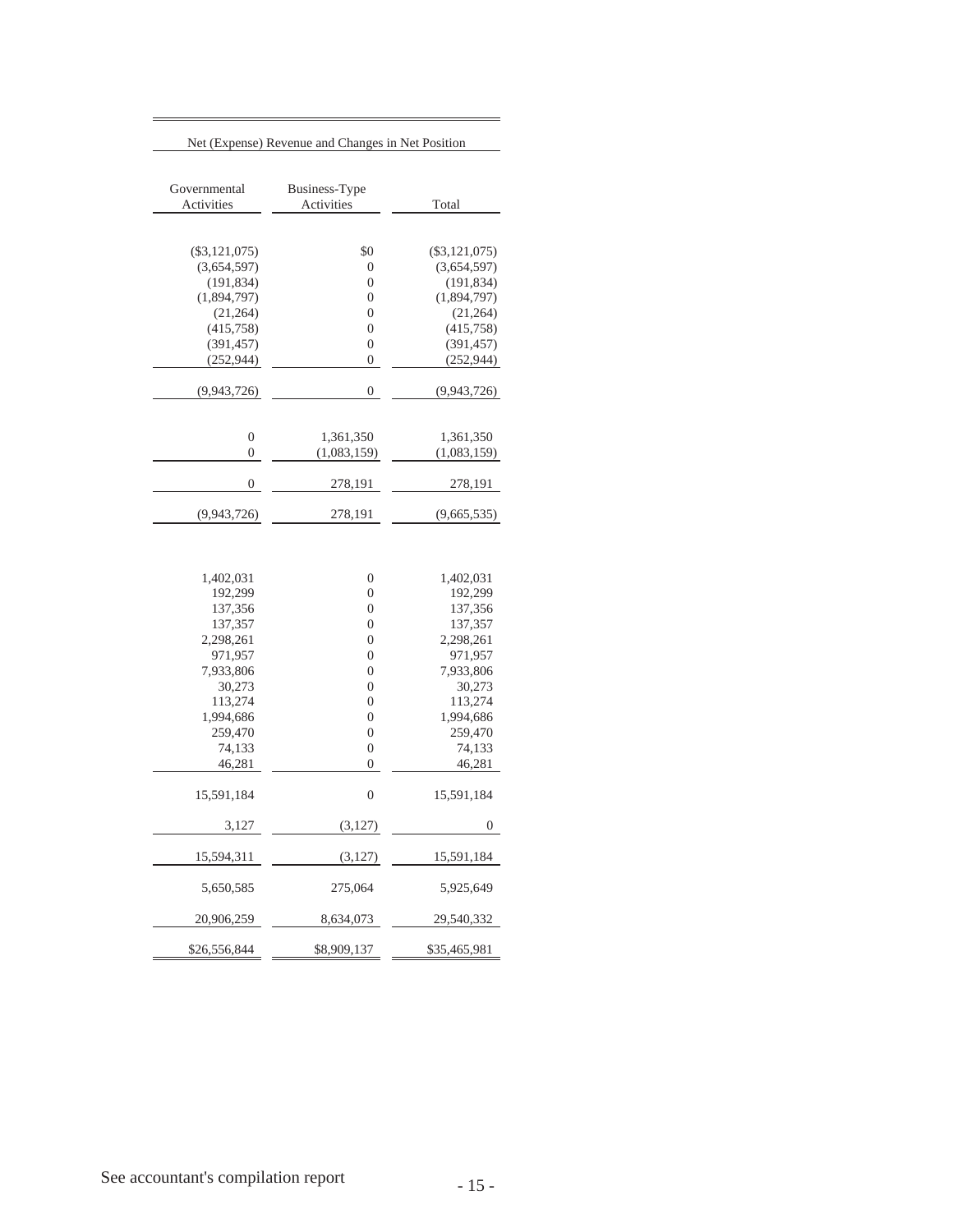| Net (Expense) Revenue and Changes in Net Position | | |
|---|---|---|
| Governmental Activities | Business-Type Activities | Total |
| | | |
| ($3,121,075) | $0 | ($3,121,075) |
| (3,654,597) | 0 | (3,654,597) |
| (191,834) | 0 | (191,834) |
| (1,894,797) | 0 | (1,894,797) |
| (21,264) | 0 | (21,264) |
| (415,758) | 0 | (415,758) |
| (391,457) | 0 | (391,457) |
| (252,944) | 0 | (252,944) |
| (9,943,726) | 0 | (9,943,726) |
| | | |
| 0 | 1,361,350 | 1,361,350 |
| 0 | (1,083,159) | (1,083,159) |
| 0 | 278,191 | 278,191 |
| (9,943,726) | 278,191 | (9,665,535) |
| | | |
| 1,402,031 | 0 | 1,402,031 |
| 192,299 | 0 | 192,299 |
| 137,356 | 0 | 137,356 |
| 137,357 | 0 | 137,357 |
| 2,298,261 | 0 | 2,298,261 |
| 971,957 | 0 | 971,957 |
| 7,933,806 | 0 | 7,933,806 |
| 30,273 | 0 | 30,273 |
| 113,274 | 0 | 113,274 |
| 1,994,686 | 0 | 1,994,686 |
| 259,470 | 0 | 259,470 |
| 74,133 | 0 | 74,133 |
| 46,281 | 0 | 46,281 |
| 15,591,184 | 0 | 15,591,184 |
| 3,127 | (3,127) | 0 |
| 15,594,311 | (3,127) | 15,591,184 |
| 5,650,585 | 275,064 | 5,925,649 |
| 20,906,259 | 8,634,073 | 29,540,332 |
| $26,556,844 | $8,909,137 | $35,465,981 |

See accountant's compilation report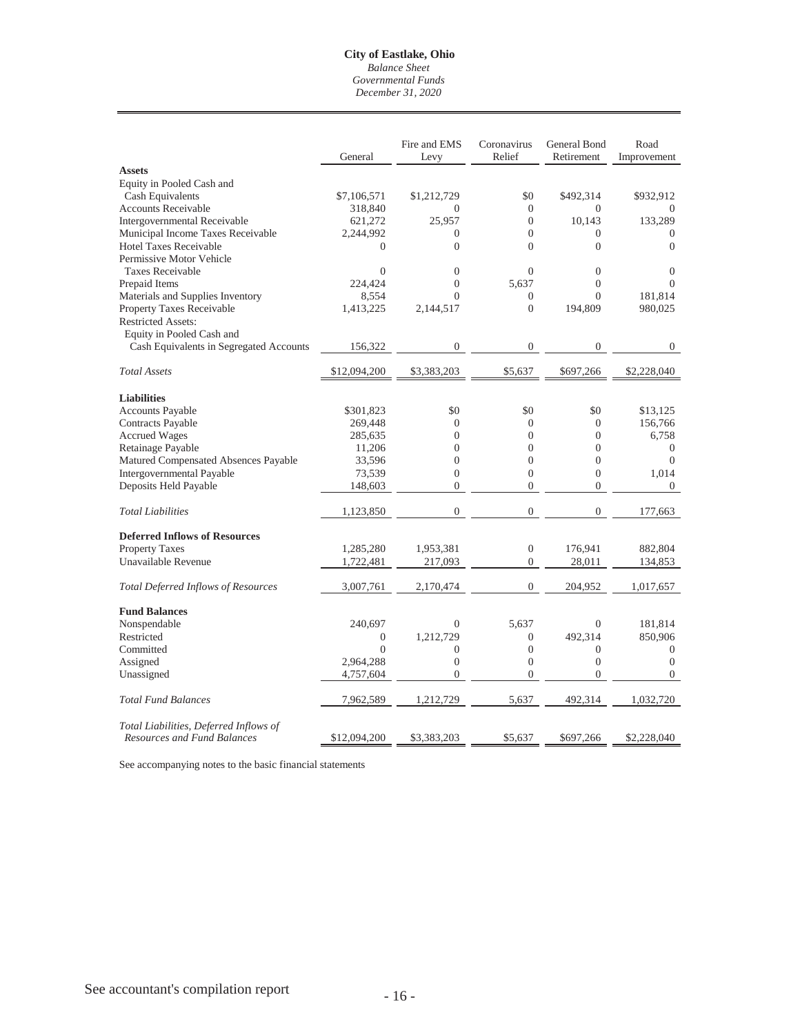# City of Eastlake, Ohio

*Balance Sheet*
*Governmental Funds*
*December 31, 2020*

| | General | Fire and EMS Levy | Coronavirus Relief | General Bond Retirement | Road Improvement |
|---|---|---|---|---|---|
| **Assets** | | | | | |
| Equity in Pooled Cash and Cash Equivalents | $7,106,571 | $1,212,729 | $0 | $492,314 | $932,912 |
| Accounts Receivable | 318,840 | 0 | 0 | 0 | 0 |
| Intergovernmental Receivable | 621,272 | 25,957 | 0 | 10,143 | 133,289 |
| Municipal Income Taxes Receivable | 2,244,992 | 0 | 0 | 0 | 0 |
| Hotel Taxes Receivable | 0 | 0 | 0 | 0 | 0 |
| Permissive Motor Vehicle Taxes Receivable | 0 | 0 | 0 | 0 | 0 |
| Prepaid Items | 224,424 | 0 | 5,637 | 0 | 0 |
| Materials and Supplies Inventory | 8,554 | 0 | 0 | 0 | 181,814 |
| Property Taxes Receivable | 1,413,225 | 2,144,517 | 0 | 194,809 | 980,025 |
| Restricted Assets: | | | | | |
| Equity in Pooled Cash and Cash Equivalents in Segregated Accounts | 156,322 | 0 | 0 | 0 | 0 |
| *Total Assets* | $12,094,200 | $3,383,203 | $5,637 | $697,266 | $2,228,040 |
| **Liabilities** | | | | | |
| Accounts Payable | $301,823 | $0 | $0 | $0 | $13,125 |
| Contracts Payable | 269,448 | 0 | 0 | 0 | 156,766 |
| Accrued Wages | 285,635 | 0 | 0 | 0 | 6,758 |
| Retainage Payable | 11,206 | 0 | 0 | 0 | 0 |
| Matured Compensated Absences Payable | 33,596 | 0 | 0 | 0 | 0 |
| Intergovernmental Payable | 73,539 | 0 | 0 | 0 | 1,014 |
| Deposits Held Payable | 148,603 | 0 | 0 | 0 | 0 |
| *Total Liabilities* | 1,123,850 | 0 | 0 | 0 | 177,663 |
| **Deferred Inflows of Resources** | | | | | |
| Property Taxes | 1,285,280 | 1,953,381 | 0 | 176,941 | 882,804 |
| Unavailable Revenue | 1,722,481 | 217,093 | 0 | 28,011 | 134,853 |
| *Total Deferred Inflows of Resources* | 3,007,761 | 2,170,474 | 0 | 204,952 | 1,017,657 |
| **Fund Balances** | | | | | |
| Nonspendable | 240,697 | 0 | 5,637 | 0 | 181,814 |
| Restricted | 0 | 1,212,729 | 0 | 492,314 | 850,906 |
| Committed | 0 | 0 | 0 | 0 | 0 |
| Assigned | 2,964,288 | 0 | 0 | 0 | 0 |
| Unassigned | 4,757,604 | 0 | 0 | 0 | 0 |
| *Total Fund Balances* | 7,962,589 | 1,212,729 | 5,637 | 492,314 | 1,032,720 |
| *Total Liabilities, Deferred Inflows of Resources and Fund Balances* | $12,094,200 | $3,383,203 | $5,637 | $697,266 | $2,228,040 |

See accompanying notes to the basic financial statements

See accountant's compilation report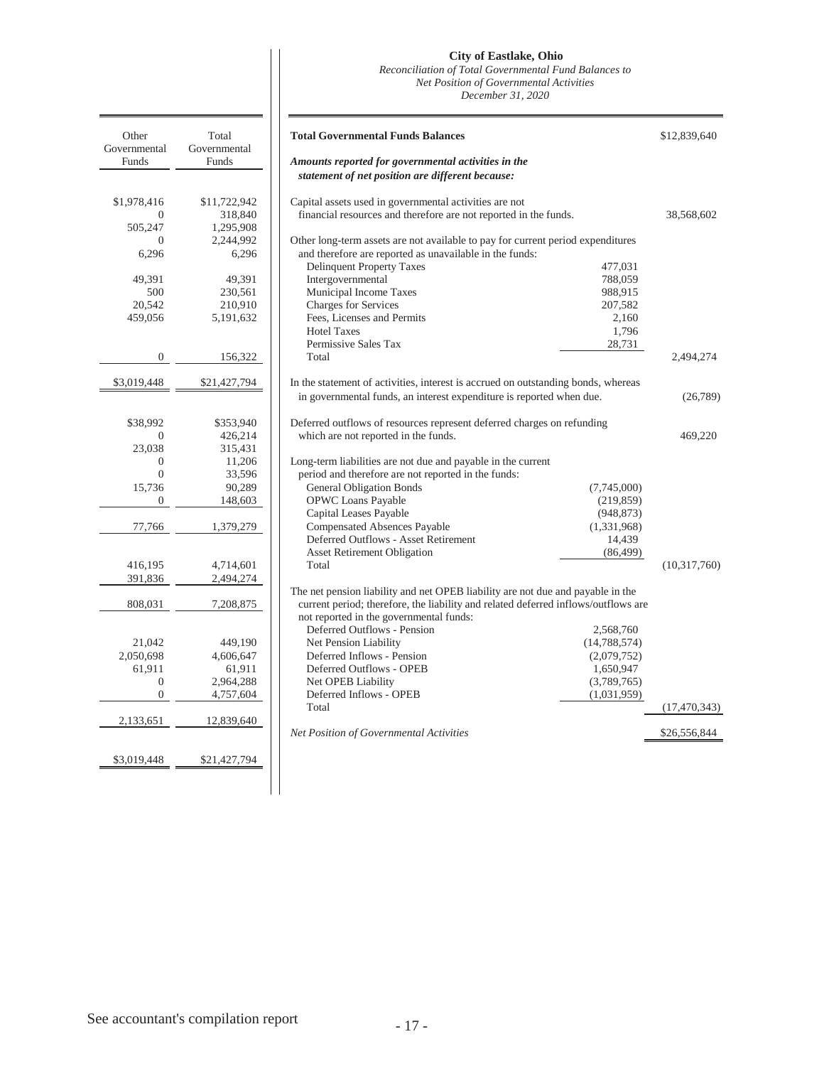| Other Governmental Funds | Total Governmental Funds |
|---|---|
| $1,978,416 | $11,722,942 |
| 0 | 318,840 |
| 505,247 | 1,295,908 |
| 0 | 2,244,992 |
| 6,296 | 6,296 |
| 49,391 | 49,391 |
| 500 | 230,561 |
| 20,542 | 210,910 |
| 459,056 | 5,191,632 |
| 0 | 156,322 |
| $3,019,448 | $21,427,794 |
| | |
| $38,992 | $353,940 |
| 0 | 426,214 |
| 23,038 | 315,431 |
| 0 | 11,206 |
| 0 | 33,596 |
| 15,736 | 90,289 |
| 0 | 148,603 |
| 77,766 | 1,379,279 |
| | |
| 416,195 | 4,714,601 |
| 391,836 | 2,494,274 |
| 808,031 | 7,208,875 |
| | |
| 21,042 | 449,190 |
| 2,050,698 | 4,606,647 |
| 61,911 | 61,911 |
| 0 | 2,964,288 |
| 0 | 4,757,604 |
| 2,133,651 | 12,839,640 |
| | |
| $3,019,448 | $21,427,794 |

# City of Eastlake, Ohio

*Reconciliation of Total Governmental Fund Balances to Net Position of Governmental Activities*
*December 31, 2020*

| | | |
|---|---|---|
| **Total Governmental Funds Balances** | | $12,839,640 |
| ***Amounts reported for governmental activities in the statement of net position are different because:*** | | |
| Capital assets used in governmental activities are not financial resources and therefore are not reported in the funds. | | 38,568,602 |
| Other long-term assets are not available to pay for current period expenditures and therefore are reported as unavailable in the funds: | | |
| Delinquent Property Taxes | 477,031 | |
| Intergovernmental | 788,059 | |
| Municipal Income Taxes | 988,915 | |
| Charges for Services | 207,582 | |
| Fees, Licenses and Permits | 2,160 | |
| Hotel Taxes | 1,796 | |
| Permissive Sales Tax | 28,731 | |
| Total | | 2,494,274 |
| In the statement of activities, interest is accrued on outstanding bonds, whereas in governmental funds, an interest expenditure is reported when due. | | (26,789) |
| Deferred outflows of resources represent deferred charges on refunding which are not reported in the funds. | | 469,220 |
| Long-term liabilities are not due and payable in the current period and therefore are not reported in the funds: | | |
| General Obligation Bonds | (7,745,000) | |
| OPWC Loans Payable | (219,859) | |
| Capital Leases Payable | (948,873) | |
| Compensated Absences Payable | (1,331,968) | |
| Deferred Outflows - Asset Retirement | 14,439 | |
| Asset Retirement Obligation | (86,499) | |
| Total | | (10,317,760) |
| The net pension liability and net OPEB liability are not due and payable in the current period; therefore, the liability and related deferred inflows/outflows are not reported in the governmental funds: | | |
| Deferred Outflows - Pension | 2,568,760 | |
| Net Pension Liability | (14,788,574) | |
| Deferred Inflows - Pension | (2,079,752) | |
| Deferred Outflows - OPEB | 1,650,947 | |
| Net OPEB Liability | (3,789,765) | |
| Deferred Inflows - OPEB | (1,031,959) | |
| Total | | (17,470,343) |
| *Net Position of Governmental Activities* | | $26,556,844 |

See accountant's compilation report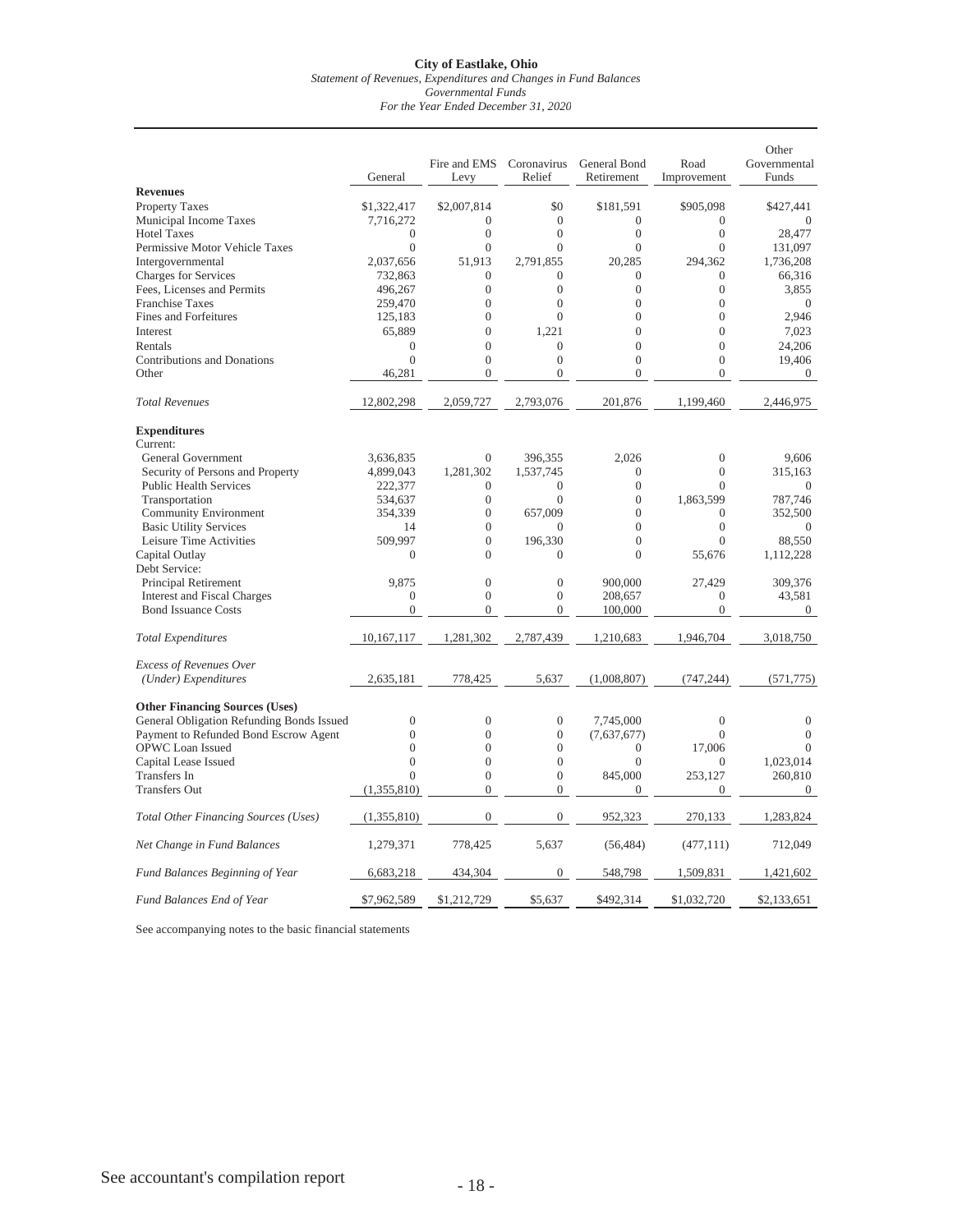**City of Eastlake, Ohio**
*Statement of Revenues, Expenditures and Changes in Fund Balances*
*Governmental Funds*
*For the Year Ended December 31, 2020*

| | General | Fire and EMS Levy | Coronavirus Relief | General Bond Retirement | Road Improvement | Other Governmental Funds |
|---|---|---|---|---|---|---|
| **Revenues** | | | | | | |
| Property Taxes | $1,322,417 | $2,007,814 | $0 | $181,591 | $905,098 | $427,441 |
| Municipal Income Taxes | 7,716,272 | 0 | 0 | 0 | 0 | 0 |
| Hotel Taxes | 0 | 0 | 0 | 0 | 0 | 28,477 |
| Permissive Motor Vehicle Taxes | 0 | 0 | 0 | 0 | 0 | 131,097 |
| Intergovernmental | 2,037,656 | 51,913 | 2,791,855 | 20,285 | 294,362 | 1,736,208 |
| Charges for Services | 732,863 | 0 | 0 | 0 | 0 | 66,316 |
| Fees, Licenses and Permits | 496,267 | 0 | 0 | 0 | 0 | 3,855 |
| Franchise Taxes | 259,470 | 0 | 0 | 0 | 0 | 0 |
| Fines and Forfeitures | 125,183 | 0 | 0 | 0 | 0 | 2,946 |
| Interest | 65,889 | 0 | 1,221 | 0 | 0 | 7,023 |
| Rentals | 0 | 0 | 0 | 0 | 0 | 24,206 |
| Contributions and Donations | 0 | 0 | 0 | 0 | 0 | 19,406 |
| Other | 46,281 | 0 | 0 | 0 | 0 | 0 |
| *Total Revenues* | 12,802,298 | 2,059,727 | 2,793,076 | 201,876 | 1,199,460 | 2,446,975 |
| **Expenditures** | | | | | | |
| Current: | | | | | | |
| General Government | 3,636,835 | 0 | 396,355 | 2,026 | 0 | 9,606 |
| Security of Persons and Property | 4,899,043 | 1,281,302 | 1,537,745 | 0 | 0 | 315,163 |
| Public Health Services | 222,377 | 0 | 0 | 0 | 0 | 0 |
| Transportation | 534,637 | 0 | 0 | 0 | 1,863,599 | 787,746 |
| Community Environment | 354,339 | 0 | 657,009 | 0 | 0 | 352,500 |
| Basic Utility Services | 14 | 0 | 0 | 0 | 0 | 0 |
| Leisure Time Activities | 509,997 | 0 | 196,330 | 0 | 0 | 88,550 |
| Capital Outlay | 0 | 0 | 0 | 0 | 55,676 | 1,112,228 |
| Debt Service: | | | | | | |
| Principal Retirement | 9,875 | 0 | 0 | 900,000 | 27,429 | 309,376 |
| Interest and Fiscal Charges | 0 | 0 | 0 | 208,657 | 0 | 43,581 |
| Bond Issuance Costs | 0 | 0 | 0 | 100,000 | 0 | 0 |
| *Total Expenditures* | 10,167,117 | 1,281,302 | 2,787,439 | 1,210,683 | 1,946,704 | 3,018,750 |
| *Excess of Revenues Over (Under) Expenditures* | 2,635,181 | 778,425 | 5,637 | (1,008,807) | (747,244) | (571,775) |
| **Other Financing Sources (Uses)** | | | | | | |
| General Obligation Refunding Bonds Issued | 0 | 0 | 0 | 7,745,000 | 0 | 0 |
| Payment to Refunded Bond Escrow Agent | 0 | 0 | 0 | (7,637,677) | 0 | 0 |
| OPWC Loan Issued | 0 | 0 | 0 | 0 | 17,006 | 0 |
| Capital Lease Issued | 0 | 0 | 0 | 0 | 0 | 1,023,014 |
| Transfers In | 0 | 0 | 0 | 845,000 | 253,127 | 260,810 |
| Transfers Out | (1,355,810) | 0 | 0 | 0 | 0 | 0 |
| *Total Other Financing Sources (Uses)* | (1,355,810) | 0 | 0 | 952,323 | 270,133 | 1,283,824 |
| *Net Change in Fund Balances* | 1,279,371 | 778,425 | 5,637 | (56,484) | (477,111) | 712,049 |
| *Fund Balances Beginning of Year* | 6,683,218 | 434,304 | 0 | 548,798 | 1,509,831 | 1,421,602 |
| *Fund Balances End of Year* | $7,962,589 | $1,212,729 | $5,637 | $492,314 | $1,032,720 | $2,133,651 |

See accompanying notes to the basic financial statements

See accountant's compilation report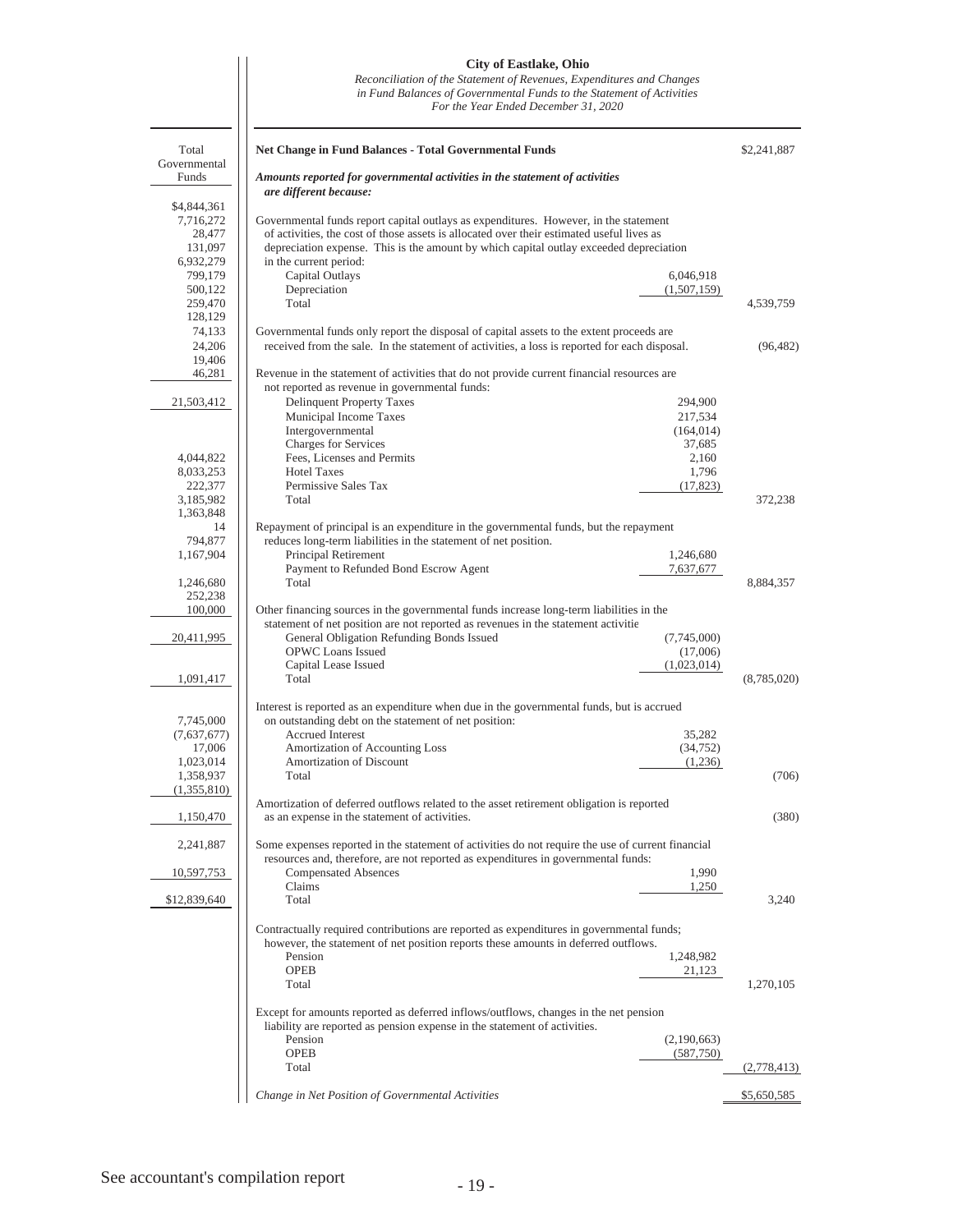| Total Governmental Funds |
|---|
| $4,844,361 |
| 7,716,272 |
| 28,477 |
| 131,097 |
| 6,932,279 |
| 799,179 |
| 500,122 |
| 259,470 |
| 128,129 |
| 74,133 |
| 24,206 |
| 19,406 |
| 46,281 |
| 21,503,412 |
| |
| 4,044,822 |
| 8,033,253 |
| 222,377 |
| 3,185,982 |
| 1,363,848 |
| 14 |
| 794,877 |
| 1,167,904 |
| |
| 1,246,680 |
| 252,238 |
| 100,000 |
| 20,411,995 |
| |
| 1,091,417 |
| |
| 7,745,000 |
| (7,637,677) |
| 17,006 |
| 1,023,014 |
| 1,358,937 |
| (1,355,810) |
| 1,150,470 |
| 2,241,887 |
| 10,597,753 |
| $12,839,640 |

# City of Eastlake, Ohio

*Reconciliation of the Statement of Revenues, Expenditures and Changes in Fund Balances of Governmental Funds to the Statement of Activities*
*For the Year Ended December 31, 2020*

| | | |
|---|---|---|
| **Net Change in Fund Balances - Total Governmental Funds** | | $2,241,887 |
| ***Amounts reported for governmental activities in the statement of activities are different because:*** | | |
| Governmental funds report capital outlays as expenditures. However, in the statement of activities, the cost of those assets is allocated over their estimated useful lives as depreciation expense. This is the amount by which capital outlay exceeded depreciation in the current period: | | |
| Capital Outlays | 6,046,918 | |
| Depreciation | (1,507,159) | |
| Total | | 4,539,759 |
| Governmental funds only report the disposal of capital assets to the extent proceeds are received from the sale. In the statement of activities, a loss is reported for each disposal. | | (96,482) |
| Revenue in the statement of activities that do not provide current financial resources are not reported as revenue in governmental funds: | | |
| Delinquent Property Taxes | 294,900 | |
| Municipal Income Taxes | 217,534 | |
| Intergovernmental | (164,014) | |
| Charges for Services | 37,685 | |
| Fees, Licenses and Permits | 2,160 | |
| Hotel Taxes | 1,796 | |
| Permissive Sales Tax | (17,823) | |
| Total | | 372,238 |
| Repayment of principal is an expenditure in the governmental funds, but the repayment reduces long-term liabilities in the statement of net position. | | |
| Principal Retirement | 1,246,680 | |
| Payment to Refunded Bond Escrow Agent | 7,637,677 | |
| Total | | 8,884,357 |
| Other financing sources in the governmental funds increase long-term liabilities in the statement of net position are not reported as revenues in the statement activitie | | |
| General Obligation Refunding Bonds Issued | (7,745,000) | |
| OPWC Loans Issued | (17,006) | |
| Capital Lease Issued | (1,023,014) | |
| Total | | (8,785,020) |
| Interest is reported as an expenditure when due in the governmental funds, but is accrued on outstanding debt on the statement of net position: | | |
| Accrued Interest | 35,282 | |
| Amortization of Accounting Loss | (34,752) | |
| Amortization of Discount | (1,236) | |
| Total | | (706) |
| Amortization of deferred outflows related to the asset retirement obligation is reported as an expense in the statement of activities. | | (380) |
| Some expenses reported in the statement of activities do not require the use of current financial resources and, therefore, are not reported as expenditures in governmental funds: | | |
| Compensated Absences | 1,990 | |
| Claims | 1,250 | |
| Total | | 3,240 |
| Contractually required contributions are reported as expenditures in governmental funds; however, the statement of net position reports these amounts in deferred outflows. | | |
| Pension | 1,248,982 | |
| OPEB | 21,123 | |
| Total | | 1,270,105 |
| Except for amounts reported as deferred inflows/outflows, changes in the net pension liability are reported as pension expense in the statement of activities. | | |
| Pension | (2,190,663) | |
| OPEB | (587,750) | |
| Total | | (2,778,413) |
| *Change in Net Position of Governmental Activities* | | $5,650,585 |

See accountant's compilation report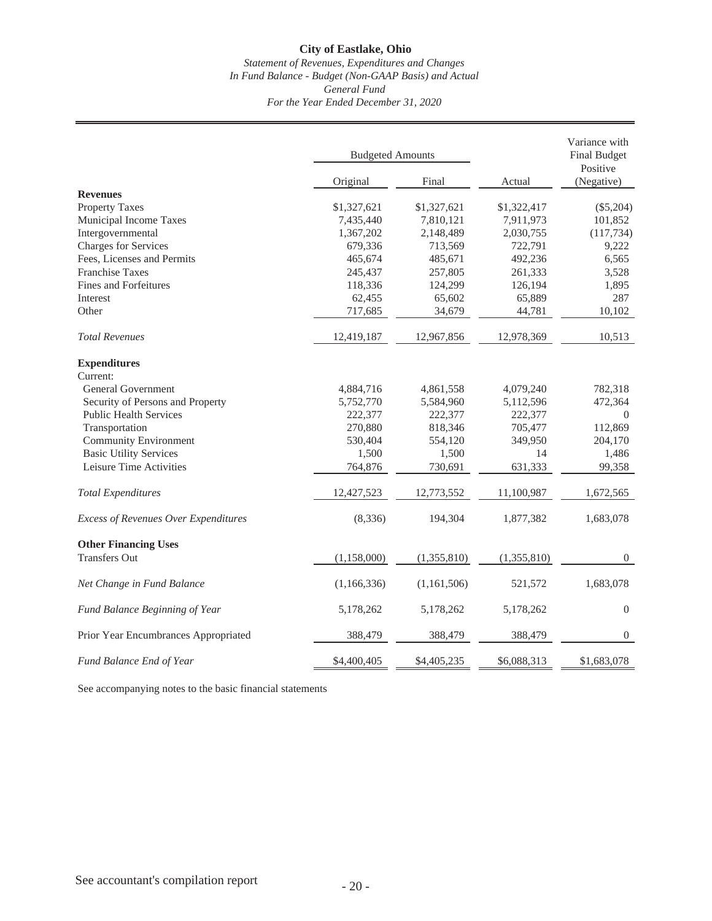# City of Eastlake, Ohio

*Statement of Revenues, Expenditures and Changes*
*In Fund Balance - Budget (Non-GAAP Basis) and Actual*
*General Fund*
*For the Year Ended December 31, 2020*

| | Budgeted Amounts | | | Variance with Final Budget Positive (Negative) |
|---|---|---|---|---|
| | Original | Final | Actual | |
| **Revenues** | | | | |
| Property Taxes | $1,327,621 | $1,327,621 | $1,322,417 | ($5,204) |
| Municipal Income Taxes | 7,435,440 | 7,810,121 | 7,911,973 | 101,852 |
| Intergovernmental | 1,367,202 | 2,148,489 | 2,030,755 | (117,734) |
| Charges for Services | 679,336 | 713,569 | 722,791 | 9,222 |
| Fees, Licenses and Permits | 465,674 | 485,671 | 492,236 | 6,565 |
| Franchise Taxes | 245,437 | 257,805 | 261,333 | 3,528 |
| Fines and Forfeitures | 118,336 | 124,299 | 126,194 | 1,895 |
| Interest | 62,455 | 65,602 | 65,889 | 287 |
| Other | 717,685 | 34,679 | 44,781 | 10,102 |
| *Total Revenues* | 12,419,187 | 12,967,856 | 12,978,369 | 10,513 |
| **Expenditures** | | | | |
| Current: | | | | |
| General Government | 4,884,716 | 4,861,558 | 4,079,240 | 782,318 |
| Security of Persons and Property | 5,752,770 | 5,584,960 | 5,112,596 | 472,364 |
| Public Health Services | 222,377 | 222,377 | 222,377 | 0 |
| Transportation | 270,880 | 818,346 | 705,477 | 112,869 |
| Community Environment | 530,404 | 554,120 | 349,950 | 204,170 |
| Basic Utility Services | 1,500 | 1,500 | 14 | 1,486 |
| Leisure Time Activities | 764,876 | 730,691 | 631,333 | 99,358 |
| *Total Expenditures* | 12,427,523 | 12,773,552 | 11,100,987 | 1,672,565 |
| *Excess of Revenues Over Expenditures* | (8,336) | 194,304 | 1,877,382 | 1,683,078 |
| **Other Financing Uses** | | | | |
| Transfers Out | (1,158,000) | (1,355,810) | (1,355,810) | 0 |
| *Net Change in Fund Balance* | (1,166,336) | (1,161,506) | 521,572 | 1,683,078 |
| *Fund Balance Beginning of Year* | 5,178,262 | 5,178,262 | 5,178,262 | 0 |
| Prior Year Encumbrances Appropriated | 388,479 | 388,479 | 388,479 | 0 |
| *Fund Balance End of Year* | $4,400,405 | $4,405,235 | $6,088,313 | $1,683,078 |

See accompanying notes to the basic financial statements

See accountant's compilation report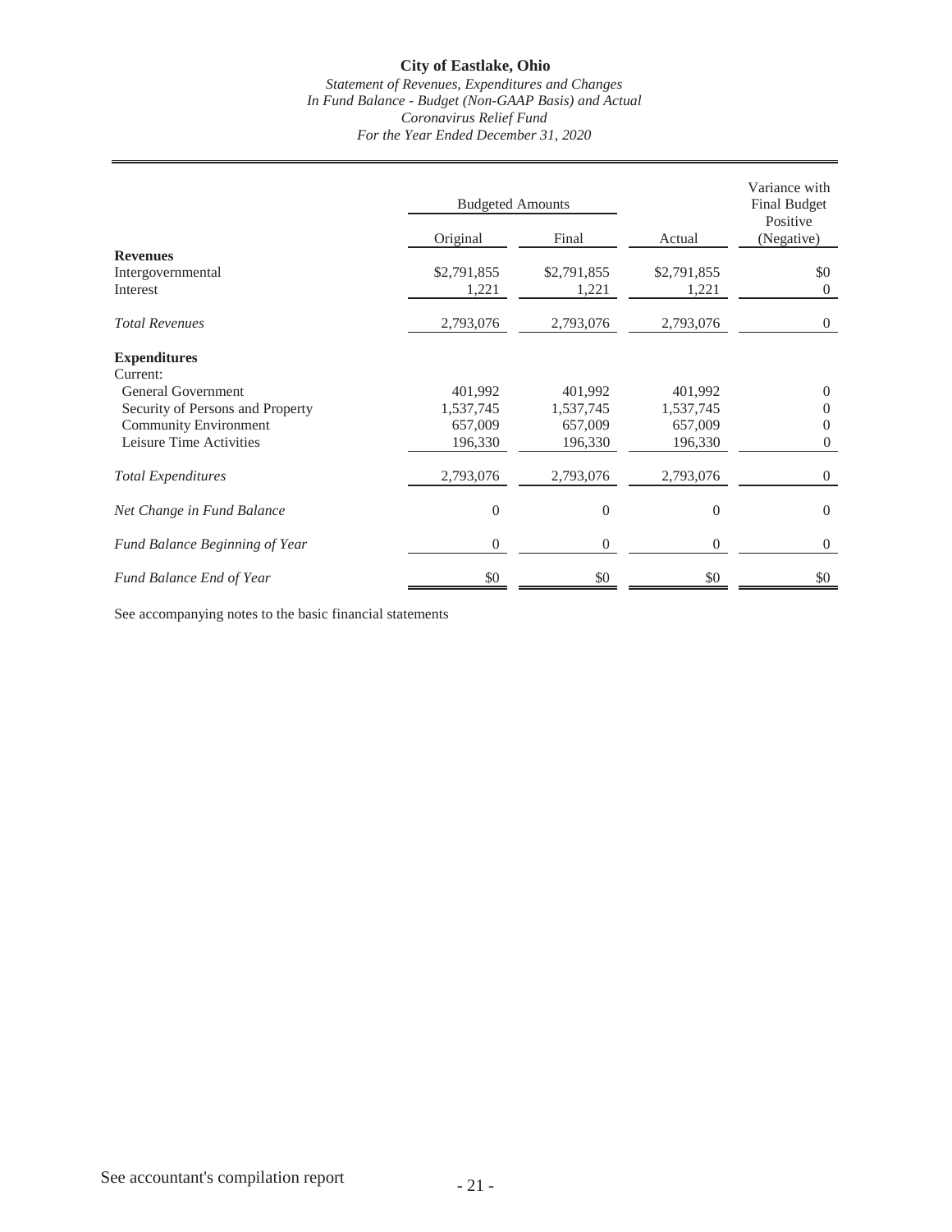# City of Eastlake, Ohio

*Statement of Revenues, Expenditures and Changes*
*In Fund Balance - Budget (Non-GAAP Basis) and Actual*
*Coronavirus Relief Fund*
*For the Year Ended December 31, 2020*

| | Budgeted Amounts | | | Variance with Final Budget |
|---|---|---|---|---|
| | Original | Final | Actual | Positive (Negative) |
| **Revenues** | | | | |
| Intergovernmental | $2,791,855 | $2,791,855 | $2,791,855 | $0 |
| Interest | 1,221 | 1,221 | 1,221 | 0 |
| *Total Revenues* | 2,793,076 | 2,793,076 | 2,793,076 | 0 |
| **Expenditures** | | | | |
| Current: | | | | |
| General Government | 401,992 | 401,992 | 401,992 | 0 |
| Security of Persons and Property | 1,537,745 | 1,537,745 | 1,537,745 | 0 |
| Community Environment | 657,009 | 657,009 | 657,009 | 0 |
| Leisure Time Activities | 196,330 | 196,330 | 196,330 | 0 |
| *Total Expenditures* | 2,793,076 | 2,793,076 | 2,793,076 | 0 |
| *Net Change in Fund Balance* | 0 | 0 | 0 | 0 |
| *Fund Balance Beginning of Year* | 0 | 0 | 0 | 0 |
| *Fund Balance End of Year* | $0 | $0 | $0 | $0 |

See accompanying notes to the basic financial statements

See accountant's compilation report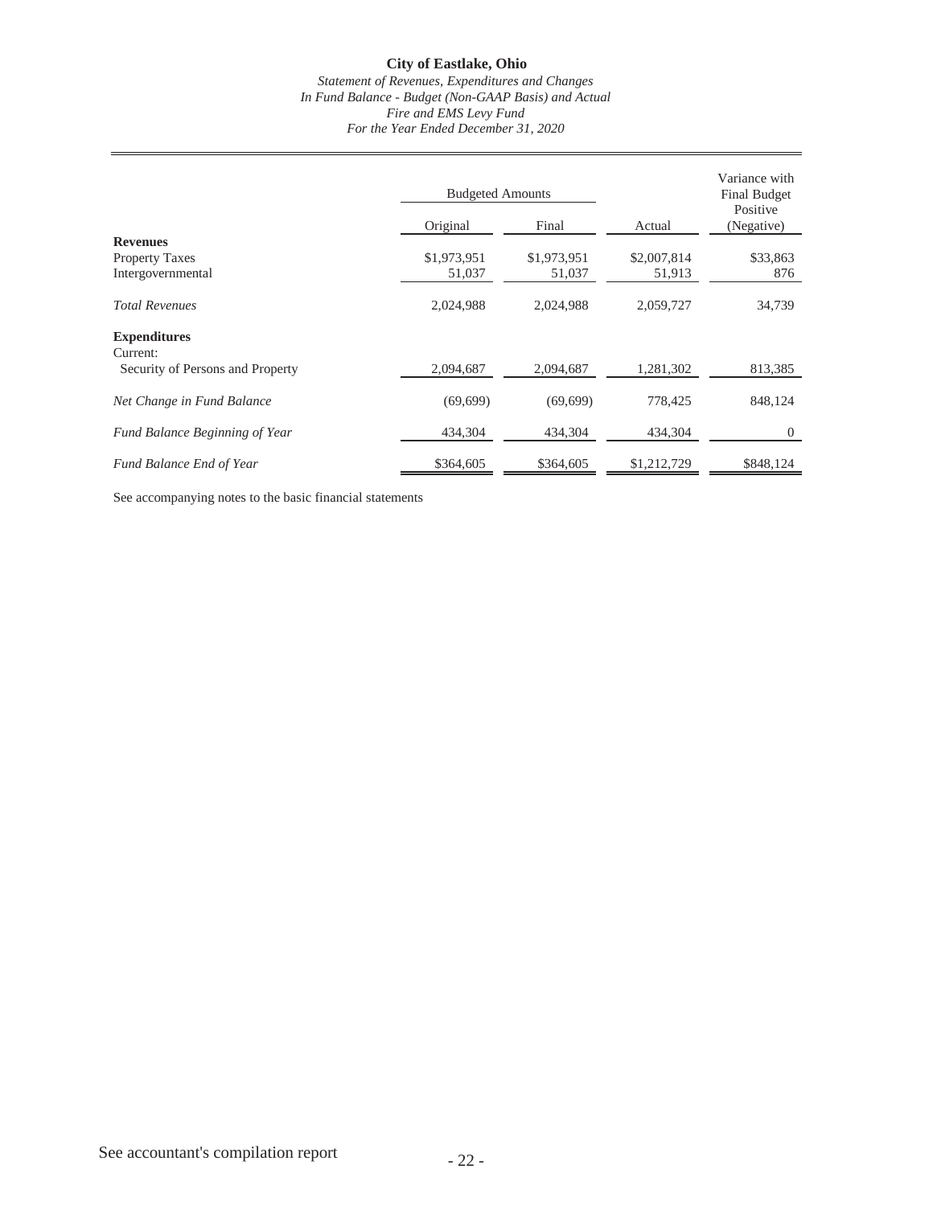# City of Eastlake, Ohio

*Statement of Revenues, Expenditures and Changes*
*In Fund Balance - Budget (Non-GAAP Basis) and Actual*
*Fire and EMS Levy Fund*
*For the Year Ended December 31, 2020*

| | Budgeted Amounts | | | Variance with Final Budget |
|---|---|---|---|---|
| | Original | Final | Actual | Positive (Negative) |
| **Revenues** | | | | |
| Property Taxes | $1,973,951 | $1,973,951 | $2,007,814 | $33,863 |
| Intergovernmental | 51,037 | 51,037 | 51,913 | 876 |
| *Total Revenues* | 2,024,988 | 2,024,988 | 2,059,727 | 34,739 |
| **Expenditures** | | | | |
| Current: | | | | |
| Security of Persons and Property | 2,094,687 | 2,094,687 | 1,281,302 | 813,385 |
| *Net Change in Fund Balance* | (69,699) | (69,699) | 778,425 | 848,124 |
| *Fund Balance Beginning of Year* | 434,304 | 434,304 | 434,304 | 0 |
| *Fund Balance End of Year* | $364,605 | $364,605 | $1,212,729 | $848,124 |

See accompanying notes to the basic financial statements

See accountant's compilation report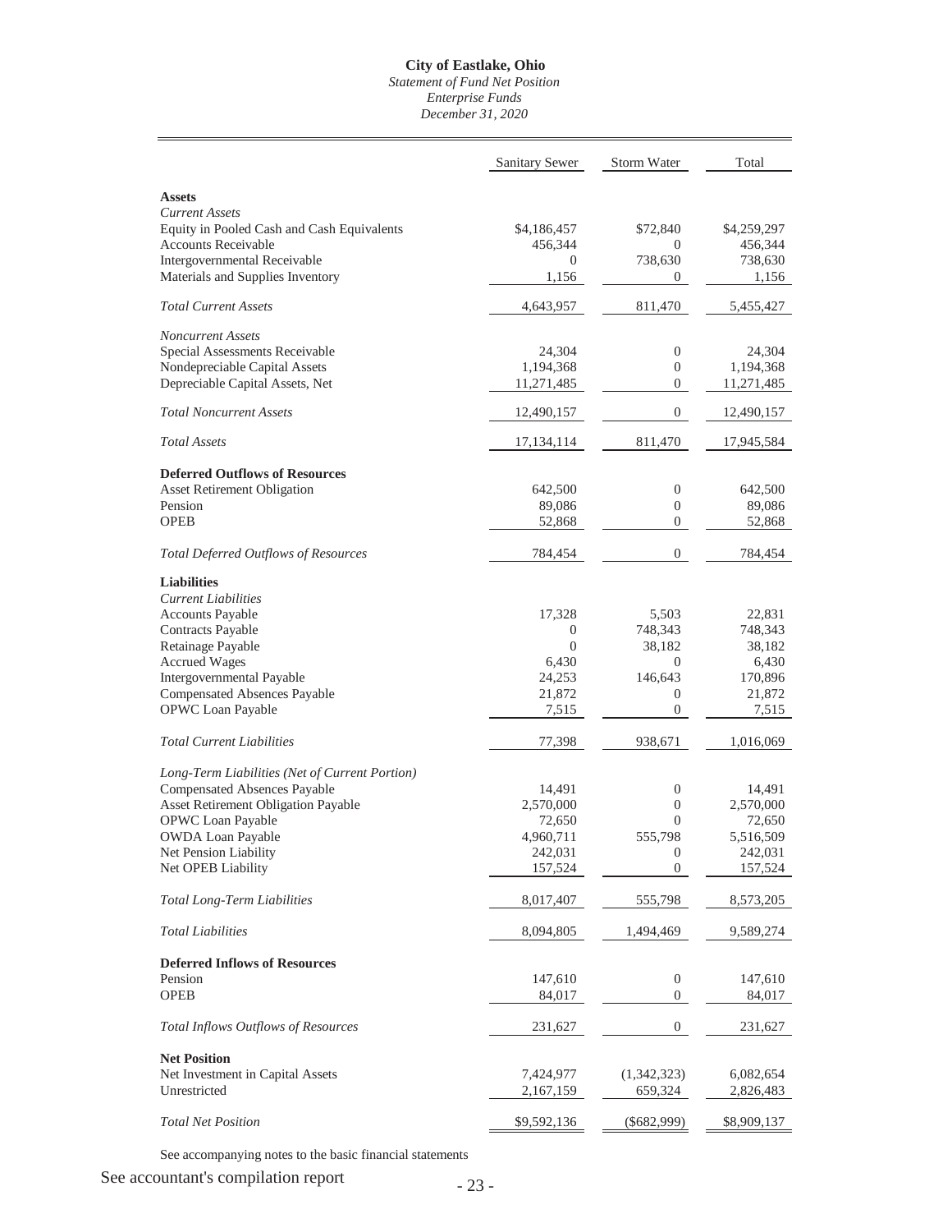# City of Eastlake, Ohio

*Statement of Fund Net Position*
*Enterprise Funds*
*December 31, 2020*

| | Sanitary Sewer | Storm Water | Total |
|---|---|---|---|
| **Assets** | | | |
| *Current Assets* | | | |
| Equity in Pooled Cash and Cash Equivalents | $4,186,457 | $72,840 | $4,259,297 |
| Accounts Receivable | 456,344 | 0 | 456,344 |
| Intergovernmental Receivable | 0 | 738,630 | 738,630 |
| Materials and Supplies Inventory | 1,156 | 0 | 1,156 |
| *Total Current Assets* | 4,643,957 | 811,470 | 5,455,427 |
| *Noncurrent Assets* | | | |
| Special Assessments Receivable | 24,304 | 0 | 24,304 |
| Nondepreciable Capital Assets | 1,194,368 | 0 | 1,194,368 |
| Depreciable Capital Assets, Net | 11,271,485 | 0 | 11,271,485 |
| *Total Noncurrent Assets* | 12,490,157 | 0 | 12,490,157 |
| *Total Assets* | 17,134,114 | 811,470 | 17,945,584 |
| **Deferred Outflows of Resources** | | | |
| Asset Retirement Obligation | 642,500 | 0 | 642,500 |
| Pension | 89,086 | 0 | 89,086 |
| OPEB | 52,868 | 0 | 52,868 |
| *Total Deferred Outflows of Resources* | 784,454 | 0 | 784,454 |
| **Liabilities** | | | |
| *Current Liabilities* | | | |
| Accounts Payable | 17,328 | 5,503 | 22,831 |
| Contracts Payable | 0 | 748,343 | 748,343 |
| Retainage Payable | 0 | 38,182 | 38,182 |
| Accrued Wages | 6,430 | 0 | 6,430 |
| Intergovernmental Payable | 24,253 | 146,643 | 170,896 |
| Compensated Absences Payable | 21,872 | 0 | 21,872 |
| OPWC Loan Payable | 7,515 | 0 | 7,515 |
| *Total Current Liabilities* | 77,398 | 938,671 | 1,016,069 |
| *Long-Term Liabilities (Net of Current Portion)* | | | |
| Compensated Absences Payable | 14,491 | 0 | 14,491 |
| Asset Retirement Obligation Payable | 2,570,000 | 0 | 2,570,000 |
| OPWC Loan Payable | 72,650 | 0 | 72,650 |
| OWDA Loan Payable | 4,960,711 | 555,798 | 5,516,509 |
| Net Pension Liability | 242,031 | 0 | 242,031 |
| Net OPEB Liability | 157,524 | 0 | 157,524 |
| *Total Long-Term Liabilities* | 8,017,407 | 555,798 | 8,573,205 |
| *Total Liabilities* | 8,094,805 | 1,494,469 | 9,589,274 |
| **Deferred Inflows of Resources** | | | |
| Pension | 147,610 | 0 | 147,610 |
| OPEB | 84,017 | 0 | 84,017 |
| *Total Inflows Outflows of Resources* | 231,627 | 0 | 231,627 |
| **Net Position** | | | |
| Net Investment in Capital Assets | 7,424,977 | (1,342,323) | 6,082,654 |
| Unrestricted | 2,167,159 | 659,324 | 2,826,483 |
| *Total Net Position* | $9,592,136 | ($682,999) | $8,909,137 |

See accompanying notes to the basic financial statements

See accountant's compilation report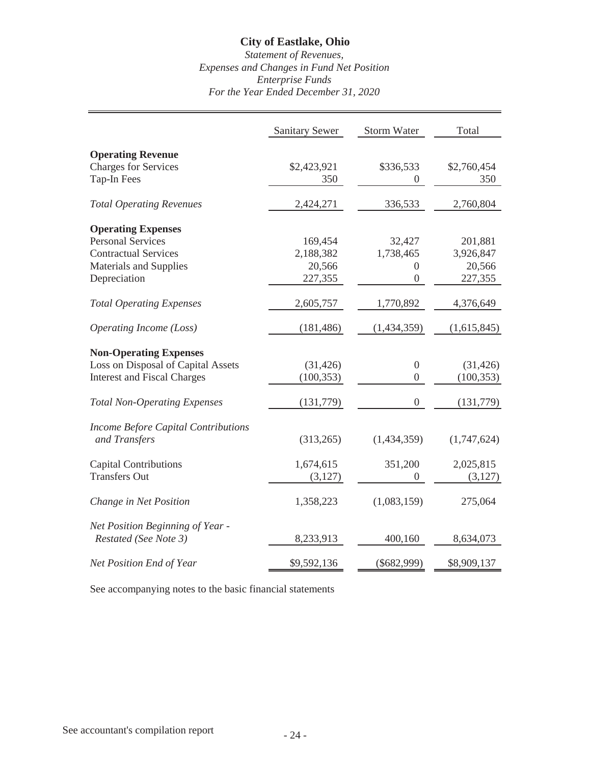# City of Eastlake, Ohio

*Statement of Revenues,*
*Expenses and Changes in Fund Net Position*
*Enterprise Funds*
*For the Year Ended December 31, 2020*

| | Sanitary Sewer | Storm Water | Total |
|---|---|---|---|
| **Operating Revenue** | | | |
| Charges for Services | \$2,423,921 | \$336,533 | \$2,760,454 |
| Tap-In Fees | 350 | 0 | 350 |
| *Total Operating Revenues* | 2,424,271 | 336,533 | 2,760,804 |
| **Operating Expenses** | | | |
| Personal Services | 169,454 | 32,427 | 201,881 |
| Contractual Services | 2,188,382 | 1,738,465 | 3,926,847 |
| Materials and Supplies | 20,566 | 0 | 20,566 |
| Depreciation | 227,355 | 0 | 227,355 |
| *Total Operating Expenses* | 2,605,757 | 1,770,892 | 4,376,649 |
| *Operating Income (Loss)* | (181,486) | (1,434,359) | (1,615,845) |
| **Non-Operating Expenses** | | | |
| Loss on Disposal of Capital Assets | (31,426) | 0 | (31,426) |
| Interest and Fiscal Charges | (100,353) | 0 | (100,353) |
| *Total Non-Operating Expenses* | (131,779) | 0 | (131,779) |
| *Income Before Capital Contributions and Transfers* | (313,265) | (1,434,359) | (1,747,624) |
| Capital Contributions | 1,674,615 | 351,200 | 2,025,815 |
| Transfers Out | (3,127) | 0 | (3,127) |
| *Change in Net Position* | 1,358,223 | (1,083,159) | 275,064 |
| *Net Position Beginning of Year - Restated (See Note 3)* | 8,233,913 | 400,160 | 8,634,073 |
| *Net Position End of Year* | \$9,592,136 | (\$682,999) | \$8,909,137 |

See accompanying notes to the basic financial statements

See accountant's compilation report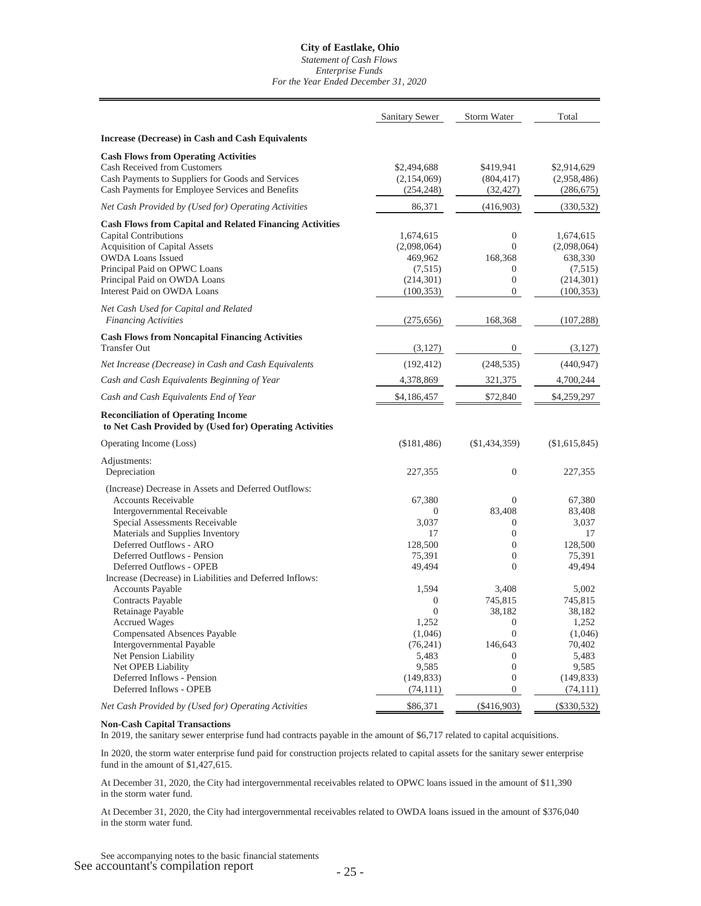**City of Eastlake, Ohio**
*Statement of Cash Flows*
*Enterprise Funds*
*For the Year Ended December 31, 2020*

| | Sanitary Sewer | Storm Water | Total |
|---|---|---|---|
| **Increase (Decrease) in Cash and Cash Equivalents** | | | |
| **Cash Flows from Operating Activities** | | | |
| Cash Received from Customers | \$2,494,688 | \$419,941 | \$2,914,629 |
| Cash Payments to Suppliers for Goods and Services | (2,154,069) | (804,417) | (2,958,486) |
| Cash Payments for Employee Services and Benefits | (254,248) | (32,427) | (286,675) |
| *Net Cash Provided by (Used for) Operating Activities* | 86,371 | (416,903) | (330,532) |
| **Cash Flows from Capital and Related Financing Activities** | | | |
| Capital Contributions | 1,674,615 | 0 | 1,674,615 |
| Acquisition of Capital Assets | (2,098,064) | 0 | (2,098,064) |
| OWDA Loans Issued | 469,962 | 168,368 | 638,330 |
| Principal Paid on OPWC Loans | (7,515) | 0 | (7,515) |
| Principal Paid on OWDA Loans | (214,301) | 0 | (214,301) |
| Interest Paid on OWDA Loans | (100,353) | 0 | (100,353) |
| *Net Cash Used for Capital and Related Financing Activities* | (275,656) | 168,368 | (107,288) |
| **Cash Flows from Noncapital Financing Activities** | | | |
| Transfer Out | (3,127) | 0 | (3,127) |
| *Net Increase (Decrease) in Cash and Cash Equivalents* | (192,412) | (248,535) | (440,947) |
| *Cash and Cash Equivalents Beginning of Year* | 4,378,869 | 321,375 | 4,700,244 |
| *Cash and Cash Equivalents End of Year* | \$4,186,457 | \$72,840 | \$4,259,297 |
| **Reconciliation of Operating Income to Net Cash Provided by (Used for) Operating Activities** | | | |
| Operating Income (Loss) | (\$181,486) | (\$1,434,359) | (\$1,615,845) |
| Adjustments: | | | |
| Depreciation | 227,355 | 0 | 227,355 |
| (Increase) Decrease in Assets and Deferred Outflows: | | | |
| Accounts Receivable | 67,380 | 0 | 67,380 |
| Intergovernmental Receivable | 0 | 83,408 | 83,408 |
| Special Assessments Receivable | 3,037 | 0 | 3,037 |
| Materials and Supplies Inventory | 17 | 0 | 17 |
| Deferred Outflows - ARO | 128,500 | 0 | 128,500 |
| Deferred Outflows - Pension | 75,391 | 0 | 75,391 |
| Deferred Outflows - OPEB | 49,494 | 0 | 49,494 |
| Increase (Decrease) in Liabilities and Deferred Inflows: | | | |
| Accounts Payable | 1,594 | 3,408 | 5,002 |
| Contracts Payable | 0 | 745,815 | 745,815 |
| Retainage Payable | 0 | 38,182 | 38,182 |
| Accrued Wages | 1,252 | 0 | 1,252 |
| Compensated Absences Payable | (1,046) | 0 | (1,046) |
| Intergovernmental Payable | (76,241) | 146,643 | 70,402 |
| Net Pension Liability | 5,483 | 0 | 5,483 |
| Net OPEB Liability | 9,585 | 0 | 9,585 |
| Deferred Inflows - Pension | (149,833) | 0 | (149,833) |
| Deferred Inflows - OPEB | (74,111) | 0 | (74,111) |
| *Net Cash Provided by (Used for) Operating Activities* | \$86,371 | (\$416,903) | (\$330,532) |

**Non-Cash Capital Transactions**

In 2019, the sanitary sewer enterprise fund had contracts payable in the amount of \$6,717 related to capital acquisitions.

In 2020, the storm water enterprise fund paid for construction projects related to capital assets for the sanitary sewer enterprise fund in the amount of \$1,427,615.

At December 31, 2020, the City had intergovernmental receivables related to OPWC loans issued in the amount of \$11,390 in the storm water fund.

At December 31, 2020, the City had intergovernmental receivables related to OWDA loans issued in the amount of \$376,040 in the storm water fund.

See accompanying notes to the basic financial statements

See accountant's compilation report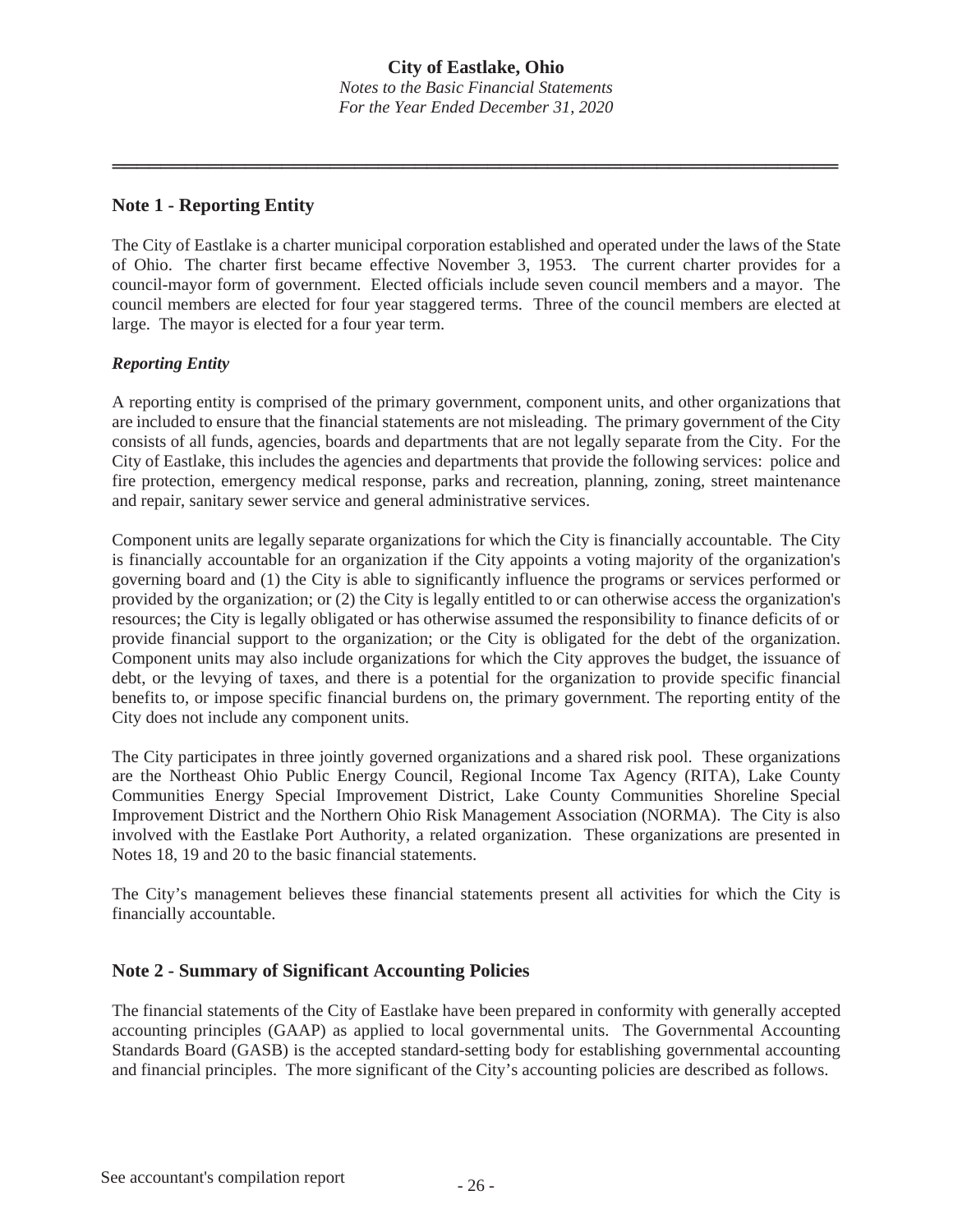## Note 1 - Reporting Entity

The City of Eastlake is a charter municipal corporation established and operated under the laws of the State of Ohio. The charter first became effective November 3, 1953. The current charter provides for a council-mayor form of government. Elected officials include seven council members and a mayor. The council members are elected for four year staggered terms. Three of the council members are elected at large. The mayor is elected for a four year term.

### *Reporting Entity*

A reporting entity is comprised of the primary government, component units, and other organizations that are included to ensure that the financial statements are not misleading. The primary government of the City consists of all funds, agencies, boards and departments that are not legally separate from the City. For the City of Eastlake, this includes the agencies and departments that provide the following services: police and fire protection, emergency medical response, parks and recreation, planning, zoning, street maintenance and repair, sanitary sewer service and general administrative services.

Component units are legally separate organizations for which the City is financially accountable. The City is financially accountable for an organization if the City appoints a voting majority of the organization's governing board and (1) the City is able to significantly influence the programs or services performed or provided by the organization; or (2) the City is legally entitled to or can otherwise access the organization's resources; the City is legally obligated or has otherwise assumed the responsibility to finance deficits of or provide financial support to the organization; or the City is obligated for the debt of the organization. Component units may also include organizations for which the City approves the budget, the issuance of debt, or the levying of taxes, and there is a potential for the organization to provide specific financial benefits to, or impose specific financial burdens on, the primary government. The reporting entity of the City does not include any component units.

The City participates in three jointly governed organizations and a shared risk pool. These organizations are the Northeast Ohio Public Energy Council, Regional Income Tax Agency (RITA), Lake County Communities Energy Special Improvement District, Lake County Communities Shoreline Special Improvement District and the Northern Ohio Risk Management Association (NORMA). The City is also involved with the Eastlake Port Authority, a related organization. These organizations are presented in Notes 18, 19 and 20 to the basic financial statements.

The City's management believes these financial statements present all activities for which the City is financially accountable.

## Note 2 - Summary of Significant Accounting Policies

The financial statements of the City of Eastlake have been prepared in conformity with generally accepted accounting principles (GAAP) as applied to local governmental units. The Governmental Accounting Standards Board (GASB) is the accepted standard-setting body for establishing governmental accounting and financial principles. The more significant of the City's accounting policies are described as follows.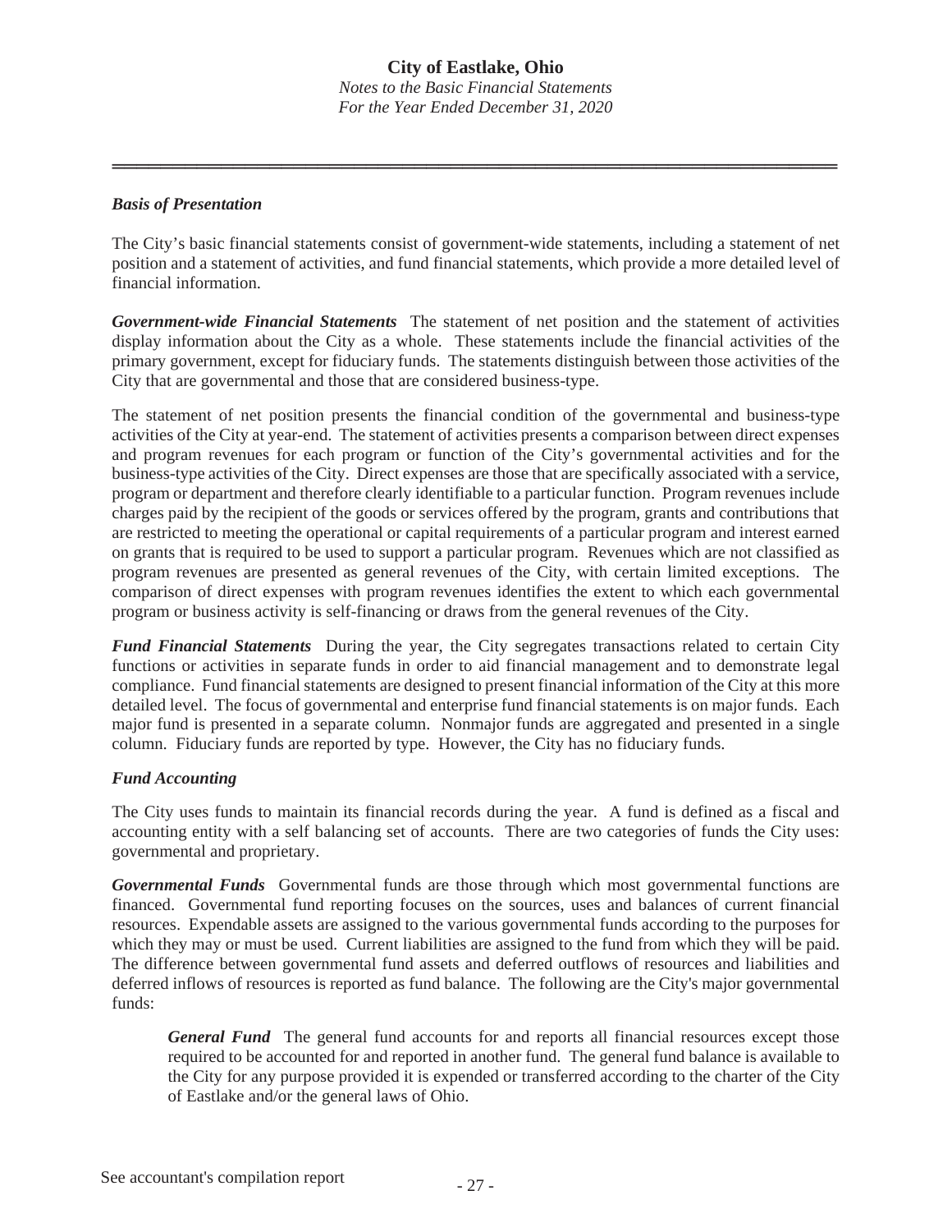### *Basis of Presentation*

The City's basic financial statements consist of government-wide statements, including a statement of net position and a statement of activities, and fund financial statements, which provide a more detailed level of financial information.

***Government-wide Financial Statements*** The statement of net position and the statement of activities display information about the City as a whole. These statements include the financial activities of the primary government, except for fiduciary funds. The statements distinguish between those activities of the City that are governmental and those that are considered business-type.

The statement of net position presents the financial condition of the governmental and business-type activities of the City at year-end. The statement of activities presents a comparison between direct expenses and program revenues for each program or function of the City's governmental activities and for the business-type activities of the City. Direct expenses are those that are specifically associated with a service, program or department and therefore clearly identifiable to a particular function. Program revenues include charges paid by the recipient of the goods or services offered by the program, grants and contributions that are restricted to meeting the operational or capital requirements of a particular program and interest earned on grants that is required to be used to support a particular program. Revenues which are not classified as program revenues are presented as general revenues of the City, with certain limited exceptions. The comparison of direct expenses with program revenues identifies the extent to which each governmental program or business activity is self-financing or draws from the general revenues of the City.

***Fund Financial Statements*** During the year, the City segregates transactions related to certain City functions or activities in separate funds in order to aid financial management and to demonstrate legal compliance. Fund financial statements are designed to present financial information of the City at this more detailed level. The focus of governmental and enterprise fund financial statements is on major funds. Each major fund is presented in a separate column. Nonmajor funds are aggregated and presented in a single column. Fiduciary funds are reported by type. However, the City has no fiduciary funds.

### *Fund Accounting*

The City uses funds to maintain its financial records during the year. A fund is defined as a fiscal and accounting entity with a self balancing set of accounts. There are two categories of funds the City uses: governmental and proprietary.

***Governmental Funds*** Governmental funds are those through which most governmental functions are financed. Governmental fund reporting focuses on the sources, uses and balances of current financial resources. Expendable assets are assigned to the various governmental funds according to the purposes for which they may or must be used. Current liabilities are assigned to the fund from which they will be paid. The difference between governmental fund assets and deferred outflows of resources and liabilities and deferred inflows of resources is reported as fund balance. The following are the City's major governmental funds:

> ***General Fund*** The general fund accounts for and reports all financial resources except those required to be accounted for and reported in another fund. The general fund balance is available to the City for any purpose provided it is expended or transferred according to the charter of the City of Eastlake and/or the general laws of Ohio.

See accountant's compilation report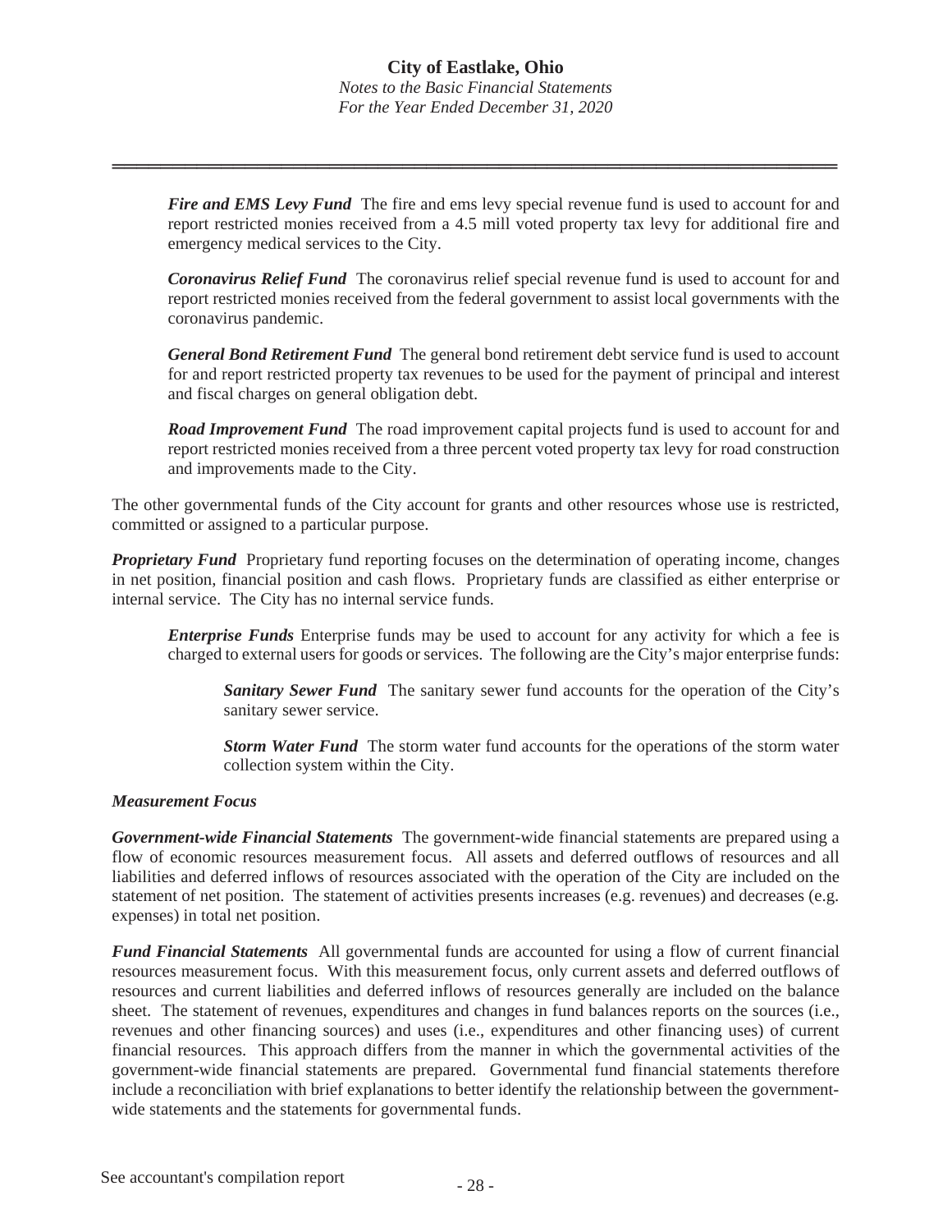***Fire and EMS Levy Fund*** The fire and ems levy special revenue fund is used to account for and report restricted monies received from a 4.5 mill voted property tax levy for additional fire and emergency medical services to the City.

***Coronavirus Relief Fund*** The coronavirus relief special revenue fund is used to account for and report restricted monies received from the federal government to assist local governments with the coronavirus pandemic.

***General Bond Retirement Fund*** The general bond retirement debt service fund is used to account for and report restricted property tax revenues to be used for the payment of principal and interest and fiscal charges on general obligation debt.

***Road Improvement Fund*** The road improvement capital projects fund is used to account for and report restricted monies received from a three percent voted property tax levy for road construction and improvements made to the City.

The other governmental funds of the City account for grants and other resources whose use is restricted, committed or assigned to a particular purpose.

***Proprietary Fund*** Proprietary fund reporting focuses on the determination of operating income, changes in net position, financial position and cash flows. Proprietary funds are classified as either enterprise or internal service. The City has no internal service funds.

***Enterprise Funds*** Enterprise funds may be used to account for any activity for which a fee is charged to external users for goods or services. The following are the City's major enterprise funds:

***Sanitary Sewer Fund*** The sanitary sewer fund accounts for the operation of the City's sanitary sewer service.

***Storm Water Fund*** The storm water fund accounts for the operations of the storm water collection system within the City.

***Measurement Focus***

***Government-wide Financial Statements*** The government-wide financial statements are prepared using a flow of economic resources measurement focus. All assets and deferred outflows of resources and all liabilities and deferred inflows of resources associated with the operation of the City are included on the statement of net position. The statement of activities presents increases (e.g. revenues) and decreases (e.g. expenses) in total net position.

***Fund Financial Statements*** All governmental funds are accounted for using a flow of current financial resources measurement focus. With this measurement focus, only current assets and deferred outflows of resources and current liabilities and deferred inflows of resources generally are included on the balance sheet. The statement of revenues, expenditures and changes in fund balances reports on the sources (i.e., revenues and other financing sources) and uses (i.e., expenditures and other financing uses) of current financial resources. This approach differs from the manner in which the governmental activities of the government-wide financial statements are prepared. Governmental fund financial statements therefore include a reconciliation with brief explanations to better identify the relationship between the government-wide statements and the statements for governmental funds.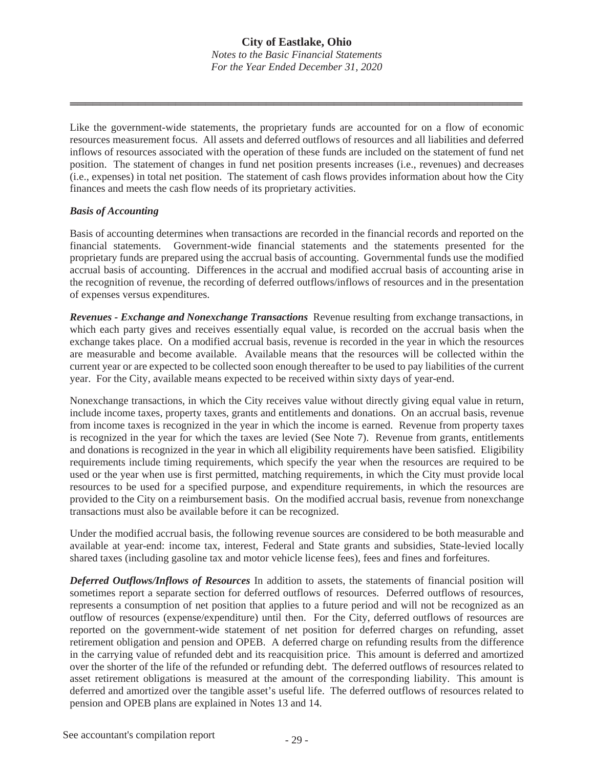Like the government-wide statements, the proprietary funds are accounted for on a flow of economic resources measurement focus. All assets and deferred outflows of resources and all liabilities and deferred inflows of resources associated with the operation of these funds are included on the statement of fund net position. The statement of changes in fund net position presents increases (i.e., revenues) and decreases (i.e., expenses) in total net position. The statement of cash flows provides information about how the City finances and meets the cash flow needs of its proprietary activities.

### *Basis of Accounting*

Basis of accounting determines when transactions are recorded in the financial records and reported on the financial statements. Government-wide financial statements and the statements presented for the proprietary funds are prepared using the accrual basis of accounting. Governmental funds use the modified accrual basis of accounting. Differences in the accrual and modified accrual basis of accounting arise in the recognition of revenue, the recording of deferred outflows/inflows of resources and in the presentation of expenses versus expenditures.

***Revenues - Exchange and Nonexchange Transactions*** Revenue resulting from exchange transactions, in which each party gives and receives essentially equal value, is recorded on the accrual basis when the exchange takes place. On a modified accrual basis, revenue is recorded in the year in which the resources are measurable and become available. Available means that the resources will be collected within the current year or are expected to be collected soon enough thereafter to be used to pay liabilities of the current year. For the City, available means expected to be received within sixty days of year-end.

Nonexchange transactions, in which the City receives value without directly giving equal value in return, include income taxes, property taxes, grants and entitlements and donations. On an accrual basis, revenue from income taxes is recognized in the year in which the income is earned. Revenue from property taxes is recognized in the year for which the taxes are levied (See Note 7). Revenue from grants, entitlements and donations is recognized in the year in which all eligibility requirements have been satisfied. Eligibility requirements include timing requirements, which specify the year when the resources are required to be used or the year when use is first permitted, matching requirements, in which the City must provide local resources to be used for a specified purpose, and expenditure requirements, in which the resources are provided to the City on a reimbursement basis. On the modified accrual basis, revenue from nonexchange transactions must also be available before it can be recognized.

Under the modified accrual basis, the following revenue sources are considered to be both measurable and available at year-end: income tax, interest, Federal and State grants and subsidies, State-levied locally shared taxes (including gasoline tax and motor vehicle license fees), fees and fines and forfeitures.

***Deferred Outflows/Inflows of Resources*** In addition to assets, the statements of financial position will sometimes report a separate section for deferred outflows of resources. Deferred outflows of resources, represents a consumption of net position that applies to a future period and will not be recognized as an outflow of resources (expense/expenditure) until then. For the City, deferred outflows of resources are reported on the government-wide statement of net position for deferred charges on refunding, asset retirement obligation and pension and OPEB. A deferred charge on refunding results from the difference in the carrying value of refunded debt and its reacquisition price. This amount is deferred and amortized over the shorter of the life of the refunded or refunding debt. The deferred outflows of resources related to asset retirement obligations is measured at the amount of the corresponding liability. This amount is deferred and amortized over the tangible asset's useful life. The deferred outflows of resources related to pension and OPEB plans are explained in Notes 13 and 14.

See accountant's compilation report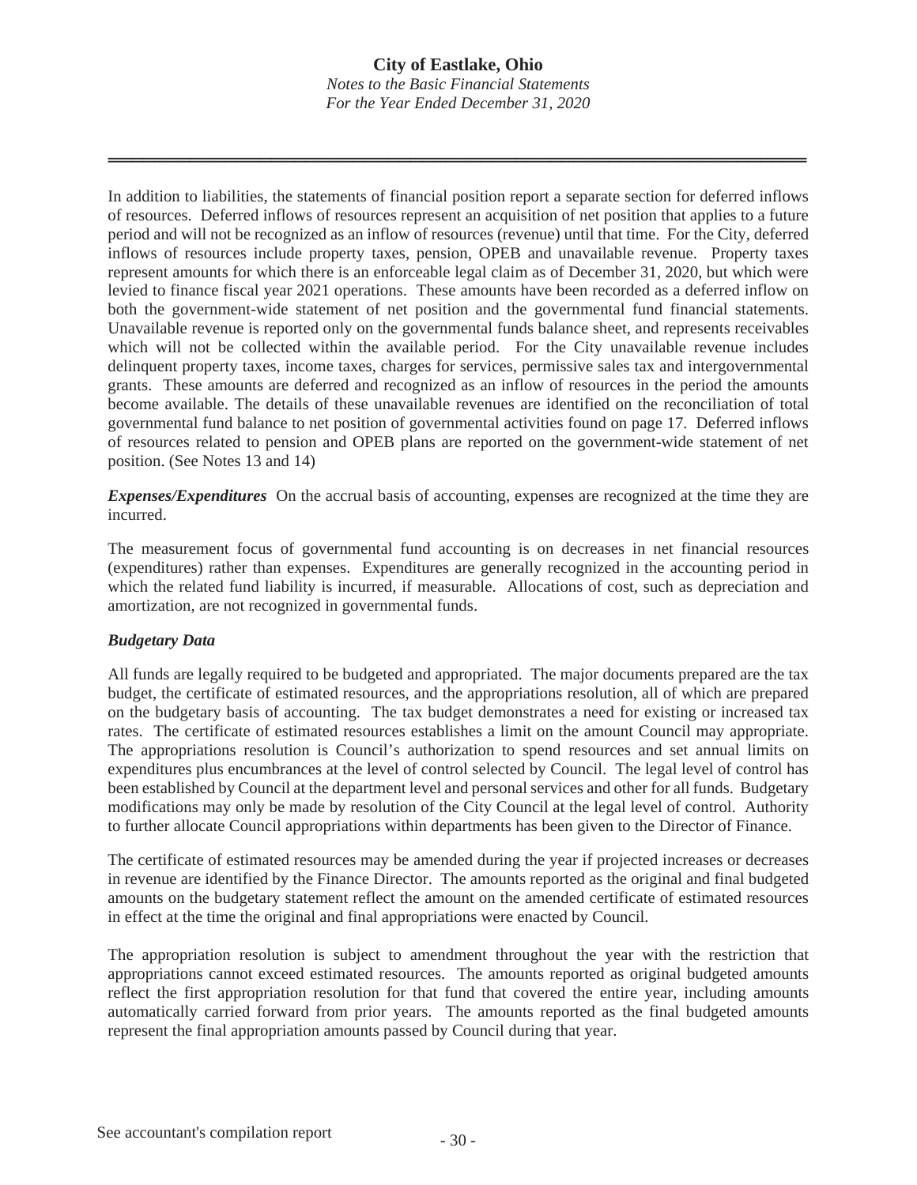In addition to liabilities, the statements of financial position report a separate section for deferred inflows of resources. Deferred inflows of resources represent an acquisition of net position that applies to a future period and will not be recognized as an inflow of resources (revenue) until that time. For the City, deferred inflows of resources include property taxes, pension, OPEB and unavailable revenue. Property taxes represent amounts for which there is an enforceable legal claim as of December 31, 2020, but which were levied to finance fiscal year 2021 operations. These amounts have been recorded as a deferred inflow on both the government-wide statement of net position and the governmental fund financial statements. Unavailable revenue is reported only on the governmental funds balance sheet, and represents receivables which will not be collected within the available period. For the City unavailable revenue includes delinquent property taxes, income taxes, charges for services, permissive sales tax and intergovernmental grants. These amounts are deferred and recognized as an inflow of resources in the period the amounts become available. The details of these unavailable revenues are identified on the reconciliation of total governmental fund balance to net position of governmental activities found on page 17. Deferred inflows of resources related to pension and OPEB plans are reported on the government-wide statement of net position. (See Notes 13 and 14)

***Expenses/Expenditures*** On the accrual basis of accounting, expenses are recognized at the time they are incurred.

The measurement focus of governmental fund accounting is on decreases in net financial resources (expenditures) rather than expenses. Expenditures are generally recognized in the accounting period in which the related fund liability is incurred, if measurable. Allocations of cost, such as depreciation and amortization, are not recognized in governmental funds.

***Budgetary Data***

All funds are legally required to be budgeted and appropriated. The major documents prepared are the tax budget, the certificate of estimated resources, and the appropriations resolution, all of which are prepared on the budgetary basis of accounting. The tax budget demonstrates a need for existing or increased tax rates. The certificate of estimated resources establishes a limit on the amount Council may appropriate. The appropriations resolution is Council's authorization to spend resources and set annual limits on expenditures plus encumbrances at the level of control selected by Council. The legal level of control has been established by Council at the department level and personal services and other for all funds. Budgetary modifications may only be made by resolution of the City Council at the legal level of control. Authority to further allocate Council appropriations within departments has been given to the Director of Finance.

The certificate of estimated resources may be amended during the year if projected increases or decreases in revenue are identified by the Finance Director. The amounts reported as the original and final budgeted amounts on the budgetary statement reflect the amount on the amended certificate of estimated resources in effect at the time the original and final appropriations were enacted by Council.

The appropriation resolution is subject to amendment throughout the year with the restriction that appropriations cannot exceed estimated resources. The amounts reported as original budgeted amounts reflect the first appropriation resolution for that fund that covered the entire year, including amounts automatically carried forward from prior years. The amounts reported as the final budgeted amounts represent the final appropriation amounts passed by Council during that year.

See accountant's compilation report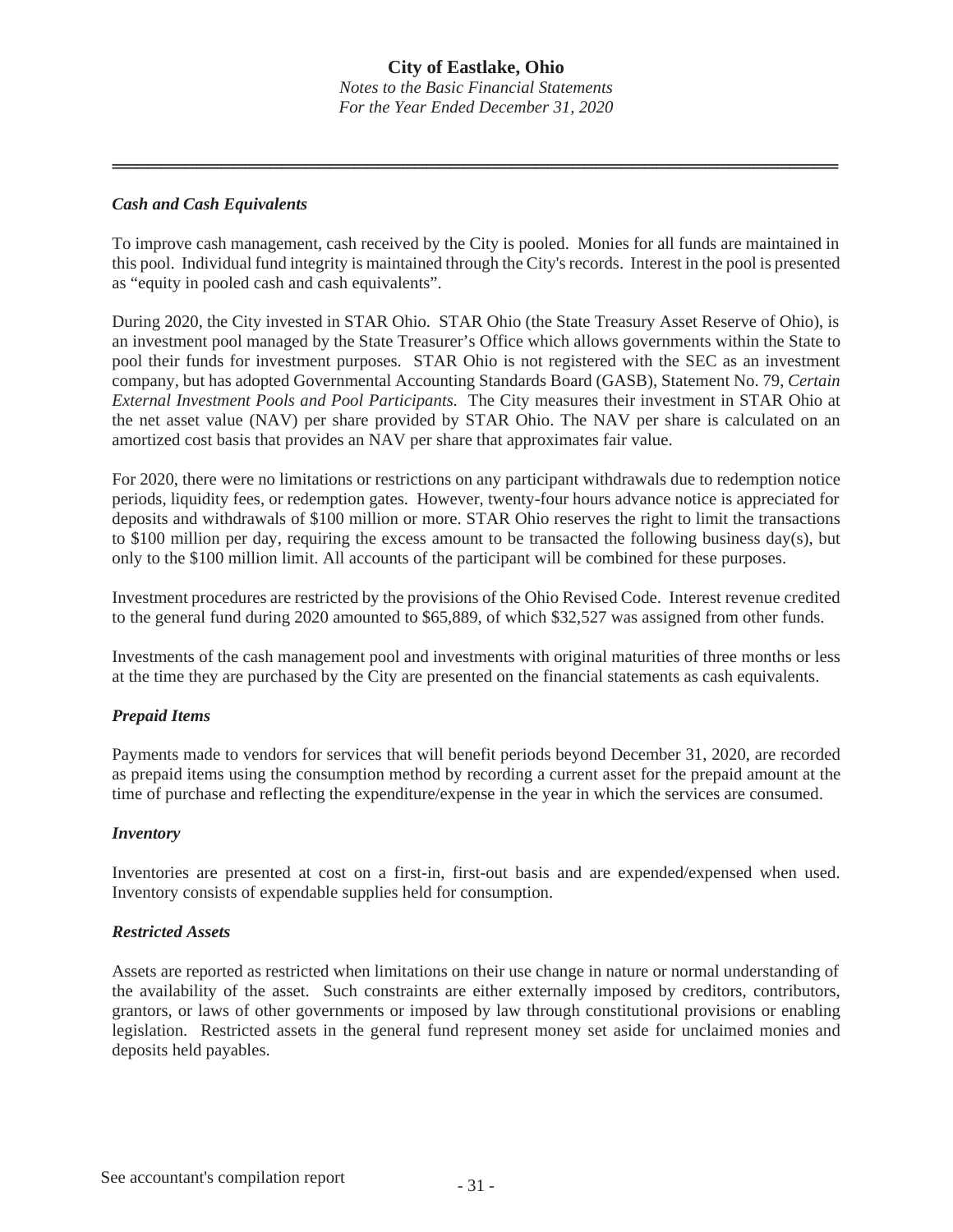### *Cash and Cash Equivalents*

To improve cash management, cash received by the City is pooled. Monies for all funds are maintained in this pool. Individual fund integrity is maintained through the City's records. Interest in the pool is presented as "equity in pooled cash and cash equivalents".

During 2020, the City invested in STAR Ohio. STAR Ohio (the State Treasury Asset Reserve of Ohio), is an investment pool managed by the State Treasurer's Office which allows governments within the State to pool their funds for investment purposes. STAR Ohio is not registered with the SEC as an investment company, but has adopted Governmental Accounting Standards Board (GASB), Statement No. 79, *Certain External Investment Pools and Pool Participants.* The City measures their investment in STAR Ohio at the net asset value (NAV) per share provided by STAR Ohio. The NAV per share is calculated on an amortized cost basis that provides an NAV per share that approximates fair value.

For 2020, there were no limitations or restrictions on any participant withdrawals due to redemption notice periods, liquidity fees, or redemption gates. However, twenty-four hours advance notice is appreciated for deposits and withdrawals of $100 million or more. STAR Ohio reserves the right to limit the transactions to $100 million per day, requiring the excess amount to be transacted the following business day(s), but only to the $100 million limit. All accounts of the participant will be combined for these purposes.

Investment procedures are restricted by the provisions of the Ohio Revised Code. Interest revenue credited to the general fund during 2020 amounted to $65,889, of which $32,527 was assigned from other funds.

Investments of the cash management pool and investments with original maturities of three months or less at the time they are purchased by the City are presented on the financial statements as cash equivalents.

### *Prepaid Items*

Payments made to vendors for services that will benefit periods beyond December 31, 2020, are recorded as prepaid items using the consumption method by recording a current asset for the prepaid amount at the time of purchase and reflecting the expenditure/expense in the year in which the services are consumed.

### *Inventory*

Inventories are presented at cost on a first-in, first-out basis and are expended/expensed when used. Inventory consists of expendable supplies held for consumption.

### *Restricted Assets*

Assets are reported as restricted when limitations on their use change in nature or normal understanding of the availability of the asset. Such constraints are either externally imposed by creditors, contributors, grantors, or laws of other governments or imposed by law through constitutional provisions or enabling legislation. Restricted assets in the general fund represent money set aside for unclaimed monies and deposits held payables.

See accountant's compilation report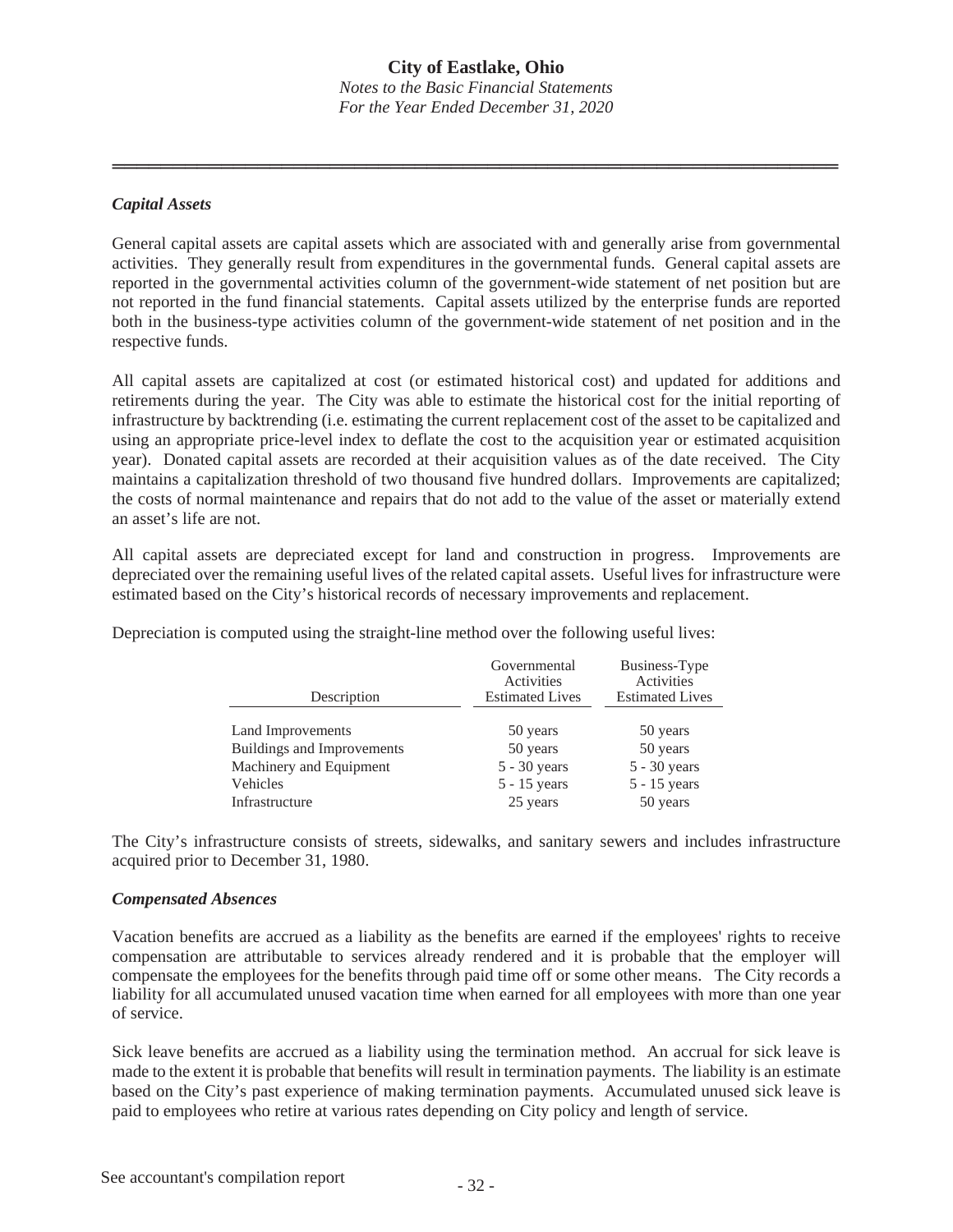### *Capital Assets*

General capital assets are capital assets which are associated with and generally arise from governmental activities. They generally result from expenditures in the governmental funds. General capital assets are reported in the governmental activities column of the government-wide statement of net position but are not reported in the fund financial statements. Capital assets utilized by the enterprise funds are reported both in the business-type activities column of the government-wide statement of net position and in the respective funds.

All capital assets are capitalized at cost (or estimated historical cost) and updated for additions and retirements during the year. The City was able to estimate the historical cost for the initial reporting of infrastructure by backtrending (i.e. estimating the current replacement cost of the asset to be capitalized and using an appropriate price-level index to deflate the cost to the acquisition year or estimated acquisition year). Donated capital assets are recorded at their acquisition values as of the date received. The City maintains a capitalization threshold of two thousand five hundred dollars. Improvements are capitalized; the costs of normal maintenance and repairs that do not add to the value of the asset or materially extend an asset's life are not.

All capital assets are depreciated except for land and construction in progress. Improvements are depreciated over the remaining useful lives of the related capital assets. Useful lives for infrastructure were estimated based on the City's historical records of necessary improvements and replacement.

Depreciation is computed using the straight-line method over the following useful lives:

| Description | Governmental Activities Estimated Lives | Business-Type Activities Estimated Lives |
|---|---|---|
| Land Improvements | 50 years | 50 years |
| Buildings and Improvements | 50 years | 50 years |
| Machinery and Equipment | 5 - 30 years | 5 - 30 years |
| Vehicles | 5 - 15 years | 5 - 15 years |
| Infrastructure | 25 years | 50 years |

The City's infrastructure consists of streets, sidewalks, and sanitary sewers and includes infrastructure acquired prior to December 31, 1980.

### *Compensated Absences*

Vacation benefits are accrued as a liability as the benefits are earned if the employees' rights to receive compensation are attributable to services already rendered and it is probable that the employer will compensate the employees for the benefits through paid time off or some other means. The City records a liability for all accumulated unused vacation time when earned for all employees with more than one year of service.

Sick leave benefits are accrued as a liability using the termination method. An accrual for sick leave is made to the extent it is probable that benefits will result in termination payments. The liability is an estimate based on the City's past experience of making termination payments. Accumulated unused sick leave is paid to employees who retire at various rates depending on City policy and length of service.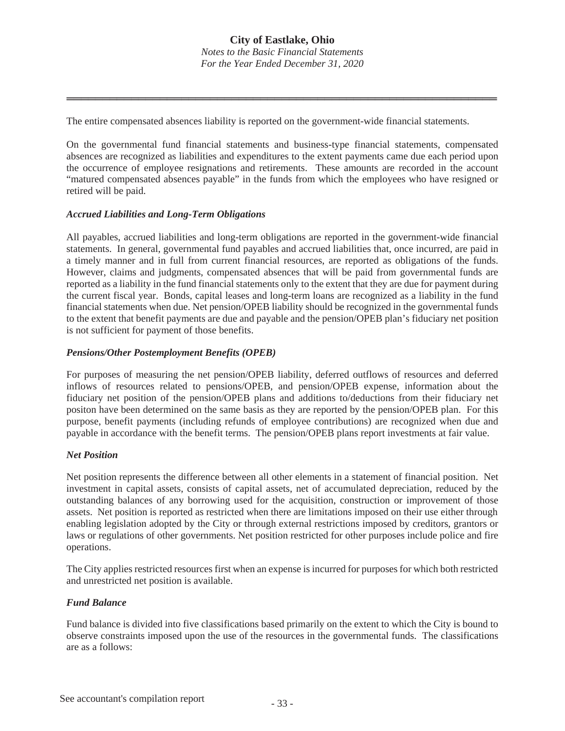The entire compensated absences liability is reported on the government-wide financial statements.

On the governmental fund financial statements and business-type financial statements, compensated absences are recognized as liabilities and expenditures to the extent payments came due each period upon the occurrence of employee resignations and retirements. These amounts are recorded in the account "matured compensated absences payable" in the funds from which the employees who have resigned or retired will be paid.

### *Accrued Liabilities and Long-Term Obligations*

All payables, accrued liabilities and long-term obligations are reported in the government-wide financial statements. In general, governmental fund payables and accrued liabilities that, once incurred, are paid in a timely manner and in full from current financial resources, are reported as obligations of the funds. However, claims and judgments, compensated absences that will be paid from governmental funds are reported as a liability in the fund financial statements only to the extent that they are due for payment during the current fiscal year. Bonds, capital leases and long-term loans are recognized as a liability in the fund financial statements when due. Net pension/OPEB liability should be recognized in the governmental funds to the extent that benefit payments are due and payable and the pension/OPEB plan's fiduciary net position is not sufficient for payment of those benefits.

### *Pensions/Other Postemployment Benefits (OPEB)*

For purposes of measuring the net pension/OPEB liability, deferred outflows of resources and deferred inflows of resources related to pensions/OPEB, and pension/OPEB expense, information about the fiduciary net position of the pension/OPEB plans and additions to/deductions from their fiduciary net positon have been determined on the same basis as they are reported by the pension/OPEB plan. For this purpose, benefit payments (including refunds of employee contributions) are recognized when due and payable in accordance with the benefit terms. The pension/OPEB plans report investments at fair value.

### *Net Position*

Net position represents the difference between all other elements in a statement of financial position. Net investment in capital assets, consists of capital assets, net of accumulated depreciation, reduced by the outstanding balances of any borrowing used for the acquisition, construction or improvement of those assets. Net position is reported as restricted when there are limitations imposed on their use either through enabling legislation adopted by the City or through external restrictions imposed by creditors, grantors or laws or regulations of other governments. Net position restricted for other purposes include police and fire operations.

The City applies restricted resources first when an expense is incurred for purposes for which both restricted and unrestricted net position is available.

### *Fund Balance*

Fund balance is divided into five classifications based primarily on the extent to which the City is bound to observe constraints imposed upon the use of the resources in the governmental funds. The classifications are as a follows:

See accountant's compilation report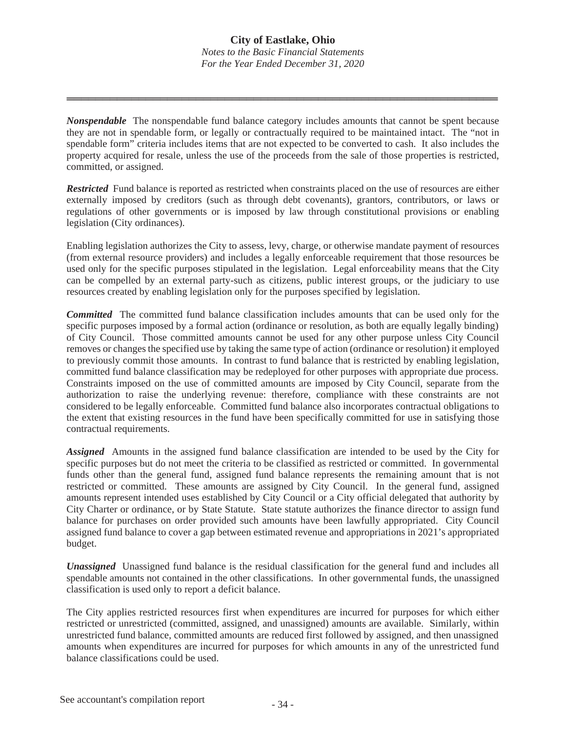***Nonspendable*** The nonspendable fund balance category includes amounts that cannot be spent because they are not in spendable form, or legally or contractually required to be maintained intact. The "not in spendable form" criteria includes items that are not expected to be converted to cash. It also includes the property acquired for resale, unless the use of the proceeds from the sale of those properties is restricted, committed, or assigned.

***Restricted*** Fund balance is reported as restricted when constraints placed on the use of resources are either externally imposed by creditors (such as through debt covenants), grantors, contributors, or laws or regulations of other governments or is imposed by law through constitutional provisions or enabling legislation (City ordinances).

Enabling legislation authorizes the City to assess, levy, charge, or otherwise mandate payment of resources (from external resource providers) and includes a legally enforceable requirement that those resources be used only for the specific purposes stipulated in the legislation. Legal enforceability means that the City can be compelled by an external party-such as citizens, public interest groups, or the judiciary to use resources created by enabling legislation only for the purposes specified by legislation.

***Committed*** The committed fund balance classification includes amounts that can be used only for the specific purposes imposed by a formal action (ordinance or resolution, as both are equally legally binding) of City Council. Those committed amounts cannot be used for any other purpose unless City Council removes or changes the specified use by taking the same type of action (ordinance or resolution) it employed to previously commit those amounts. In contrast to fund balance that is restricted by enabling legislation, committed fund balance classification may be redeployed for other purposes with appropriate due process. Constraints imposed on the use of committed amounts are imposed by City Council, separate from the authorization to raise the underlying revenue: therefore, compliance with these constraints are not considered to be legally enforceable. Committed fund balance also incorporates contractual obligations to the extent that existing resources in the fund have been specifically committed for use in satisfying those contractual requirements.

***Assigned*** Amounts in the assigned fund balance classification are intended to be used by the City for specific purposes but do not meet the criteria to be classified as restricted or committed. In governmental funds other than the general fund, assigned fund balance represents the remaining amount that is not restricted or committed. These amounts are assigned by City Council. In the general fund, assigned amounts represent intended uses established by City Council or a City official delegated that authority by City Charter or ordinance, or by State Statute. State statute authorizes the finance director to assign fund balance for purchases on order provided such amounts have been lawfully appropriated. City Council assigned fund balance to cover a gap between estimated revenue and appropriations in 2021's appropriated budget.

***Unassigned*** Unassigned fund balance is the residual classification for the general fund and includes all spendable amounts not contained in the other classifications. In other governmental funds, the unassigned classification is used only to report a deficit balance.

The City applies restricted resources first when expenditures are incurred for purposes for which either restricted or unrestricted (committed, assigned, and unassigned) amounts are available. Similarly, within unrestricted fund balance, committed amounts are reduced first followed by assigned, and then unassigned amounts when expenditures are incurred for purposes for which amounts in any of the unrestricted fund balance classifications could be used.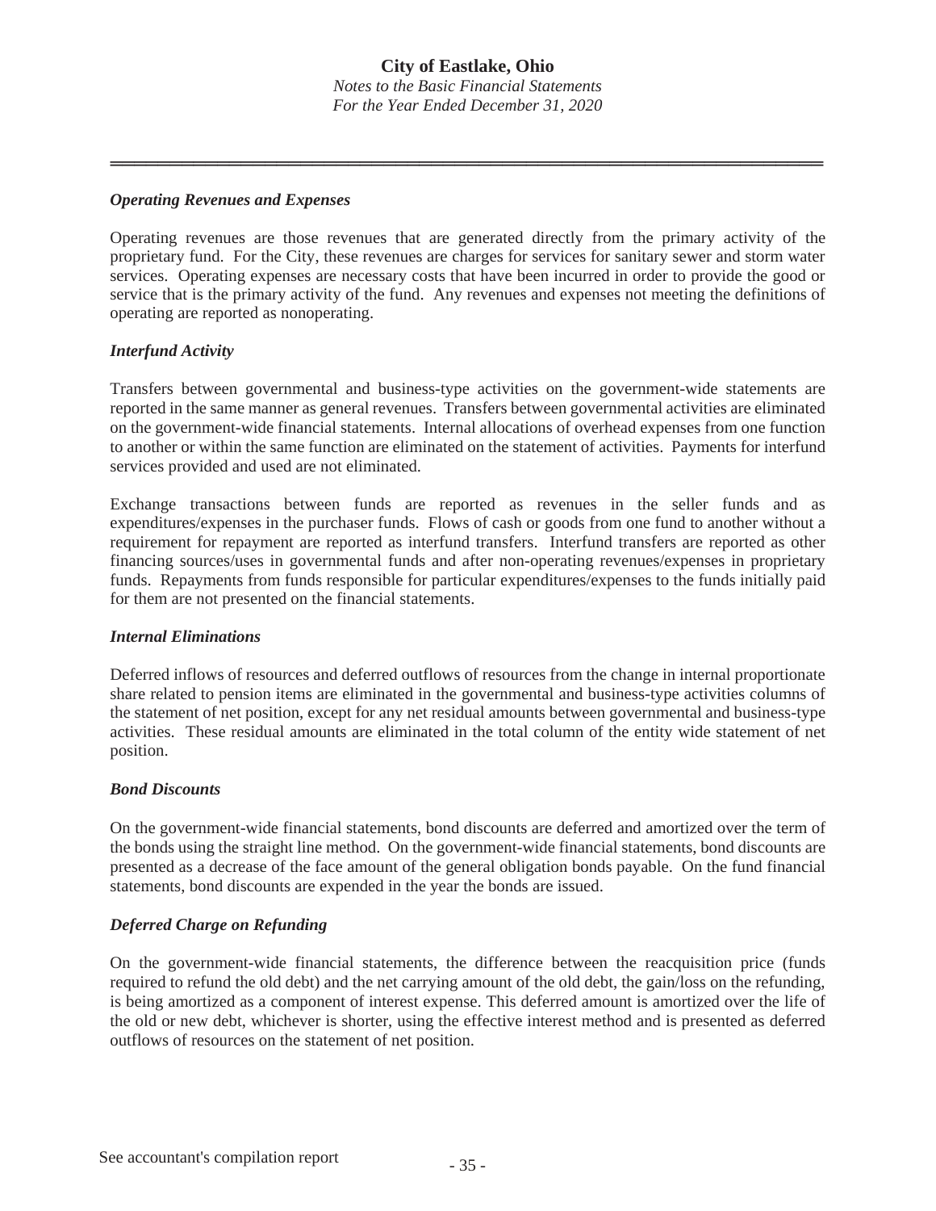### *Operating Revenues and Expenses*

Operating revenues are those revenues that are generated directly from the primary activity of the proprietary fund. For the City, these revenues are charges for services for sanitary sewer and storm water services. Operating expenses are necessary costs that have been incurred in order to provide the good or service that is the primary activity of the fund. Any revenues and expenses not meeting the definitions of operating are reported as nonoperating.

### *Interfund Activity*

Transfers between governmental and business-type activities on the government-wide statements are reported in the same manner as general revenues. Transfers between governmental activities are eliminated on the government-wide financial statements. Internal allocations of overhead expenses from one function to another or within the same function are eliminated on the statement of activities. Payments for interfund services provided and used are not eliminated.

Exchange transactions between funds are reported as revenues in the seller funds and as expenditures/expenses in the purchaser funds. Flows of cash or goods from one fund to another without a requirement for repayment are reported as interfund transfers. Interfund transfers are reported as other financing sources/uses in governmental funds and after non-operating revenues/expenses in proprietary funds. Repayments from funds responsible for particular expenditures/expenses to the funds initially paid for them are not presented on the financial statements.

### *Internal Eliminations*

Deferred inflows of resources and deferred outflows of resources from the change in internal proportionate share related to pension items are eliminated in the governmental and business-type activities columns of the statement of net position, except for any net residual amounts between governmental and business-type activities. These residual amounts are eliminated in the total column of the entity wide statement of net position.

### *Bond Discounts*

On the government-wide financial statements, bond discounts are deferred and amortized over the term of the bonds using the straight line method. On the government-wide financial statements, bond discounts are presented as a decrease of the face amount of the general obligation bonds payable. On the fund financial statements, bond discounts are expended in the year the bonds are issued.

### *Deferred Charge on Refunding*

On the government-wide financial statements, the difference between the reacquisition price (funds required to refund the old debt) and the net carrying amount of the old debt, the gain/loss on the refunding, is being amortized as a component of interest expense. This deferred amount is amortized over the life of the old or new debt, whichever is shorter, using the effective interest method and is presented as deferred outflows of resources on the statement of net position.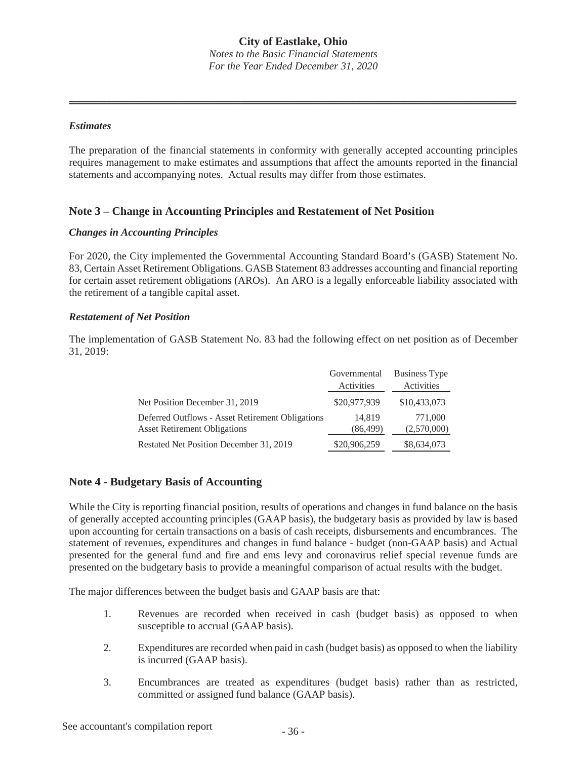### *Estimates*

The preparation of the financial statements in conformity with generally accepted accounting principles requires management to make estimates and assumptions that affect the amounts reported in the financial statements and accompanying notes. Actual results may differ from those estimates.

## Note 3 – Change in Accounting Principles and Restatement of Net Position

### *Changes in Accounting Principles*

For 2020, the City implemented the Governmental Accounting Standard Board's (GASB) Statement No. 83, Certain Asset Retirement Obligations. GASB Statement 83 addresses accounting and financial reporting for certain asset retirement obligations (AROs). An ARO is a legally enforceable liability associated with the retirement of a tangible capital asset.

### *Restatement of Net Position*

The implementation of GASB Statement No. 83 had the following effect on net position as of December 31, 2019:

| | Governmental Activities | Business Type Activities |
|---|---|---|
| Net Position December 31, 2019 | $20,977,939 | $10,433,073 |
| Deferred Outflows - Asset Retirement Obligations | 14,819 | 771,000 |
| Asset Retirement Obligations | (86,499) | (2,570,000) |
| Restated Net Position December 31, 2019 | $20,906,259 | $8,634,073 |

## Note 4 - Budgetary Basis of Accounting

While the City is reporting financial position, results of operations and changes in fund balance on the basis of generally accepted accounting principles (GAAP basis), the budgetary basis as provided by law is based upon accounting for certain transactions on a basis of cash receipts, disbursements and encumbrances. The statement of revenues, expenditures and changes in fund balance - budget (non-GAAP basis) and Actual presented for the general fund and fire and ems levy and coronavirus relief special revenue funds are presented on the budgetary basis to provide a meaningful comparison of actual results with the budget.

The major differences between the budget basis and GAAP basis are that:

1. Revenues are recorded when received in cash (budget basis) as opposed to when susceptible to accrual (GAAP basis).
2. Expenditures are recorded when paid in cash (budget basis) as opposed to when the liability is incurred (GAAP basis).
3. Encumbrances are treated as expenditures (budget basis) rather than as restricted, committed or assigned fund balance (GAAP basis).

See accountant's compilation report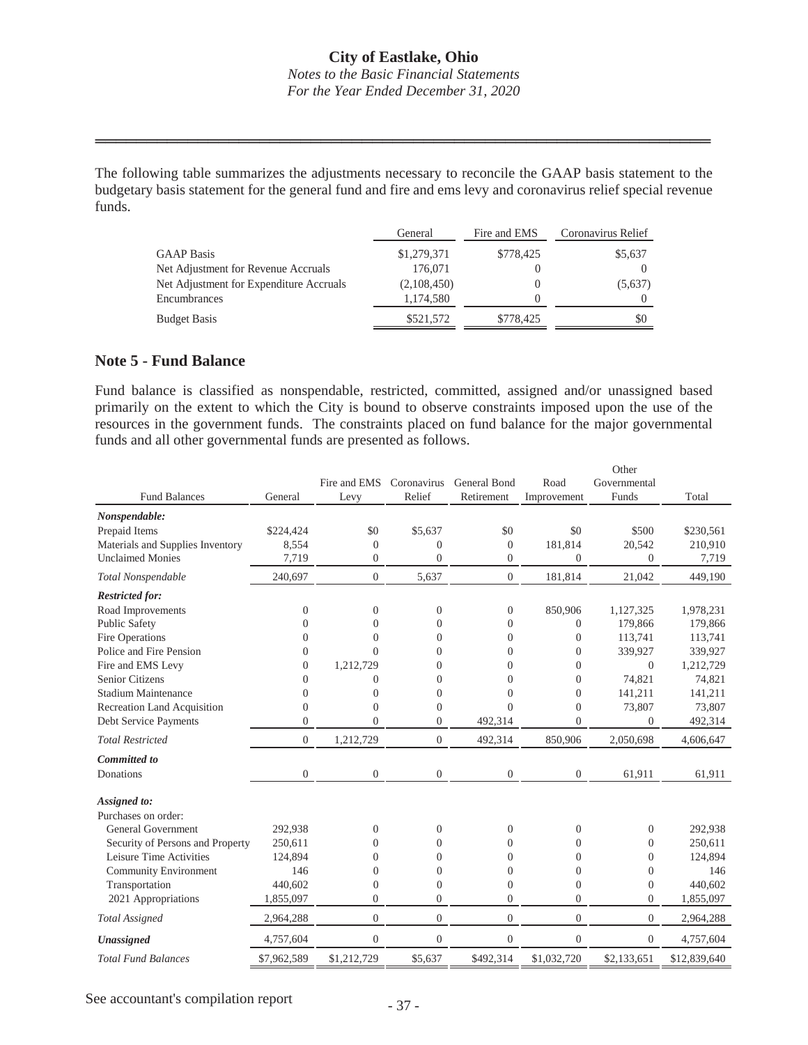The following table summarizes the adjustments necessary to reconcile the GAAP basis statement to the budgetary basis statement for the general fund and fire and ems levy and coronavirus relief special revenue funds.

| | General | Fire and EMS | Coronavirus Relief |
|---|---|---|---|
| GAAP Basis | $1,279,371 | $778,425 | $5,637 |
| Net Adjustment for Revenue Accruals | 176,071 | 0 | 0 |
| Net Adjustment for Expenditure Accruals | (2,108,450) | 0 | (5,637) |
| Encumbrances | 1,174,580 | 0 | 0 |
| Budget Basis | $521,572 | $778,425 | $0 |

## Note 5 - Fund Balance

Fund balance is classified as nonspendable, restricted, committed, assigned and/or unassigned based primarily on the extent to which the City is bound to observe constraints imposed upon the use of the resources in the government funds. The constraints placed on fund balance for the major governmental funds and all other governmental funds are presented as follows.

| Fund Balances | General | Fire and EMS Levy | Coronavirus Relief | General Bond Retirement | Road Improvement | Other Governmental Funds | Total |
|---|---|---|---|---|---|---|---|
| ***Nonspendable:*** | | | | | | | |
| Prepaid Items | $224,424 | $0 | $5,637 | $0 | $0 | $500 | $230,561 |
| Materials and Supplies Inventory | 8,554 | 0 | 0 | 0 | 181,814 | 20,542 | 210,910 |
| Unclaimed Monies | 7,719 | 0 | 0 | 0 | 0 | 0 | 7,719 |
| *Total Nonspendable* | 240,697 | 0 | 5,637 | 0 | 181,814 | 21,042 | 449,190 |
| ***Restricted for:*** | | | | | | | |
| Road Improvements | 0 | 0 | 0 | 0 | 850,906 | 1,127,325 | 1,978,231 |
| Public Safety | 0 | 0 | 0 | 0 | 0 | 179,866 | 179,866 |
| Fire Operations | 0 | 0 | 0 | 0 | 0 | 113,741 | 113,741 |
| Police and Fire Pension | 0 | 0 | 0 | 0 | 0 | 339,927 | 339,927 |
| Fire and EMS Levy | 0 | 1,212,729 | 0 | 0 | 0 | 0 | 1,212,729 |
| Senior Citizens | 0 | 0 | 0 | 0 | 0 | 74,821 | 74,821 |
| Stadium Maintenance | 0 | 0 | 0 | 0 | 0 | 141,211 | 141,211 |
| Recreation Land Acquisition | 0 | 0 | 0 | 0 | 0 | 73,807 | 73,807 |
| Debt Service Payments | 0 | 0 | 0 | 492,314 | 0 | 0 | 492,314 |
| *Total Restricted* | 0 | 1,212,729 | 0 | 492,314 | 850,906 | 2,050,698 | 4,606,647 |
| ***Committed to*** | | | | | | | |
| Donations | 0 | 0 | 0 | 0 | 0 | 61,911 | 61,911 |
| ***Assigned to:*** | | | | | | | |
| Purchases on order: | | | | | | | |
| General Government | 292,938 | 0 | 0 | 0 | 0 | 0 | 292,938 |
| Security of Persons and Property | 250,611 | 0 | 0 | 0 | 0 | 0 | 250,611 |
| Leisure Time Activities | 124,894 | 0 | 0 | 0 | 0 | 0 | 124,894 |
| Community Environment | 146 | 0 | 0 | 0 | 0 | 0 | 146 |
| Transportation | 440,602 | 0 | 0 | 0 | 0 | 0 | 440,602 |
| 2021 Appropriations | 1,855,097 | 0 | 0 | 0 | 0 | 0 | 1,855,097 |
| *Total Assigned* | 2,964,288 | 0 | 0 | 0 | 0 | 0 | 2,964,288 |
| ***Unassigned*** | 4,757,604 | 0 | 0 | 0 | 0 | 0 | 4,757,604 |
| *Total Fund Balances* | $7,962,589 | $1,212,729 | $5,637 | $492,314 | $1,032,720 | $2,133,651 | $12,839,640 |

See accountant's compilation report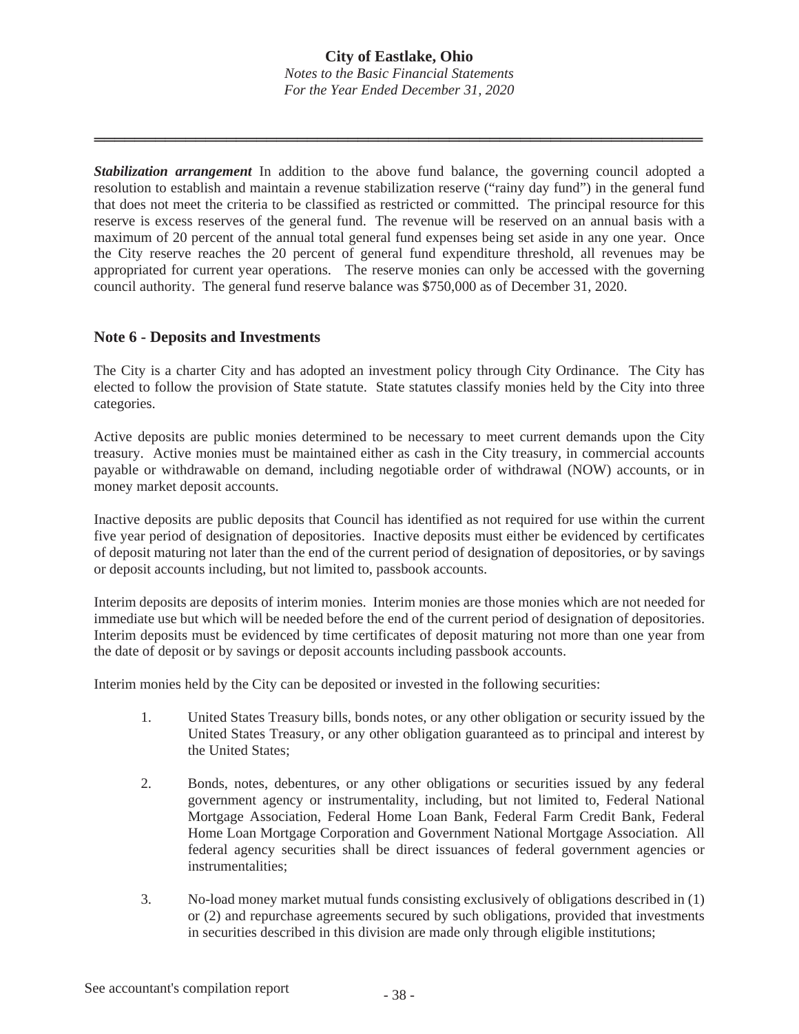***Stabilization arrangement*** In addition to the above fund balance, the governing council adopted a resolution to establish and maintain a revenue stabilization reserve ("rainy day fund") in the general fund that does not meet the criteria to be classified as restricted or committed. The principal resource for this reserve is excess reserves of the general fund. The revenue will be reserved on an annual basis with a maximum of 20 percent of the annual total general fund expenses being set aside in any one year. Once the City reserve reaches the 20 percent of general fund expenditure threshold, all revenues may be appropriated for current year operations. The reserve monies can only be accessed with the governing council authority. The general fund reserve balance was $750,000 as of December 31, 2020.

## Note 6 - Deposits and Investments

The City is a charter City and has adopted an investment policy through City Ordinance. The City has elected to follow the provision of State statute. State statutes classify monies held by the City into three categories.

Active deposits are public monies determined to be necessary to meet current demands upon the City treasury. Active monies must be maintained either as cash in the City treasury, in commercial accounts payable or withdrawable on demand, including negotiable order of withdrawal (NOW) accounts, or in money market deposit accounts.

Inactive deposits are public deposits that Council has identified as not required for use within the current five year period of designation of depositories. Inactive deposits must either be evidenced by certificates of deposit maturing not later than the end of the current period of designation of depositories, or by savings or deposit accounts including, but not limited to, passbook accounts.

Interim deposits are deposits of interim monies. Interim monies are those monies which are not needed for immediate use but which will be needed before the end of the current period of designation of depositories. Interim deposits must be evidenced by time certificates of deposit maturing not more than one year from the date of deposit or by savings or deposit accounts including passbook accounts.

Interim monies held by the City can be deposited or invested in the following securities:

1. United States Treasury bills, bonds notes, or any other obligation or security issued by the United States Treasury, or any other obligation guaranteed as to principal and interest by the United States;

2. Bonds, notes, debentures, or any other obligations or securities issued by any federal government agency or instrumentality, including, but not limited to, Federal National Mortgage Association, Federal Home Loan Bank, Federal Farm Credit Bank, Federal Home Loan Mortgage Corporation and Government National Mortgage Association. All federal agency securities shall be direct issuances of federal government agencies or instrumentalities;

3. No-load money market mutual funds consisting exclusively of obligations described in (1) or (2) and repurchase agreements secured by such obligations, provided that investments in securities described in this division are made only through eligible institutions;

See accountant's compilation report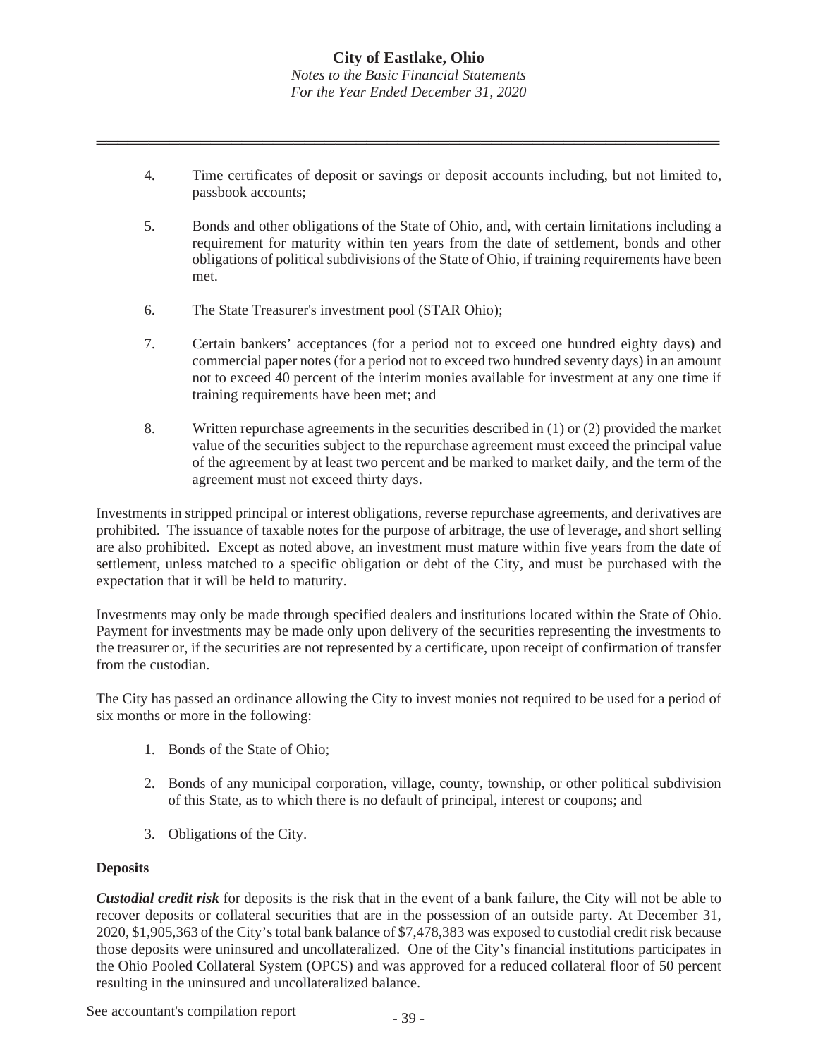4. Time certificates of deposit or savings or deposit accounts including, but not limited to, passbook accounts;

5. Bonds and other obligations of the State of Ohio, and, with certain limitations including a requirement for maturity within ten years from the date of settlement, bonds and other obligations of political subdivisions of the State of Ohio, if training requirements have been met.

6. The State Treasurer's investment pool (STAR Ohio);

7. Certain bankers' acceptances (for a period not to exceed one hundred eighty days) and commercial paper notes (for a period not to exceed two hundred seventy days) in an amount not to exceed 40 percent of the interim monies available for investment at any one time if training requirements have been met; and

8. Written repurchase agreements in the securities described in (1) or (2) provided the market value of the securities subject to the repurchase agreement must exceed the principal value of the agreement by at least two percent and be marked to market daily, and the term of the agreement must not exceed thirty days.

Investments in stripped principal or interest obligations, reverse repurchase agreements, and derivatives are prohibited. The issuance of taxable notes for the purpose of arbitrage, the use of leverage, and short selling are also prohibited. Except as noted above, an investment must mature within five years from the date of settlement, unless matched to a specific obligation or debt of the City, and must be purchased with the expectation that it will be held to maturity.

Investments may only be made through specified dealers and institutions located within the State of Ohio. Payment for investments may be made only upon delivery of the securities representing the investments to the treasurer or, if the securities are not represented by a certificate, upon receipt of confirmation of transfer from the custodian.

The City has passed an ordinance allowing the City to invest monies not required to be used for a period of six months or more in the following:

1. Bonds of the State of Ohio;

2. Bonds of any municipal corporation, village, county, township, or other political subdivision of this State, as to which there is no default of principal, interest or coupons; and

3. Obligations of the City.

**Deposits**

***Custodial credit risk*** for deposits is the risk that in the event of a bank failure, the City will not be able to recover deposits or collateral securities that are in the possession of an outside party. At December 31, 2020, $1,905,363 of the City's total bank balance of $7,478,383 was exposed to custodial credit risk because those deposits were uninsured and uncollateralized. One of the City's financial institutions participates in the Ohio Pooled Collateral System (OPCS) and was approved for a reduced collateral floor of 50 percent resulting in the uninsured and uncollateralized balance.

See accountant's compilation report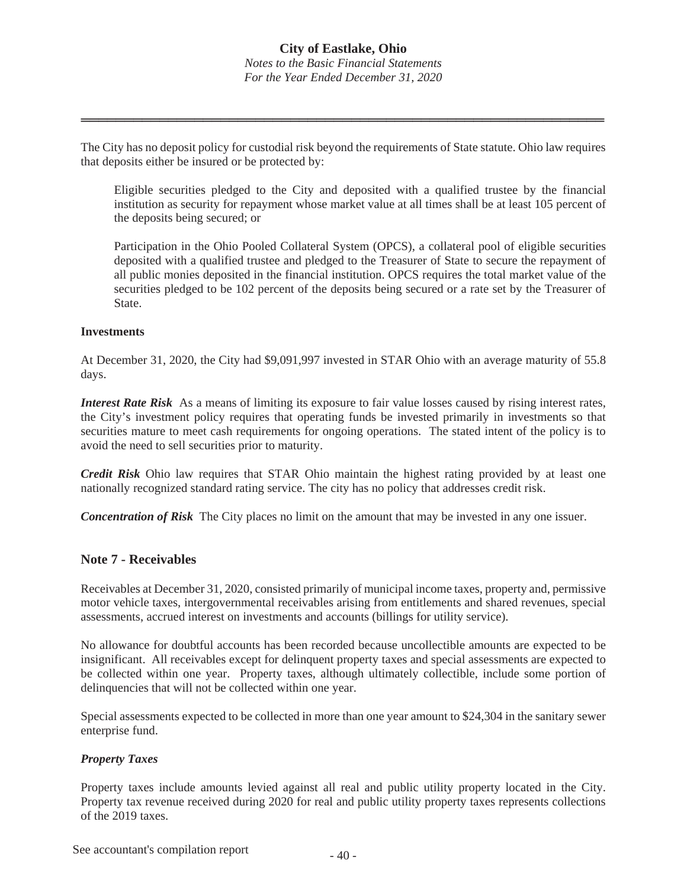The City has no deposit policy for custodial risk beyond the requirements of State statute. Ohio law requires that deposits either be insured or be protected by:

Eligible securities pledged to the City and deposited with a qualified trustee by the financial institution as security for repayment whose market value at all times shall be at least 105 percent of the deposits being secured; or

Participation in the Ohio Pooled Collateral System (OPCS), a collateral pool of eligible securities deposited with a qualified trustee and pledged to the Treasurer of State to secure the repayment of all public monies deposited in the financial institution. OPCS requires the total market value of the securities pledged to be 102 percent of the deposits being secured or a rate set by the Treasurer of State.

**Investments**

At December 31, 2020, the City had $9,091,997 invested in STAR Ohio with an average maturity of 55.8 days.

***Interest Rate Risk*** As a means of limiting its exposure to fair value losses caused by rising interest rates, the City's investment policy requires that operating funds be invested primarily in investments so that securities mature to meet cash requirements for ongoing operations. The stated intent of the policy is to avoid the need to sell securities prior to maturity.

***Credit Risk*** Ohio law requires that STAR Ohio maintain the highest rating provided by at least one nationally recognized standard rating service. The city has no policy that addresses credit risk.

***Concentration of Risk*** The City places no limit on the amount that may be invested in any one issuer.

## Note 7 - Receivables

Receivables at December 31, 2020, consisted primarily of municipal income taxes, property and, permissive motor vehicle taxes, intergovernmental receivables arising from entitlements and shared revenues, special assessments, accrued interest on investments and accounts (billings for utility service).

No allowance for doubtful accounts has been recorded because uncollectible amounts are expected to be insignificant. All receivables except for delinquent property taxes and special assessments are expected to be collected within one year. Property taxes, although ultimately collectible, include some portion of delinquencies that will not be collected within one year.

Special assessments expected to be collected in more than one year amount to $24,304 in the sanitary sewer enterprise fund.

### *Property Taxes*

Property taxes include amounts levied against all real and public utility property located in the City. Property tax revenue received during 2020 for real and public utility property taxes represents collections of the 2019 taxes.

See accountant's compilation report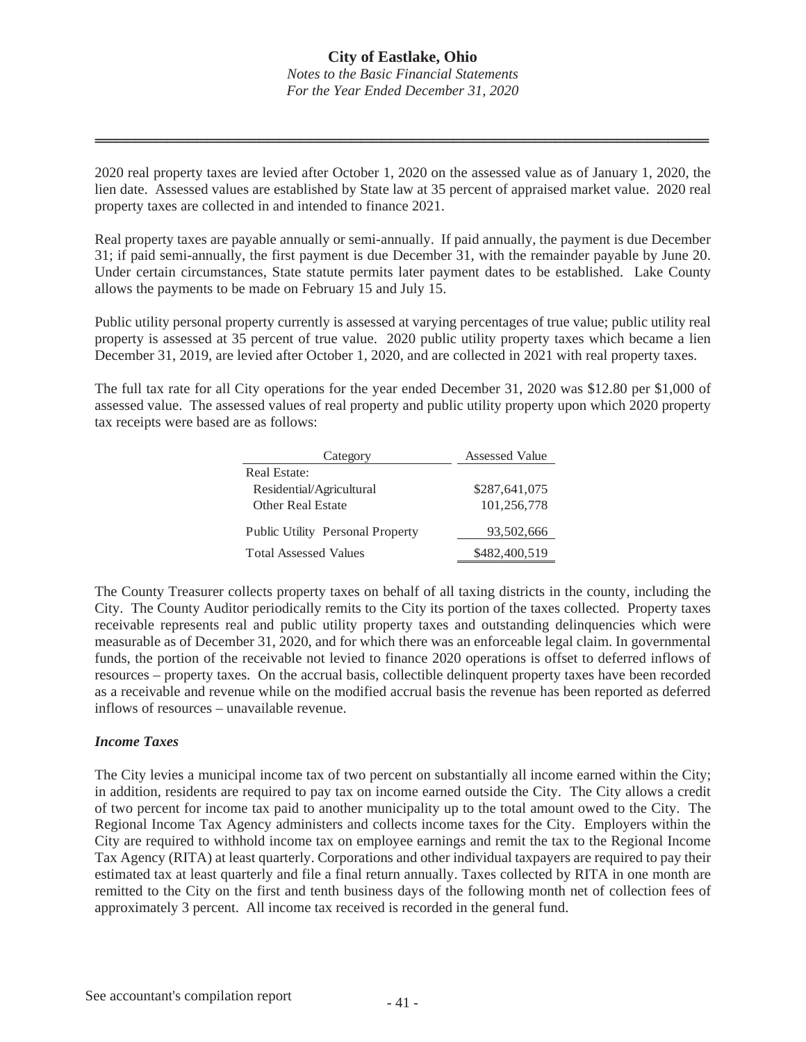2020 real property taxes are levied after October 1, 2020 on the assessed value as of January 1, 2020, the lien date. Assessed values are established by State law at 35 percent of appraised market value. 2020 real property taxes are collected in and intended to finance 2021.

Real property taxes are payable annually or semi-annually. If paid annually, the payment is due December 31; if paid semi-annually, the first payment is due December 31, with the remainder payable by June 20. Under certain circumstances, State statute permits later payment dates to be established. Lake County allows the payments to be made on February 15 and July 15.

Public utility personal property currently is assessed at varying percentages of true value; public utility real property is assessed at 35 percent of true value. 2020 public utility property taxes which became a lien December 31, 2019, are levied after October 1, 2020, and are collected in 2021 with real property taxes.

The full tax rate for all City operations for the year ended December 31, 2020 was $12.80 per $1,000 of assessed value. The assessed values of real property and public utility property upon which 2020 property tax receipts were based are as follows:

| Category | Assessed Value |
|---|---|
| Real Estate: | |
| Residential/Agricultural | $287,641,075 |
| Other Real Estate | 101,256,778 |
| Public Utility Personal Property | 93,502,666 |
| Total Assessed Values | $482,400,519 |

The County Treasurer collects property taxes on behalf of all taxing districts in the county, including the City. The County Auditor periodically remits to the City its portion of the taxes collected. Property taxes receivable represents real and public utility property taxes and outstanding delinquencies which were measurable as of December 31, 2020, and for which there was an enforceable legal claim. In governmental funds, the portion of the receivable not levied to finance 2020 operations is offset to deferred inflows of resources – property taxes. On the accrual basis, collectible delinquent property taxes have been recorded as a receivable and revenue while on the modified accrual basis the revenue has been reported as deferred inflows of resources – unavailable revenue.

***Income Taxes***

The City levies a municipal income tax of two percent on substantially all income earned within the City; in addition, residents are required to pay tax on income earned outside the City. The City allows a credit of two percent for income tax paid to another municipality up to the total amount owed to the City. The Regional Income Tax Agency administers and collects income taxes for the City. Employers within the City are required to withhold income tax on employee earnings and remit the tax to the Regional Income Tax Agency (RITA) at least quarterly. Corporations and other individual taxpayers are required to pay their estimated tax at least quarterly and file a final return annually. Taxes collected by RITA in one month are remitted to the City on the first and tenth business days of the following month net of collection fees of approximately 3 percent. All income tax received is recorded in the general fund.

See accountant's compilation report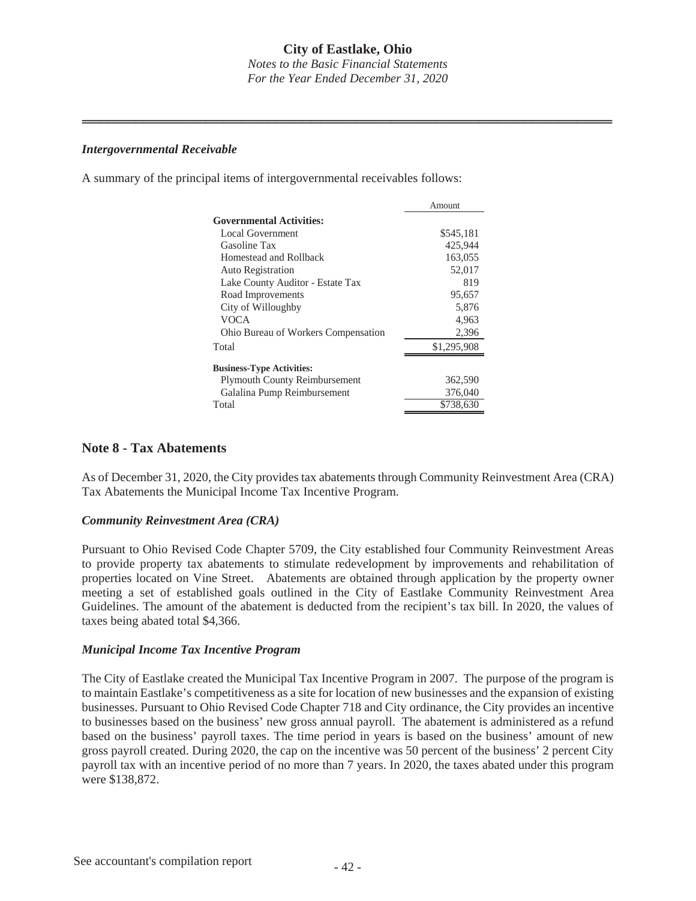### *Intergovernmental Receivable*

A summary of the principal items of intergovernmental receivables follows:

| | Amount |
|---|---|
| **Governmental Activities:** | |
| Local Government | $545,181 |
| Gasoline Tax | 425,944 |
| Homestead and Rollback | 163,055 |
| Auto Registration | 52,017 |
| Lake County Auditor - Estate Tax | 819 |
| Road Improvements | 95,657 |
| City of Willoughby | 5,876 |
| VOCA | 4,963 |
| Ohio Bureau of Workers Compensation | 2,396 |
| Total | $1,295,908 |
| **Business-Type Activities:** | |
| Plymouth County Reimbursement | 362,590 |
| Galalina Pump Reimbursement | 376,040 |
| Total | $738,630 |

## Note 8 - Tax Abatements

As of December 31, 2020, the City provides tax abatements through Community Reinvestment Area (CRA) Tax Abatements the Municipal Income Tax Incentive Program.

### *Community Reinvestment Area (CRA)*

Pursuant to Ohio Revised Code Chapter 5709, the City established four Community Reinvestment Areas to provide property tax abatements to stimulate redevelopment by improvements and rehabilitation of properties located on Vine Street. Abatements are obtained through application by the property owner meeting a set of established goals outlined in the City of Eastlake Community Reinvestment Area Guidelines. The amount of the abatement is deducted from the recipient's tax bill. In 2020, the values of taxes being abated total $4,366.

### *Municipal Income Tax Incentive Program*

The City of Eastlake created the Municipal Tax Incentive Program in 2007. The purpose of the program is to maintain Eastlake's competitiveness as a site for location of new businesses and the expansion of existing businesses. Pursuant to Ohio Revised Code Chapter 718 and City ordinance, the City provides an incentive to businesses based on the business' new gross annual payroll. The abatement is administered as a refund based on the business' payroll taxes. The time period in years is based on the business' amount of new gross payroll created. During 2020, the cap on the incentive was 50 percent of the business' 2 percent City payroll tax with an incentive period of no more than 7 years. In 2020, the taxes abated under this program were $138,872.

See accountant's compilation report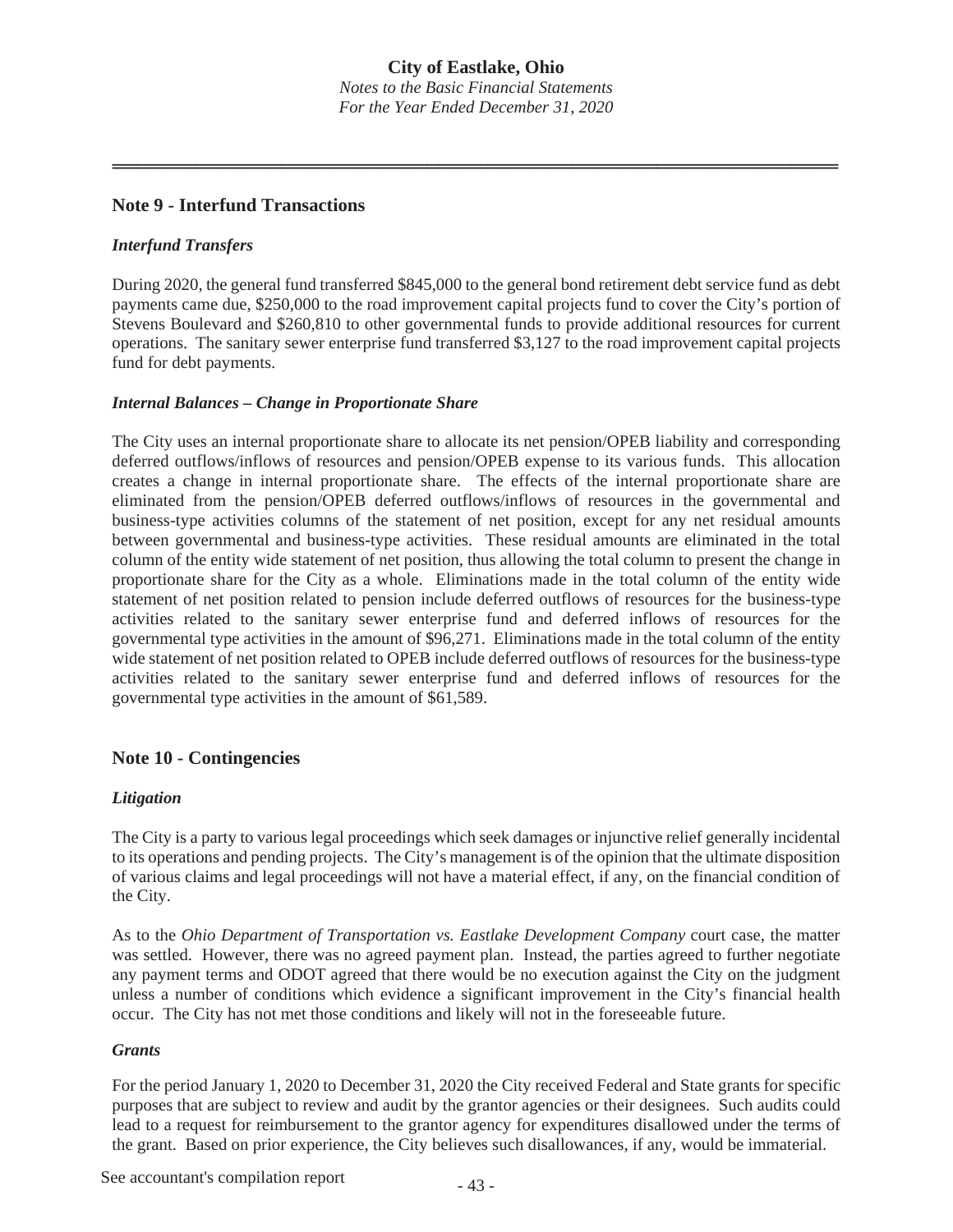## Note 9 - Interfund Transactions

### *Interfund Transfers*

During 2020, the general fund transferred $845,000 to the general bond retirement debt service fund as debt payments came due, $250,000 to the road improvement capital projects fund to cover the City's portion of Stevens Boulevard and $260,810 to other governmental funds to provide additional resources for current operations. The sanitary sewer enterprise fund transferred $3,127 to the road improvement capital projects fund for debt payments.

### *Internal Balances – Change in Proportionate Share*

The City uses an internal proportionate share to allocate its net pension/OPEB liability and corresponding deferred outflows/inflows of resources and pension/OPEB expense to its various funds. This allocation creates a change in internal proportionate share. The effects of the internal proportionate share are eliminated from the pension/OPEB deferred outflows/inflows of resources in the governmental and business-type activities columns of the statement of net position, except for any net residual amounts between governmental and business-type activities. These residual amounts are eliminated in the total column of the entity wide statement of net position, thus allowing the total column to present the change in proportionate share for the City as a whole. Eliminations made in the total column of the entity wide statement of net position related to pension include deferred outflows of resources for the business-type activities related to the sanitary sewer enterprise fund and deferred inflows of resources for the governmental type activities in the amount of $96,271. Eliminations made in the total column of the entity wide statement of net position related to OPEB include deferred outflows of resources for the business-type activities related to the sanitary sewer enterprise fund and deferred inflows of resources for the governmental type activities in the amount of $61,589.

## Note 10 - Contingencies

### *Litigation*

The City is a party to various legal proceedings which seek damages or injunctive relief generally incidental to its operations and pending projects. The City's management is of the opinion that the ultimate disposition of various claims and legal proceedings will not have a material effect, if any, on the financial condition of the City.

As to the *Ohio Department of Transportation vs. Eastlake Development Company* court case, the matter was settled. However, there was no agreed payment plan. Instead, the parties agreed to further negotiate any payment terms and ODOT agreed that there would be no execution against the City on the judgment unless a number of conditions which evidence a significant improvement in the City's financial health occur. The City has not met those conditions and likely will not in the foreseeable future.

### *Grants*

For the period January 1, 2020 to December 31, 2020 the City received Federal and State grants for specific purposes that are subject to review and audit by the grantor agencies or their designees. Such audits could lead to a request for reimbursement to the grantor agency for expenditures disallowed under the terms of the grant. Based on prior experience, the City believes such disallowances, if any, would be immaterial.

See accountant's compilation report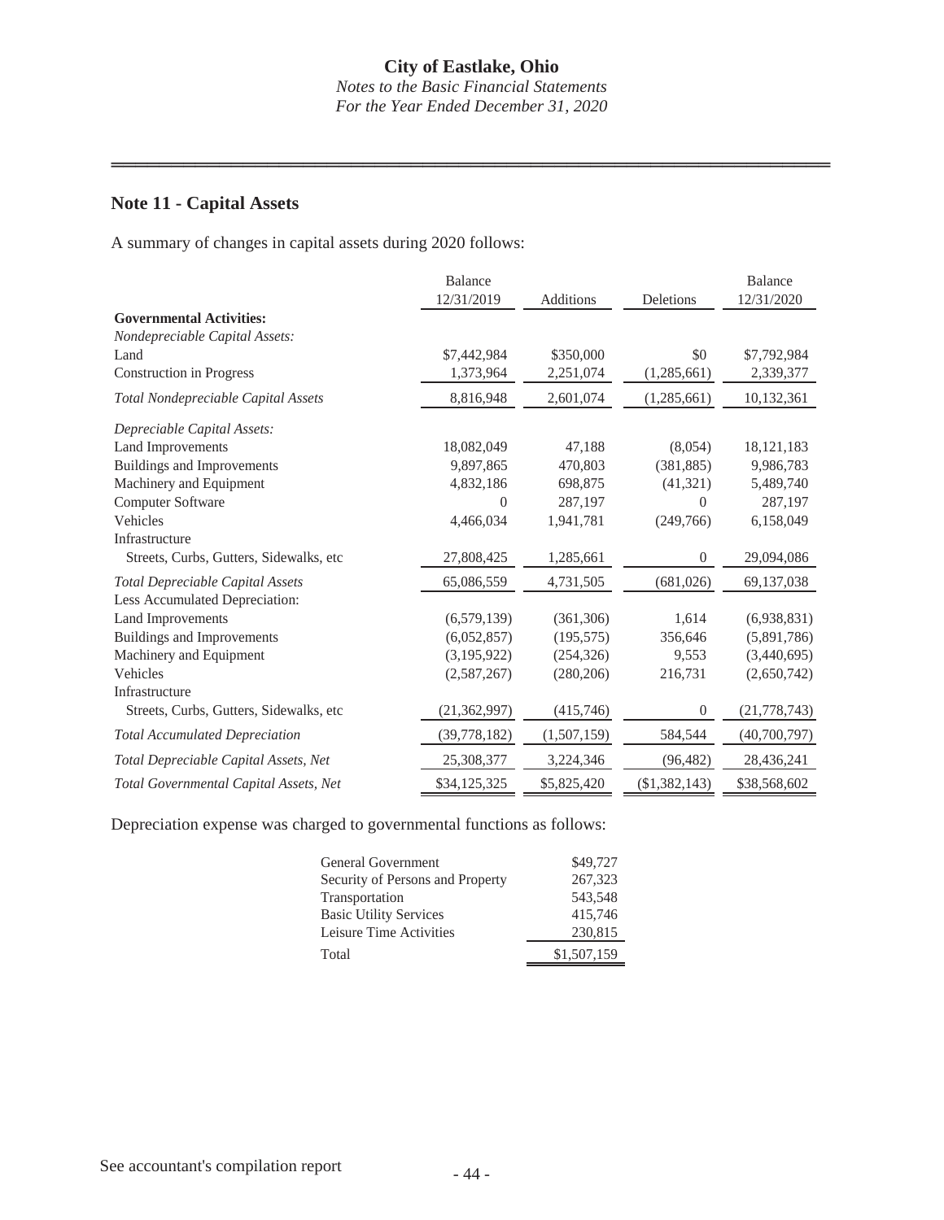## Note 11 - Capital Assets

A summary of changes in capital assets during 2020 follows:

| | Balance 12/31/2019 | Additions | Deletions | Balance 12/31/2020 |
|---|---|---|---|---|
| **Governmental Activities:** | | | | |
| *Nondepreciable Capital Assets:* | | | | |
| Land | $7,442,984 | $350,000 | $0 | $7,792,984 |
| Construction in Progress | 1,373,964 | 2,251,074 | (1,285,661) | 2,339,377 |
| *Total Nondepreciable Capital Assets* | 8,816,948 | 2,601,074 | (1,285,661) | 10,132,361 |
| *Depreciable Capital Assets:* | | | | |
| Land Improvements | 18,082,049 | 47,188 | (8,054) | 18,121,183 |
| Buildings and Improvements | 9,897,865 | 470,803 | (381,885) | 9,986,783 |
| Machinery and Equipment | 4,832,186 | 698,875 | (41,321) | 5,489,740 |
| Computer Software | 0 | 287,197 | 0 | 287,197 |
| Vehicles | 4,466,034 | 1,941,781 | (249,766) | 6,158,049 |
| Infrastructure | | | | |
| Streets, Curbs, Gutters, Sidewalks, etc | 27,808,425 | 1,285,661 | 0 | 29,094,086 |
| *Total Depreciable Capital Assets* | 65,086,559 | 4,731,505 | (681,026) | 69,137,038 |
| Less Accumulated Depreciation: | | | | |
| Land Improvements | (6,579,139) | (361,306) | 1,614 | (6,938,831) |
| Buildings and Improvements | (6,052,857) | (195,575) | 356,646 | (5,891,786) |
| Machinery and Equipment | (3,195,922) | (254,326) | 9,553 | (3,440,695) |
| Vehicles | (2,587,267) | (280,206) | 216,731 | (2,650,742) |
| Infrastructure | | | | |
| Streets, Curbs, Gutters, Sidewalks, etc | (21,362,997) | (415,746) | 0 | (21,778,743) |
| *Total Accumulated Depreciation* | (39,778,182) | (1,507,159) | 584,544 | (40,700,797) |
| *Total Depreciable Capital Assets, Net* | 25,308,377 | 3,224,346 | (96,482) | 28,436,241 |
| *Total Governmental Capital Assets, Net* | $34,125,325 | $5,825,420 | ($1,382,143) | $38,568,602 |

Depreciation expense was charged to governmental functions as follows:

| | |
|---|---|
| General Government | $49,727 |
| Security of Persons and Property | 267,323 |
| Transportation | 543,548 |
| Basic Utility Services | 415,746 |
| Leisure Time Activities | 230,815 |
| Total | $1,507,159 |

See accountant's compilation report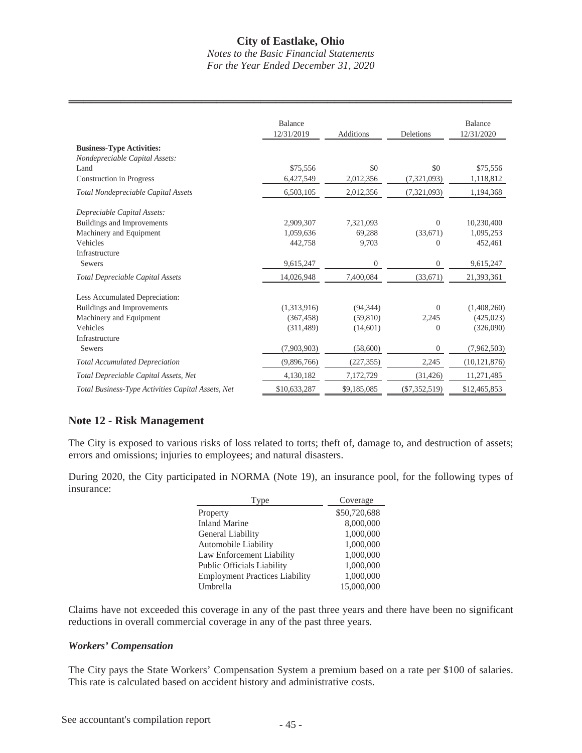| | Balance 12/31/2019 | Additions | Deletions | Balance 12/31/2020 |
|---|---|---|---|---|
| **Business-Type Activities:** | | | | |
| *Nondepreciable Capital Assets:* | | | | |
| Land | $75,556 | $0 | $0 | $75,556 |
| Construction in Progress | 6,427,549 | 2,012,356 | (7,321,093) | 1,118,812 |
| *Total Nondepreciable Capital Assets* | 6,503,105 | 2,012,356 | (7,321,093) | 1,194,368 |
| *Depreciable Capital Assets:* | | | | |
| Buildings and Improvements | 2,909,307 | 7,321,093 | 0 | 10,230,400 |
| Machinery and Equipment | 1,059,636 | 69,288 | (33,671) | 1,095,253 |
| Vehicles | 442,758 | 9,703 | 0 | 452,461 |
| Infrastructure | | | | |
| Sewers | 9,615,247 | 0 | 0 | 9,615,247 |
| *Total Depreciable Capital Assets* | 14,026,948 | 7,400,084 | (33,671) | 21,393,361 |
| Less Accumulated Depreciation: | | | | |
| Buildings and Improvements | (1,313,916) | (94,344) | 0 | (1,408,260) |
| Machinery and Equipment | (367,458) | (59,810) | 2,245 | (425,023) |
| Vehicles | (311,489) | (14,601) | 0 | (326,090) |
| Infrastructure | | | | |
| Sewers | (7,903,903) | (58,600) | 0 | (7,962,503) |
| *Total Accumulated Depreciation* | (9,896,766) | (227,355) | 2,245 | (10,121,876) |
| *Total Depreciable Capital Assets, Net* | 4,130,182 | 7,172,729 | (31,426) | 11,271,485 |
| *Total Business-Type Activities Capital Assets, Net* | $10,633,287 | $9,185,085 | ($7,352,519) | $12,465,853 |

## Note 12 - Risk Management

The City is exposed to various risks of loss related to torts; theft of, damage to, and destruction of assets; errors and omissions; injuries to employees; and natural disasters.

During 2020, the City participated in NORMA (Note 19), an insurance pool, for the following types of insurance:

| Type | Coverage |
|---|---|
| Property | $50,720,688 |
| Inland Marine | 8,000,000 |
| General Liability | 1,000,000 |
| Automobile Liability | 1,000,000 |
| Law Enforcement Liability | 1,000,000 |
| Public Officials Liability | 1,000,000 |
| Employment Practices Liability | 1,000,000 |
| Umbrella | 15,000,000 |

Claims have not exceeded this coverage in any of the past three years and there have been no significant reductions in overall commercial coverage in any of the past three years.

### *Workers' Compensation*

The City pays the State Workers' Compensation System a premium based on a rate per $100 of salaries. This rate is calculated based on accident history and administrative costs.

See accountant's compilation report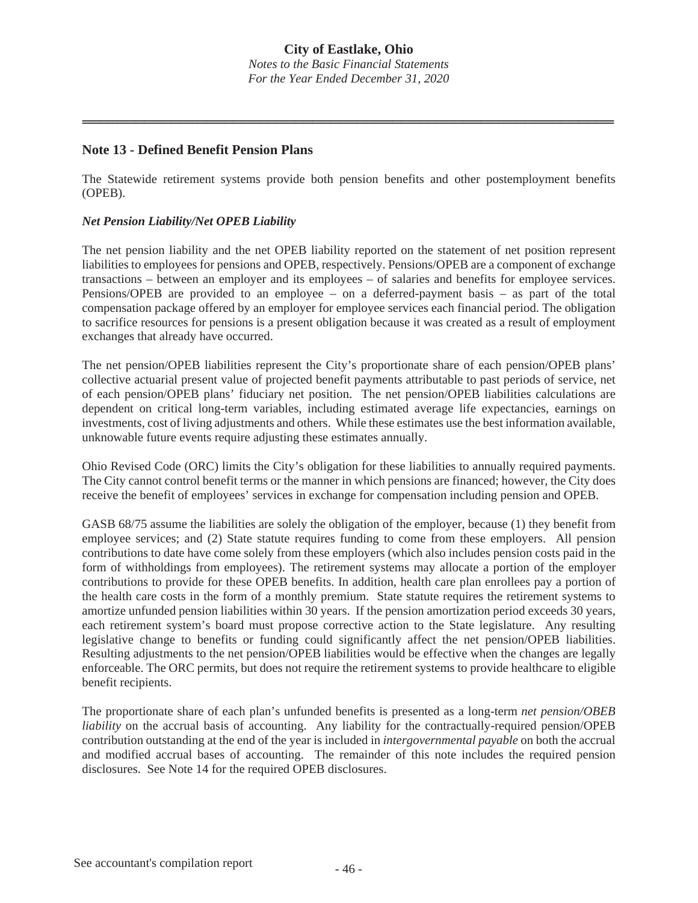## Note 13 - Defined Benefit Pension Plans

The Statewide retirement systems provide both pension benefits and other postemployment benefits (OPEB).

### *Net Pension Liability/Net OPEB Liability*

The net pension liability and the net OPEB liability reported on the statement of net position represent liabilities to employees for pensions and OPEB, respectively. Pensions/OPEB are a component of exchange transactions – between an employer and its employees – of salaries and benefits for employee services. Pensions/OPEB are provided to an employee – on a deferred-payment basis – as part of the total compensation package offered by an employer for employee services each financial period. The obligation to sacrifice resources for pensions is a present obligation because it was created as a result of employment exchanges that already have occurred.

The net pension/OPEB liabilities represent the City's proportionate share of each pension/OPEB plans' collective actuarial present value of projected benefit payments attributable to past periods of service, net of each pension/OPEB plans' fiduciary net position. The net pension/OPEB liabilities calculations are dependent on critical long-term variables, including estimated average life expectancies, earnings on investments, cost of living adjustments and others. While these estimates use the best information available, unknowable future events require adjusting these estimates annually.

Ohio Revised Code (ORC) limits the City's obligation for these liabilities to annually required payments. The City cannot control benefit terms or the manner in which pensions are financed; however, the City does receive the benefit of employees' services in exchange for compensation including pension and OPEB.

GASB 68/75 assume the liabilities are solely the obligation of the employer, because (1) they benefit from employee services; and (2) State statute requires funding to come from these employers. All pension contributions to date have come solely from these employers (which also includes pension costs paid in the form of withholdings from employees). The retirement systems may allocate a portion of the employer contributions to provide for these OPEB benefits. In addition, health care plan enrollees pay a portion of the health care costs in the form of a monthly premium. State statute requires the retirement systems to amortize unfunded pension liabilities within 30 years. If the pension amortization period exceeds 30 years, each retirement system's board must propose corrective action to the State legislature. Any resulting legislative change to benefits or funding could significantly affect the net pension/OPEB liabilities. Resulting adjustments to the net pension/OPEB liabilities would be effective when the changes are legally enforceable. The ORC permits, but does not require the retirement systems to provide healthcare to eligible benefit recipients.

The proportionate share of each plan's unfunded benefits is presented as a long-term *net pension/OBEB liability* on the accrual basis of accounting. Any liability for the contractually-required pension/OPEB contribution outstanding at the end of the year is included in *intergovernmental payable* on both the accrual and modified accrual bases of accounting. The remainder of this note includes the required pension disclosures. See Note 14 for the required OPEB disclosures.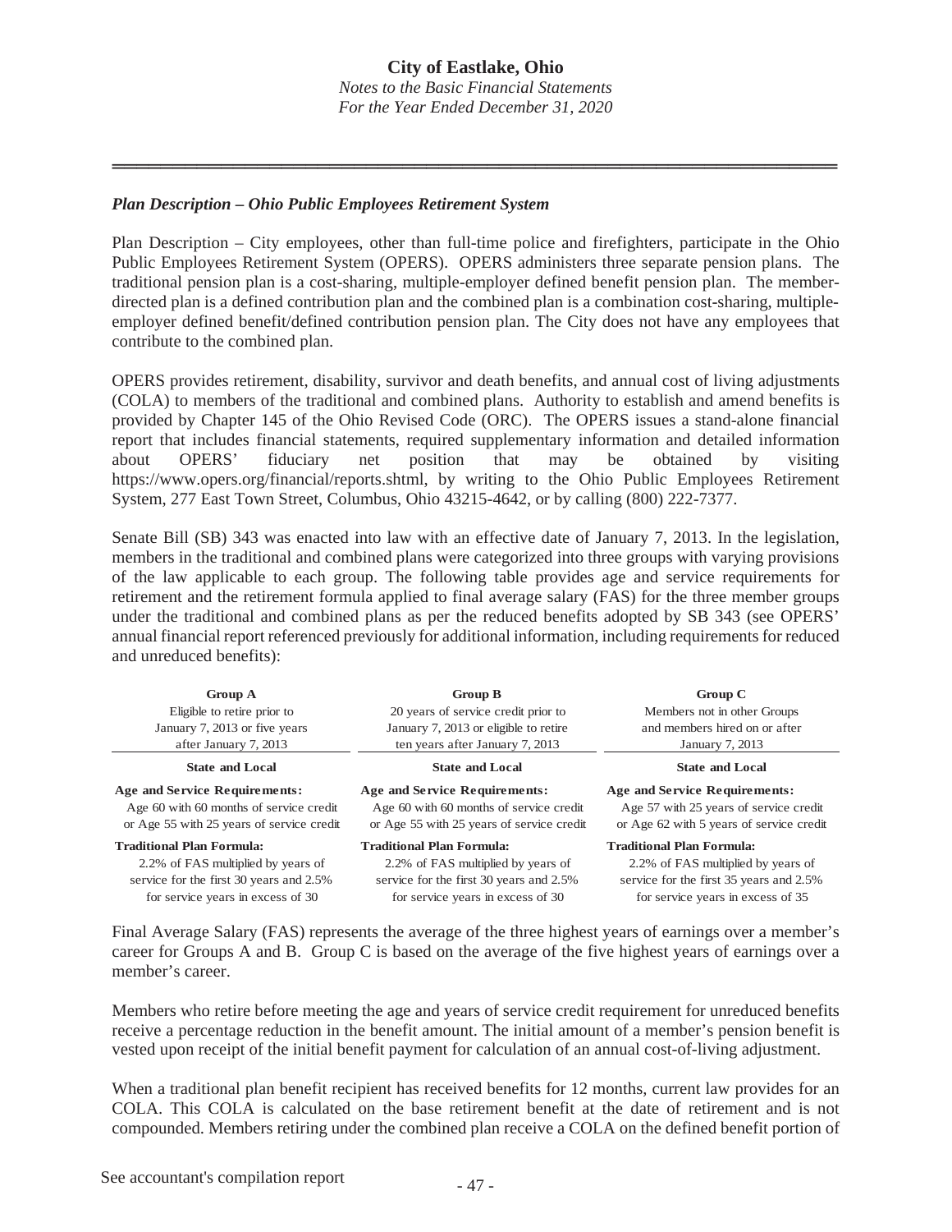### *Plan Description – Ohio Public Employees Retirement System*

Plan Description – City employees, other than full-time police and firefighters, participate in the Ohio Public Employees Retirement System (OPERS). OPERS administers three separate pension plans. The traditional pension plan is a cost-sharing, multiple-employer defined benefit pension plan. The member-directed plan is a defined contribution plan and the combined plan is a combination cost-sharing, multiple-employer defined benefit/defined contribution pension plan. The City does not have any employees that contribute to the combined plan.

OPERS provides retirement, disability, survivor and death benefits, and annual cost of living adjustments (COLA) to members of the traditional and combined plans. Authority to establish and amend benefits is provided by Chapter 145 of the Ohio Revised Code (ORC). The OPERS issues a stand-alone financial report that includes financial statements, required supplementary information and detailed information about OPERS' fiduciary net position that may be obtained by visiting https://www.opers.org/financial/reports.shtml, by writing to the Ohio Public Employees Retirement System, 277 East Town Street, Columbus, Ohio 43215-4642, or by calling (800) 222-7377.

Senate Bill (SB) 343 was enacted into law with an effective date of January 7, 2013. In the legislation, members in the traditional and combined plans were categorized into three groups with varying provisions of the law applicable to each group. The following table provides age and service requirements for retirement and the retirement formula applied to final average salary (FAS) for the three member groups under the traditional and combined plans as per the reduced benefits adopted by SB 343 (see OPERS' annual financial report referenced previously for additional information, including requirements for reduced and unreduced benefits):

| **Group A**<br>Eligible to retire prior to<br>January 7, 2013 or five years<br>after January 7, 2013 | **Group B**<br>20 years of service credit prior to<br>January 7, 2013 or eligible to retire<br>ten years after January 7, 2013 | **Group C**<br>Members not in other Groups<br>and members hired on or after<br>January 7, 2013 |
|---|---|---|
| **State and Local** | **State and Local** | **State and Local** |
| **Age and Service Requirements:**<br>Age 60 with 60 months of service credit<br>or Age 55 with 25 years of service credit | **Age and Service Requirements:**<br>Age 60 with 60 months of service credit<br>or Age 55 with 25 years of service credit | **Age and Service Requirements:**<br>Age 57 with 25 years of service credit<br>or Age 62 with 5 years of service credit |
| **Traditional Plan Formula:**<br>2.2% of FAS multiplied by years of<br>service for the first 30 years and 2.5%<br>for service years in excess of 30 | **Traditional Plan Formula:**<br>2.2% of FAS multiplied by years of<br>service for the first 30 years and 2.5%<br>for service years in excess of 30 | **Traditional Plan Formula:**<br>2.2% of FAS multiplied by years of<br>service for the first 35 years and 2.5%<br>for service years in excess of 35 |

Final Average Salary (FAS) represents the average of the three highest years of earnings over a member's career for Groups A and B. Group C is based on the average of the five highest years of earnings over a member's career.

Members who retire before meeting the age and years of service credit requirement for unreduced benefits receive a percentage reduction in the benefit amount. The initial amount of a member's pension benefit is vested upon receipt of the initial benefit payment for calculation of an annual cost-of-living adjustment.

When a traditional plan benefit recipient has received benefits for 12 months, current law provides for an COLA. This COLA is calculated on the base retirement benefit at the date of retirement and is not compounded. Members retiring under the combined plan receive a COLA on the defined benefit portion of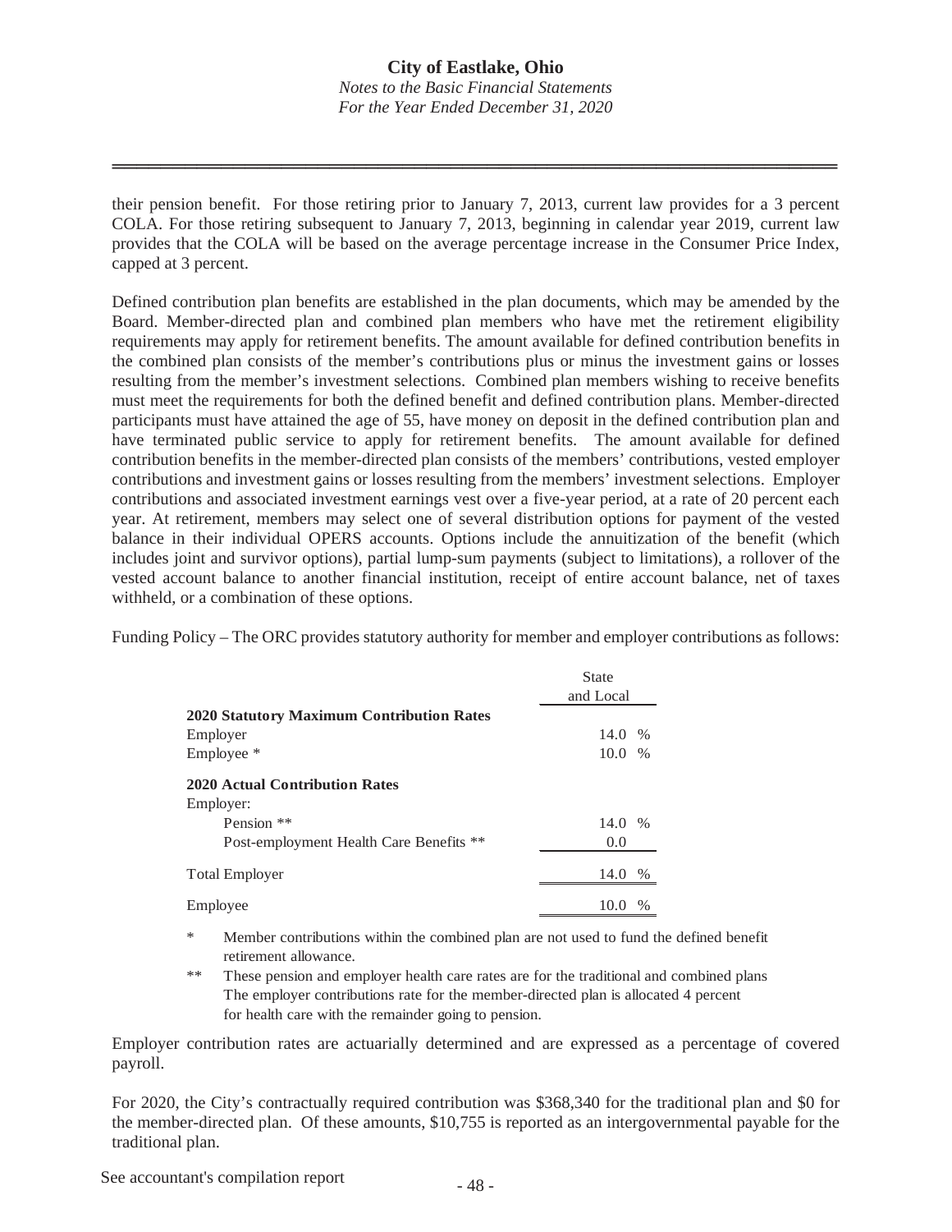their pension benefit. For those retiring prior to January 7, 2013, current law provides for a 3 percent COLA. For those retiring subsequent to January 7, 2013, beginning in calendar year 2019, current law provides that the COLA will be based on the average percentage increase in the Consumer Price Index, capped at 3 percent.

Defined contribution plan benefits are established in the plan documents, which may be amended by the Board. Member-directed plan and combined plan members who have met the retirement eligibility requirements may apply for retirement benefits. The amount available for defined contribution benefits in the combined plan consists of the member's contributions plus or minus the investment gains or losses resulting from the member's investment selections. Combined plan members wishing to receive benefits must meet the requirements for both the defined benefit and defined contribution plans. Member-directed participants must have attained the age of 55, have money on deposit in the defined contribution plan and have terminated public service to apply for retirement benefits. The amount available for defined contribution benefits in the member-directed plan consists of the members' contributions, vested employer contributions and investment gains or losses resulting from the members' investment selections. Employer contributions and associated investment earnings vest over a five-year period, at a rate of 20 percent each year. At retirement, members may select one of several distribution options for payment of the vested balance in their individual OPERS accounts. Options include the annuitization of the benefit (which includes joint and survivor options), partial lump-sum payments (subject to limitations), a rollover of the vested account balance to another financial institution, receipt of entire account balance, net of taxes withheld, or a combination of these options.

Funding Policy – The ORC provides statutory authority for member and employer contributions as follows:

| | State and Local |
|---|---|
| **2020 Statutory Maximum Contribution Rates** | |
| Employer | 14.0 % |
| Employee * | 10.0 % |
| **2020 Actual Contribution Rates** | |
| Employer: | |
| Pension ** | 14.0 % |
| Post-employment Health Care Benefits ** | 0.0 |
| Total Employer | 14.0 % |
| Employee | 10.0 % |

\* Member contributions within the combined plan are not used to fund the defined benefit retirement allowance.

\*\* These pension and employer health care rates are for the traditional and combined plans The employer contributions rate for the member-directed plan is allocated 4 percent for health care with the remainder going to pension.

Employer contribution rates are actuarially determined and are expressed as a percentage of covered payroll.

For 2020, the City's contractually required contribution was $368,340 for the traditional plan and $0 for the member-directed plan. Of these amounts, $10,755 is reported as an intergovernmental payable for the traditional plan.

See accountant's compilation report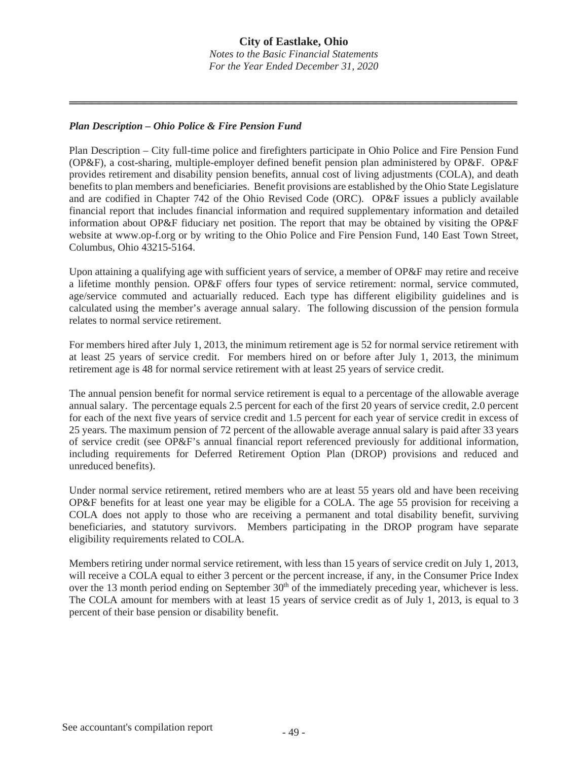### *Plan Description – Ohio Police & Fire Pension Fund*

Plan Description – City full-time police and firefighters participate in Ohio Police and Fire Pension Fund (OP&F), a cost-sharing, multiple-employer defined benefit pension plan administered by OP&F. OP&F provides retirement and disability pension benefits, annual cost of living adjustments (COLA), and death benefits to plan members and beneficiaries. Benefit provisions are established by the Ohio State Legislature and are codified in Chapter 742 of the Ohio Revised Code (ORC). OP&F issues a publicly available financial report that includes financial information and required supplementary information and detailed information about OP&F fiduciary net position. The report that may be obtained by visiting the OP&F website at www.op-f.org or by writing to the Ohio Police and Fire Pension Fund, 140 East Town Street, Columbus, Ohio 43215-5164.

Upon attaining a qualifying age with sufficient years of service, a member of OP&F may retire and receive a lifetime monthly pension. OP&F offers four types of service retirement: normal, service commuted, age/service commuted and actuarially reduced. Each type has different eligibility guidelines and is calculated using the member's average annual salary. The following discussion of the pension formula relates to normal service retirement.

For members hired after July 1, 2013, the minimum retirement age is 52 for normal service retirement with at least 25 years of service credit. For members hired on or before after July 1, 2013, the minimum retirement age is 48 for normal service retirement with at least 25 years of service credit.

The annual pension benefit for normal service retirement is equal to a percentage of the allowable average annual salary. The percentage equals 2.5 percent for each of the first 20 years of service credit, 2.0 percent for each of the next five years of service credit and 1.5 percent for each year of service credit in excess of 25 years. The maximum pension of 72 percent of the allowable average annual salary is paid after 33 years of service credit (see OP&F's annual financial report referenced previously for additional information, including requirements for Deferred Retirement Option Plan (DROP) provisions and reduced and unreduced benefits).

Under normal service retirement, retired members who are at least 55 years old and have been receiving OP&F benefits for at least one year may be eligible for a COLA. The age 55 provision for receiving a COLA does not apply to those who are receiving a permanent and total disability benefit, surviving beneficiaries, and statutory survivors. Members participating in the DROP program have separate eligibility requirements related to COLA.

Members retiring under normal service retirement, with less than 15 years of service credit on July 1, 2013, will receive a COLA equal to either 3 percent or the percent increase, if any, in the Consumer Price Index over the 13 month period ending on September 30th of the immediately preceding year, whichever is less. The COLA amount for members with at least 15 years of service credit as of July 1, 2013, is equal to 3 percent of their base pension or disability benefit.

See accountant's compilation report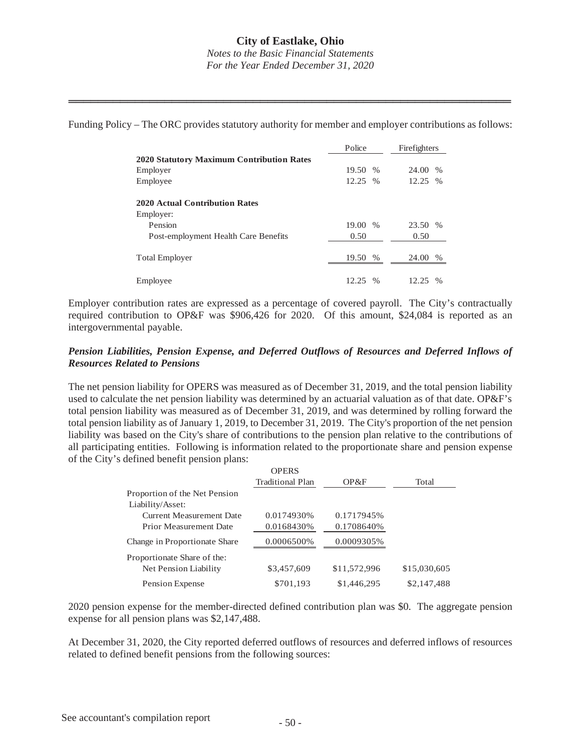Funding Policy – The ORC provides statutory authority for member and employer contributions as follows:

| | Police | Firefighters |
|---|---|---|
| **2020 Statutory Maximum Contribution Rates** | | |
| Employer | 19.50 % | 24.00 % |
| Employee | 12.25 % | 12.25 % |
| | | |
| **2020 Actual Contribution Rates** | | |
| Employer: | | |
| Pension | 19.00 % | 23.50 % |
| Post-employment Health Care Benefits | 0.50 | 0.50 |
| Total Employer | 19.50 % | 24.00 % |
| Employee | 12.25 % | 12.25 % |

Employer contribution rates are expressed as a percentage of covered payroll. The City's contractually required contribution to OP&F was $906,426 for 2020. Of this amount, $24,084 is reported as an intergovernmental payable.

***Pension Liabilities, Pension Expense, and Deferred Outflows of Resources and Deferred Inflows of Resources Related to Pensions***

The net pension liability for OPERS was measured as of December 31, 2019, and the total pension liability used to calculate the net pension liability was determined by an actuarial valuation as of that date. OP&F's total pension liability was measured as of December 31, 2019, and was determined by rolling forward the total pension liability as of January 1, 2019, to December 31, 2019. The City's proportion of the net pension liability was based on the City's share of contributions to the pension plan relative to the contributions of all participating entities. Following is information related to the proportionate share and pension expense of the City's defined benefit pension plans:

| | OPERS Traditional Plan | OP&F | Total |
|---|---|---|---|
| Proportion of the Net Pension Liability/Asset: | | | |
| Current Measurement Date | 0.0174930% | 0.1717945% | |
| Prior Measurement Date | 0.0168430% | 0.1708640% | |
| Change in Proportionate Share | 0.0006500% | 0.0009305% | |
| Proportionate Share of the: | | | |
| Net Pension Liability | $3,457,609 | $11,572,996 | $15,030,605 |
| Pension Expense | $701,193 | $1,446,295 | $2,147,488 |

2020 pension expense for the member-directed defined contribution plan was $0. The aggregate pension expense for all pension plans was $2,147,488.

At December 31, 2020, the City reported deferred outflows of resources and deferred inflows of resources related to defined benefit pensions from the following sources:

See accountant's compilation report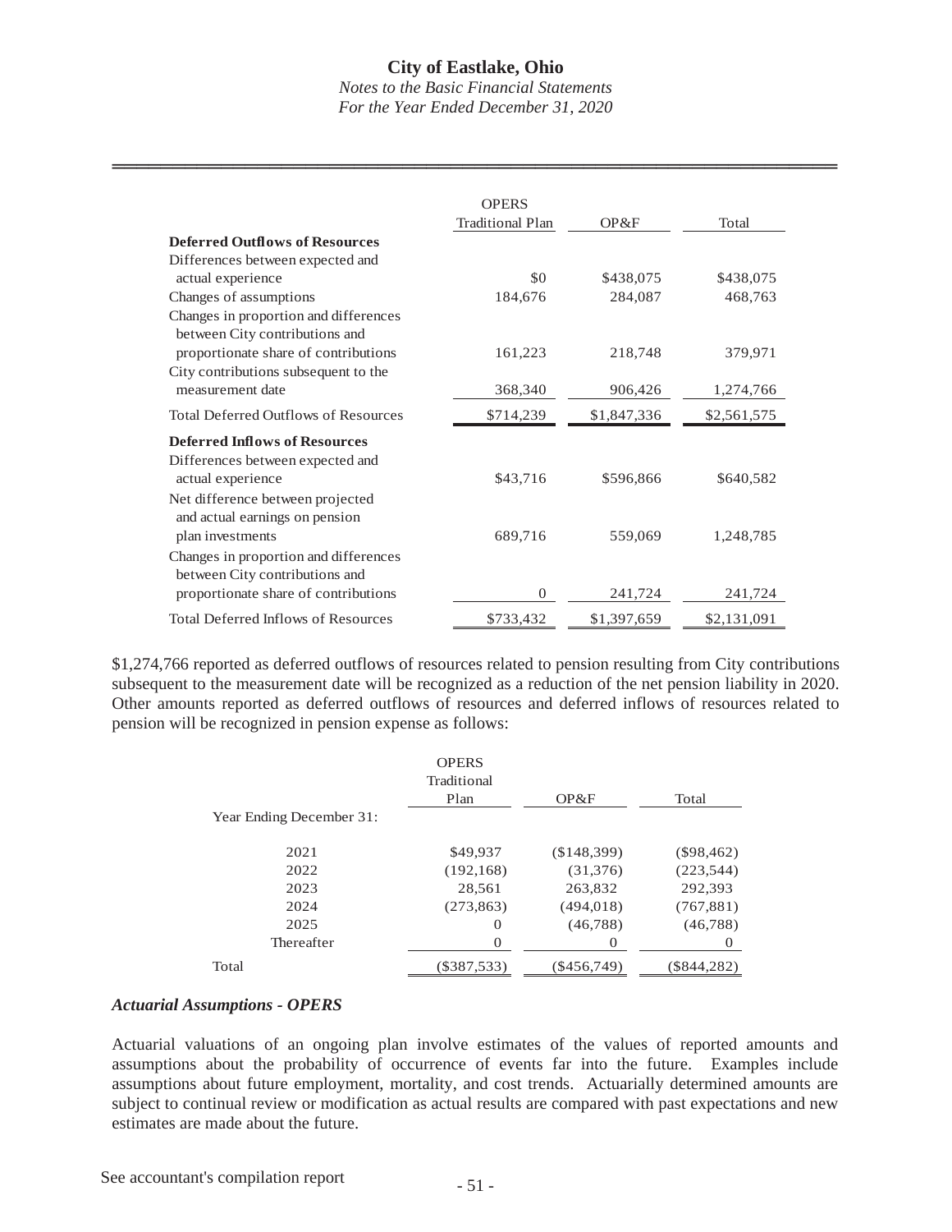| | OPERS Traditional Plan | OP&F | Total |
|---|---|---|---|
| **Deferred Outflows of Resources** | | | |
| Differences between expected and actual experience | $0 | $438,075 | $438,075 |
| Changes of assumptions | 184,676 | 284,087 | 468,763 |
| Changes in proportion and differences between City contributions and proportionate share of contributions | 161,223 | 218,748 | 379,971 |
| City contributions subsequent to the measurement date | 368,340 | 906,426 | 1,274,766 |
| Total Deferred Outflows of Resources | $714,239 | $1,847,336 | $2,561,575 |
| **Deferred Inflows of Resources** | | | |
| Differences between expected and actual experience | $43,716 | $596,866 | $640,582 |
| Net difference between projected and actual earnings on pension plan investments | 689,716 | 559,069 | 1,248,785 |
| Changes in proportion and differences between City contributions and proportionate share of contributions | 0 | 241,724 | 241,724 |
| Total Deferred Inflows of Resources | $733,432 | $1,397,659 | $2,131,091 |

$1,274,766 reported as deferred outflows of resources related to pension resulting from City contributions subsequent to the measurement date will be recognized as a reduction of the net pension liability in 2020. Other amounts reported as deferred outflows of resources and deferred inflows of resources related to pension will be recognized in pension expense as follows:

| | OPERS Traditional Plan | OP&F | Total |
|---|---|---|---|
| Year Ending December 31: | | | |
| 2021 | $49,937 | ($148,399) | ($98,462) |
| 2022 | (192,168) | (31,376) | (223,544) |
| 2023 | 28,561 | 263,832 | 292,393 |
| 2024 | (273,863) | (494,018) | (767,881) |
| 2025 | 0 | (46,788) | (46,788) |
| Thereafter | 0 | 0 | 0 |
| Total | ($387,533) | ($456,749) | ($844,282) |

***Actuarial Assumptions - OPERS***

Actuarial valuations of an ongoing plan involve estimates of the values of reported amounts and assumptions about the probability of occurrence of events far into the future. Examples include assumptions about future employment, mortality, and cost trends. Actuarially determined amounts are subject to continual review or modification as actual results are compared with past expectations and new estimates are made about the future.

See accountant's compilation report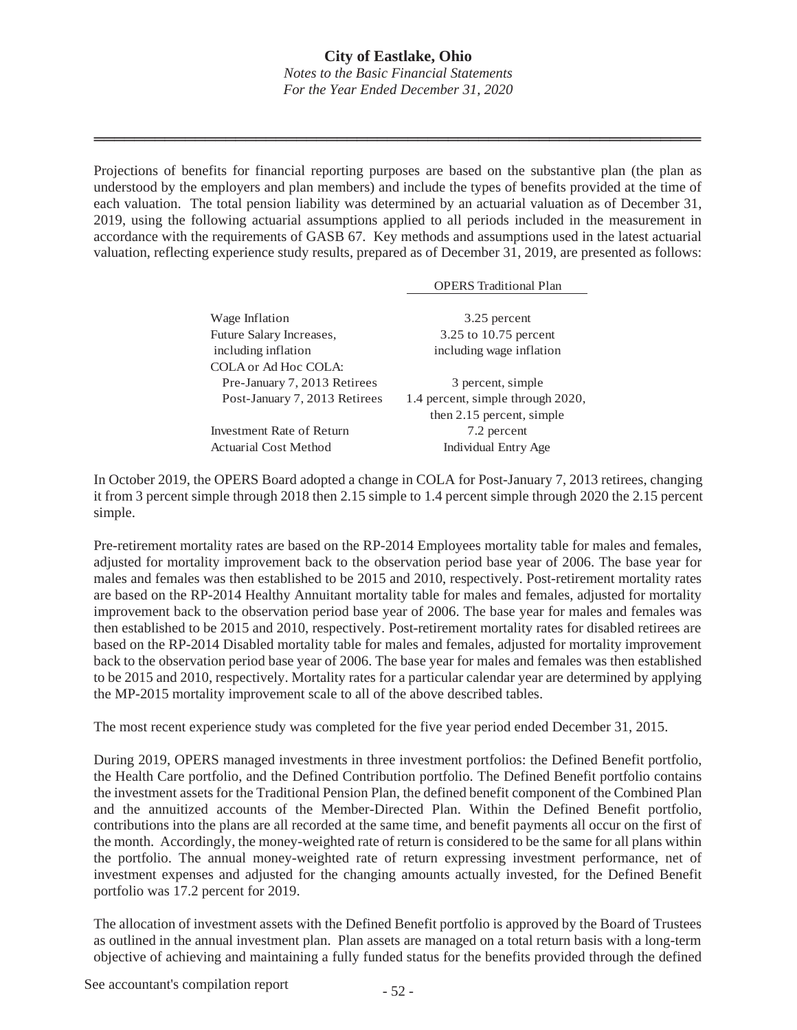Projections of benefits for financial reporting purposes are based on the substantive plan (the plan as understood by the employers and plan members) and include the types of benefits provided at the time of each valuation. The total pension liability was determined by an actuarial valuation as of December 31, 2019, using the following actuarial assumptions applied to all periods included in the measurement in accordance with the requirements of GASB 67. Key methods and assumptions used in the latest actuarial valuation, reflecting experience study results, prepared as of December 31, 2019, are presented as follows:

| | OPERS Traditional Plan |
|---|---|
| Wage Inflation | 3.25 percent |
| Future Salary Increases, including inflation | 3.25 to 10.75 percent including wage inflation |
| COLA or Ad Hoc COLA: | |
| Pre-January 7, 2013 Retirees | 3 percent, simple |
| Post-January 7, 2013 Retirees | 1.4 percent, simple through 2020, then 2.15 percent, simple |
| Investment Rate of Return | 7.2 percent |
| Actuarial Cost Method | Individual Entry Age |

In October 2019, the OPERS Board adopted a change in COLA for Post-January 7, 2013 retirees, changing it from 3 percent simple through 2018 then 2.15 simple to 1.4 percent simple through 2020 the 2.15 percent simple.

Pre-retirement mortality rates are based on the RP-2014 Employees mortality table for males and females, adjusted for mortality improvement back to the observation period base year of 2006. The base year for males and females was then established to be 2015 and 2010, respectively. Post-retirement mortality rates are based on the RP-2014 Healthy Annuitant mortality table for males and females, adjusted for mortality improvement back to the observation period base year of 2006. The base year for males and females was then established to be 2015 and 2010, respectively. Post-retirement mortality rates for disabled retirees are based on the RP-2014 Disabled mortality table for males and females, adjusted for mortality improvement back to the observation period base year of 2006. The base year for males and females was then established to be 2015 and 2010, respectively. Mortality rates for a particular calendar year are determined by applying the MP-2015 mortality improvement scale to all of the above described tables.

The most recent experience study was completed for the five year period ended December 31, 2015.

During 2019, OPERS managed investments in three investment portfolios: the Defined Benefit portfolio, the Health Care portfolio, and the Defined Contribution portfolio. The Defined Benefit portfolio contains the investment assets for the Traditional Pension Plan, the defined benefit component of the Combined Plan and the annuitized accounts of the Member-Directed Plan. Within the Defined Benefit portfolio, contributions into the plans are all recorded at the same time, and benefit payments all occur on the first of the month. Accordingly, the money-weighted rate of return is considered to be the same for all plans within the portfolio. The annual money-weighted rate of return expressing investment performance, net of investment expenses and adjusted for the changing amounts actually invested, for the Defined Benefit portfolio was 17.2 percent for 2019.

The allocation of investment assets with the Defined Benefit portfolio is approved by the Board of Trustees as outlined in the annual investment plan. Plan assets are managed on a total return basis with a long-term objective of achieving and maintaining a fully funded status for the benefits provided through the defined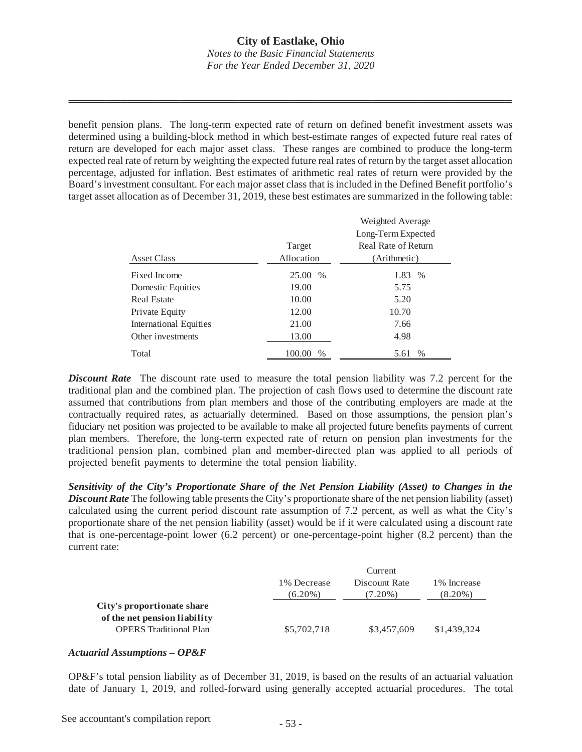benefit pension plans. The long-term expected rate of return on defined benefit investment assets was determined using a building-block method in which best-estimate ranges of expected future real rates of return are developed for each major asset class. These ranges are combined to produce the long-term expected real rate of return by weighting the expected future real rates of return by the target asset allocation percentage, adjusted for inflation. Best estimates of arithmetic real rates of return were provided by the Board's investment consultant. For each major asset class that is included in the Defined Benefit portfolio's target asset allocation as of December 31, 2019, these best estimates are summarized in the following table:

| Asset Class | Target Allocation | Weighted Average Long-Term Expected Real Rate of Return (Arithmetic) |
|---|---|---|
| Fixed Income | 25.00 % | 1.83 % |
| Domestic Equities | 19.00 | 5.75 |
| Real Estate | 10.00 | 5.20 |
| Private Equity | 12.00 | 10.70 |
| International Equities | 21.00 | 7.66 |
| Other investments | 13.00 | 4.98 |
| Total | 100.00 % | 5.61 % |

***Discount Rate*** The discount rate used to measure the total pension liability was 7.2 percent for the traditional plan and the combined plan. The projection of cash flows used to determine the discount rate assumed that contributions from plan members and those of the contributing employers are made at the contractually required rates, as actuarially determined. Based on those assumptions, the pension plan's fiduciary net position was projected to be available to make all projected future benefits payments of current plan members. Therefore, the long-term expected rate of return on pension plan investments for the traditional pension plan, combined plan and member-directed plan was applied to all periods of projected benefit payments to determine the total pension liability.

***Sensitivity of the City's Proportionate Share of the Net Pension Liability (Asset) to Changes in the Discount Rate*** The following table presents the City's proportionate share of the net pension liability (asset) calculated using the current period discount rate assumption of 7.2 percent, as well as what the City's proportionate share of the net pension liability (asset) would be if it were calculated using a discount rate that is one-percentage-point lower (6.2 percent) or one-percentage-point higher (8.2 percent) than the current rate:

| | 1% Decrease (6.20%) | Current Discount Rate (7.20%) | 1% Increase (8.20%) |
|---|---|---|---|
| **City's proportionate share of the net pension liability** | | | |
| OPERS Traditional Plan | \$5,702,718 | \$3,457,609 | \$1,439,324 |

***Actuarial Assumptions – OP&F***

OP&F's total pension liability as of December 31, 2019, is based on the results of an actuarial valuation date of January 1, 2019, and rolled-forward using generally accepted actuarial procedures. The total

See accountant's compilation report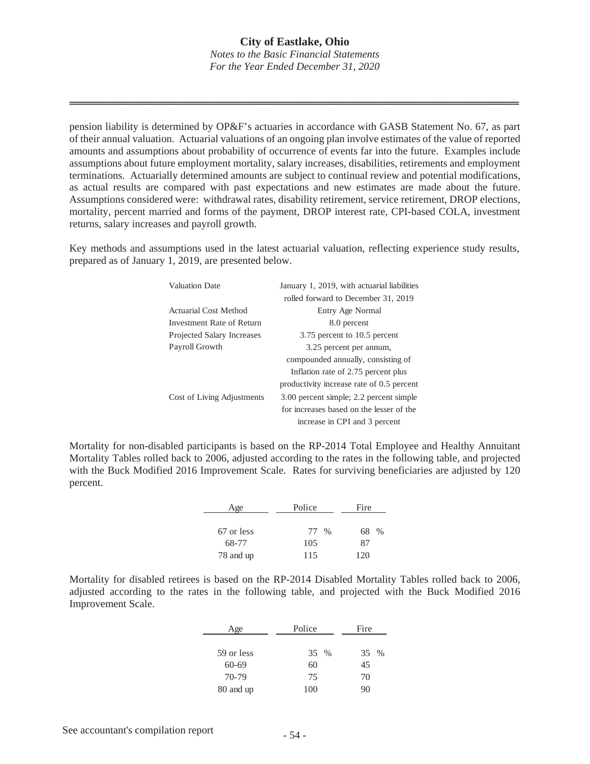pension liability is determined by OP&F's actuaries in accordance with GASB Statement No. 67, as part of their annual valuation. Actuarial valuations of an ongoing plan involve estimates of the value of reported amounts and assumptions about probability of occurrence of events far into the future. Examples include assumptions about future employment mortality, salary increases, disabilities, retirements and employment terminations. Actuarially determined amounts are subject to continual review and potential modifications, as actual results are compared with past expectations and new estimates are made about the future. Assumptions considered were: withdrawal rates, disability retirement, service retirement, DROP elections, mortality, percent married and forms of the payment, DROP interest rate, CPI-based COLA, investment returns, salary increases and payroll growth.

Key methods and assumptions used in the latest actuarial valuation, reflecting experience study results, prepared as of January 1, 2019, are presented below.

| | |
|---|---|
| Valuation Date | January 1, 2019, with actuarial liabilities rolled forward to December 31, 2019 |
| Actuarial Cost Method | Entry Age Normal |
| Investment Rate of Return | 8.0 percent |
| Projected Salary Increases | 3.75 percent to 10.5 percent |
| Payroll Growth | 3.25 percent per annum, compounded annually, consisting of Inflation rate of 2.75 percent plus productivity increase rate of 0.5 percent |
| Cost of Living Adjustments | 3.00 percent simple; 2.2 percent simple for increases based on the lesser of the increase in CPI and 3 percent |

Mortality for non-disabled participants is based on the RP-2014 Total Employee and Healthy Annuitant Mortality Tables rolled back to 2006, adjusted according to the rates in the following table, and projected with the Buck Modified 2016 Improvement Scale. Rates for surviving beneficiaries are adjusted by 120 percent.

| Age | Police | Fire |
|---|---|---|
| 67 or less | 77 % | 68 % |
| 68-77 | 105 | 87 |
| 78 and up | 115 | 120 |

Mortality for disabled retirees is based on the RP-2014 Disabled Mortality Tables rolled back to 2006, adjusted according to the rates in the following table, and projected with the Buck Modified 2016 Improvement Scale.

| Age | Police | Fire |
|---|---|---|
| 59 or less | 35 % | 35 % |
| 60-69 | 60 | 45 |
| 70-79 | 75 | 70 |
| 80 and up | 100 | 90 |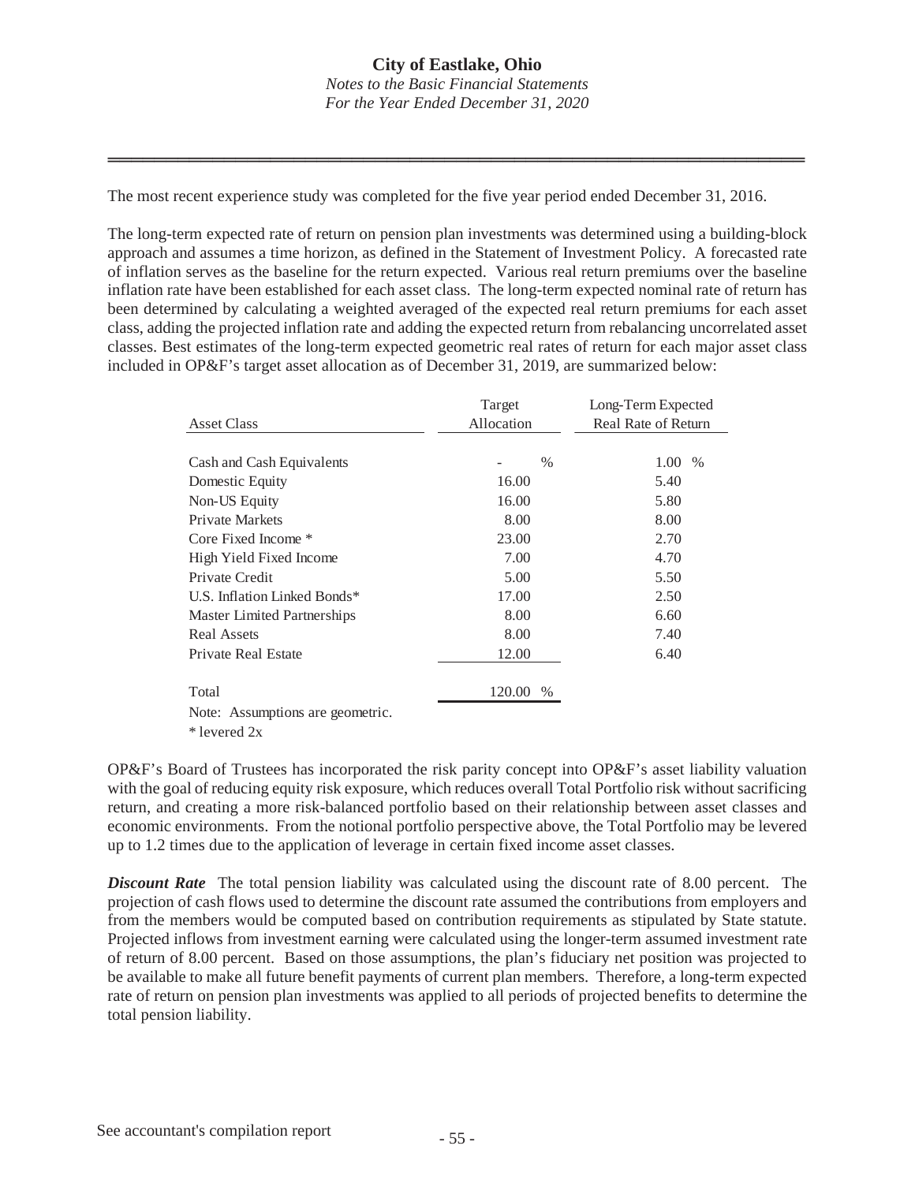The most recent experience study was completed for the five year period ended December 31, 2016.

The long-term expected rate of return on pension plan investments was determined using a building-block approach and assumes a time horizon, as defined in the Statement of Investment Policy. A forecasted rate of inflation serves as the baseline for the return expected. Various real return premiums over the baseline inflation rate have been established for each asset class. The long-term expected nominal rate of return has been determined by calculating a weighted averaged of the expected real return premiums for each asset class, adding the projected inflation rate and adding the expected return from rebalancing uncorrelated asset classes. Best estimates of the long-term expected geometric real rates of return for each major asset class included in OP&F's target asset allocation as of December 31, 2019, are summarized below:

| Asset Class | Target Allocation | Long-Term Expected Real Rate of Return |
|---|---|---|
| Cash and Cash Equivalents | - % | 1.00 % |
| Domestic Equity | 16.00 | 5.40 |
| Non-US Equity | 16.00 | 5.80 |
| Private Markets | 8.00 | 8.00 |
| Core Fixed Income * | 23.00 | 2.70 |
| High Yield Fixed Income | 7.00 | 4.70 |
| Private Credit | 5.00 | 5.50 |
| U.S. Inflation Linked Bonds* | 17.00 | 2.50 |
| Master Limited Partnerships | 8.00 | 6.60 |
| Real Assets | 8.00 | 7.40 |
| Private Real Estate | 12.00 | 6.40 |
| Total | 120.00 % | |

Note: Assumptions are geometric.
* levered 2x

OP&F's Board of Trustees has incorporated the risk parity concept into OP&F's asset liability valuation with the goal of reducing equity risk exposure, which reduces overall Total Portfolio risk without sacrificing return, and creating a more risk-balanced portfolio based on their relationship between asset classes and economic environments. From the notional portfolio perspective above, the Total Portfolio may be levered up to 1.2 times due to the application of leverage in certain fixed income asset classes.

***Discount Rate*** The total pension liability was calculated using the discount rate of 8.00 percent. The projection of cash flows used to determine the discount rate assumed the contributions from employers and from the members would be computed based on contribution requirements as stipulated by State statute. Projected inflows from investment earning were calculated using the longer-term assumed investment rate of return of 8.00 percent. Based on those assumptions, the plan's fiduciary net position was projected to be available to make all future benefit payments of current plan members. Therefore, a long-term expected rate of return on pension plan investments was applied to all periods of projected benefits to determine the total pension liability.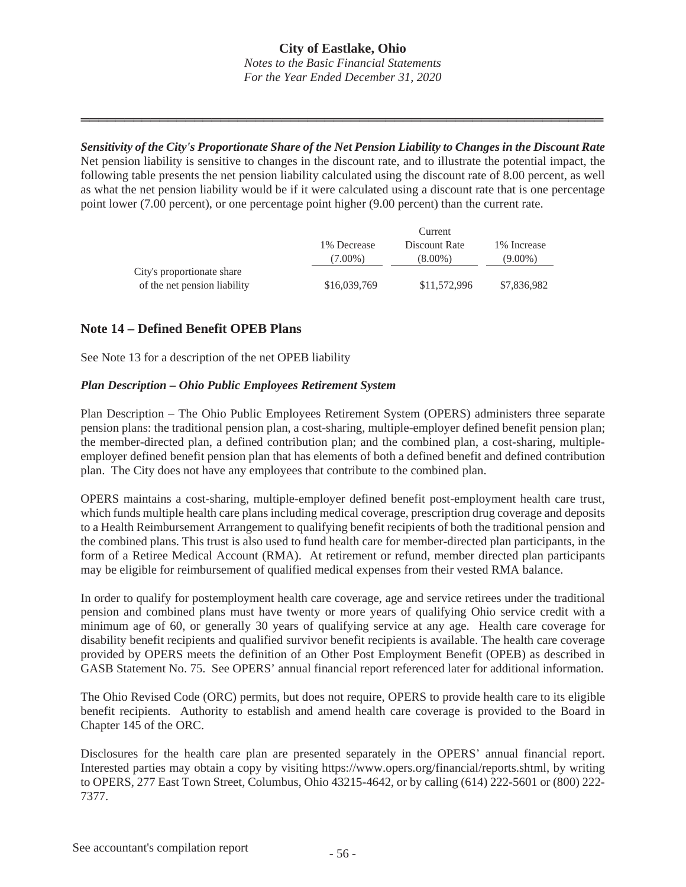***Sensitivity of the City's Proportionate Share of the Net Pension Liability to Changes in the Discount Rate***
Net pension liability is sensitive to changes in the discount rate, and to illustrate the potential impact, the following table presents the net pension liability calculated using the discount rate of 8.00 percent, as well as what the net pension liability would be if it were calculated using a discount rate that is one percentage point lower (7.00 percent), or one percentage point higher (9.00 percent) than the current rate.

| | 1% Decrease (7.00%) | Current Discount Rate (8.00%) | 1% Increase (9.00%) |
|---|---|---|---|
| City's proportionate share of the net pension liability | $16,039,769 | $11,572,996 | $7,836,982 |

## Note 14 – Defined Benefit OPEB Plans

See Note 13 for a description of the net OPEB liability

### *Plan Description – Ohio Public Employees Retirement System*

Plan Description – The Ohio Public Employees Retirement System (OPERS) administers three separate pension plans: the traditional pension plan, a cost-sharing, multiple-employer defined benefit pension plan; the member-directed plan, a defined contribution plan; and the combined plan, a cost-sharing, multiple-employer defined benefit pension plan that has elements of both a defined benefit and defined contribution plan. The City does not have any employees that contribute to the combined plan.

OPERS maintains a cost-sharing, multiple-employer defined benefit post-employment health care trust, which funds multiple health care plans including medical coverage, prescription drug coverage and deposits to a Health Reimbursement Arrangement to qualifying benefit recipients of both the traditional pension and the combined plans. This trust is also used to fund health care for member-directed plan participants, in the form of a Retiree Medical Account (RMA). At retirement or refund, member directed plan participants may be eligible for reimbursement of qualified medical expenses from their vested RMA balance.

In order to qualify for postemployment health care coverage, age and service retirees under the traditional pension and combined plans must have twenty or more years of qualifying Ohio service credit with a minimum age of 60, or generally 30 years of qualifying service at any age. Health care coverage for disability benefit recipients and qualified survivor benefit recipients is available. The health care coverage provided by OPERS meets the definition of an Other Post Employment Benefit (OPEB) as described in GASB Statement No. 75. See OPERS' annual financial report referenced later for additional information.

The Ohio Revised Code (ORC) permits, but does not require, OPERS to provide health care to its eligible benefit recipients. Authority to establish and amend health care coverage is provided to the Board in Chapter 145 of the ORC.

Disclosures for the health care plan are presented separately in the OPERS' annual financial report. Interested parties may obtain a copy by visiting https://www.opers.org/financial/reports.shtml, by writing to OPERS, 277 East Town Street, Columbus, Ohio 43215-4642, or by calling (614) 222-5601 or (800) 222-7377.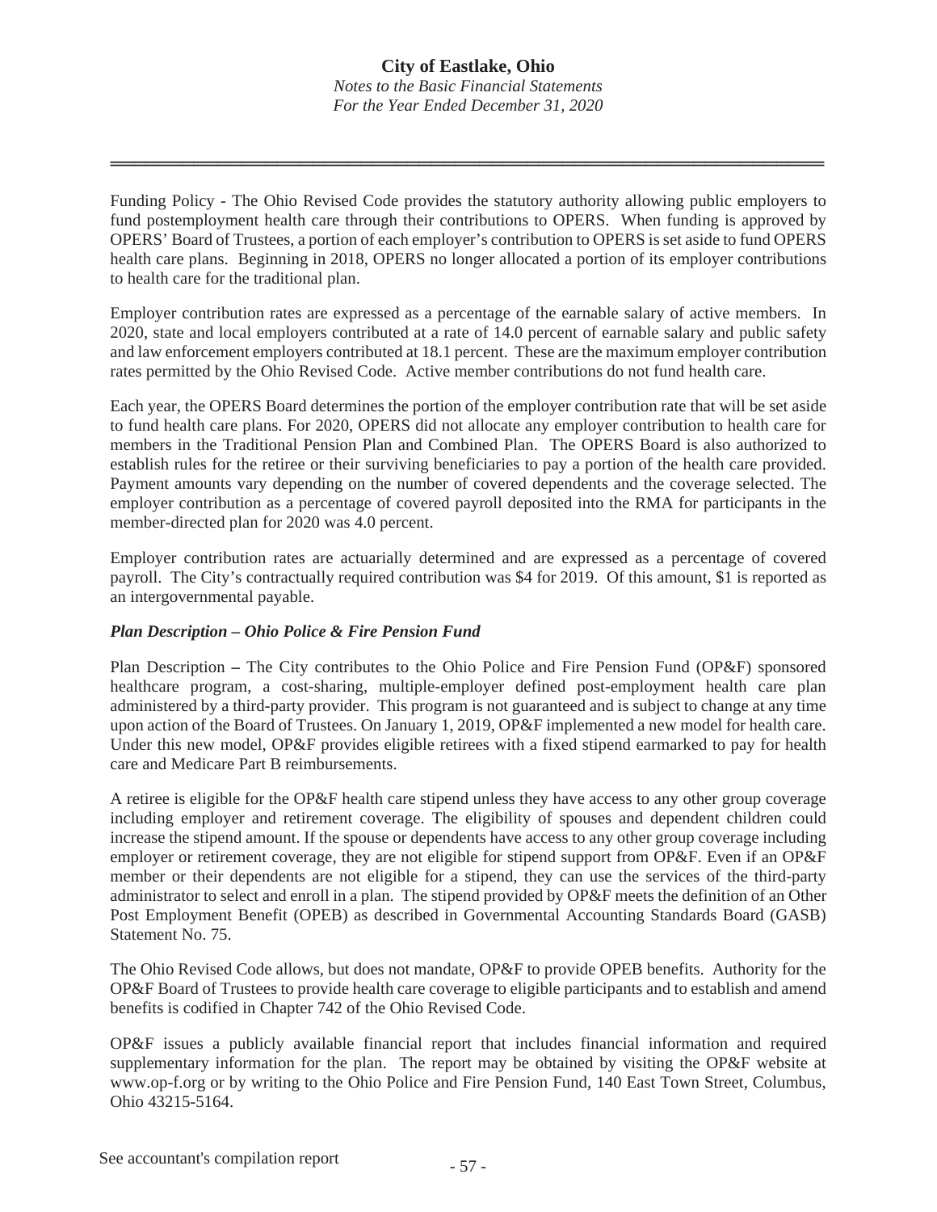Funding Policy - The Ohio Revised Code provides the statutory authority allowing public employers to fund postemployment health care through their contributions to OPERS. When funding is approved by OPERS' Board of Trustees, a portion of each employer's contribution to OPERS is set aside to fund OPERS health care plans. Beginning in 2018, OPERS no longer allocated a portion of its employer contributions to health care for the traditional plan.

Employer contribution rates are expressed as a percentage of the earnable salary of active members. In 2020, state and local employers contributed at a rate of 14.0 percent of earnable salary and public safety and law enforcement employers contributed at 18.1 percent. These are the maximum employer contribution rates permitted by the Ohio Revised Code. Active member contributions do not fund health care.

Each year, the OPERS Board determines the portion of the employer contribution rate that will be set aside to fund health care plans. For 2020, OPERS did not allocate any employer contribution to health care for members in the Traditional Pension Plan and Combined Plan. The OPERS Board is also authorized to establish rules for the retiree or their surviving beneficiaries to pay a portion of the health care provided. Payment amounts vary depending on the number of covered dependents and the coverage selected. The employer contribution as a percentage of covered payroll deposited into the RMA for participants in the member-directed plan for 2020 was 4.0 percent.

Employer contribution rates are actuarially determined and are expressed as a percentage of covered payroll. The City's contractually required contribution was $4 for 2019. Of this amount, $1 is reported as an intergovernmental payable.

***Plan Description – Ohio Police & Fire Pension Fund***

Plan Description **–** The City contributes to the Ohio Police and Fire Pension Fund (OP&F) sponsored healthcare program, a cost-sharing, multiple-employer defined post-employment health care plan administered by a third-party provider. This program is not guaranteed and is subject to change at any time upon action of the Board of Trustees. On January 1, 2019, OP&F implemented a new model for health care. Under this new model, OP&F provides eligible retirees with a fixed stipend earmarked to pay for health care and Medicare Part B reimbursements.

A retiree is eligible for the OP&F health care stipend unless they have access to any other group coverage including employer and retirement coverage. The eligibility of spouses and dependent children could increase the stipend amount. If the spouse or dependents have access to any other group coverage including employer or retirement coverage, they are not eligible for stipend support from OP&F. Even if an OP&F member or their dependents are not eligible for a stipend, they can use the services of the third-party administrator to select and enroll in a plan. The stipend provided by OP&F meets the definition of an Other Post Employment Benefit (OPEB) as described in Governmental Accounting Standards Board (GASB) Statement No. 75.

The Ohio Revised Code allows, but does not mandate, OP&F to provide OPEB benefits. Authority for the OP&F Board of Trustees to provide health care coverage to eligible participants and to establish and amend benefits is codified in Chapter 742 of the Ohio Revised Code.

OP&F issues a publicly available financial report that includes financial information and required supplementary information for the plan. The report may be obtained by visiting the OP&F website at www.op-f.org or by writing to the Ohio Police and Fire Pension Fund, 140 East Town Street, Columbus, Ohio 43215-5164.

See accountant's compilation report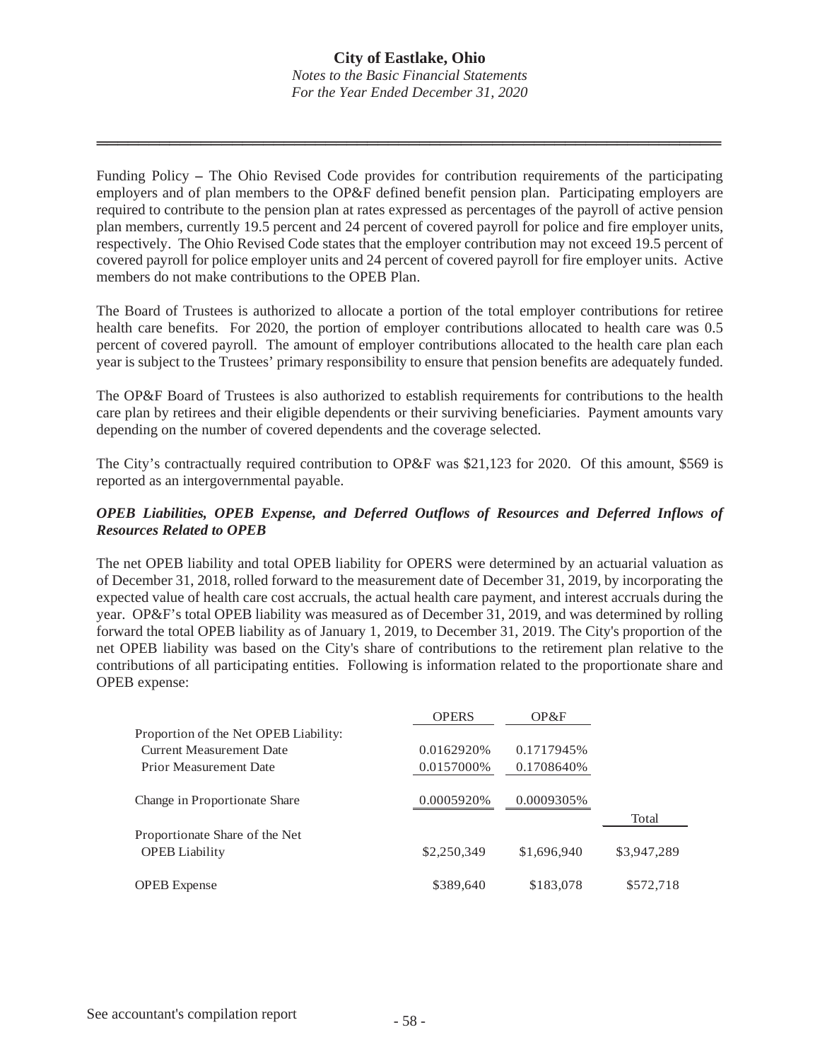Funding Policy – The Ohio Revised Code provides for contribution requirements of the participating employers and of plan members to the OP&F defined benefit pension plan. Participating employers are required to contribute to the pension plan at rates expressed as percentages of the payroll of active pension plan members, currently 19.5 percent and 24 percent of covered payroll for police and fire employer units, respectively. The Ohio Revised Code states that the employer contribution may not exceed 19.5 percent of covered payroll for police employer units and 24 percent of covered payroll for fire employer units. Active members do not make contributions to the OPEB Plan.

The Board of Trustees is authorized to allocate a portion of the total employer contributions for retiree health care benefits. For 2020, the portion of employer contributions allocated to health care was 0.5 percent of covered payroll. The amount of employer contributions allocated to the health care plan each year is subject to the Trustees' primary responsibility to ensure that pension benefits are adequately funded.

The OP&F Board of Trustees is also authorized to establish requirements for contributions to the health care plan by retirees and their eligible dependents or their surviving beneficiaries. Payment amounts vary depending on the number of covered dependents and the coverage selected.

The City's contractually required contribution to OP&F was $21,123 for 2020. Of this amount, $569 is reported as an intergovernmental payable.

***OPEB Liabilities, OPEB Expense, and Deferred Outflows of Resources and Deferred Inflows of Resources Related to OPEB***

The net OPEB liability and total OPEB liability for OPERS were determined by an actuarial valuation as of December 31, 2018, rolled forward to the measurement date of December 31, 2019, by incorporating the expected value of health care cost accruals, the actual health care payment, and interest accruals during the year. OP&F's total OPEB liability was measured as of December 31, 2019, and was determined by rolling forward the total OPEB liability as of January 1, 2019, to December 31, 2019. The City's proportion of the net OPEB liability was based on the City's share of contributions to the retirement plan relative to the contributions of all participating entities. Following is information related to the proportionate share and OPEB expense:

| | OPERS | OP&F | Total |
|---|---|---|---|
| Proportion of the Net OPEB Liability: | | | |
| Current Measurement Date | 0.0162920% | 0.1717945% | |
| Prior Measurement Date | 0.0157000% | 0.1708640% | |
| Change in Proportionate Share | 0.0005920% | 0.0009305% | |
| Proportionate Share of the Net OPEB Liability | $2,250,349 | $1,696,940 | $3,947,289 |
| OPEB Expense | $389,640 | $183,078 | $572,718 |

See accountant's compilation report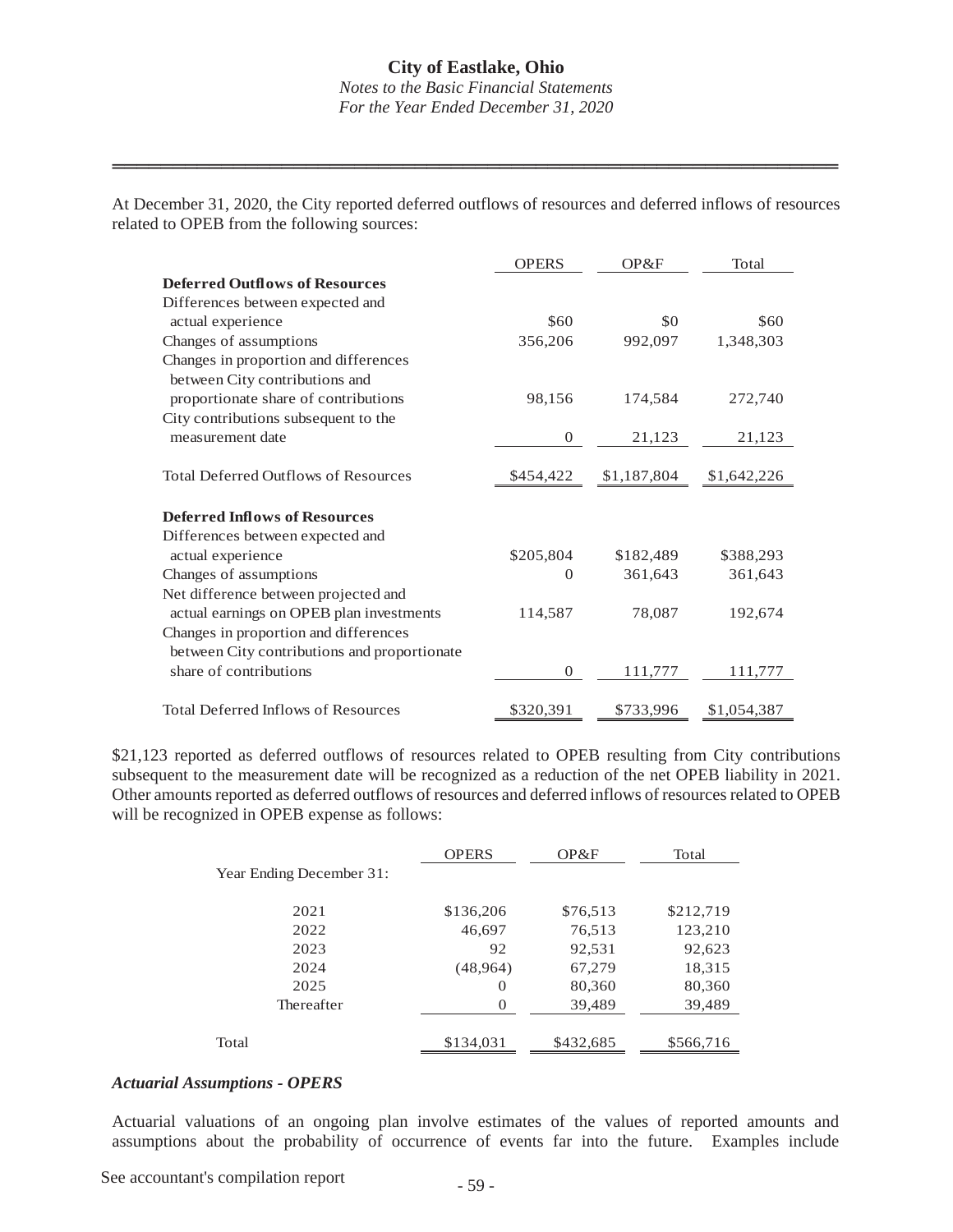At December 31, 2020, the City reported deferred outflows of resources and deferred inflows of resources related to OPEB from the following sources:

| | OPERS | OP&F | Total |
|---|---|---|---|
| **Deferred Outflows of Resources** | | | |
| Differences between expected and actual experience | $60 | $0 | $60 |
| Changes of assumptions | 356,206 | 992,097 | 1,348,303 |
| Changes in proportion and differences between City contributions and proportionate share of contributions | 98,156 | 174,584 | 272,740 |
| City contributions subsequent to the measurement date | 0 | 21,123 | 21,123 |
| Total Deferred Outflows of Resources | $454,422 | $1,187,804 | $1,642,226 |
| **Deferred Inflows of Resources** | | | |
| Differences between expected and actual experience | $205,804 | $182,489 | $388,293 |
| Changes of assumptions | 0 | 361,643 | 361,643 |
| Net difference between projected and actual earnings on OPEB plan investments | 114,587 | 78,087 | 192,674 |
| Changes in proportion and differences between City contributions and proportionate share of contributions | 0 | 111,777 | 111,777 |
| Total Deferred Inflows of Resources | $320,391 | $733,996 | $1,054,387 |

$21,123 reported as deferred outflows of resources related to OPEB resulting from City contributions subsequent to the measurement date will be recognized as a reduction of the net OPEB liability in 2021. Other amounts reported as deferred outflows of resources and deferred inflows of resources related to OPEB will be recognized in OPEB expense as follows:

| | OPERS | OP&F | Total |
|---|---|---|---|
| Year Ending December 31: | | | |
| 2021 | $136,206 | $76,513 | $212,719 |
| 2022 | 46,697 | 76,513 | 123,210 |
| 2023 | 92 | 92,531 | 92,623 |
| 2024 | (48,964) | 67,279 | 18,315 |
| 2025 | 0 | 80,360 | 80,360 |
| Thereafter | 0 | 39,489 | 39,489 |
| Total | $134,031 | $432,685 | $566,716 |

***Actuarial Assumptions - OPERS***

Actuarial valuations of an ongoing plan involve estimates of the values of reported amounts and assumptions about the probability of occurrence of events far into the future. Examples include

See accountant's compilation report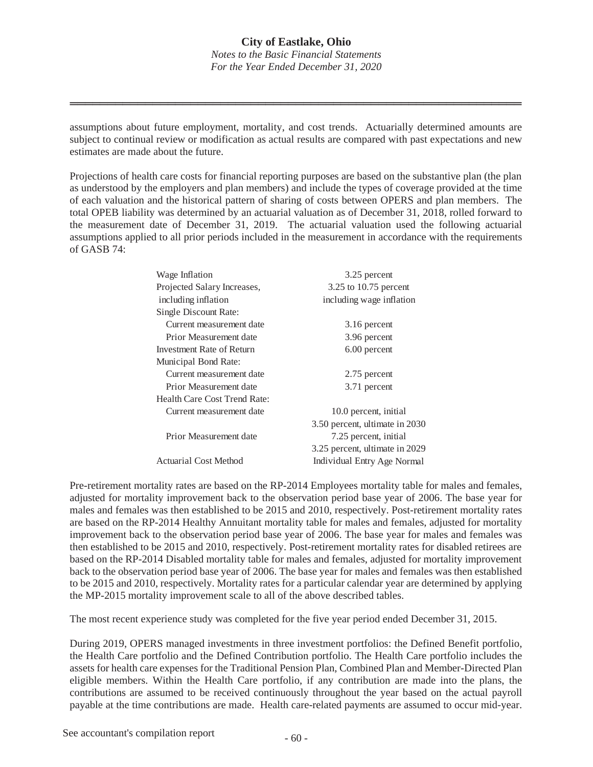assumptions about future employment, mortality, and cost trends. Actuarially determined amounts are subject to continual review or modification as actual results are compared with past expectations and new estimates are made about the future.

Projections of health care costs for financial reporting purposes are based on the substantive plan (the plan as understood by the employers and plan members) and include the types of coverage provided at the time of each valuation and the historical pattern of sharing of costs between OPERS and plan members. The total OPEB liability was determined by an actuarial valuation as of December 31, 2018, rolled forward to the measurement date of December 31, 2019. The actuarial valuation used the following actuarial assumptions applied to all prior periods included in the measurement in accordance with the requirements of GASB 74:

| | |
|---|---|
| Wage Inflation | 3.25 percent |
| Projected Salary Increases, including inflation | 3.25 to 10.75 percent including wage inflation |
| Single Discount Rate: | |
| Current measurement date | 3.16 percent |
| Prior Measurement date | 3.96 percent |
| Investment Rate of Return | 6.00 percent |
| Municipal Bond Rate: | |
| Current measurement date | 2.75 percent |
| Prior Measurement date | 3.71 percent |
| Health Care Cost Trend Rate: | |
| Current measurement date | 10.0 percent, initial<br>3.50 percent, ultimate in 2030 |
| Prior Measurement date | 7.25 percent, initial<br>3.25 percent, ultimate in 2029 |
| Actuarial Cost Method | Individual Entry Age Normal |

Pre-retirement mortality rates are based on the RP-2014 Employees mortality table for males and females, adjusted for mortality improvement back to the observation period base year of 2006. The base year for males and females was then established to be 2015 and 2010, respectively. Post-retirement mortality rates are based on the RP-2014 Healthy Annuitant mortality table for males and females, adjusted for mortality improvement back to the observation period base year of 2006. The base year for males and females was then established to be 2015 and 2010, respectively. Post-retirement mortality rates for disabled retirees are based on the RP-2014 Disabled mortality table for males and females, adjusted for mortality improvement back to the observation period base year of 2006. The base year for males and females was then established to be 2015 and 2010, respectively. Mortality rates for a particular calendar year are determined by applying the MP-2015 mortality improvement scale to all of the above described tables.

The most recent experience study was completed for the five year period ended December 31, 2015.

During 2019, OPERS managed investments in three investment portfolios: the Defined Benefit portfolio, the Health Care portfolio and the Defined Contribution portfolio. The Health Care portfolio includes the assets for health care expenses for the Traditional Pension Plan, Combined Plan and Member-Directed Plan eligible members. Within the Health Care portfolio, if any contribution are made into the plans, the contributions are assumed to be received continuously throughout the year based on the actual payroll payable at the time contributions are made. Health care-related payments are assumed to occur mid-year.

See accountant's compilation report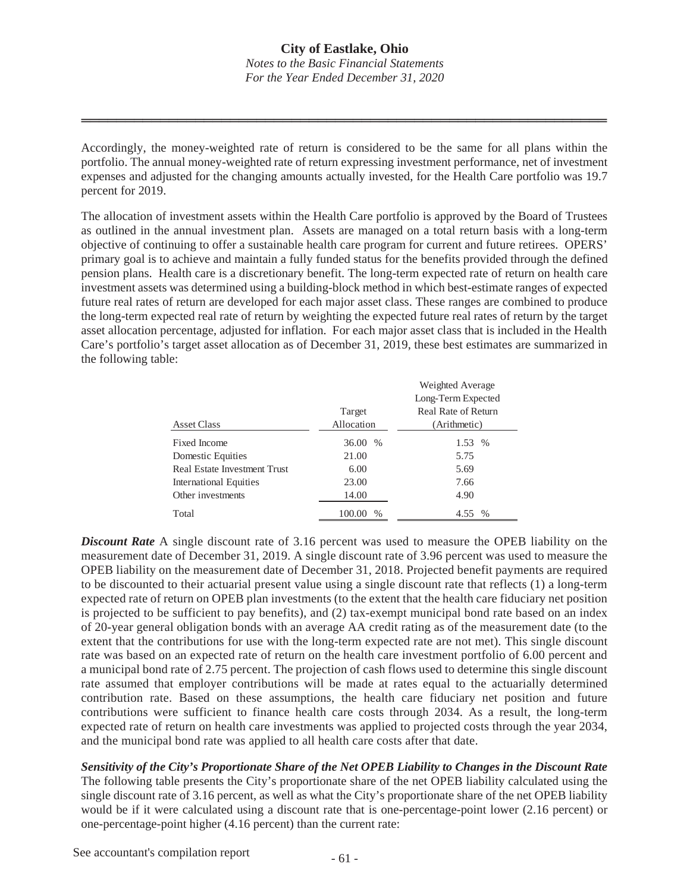Accordingly, the money-weighted rate of return is considered to be the same for all plans within the portfolio. The annual money-weighted rate of return expressing investment performance, net of investment expenses and adjusted for the changing amounts actually invested, for the Health Care portfolio was 19.7 percent for 2019.

The allocation of investment assets within the Health Care portfolio is approved by the Board of Trustees as outlined in the annual investment plan. Assets are managed on a total return basis with a long-term objective of continuing to offer a sustainable health care program for current and future retirees. OPERS' primary goal is to achieve and maintain a fully funded status for the benefits provided through the defined pension plans. Health care is a discretionary benefit. The long-term expected rate of return on health care investment assets was determined using a building-block method in which best-estimate ranges of expected future real rates of return are developed for each major asset class. These ranges are combined to produce the long-term expected real rate of return by weighting the expected future real rates of return by the target asset allocation percentage, adjusted for inflation. For each major asset class that is included in the Health Care's portfolio's target asset allocation as of December 31, 2019, these best estimates are summarized in the following table:

| Asset Class | Target Allocation | Weighted Average Long-Term Expected Real Rate of Return (Arithmetic) |
|---|---|---|
| Fixed Income | 36.00 % | 1.53 % |
| Domestic Equities | 21.00 | 5.75 |
| Real Estate Investment Trust | 6.00 | 5.69 |
| International Equities | 23.00 | 7.66 |
| Other investments | 14.00 | 4.90 |
| Total | 100.00 % | 4.55 % |

***Discount Rate*** A single discount rate of 3.16 percent was used to measure the OPEB liability on the measurement date of December 31, 2019. A single discount rate of 3.96 percent was used to measure the OPEB liability on the measurement date of December 31, 2018. Projected benefit payments are required to be discounted to their actuarial present value using a single discount rate that reflects (1) a long-term expected rate of return on OPEB plan investments (to the extent that the health care fiduciary net position is projected to be sufficient to pay benefits), and (2) tax-exempt municipal bond rate based on an index of 20-year general obligation bonds with an average AA credit rating as of the measurement date (to the extent that the contributions for use with the long-term expected rate are not met). This single discount rate was based on an expected rate of return on the health care investment portfolio of 6.00 percent and a municipal bond rate of 2.75 percent. The projection of cash flows used to determine this single discount rate assumed that employer contributions will be made at rates equal to the actuarially determined contribution rate. Based on these assumptions, the health care fiduciary net position and future contributions were sufficient to finance health care costs through 2034. As a result, the long-term expected rate of return on health care investments was applied to projected costs through the year 2034, and the municipal bond rate was applied to all health care costs after that date.

***Sensitivity of the City's Proportionate Share of the Net OPEB Liability to Changes in the Discount Rate*** The following table presents the City's proportionate share of the net OPEB liability calculated using the single discount rate of 3.16 percent, as well as what the City's proportionate share of the net OPEB liability would be if it were calculated using a discount rate that is one-percentage-point lower (2.16 percent) or one-percentage-point higher (4.16 percent) than the current rate:

See accountant's compilation report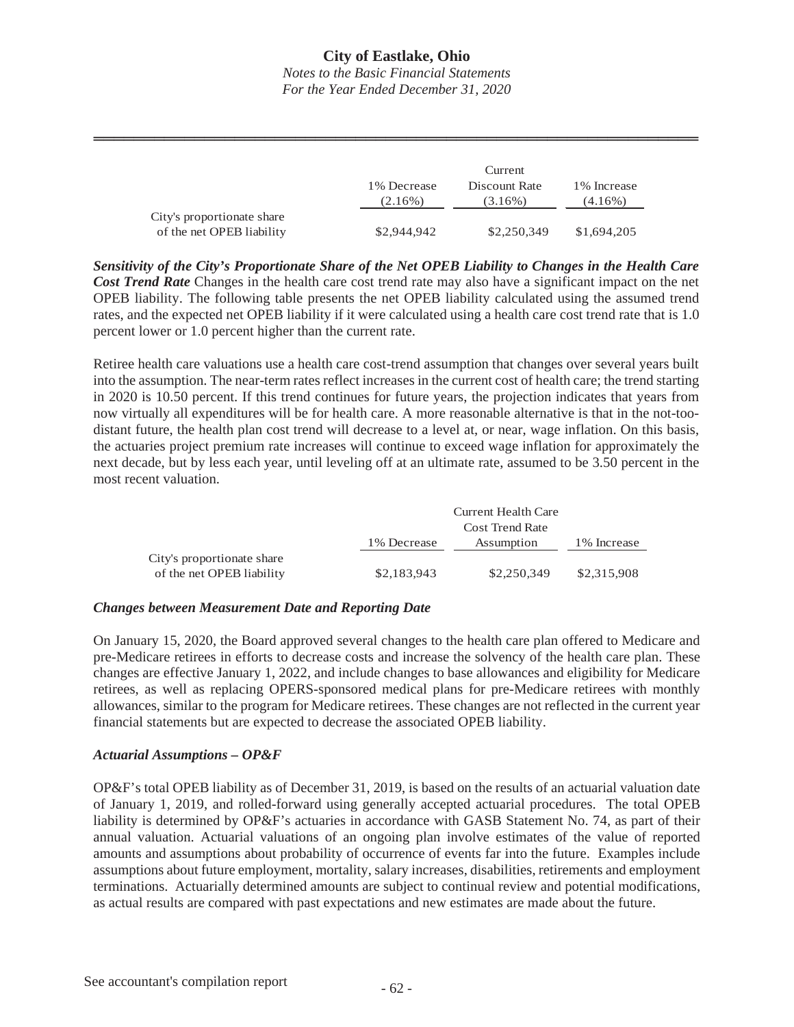| | 1% Decrease (2.16%) | Current Discount Rate (3.16%) | 1% Increase (4.16%) |
|---|---|---|---|
| City's proportionate share of the net OPEB liability | $2,944,942 | $2,250,349 | $1,694,205 |

***Sensitivity of the City's Proportionate Share of the Net OPEB Liability to Changes in the Health Care Cost Trend Rate*** Changes in the health care cost trend rate may also have a significant impact on the net OPEB liability. The following table presents the net OPEB liability calculated using the assumed trend rates, and the expected net OPEB liability if it were calculated using a health care cost trend rate that is 1.0 percent lower or 1.0 percent higher than the current rate.

Retiree health care valuations use a health care cost-trend assumption that changes over several years built into the assumption. The near-term rates reflect increases in the current cost of health care; the trend starting in 2020 is 10.50 percent. If this trend continues for future years, the projection indicates that years from now virtually all expenditures will be for health care. A more reasonable alternative is that in the not-too-distant future, the health plan cost trend will decrease to a level at, or near, wage inflation. On this basis, the actuaries project premium rate increases will continue to exceed wage inflation for approximately the next decade, but by less each year, until leveling off at an ultimate rate, assumed to be 3.50 percent in the most recent valuation.

| | 1% Decrease | Current Health Care Cost Trend Rate Assumption | 1% Increase |
|---|---|---|---|
| City's proportionate share of the net OPEB liability | $2,183,943 | $2,250,349 | $2,315,908 |

***Changes between Measurement Date and Reporting Date***

On January 15, 2020, the Board approved several changes to the health care plan offered to Medicare and pre-Medicare retirees in efforts to decrease costs and increase the solvency of the health care plan. These changes are effective January 1, 2022, and include changes to base allowances and eligibility for Medicare retirees, as well as replacing OPERS-sponsored medical plans for pre-Medicare retirees with monthly allowances, similar to the program for Medicare retirees. These changes are not reflected in the current year financial statements but are expected to decrease the associated OPEB liability.

***Actuarial Assumptions – OP&F***

OP&F's total OPEB liability as of December 31, 2019, is based on the results of an actuarial valuation date of January 1, 2019, and rolled-forward using generally accepted actuarial procedures. The total OPEB liability is determined by OP&F's actuaries in accordance with GASB Statement No. 74, as part of their annual valuation. Actuarial valuations of an ongoing plan involve estimates of the value of reported amounts and assumptions about probability of occurrence of events far into the future. Examples include assumptions about future employment, mortality, salary increases, disabilities, retirements and employment terminations. Actuarially determined amounts are subject to continual review and potential modifications, as actual results are compared with past expectations and new estimates are made about the future.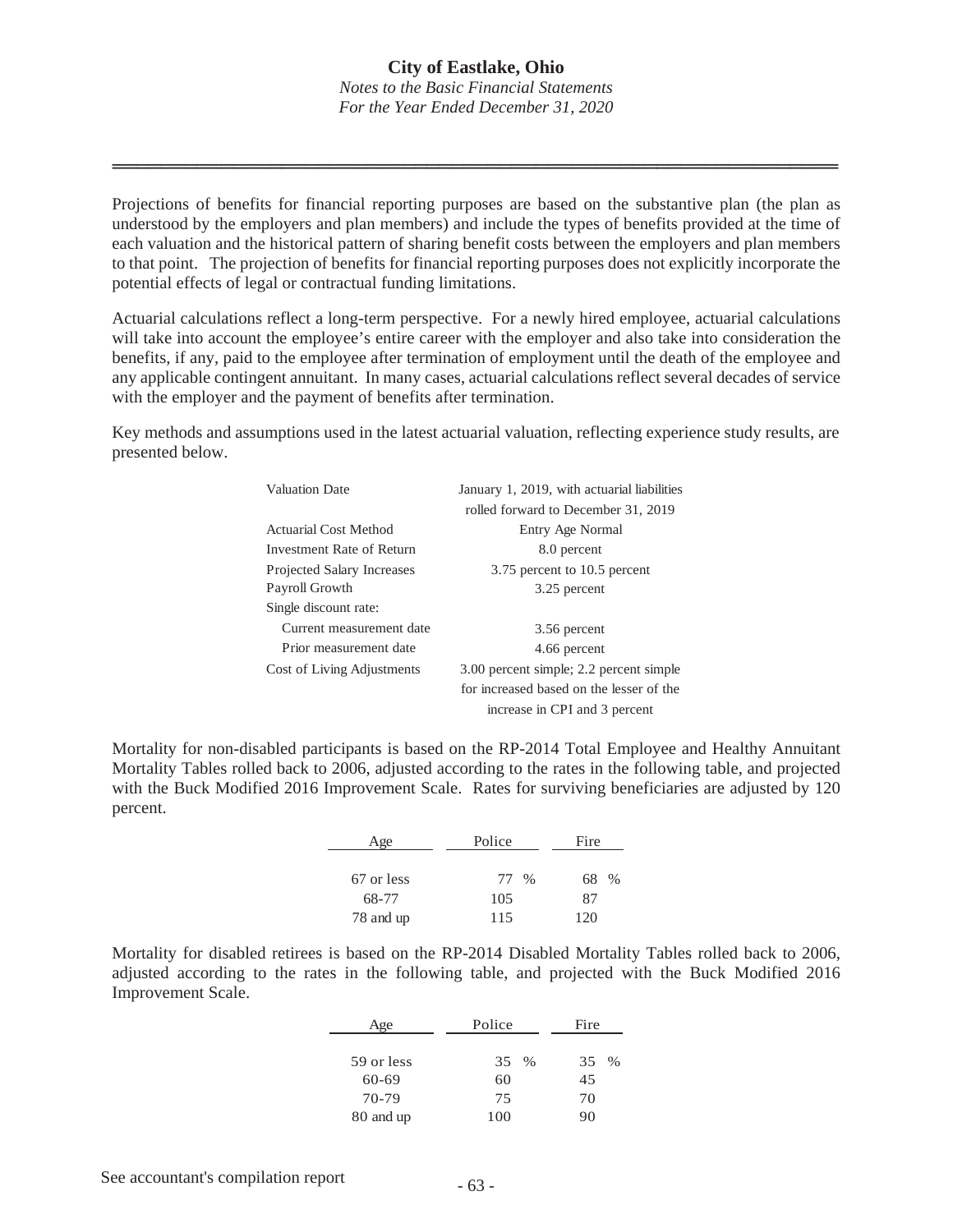Projections of benefits for financial reporting purposes are based on the substantive plan (the plan as understood by the employers and plan members) and include the types of benefits provided at the time of each valuation and the historical pattern of sharing benefit costs between the employers and plan members to that point. The projection of benefits for financial reporting purposes does not explicitly incorporate the potential effects of legal or contractual funding limitations.

Actuarial calculations reflect a long-term perspective. For a newly hired employee, actuarial calculations will take into account the employee's entire career with the employer and also take into consideration the benefits, if any, paid to the employee after termination of employment until the death of the employee and any applicable contingent annuitant. In many cases, actuarial calculations reflect several decades of service with the employer and the payment of benefits after termination.

Key methods and assumptions used in the latest actuarial valuation, reflecting experience study results, are presented below.

| | |
|---|---|
| Valuation Date | January 1, 2019, with actuarial liabilities rolled forward to December 31, 2019 |
| Actuarial Cost Method | Entry Age Normal |
| Investment Rate of Return | 8.0 percent |
| Projected Salary Increases | 3.75 percent to 10.5 percent |
| Payroll Growth | 3.25 percent |
| Single discount rate: | |
| Current measurement date | 3.56 percent |
| Prior measurement date | 4.66 percent |
| Cost of Living Adjustments | 3.00 percent simple; 2.2 percent simple for increased based on the lesser of the increase in CPI and 3 percent |

Mortality for non-disabled participants is based on the RP-2014 Total Employee and Healthy Annuitant Mortality Tables rolled back to 2006, adjusted according to the rates in the following table, and projected with the Buck Modified 2016 Improvement Scale. Rates for surviving beneficiaries are adjusted by 120 percent.

| Age | Police | Fire |
|---|---|---|
| 67 or less | 77 % | 68 % |
| 68-77 | 105 | 87 |
| 78 and up | 115 | 120 |

Mortality for disabled retirees is based on the RP-2014 Disabled Mortality Tables rolled back to 2006, adjusted according to the rates in the following table, and projected with the Buck Modified 2016 Improvement Scale.

| Age | Police | Fire |
|---|---|---|
| 59 or less | 35 % | 35 % |
| 60-69 | 60 | 45 |
| 70-79 | 75 | 70 |
| 80 and up | 100 | 90 |

See accountant's compilation report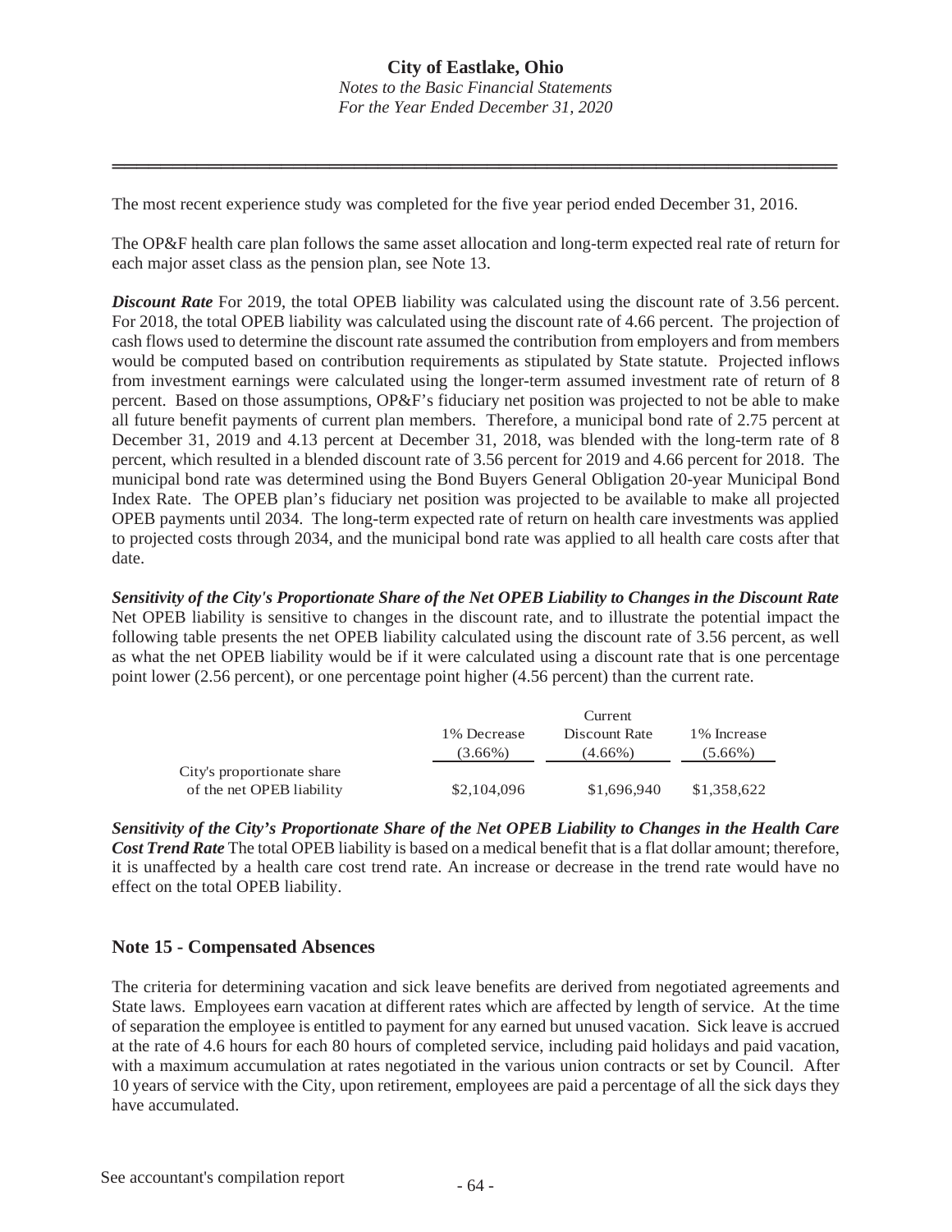The most recent experience study was completed for the five year period ended December 31, 2016.

The OP&F health care plan follows the same asset allocation and long-term expected real rate of return for each major asset class as the pension plan, see Note 13.

***Discount Rate*** For 2019, the total OPEB liability was calculated using the discount rate of 3.56 percent. For 2018, the total OPEB liability was calculated using the discount rate of 4.66 percent. The projection of cash flows used to determine the discount rate assumed the contribution from employers and from members would be computed based on contribution requirements as stipulated by State statute. Projected inflows from investment earnings were calculated using the longer-term assumed investment rate of return of 8 percent. Based on those assumptions, OP&F's fiduciary net position was projected to not be able to make all future benefit payments of current plan members. Therefore, a municipal bond rate of 2.75 percent at December 31, 2019 and 4.13 percent at December 31, 2018, was blended with the long-term rate of 8 percent, which resulted in a blended discount rate of 3.56 percent for 2019 and 4.66 percent for 2018. The municipal bond rate was determined using the Bond Buyers General Obligation 20-year Municipal Bond Index Rate. The OPEB plan's fiduciary net position was projected to be available to make all projected OPEB payments until 2034. The long-term expected rate of return on health care investments was applied to projected costs through 2034, and the municipal bond rate was applied to all health care costs after that date.

***Sensitivity of the City's Proportionate Share of the Net OPEB Liability to Changes in the Discount Rate*** Net OPEB liability is sensitive to changes in the discount rate, and to illustrate the potential impact the following table presents the net OPEB liability calculated using the discount rate of 3.56 percent, as well as what the net OPEB liability would be if it were calculated using a discount rate that is one percentage point lower (2.56 percent), or one percentage point higher (4.56 percent) than the current rate.

| | 1% Decrease (3.66%) | Current Discount Rate (4.66%) | 1% Increase (5.66%) |
|---|---|---|---|
| City's proportionate share of the net OPEB liability | $2,104,096 | $1,696,940 | $1,358,622 |

***Sensitivity of the City's Proportionate Share of the Net OPEB Liability to Changes in the Health Care Cost Trend Rate*** The total OPEB liability is based on a medical benefit that is a flat dollar amount; therefore, it is unaffected by a health care cost trend rate. An increase or decrease in the trend rate would have no effect on the total OPEB liability.

## Note 15 - Compensated Absences

The criteria for determining vacation and sick leave benefits are derived from negotiated agreements and State laws. Employees earn vacation at different rates which are affected by length of service. At the time of separation the employee is entitled to payment for any earned but unused vacation. Sick leave is accrued at the rate of 4.6 hours for each 80 hours of completed service, including paid holidays and paid vacation, with a maximum accumulation at rates negotiated in the various union contracts or set by Council. After 10 years of service with the City, upon retirement, employees are paid a percentage of all the sick days they have accumulated.

See accountant's compilation report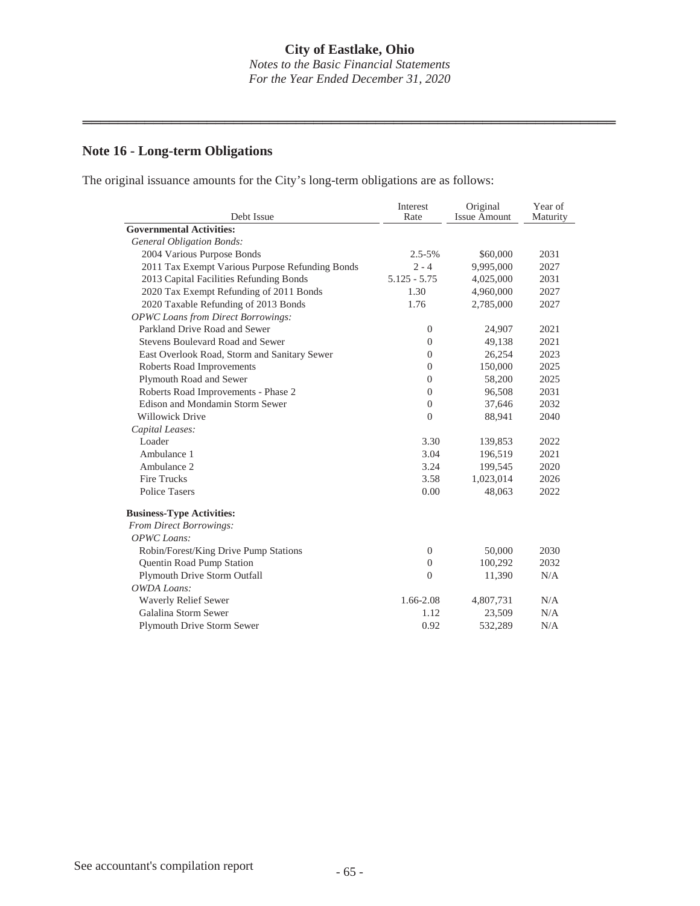## Note 16 - Long-term Obligations

The original issuance amounts for the City's long-term obligations are as follows:

| Debt Issue | Interest Rate | Original Issue Amount | Year of Maturity |
|---|---|---|---|
| **Governmental Activities:** | | | |
| *General Obligation Bonds:* | | | |
| 2004 Various Purpose Bonds | 2.5-5% | $60,000 | 2031 |
| 2011 Tax Exempt Various Purpose Refunding Bonds | 2 - 4 | 9,995,000 | 2027 |
| 2013 Capital Facilities Refunding Bonds | 5.125 - 5.75 | 4,025,000 | 2031 |
| 2020 Tax Exempt Refunding of 2011 Bonds | 1.30 | 4,960,000 | 2027 |
| 2020 Taxable Refunding of 2013 Bonds | 1.76 | 2,785,000 | 2027 |
| *OPWC Loans from Direct Borrowings:* | | | |
| Parkland Drive Road and Sewer | 0 | 24,907 | 2021 |
| Stevens Boulevard Road and Sewer | 0 | 49,138 | 2021 |
| East Overlook Road, Storm and Sanitary Sewer | 0 | 26,254 | 2023 |
| Roberts Road Improvements | 0 | 150,000 | 2025 |
| Plymouth Road and Sewer | 0 | 58,200 | 2025 |
| Roberts Road Improvements - Phase 2 | 0 | 96,508 | 2031 |
| Edison and Mondamin Storm Sewer | 0 | 37,646 | 2032 |
| Willowick Drive | 0 | 88,941 | 2040 |
| *Capital Leases:* | | | |
| Loader | 3.30 | 139,853 | 2022 |
| Ambulance 1 | 3.04 | 196,519 | 2021 |
| Ambulance 2 | 3.24 | 199,545 | 2020 |
| Fire Trucks | 3.58 | 1,023,014 | 2026 |
| Police Tasers | 0.00 | 48,063 | 2022 |
| **Business-Type Activities:** | | | |
| *From Direct Borrowings:* | | | |
| *OPWC Loans:* | | | |
| Robin/Forest/King Drive Pump Stations | 0 | 50,000 | 2030 |
| Quentin Road Pump Station | 0 | 100,292 | 2032 |
| Plymouth Drive Storm Outfall | 0 | 11,390 | N/A |
| *OWDA Loans:* | | | |
| Waverly Relief Sewer | 1.66-2.08 | 4,807,731 | N/A |
| Galalina Storm Sewer | 1.12 | 23,509 | N/A |
| Plymouth Drive Storm Sewer | 0.92 | 532,289 | N/A |

See accountant's compilation report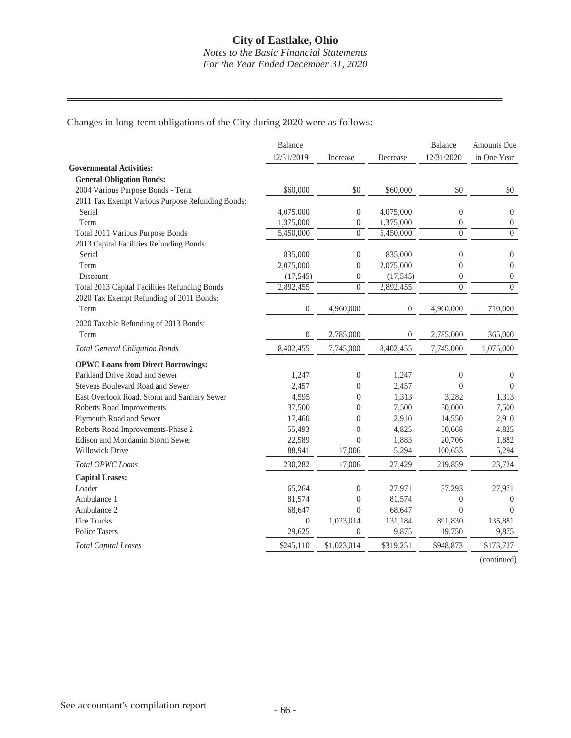Changes in long-term obligations of the City during 2020 were as follows:

| | Balance 12/31/2019 | Increase | Decrease | Balance 12/31/2020 | Amounts Due in One Year |
|---|---|---|---|---|---|
| **Governmental Activities:** | | | | | |
| **General Obligation Bonds:** | | | | | |
| 2004 Various Purpose Bonds - Term | $60,000 | $0 | $60,000 | $0 | $0 |
| 2011 Tax Exempt Various Purpose Refunding Bonds: | | | | | |
| Serial | 4,075,000 | 0 | 4,075,000 | 0 | 0 |
| Term | 1,375,000 | 0 | 1,375,000 | 0 | 0 |
| Total 2011 Various Purpose Bonds | 5,450,000 | 0 | 5,450,000 | 0 | 0 |
| 2013 Capital Facilities Refunding Bonds: | | | | | |
| Serial | 835,000 | 0 | 835,000 | 0 | 0 |
| Term | 2,075,000 | 0 | 2,075,000 | 0 | 0 |
| Discount | (17,545) | 0 | (17,545) | 0 | 0 |
| Total 2013 Capital Facilities Refunding Bonds | 2,892,455 | 0 | 2,892,455 | 0 | 0 |
| 2020 Tax Exempt Refunding of 2011 Bonds: | | | | | |
| Term | 0 | 4,960,000 | 0 | 4,960,000 | 710,000 |
| 2020 Taxable Refunding of 2013 Bonds: | | | | | |
| Term | 0 | 2,785,000 | 0 | 2,785,000 | 365,000 |
| *Total General Obligation Bonds* | 8,402,455 | 7,745,000 | 8,402,455 | 7,745,000 | 1,075,000 |
| **OPWC Loans from Direct Borrowings:** | | | | | |
| Parkland Drive Road and Sewer | 1,247 | 0 | 1,247 | 0 | 0 |
| Stevens Boulevard Road and Sewer | 2,457 | 0 | 2,457 | 0 | 0 |
| East Overlook Road, Storm and Sanitary Sewer | 4,595 | 0 | 1,313 | 3,282 | 1,313 |
| Roberts Road Improvements | 37,500 | 0 | 7,500 | 30,000 | 7,500 |
| Plymouth Road and Sewer | 17,460 | 0 | 2,910 | 14,550 | 2,910 |
| Roberts Road Improvements-Phase 2 | 55,493 | 0 | 4,825 | 50,668 | 4,825 |
| Edison and Mondamin Storm Sewer | 22,589 | 0 | 1,883 | 20,706 | 1,882 |
| Willowick Drive | 88,941 | 17,006 | 5,294 | 100,653 | 5,294 |
| *Total OPWC Loans* | 230,282 | 17,006 | 27,429 | 219,859 | 23,724 |
| **Capital Leases:** | | | | | |
| Loader | 65,264 | 0 | 27,971 | 37,293 | 27,971 |
| Ambulance 1 | 81,574 | 0 | 81,574 | 0 | 0 |
| Ambulance 2 | 68,647 | 0 | 68,647 | 0 | 0 |
| Fire Trucks | 0 | 1,023,014 | 131,184 | 891,830 | 135,881 |
| Police Tasers | 29,625 | 0 | 9,875 | 19,750 | 9,875 |
| *Total Capital Leases* | $245,110 | $1,023,014 | $319,251 | $948,873 | $173,727 |

(continued)

See accountant's compilation report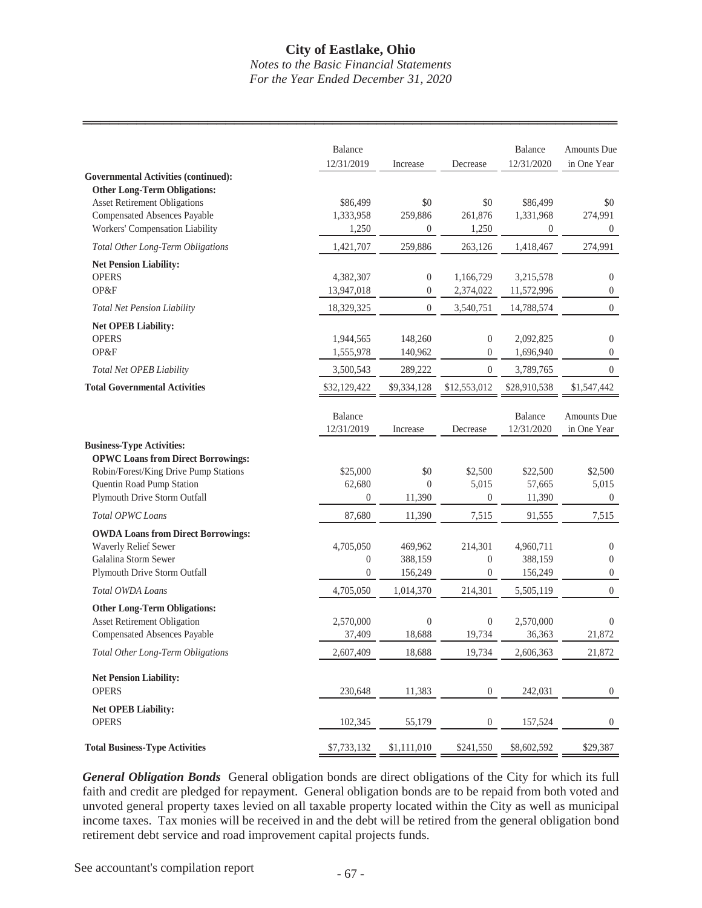| | Balance 12/31/2019 | Increase | Decrease | Balance 12/31/2020 | Amounts Due in One Year |
|---|---|---|---|---|---|
| **Governmental Activities (continued):** | | | | | |
| **Other Long-Term Obligations:** | | | | | |
| Asset Retirement Obligations | $86,499 | $0 | $0 | $86,499 | $0 |
| Compensated Absences Payable | 1,333,958 | 259,886 | 261,876 | 1,331,968 | 274,991 |
| Workers' Compensation Liability | 1,250 | 0 | 1,250 | 0 | 0 |
| *Total Other Long-Term Obligations* | 1,421,707 | 259,886 | 263,126 | 1,418,467 | 274,991 |
| **Net Pension Liability:** | | | | | |
| OPERS | 4,382,307 | 0 | 1,166,729 | 3,215,578 | 0 |
| OP&F | 13,947,018 | 0 | 2,374,022 | 11,572,996 | 0 |
| *Total Net Pension Liability* | 18,329,325 | 0 | 3,540,751 | 14,788,574 | 0 |
| **Net OPEB Liability:** | | | | | |
| OPERS | 1,944,565 | 148,260 | 0 | 2,092,825 | 0 |
| OP&F | 1,555,978 | 140,962 | 0 | 1,696,940 | 0 |
| *Total Net OPEB Liability* | 3,500,543 | 289,222 | 0 | 3,789,765 | 0 |
| **Total Governmental Activities** | $32,129,422 | $9,334,128 | $12,553,012 | $28,910,538 | $1,547,442 |

| | Balance 12/31/2019 | Increase | Decrease | Balance 12/31/2020 | Amounts Due in One Year |
|---|---|---|---|---|---|
| **Business-Type Activities:** | | | | | |
| **OPWC Loans from Direct Borrowings:** | | | | | |
| Robin/Forest/King Drive Pump Stations | $25,000 | $0 | $2,500 | $22,500 | $2,500 |
| Quentin Road Pump Station | 62,680 | 0 | 5,015 | 57,665 | 5,015 |
| Plymouth Drive Storm Outfall | 0 | 11,390 | 0 | 11,390 | 0 |
| *Total OPWC Loans* | 87,680 | 11,390 | 7,515 | 91,555 | 7,515 |
| **OWDA Loans from Direct Borrowings:** | | | | | |
| Waverly Relief Sewer | 4,705,050 | 469,962 | 214,301 | 4,960,711 | 0 |
| Galalina Storm Sewer | 0 | 388,159 | 0 | 388,159 | 0 |
| Plymouth Drive Storm Outfall | 0 | 156,249 | 0 | 156,249 | 0 |
| *Total OWDA Loans* | 4,705,050 | 1,014,370 | 214,301 | 5,505,119 | 0 |
| **Other Long-Term Obligations:** | | | | | |
| Asset Retirement Obligation | 2,570,000 | 0 | 0 | 2,570,000 | 0 |
| Compensated Absences Payable | 37,409 | 18,688 | 19,734 | 36,363 | 21,872 |
| *Total Other Long-Term Obligations* | 2,607,409 | 18,688 | 19,734 | 2,606,363 | 21,872 |
| **Net Pension Liability:** | | | | | |
| OPERS | 230,648 | 11,383 | 0 | 242,031 | 0 |
| **Net OPEB Liability:** | | | | | |
| OPERS | 102,345 | 55,179 | 0 | 157,524 | 0 |
| **Total Business-Type Activities** | $7,733,132 | $1,111,010 | $241,550 | $8,602,592 | $29,387 |

***General Obligation Bonds*** General obligation bonds are direct obligations of the City for which its full faith and credit are pledged for repayment. General obligation bonds are to be repaid from both voted and unvoted general property taxes levied on all taxable property located within the City as well as municipal income taxes. Tax monies will be received in and the debt will be retired from the general obligation bond retirement debt service and road improvement capital projects funds.

See accountant's compilation report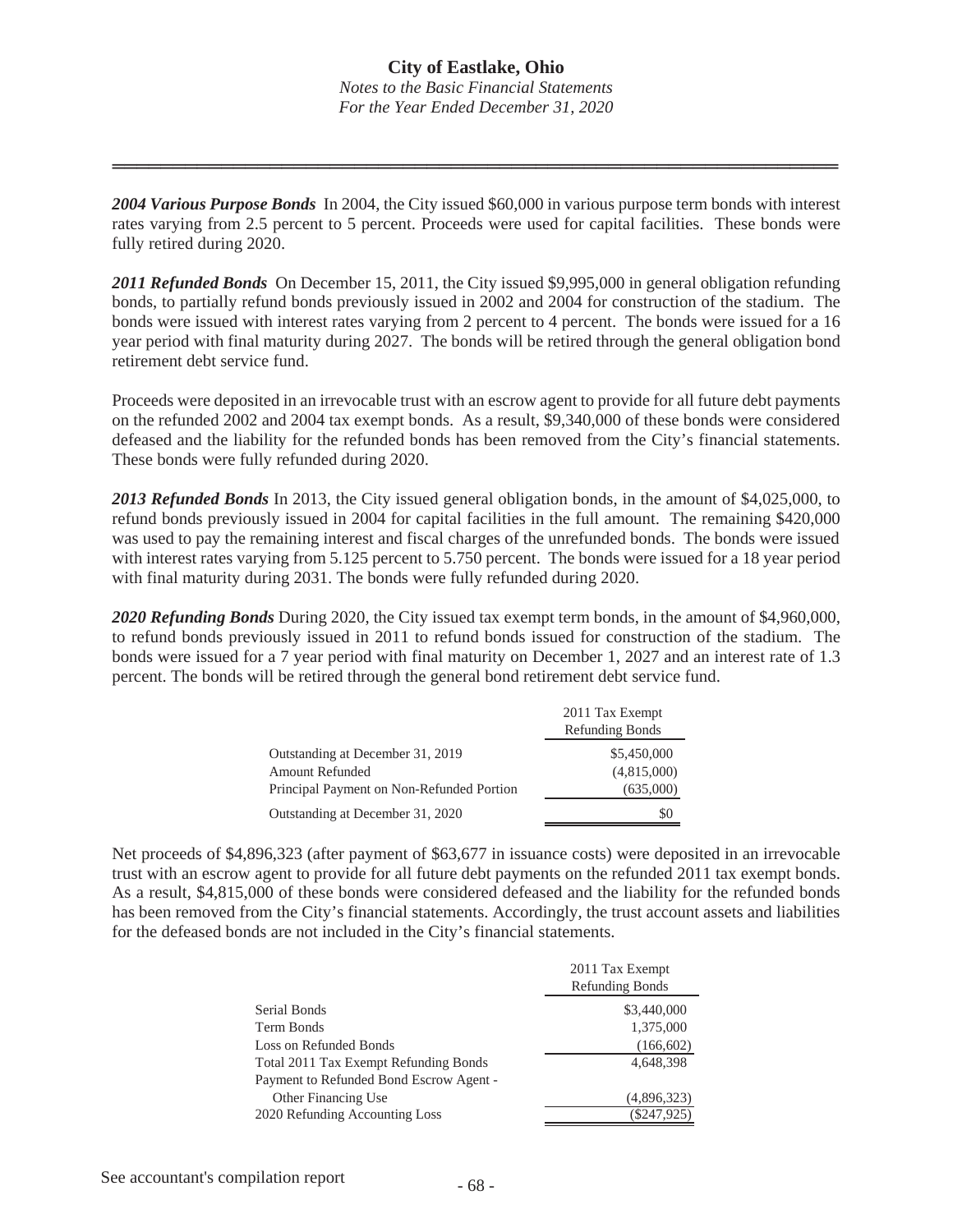*2004 Various Purpose Bonds* In 2004, the City issued \$60,000 in various purpose term bonds with interest rates varying from 2.5 percent to 5 percent. Proceeds were used for capital facilities. These bonds were fully retired during 2020.

*2011 Refunded Bonds* On December 15, 2011, the City issued \$9,995,000 in general obligation refunding bonds, to partially refund bonds previously issued in 2002 and 2004 for construction of the stadium. The bonds were issued with interest rates varying from 2 percent to 4 percent. The bonds were issued for a 16 year period with final maturity during 2027. The bonds will be retired through the general obligation bond retirement debt service fund.

Proceeds were deposited in an irrevocable trust with an escrow agent to provide for all future debt payments on the refunded 2002 and 2004 tax exempt bonds. As a result, \$9,340,000 of these bonds were considered defeased and the liability for the refunded bonds has been removed from the City's financial statements. These bonds were fully refunded during 2020.

*2013 Refunded Bonds* In 2013, the City issued general obligation bonds, in the amount of \$4,025,000, to refund bonds previously issued in 2004 for capital facilities in the full amount. The remaining \$420,000 was used to pay the remaining interest and fiscal charges of the unrefunded bonds. The bonds were issued with interest rates varying from 5.125 percent to 5.750 percent. The bonds were issued for a 18 year period with final maturity during 2031. The bonds were fully refunded during 2020.

*2020 Refunding Bonds* During 2020, the City issued tax exempt term bonds, in the amount of \$4,960,000, to refund bonds previously issued in 2011 to refund bonds issued for construction of the stadium. The bonds were issued for a 7 year period with final maturity on December 1, 2027 and an interest rate of 1.3 percent. The bonds will be retired through the general bond retirement debt service fund.

| | 2011 Tax Exempt Refunding Bonds |
|---|---|
| Outstanding at December 31, 2019 | \$5,450,000 |
| Amount Refunded | (4,815,000) |
| Principal Payment on Non-Refunded Portion | (635,000) |
| Outstanding at December 31, 2020 | \$0 |

Net proceeds of \$4,896,323 (after payment of \$63,677 in issuance costs) were deposited in an irrevocable trust with an escrow agent to provide for all future debt payments on the refunded 2011 tax exempt bonds. As a result, \$4,815,000 of these bonds were considered defeased and the liability for the refunded bonds has been removed from the City's financial statements. Accordingly, the trust account assets and liabilities for the defeased bonds are not included in the City's financial statements.

| | 2011 Tax Exempt Refunding Bonds |
|---|---|
| Serial Bonds | \$3,440,000 |
| Term Bonds | 1,375,000 |
| Loss on Refunded Bonds | (166,602) |
| Total 2011 Tax Exempt Refunding Bonds | 4,648,398 |
| Payment to Refunded Bond Escrow Agent - Other Financing Use | (4,896,323) |
| 2020 Refunding Accounting Loss | (\$247,925) |

See accountant's compilation report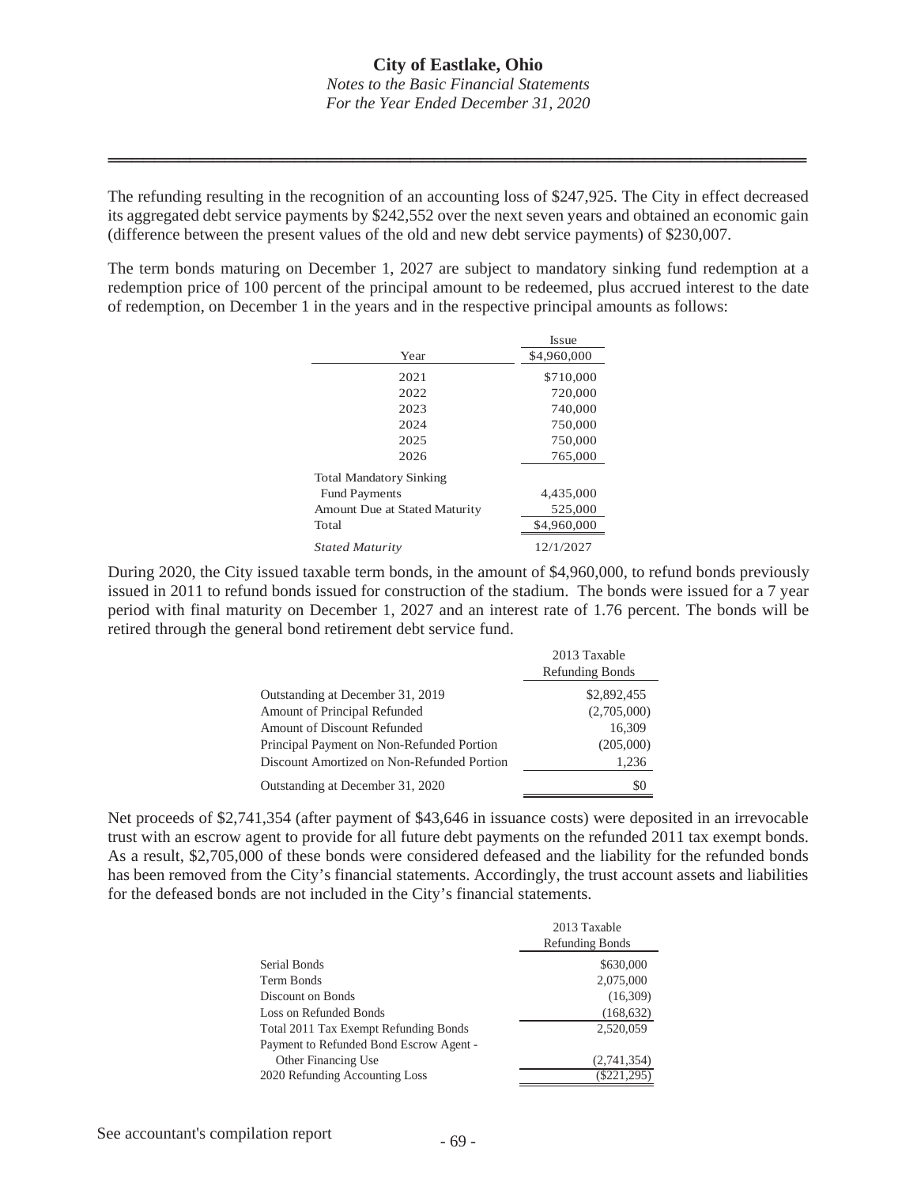The refunding resulting in the recognition of an accounting loss of $247,925. The City in effect decreased its aggregated debt service payments by $242,552 over the next seven years and obtained an economic gain (difference between the present values of the old and new debt service payments) of $230,007.

The term bonds maturing on December 1, 2027 are subject to mandatory sinking fund redemption at a redemption price of 100 percent of the principal amount to be redeemed, plus accrued interest to the date of redemption, on December 1 in the years and in the respective principal amounts as follows:

| Year | Issue $4,960,000 |
|---|---|
| 2021 | $710,000 |
| 2022 | 720,000 |
| 2023 | 740,000 |
| 2024 | 750,000 |
| 2025 | 750,000 |
| 2026 | 765,000 |
| Total Mandatory Sinking Fund Payments | 4,435,000 |
| Amount Due at Stated Maturity | 525,000 |
| Total | $4,960,000 |
| *Stated Maturity* | 12/1/2027 |

During 2020, the City issued taxable term bonds, in the amount of $4,960,000, to refund bonds previously issued in 2011 to refund bonds issued for construction of the stadium. The bonds were issued for a 7 year period with final maturity on December 1, 2027 and an interest rate of 1.76 percent. The bonds will be retired through the general bond retirement debt service fund.

| | 2013 Taxable Refunding Bonds |
|---|---|
| Outstanding at December 31, 2019 | $2,892,455 |
| Amount of Principal Refunded | (2,705,000) |
| Amount of Discount Refunded | 16,309 |
| Principal Payment on Non-Refunded Portion | (205,000) |
| Discount Amortized on Non-Refunded Portion | 1,236 |
| Outstanding at December 31, 2020 | $0 |

Net proceeds of $2,741,354 (after payment of $43,646 in issuance costs) were deposited in an irrevocable trust with an escrow agent to provide for all future debt payments on the refunded 2011 tax exempt bonds. As a result, $2,705,000 of these bonds were considered defeased and the liability for the refunded bonds has been removed from the City's financial statements. Accordingly, the trust account assets and liabilities for the defeased bonds are not included in the City's financial statements.

| | 2013 Taxable Refunding Bonds |
|---|---|
| Serial Bonds | $630,000 |
| Term Bonds | 2,075,000 |
| Discount on Bonds | (16,309) |
| Loss on Refunded Bonds | (168,632) |
| Total 2011 Tax Exempt Refunding Bonds | 2,520,059 |
| Payment to Refunded Bond Escrow Agent - Other Financing Use | (2,741,354) |
| 2020 Refunding Accounting Loss | ($221,295) |

See accountant's compilation report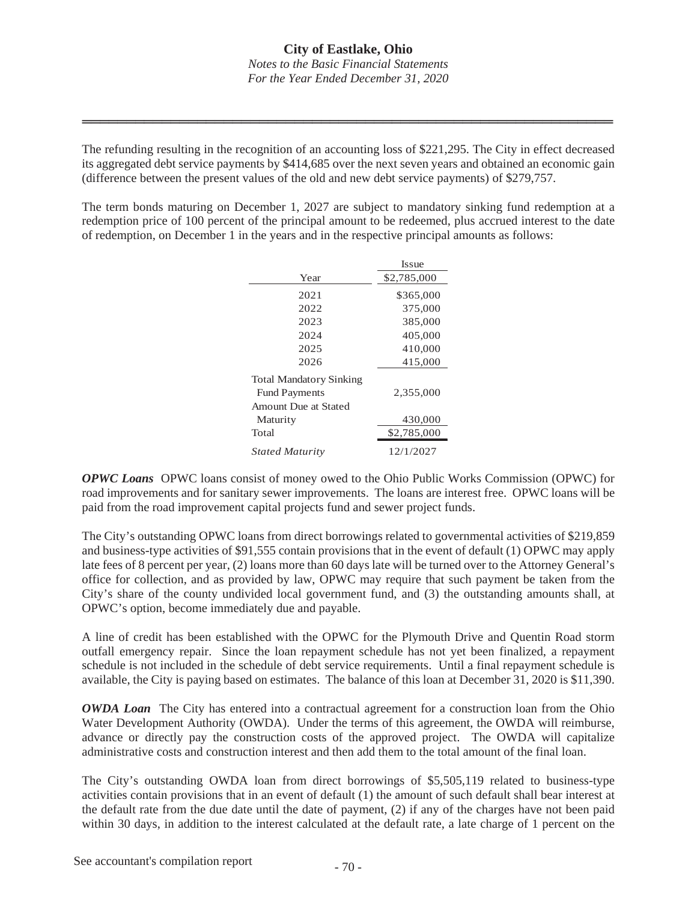The refunding resulting in the recognition of an accounting loss of $221,295. The City in effect decreased its aggregated debt service payments by $414,685 over the next seven years and obtained an economic gain (difference between the present values of the old and new debt service payments) of $279,757.

The term bonds maturing on December 1, 2027 are subject to mandatory sinking fund redemption at a redemption price of 100 percent of the principal amount to be redeemed, plus accrued interest to the date of redemption, on December 1 in the years and in the respective principal amounts as follows:

| Year | Issue $2,785,000 |
|---|---|
| 2021 | $365,000 |
| 2022 | 375,000 |
| 2023 | 385,000 |
| 2024 | 405,000 |
| 2025 | 410,000 |
| 2026 | 415,000 |
| Total Mandatory Sinking Fund Payments | 2,355,000 |
| Amount Due at Stated Maturity | 430,000 |
| Total | $2,785,000 |
| *Stated Maturity* | 12/1/2027 |

***OPWC Loans*** OPWC loans consist of money owed to the Ohio Public Works Commission (OPWC) for road improvements and for sanitary sewer improvements. The loans are interest free. OPWC loans will be paid from the road improvement capital projects fund and sewer project funds.

The City's outstanding OPWC loans from direct borrowings related to governmental activities of $219,859 and business-type activities of $91,555 contain provisions that in the event of default (1) OPWC may apply late fees of 8 percent per year, (2) loans more than 60 days late will be turned over to the Attorney General's office for collection, and as provided by law, OPWC may require that such payment be taken from the City's share of the county undivided local government fund, and (3) the outstanding amounts shall, at OPWC's option, become immediately due and payable.

A line of credit has been established with the OPWC for the Plymouth Drive and Quentin Road storm outfall emergency repair. Since the loan repayment schedule has not yet been finalized, a repayment schedule is not included in the schedule of debt service requirements. Until a final repayment schedule is available, the City is paying based on estimates. The balance of this loan at December 31, 2020 is $11,390.

***OWDA Loan*** The City has entered into a contractual agreement for a construction loan from the Ohio Water Development Authority (OWDA). Under the terms of this agreement, the OWDA will reimburse, advance or directly pay the construction costs of the approved project. The OWDA will capitalize administrative costs and construction interest and then add them to the total amount of the final loan.

The City's outstanding OWDA loan from direct borrowings of $5,505,119 related to business-type activities contain provisions that in an event of default (1) the amount of such default shall bear interest at the default rate from the due date until the date of payment, (2) if any of the charges have not been paid within 30 days, in addition to the interest calculated at the default rate, a late charge of 1 percent on the

See accountant's compilation report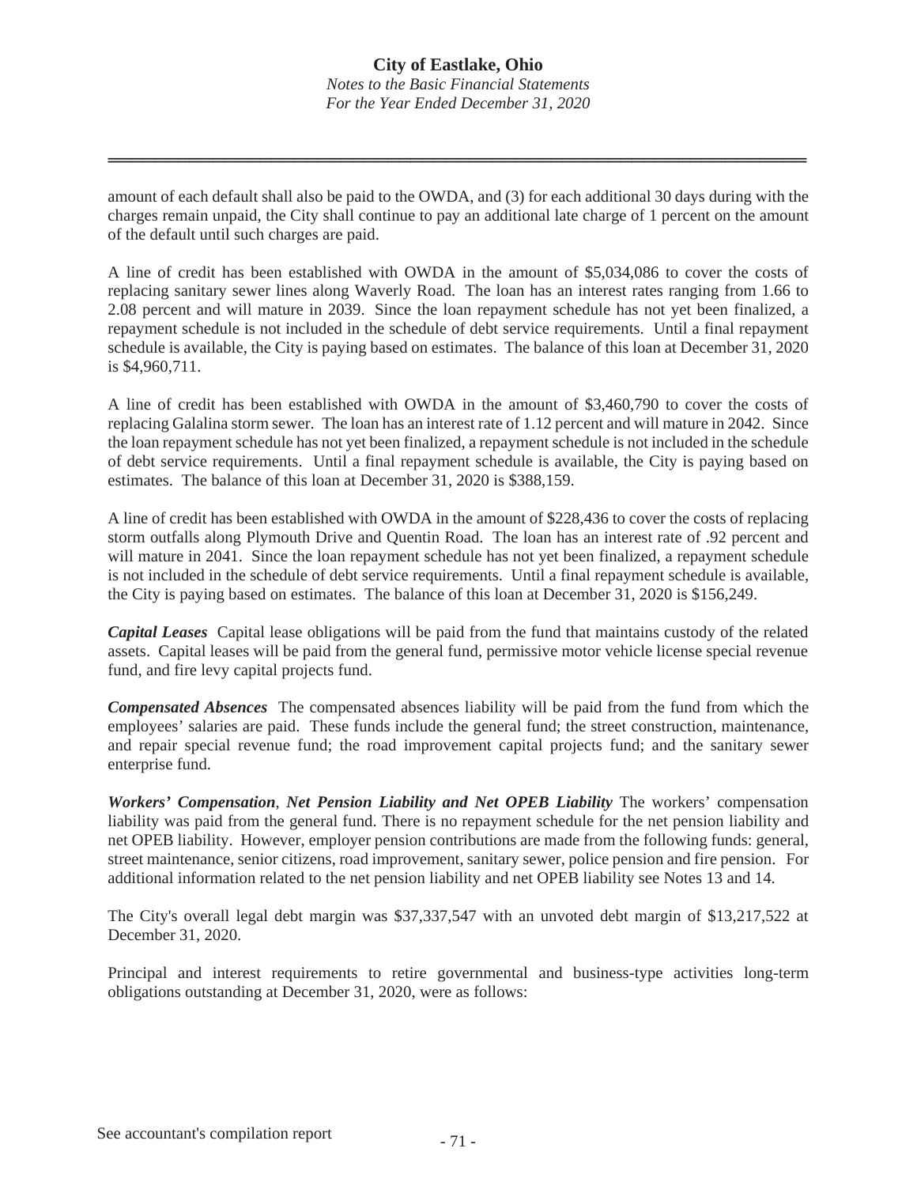amount of each default shall also be paid to the OWDA, and (3) for each additional 30 days during with the charges remain unpaid, the City shall continue to pay an additional late charge of 1 percent on the amount of the default until such charges are paid.

A line of credit has been established with OWDA in the amount of $5,034,086 to cover the costs of replacing sanitary sewer lines along Waverly Road. The loan has an interest rates ranging from 1.66 to 2.08 percent and will mature in 2039. Since the loan repayment schedule has not yet been finalized, a repayment schedule is not included in the schedule of debt service requirements. Until a final repayment schedule is available, the City is paying based on estimates. The balance of this loan at December 31, 2020 is $4,960,711.

A line of credit has been established with OWDA in the amount of $3,460,790 to cover the costs of replacing Galalina storm sewer. The loan has an interest rate of 1.12 percent and will mature in 2042. Since the loan repayment schedule has not yet been finalized, a repayment schedule is not included in the schedule of debt service requirements. Until a final repayment schedule is available, the City is paying based on estimates. The balance of this loan at December 31, 2020 is $388,159.

A line of credit has been established with OWDA in the amount of $228,436 to cover the costs of replacing storm outfalls along Plymouth Drive and Quentin Road. The loan has an interest rate of .92 percent and will mature in 2041. Since the loan repayment schedule has not yet been finalized, a repayment schedule is not included in the schedule of debt service requirements. Until a final repayment schedule is available, the City is paying based on estimates. The balance of this loan at December 31, 2020 is $156,249.

***Capital Leases*** Capital lease obligations will be paid from the fund that maintains custody of the related assets. Capital leases will be paid from the general fund, permissive motor vehicle license special revenue fund, and fire levy capital projects fund.

***Compensated Absences*** The compensated absences liability will be paid from the fund from which the employees' salaries are paid. These funds include the general fund; the street construction, maintenance, and repair special revenue fund; the road improvement capital projects fund; and the sanitary sewer enterprise fund.

***Workers' Compensation***, ***Net Pension Liability and Net OPEB Liability*** The workers' compensation liability was paid from the general fund. There is no repayment schedule for the net pension liability and net OPEB liability. However, employer pension contributions are made from the following funds: general, street maintenance, senior citizens, road improvement, sanitary sewer, police pension and fire pension. For additional information related to the net pension liability and net OPEB liability see Notes 13 and 14.

The City's overall legal debt margin was $37,337,547 with an unvoted debt margin of $13,217,522 at December 31, 2020.

Principal and interest requirements to retire governmental and business-type activities long-term obligations outstanding at December 31, 2020, were as follows: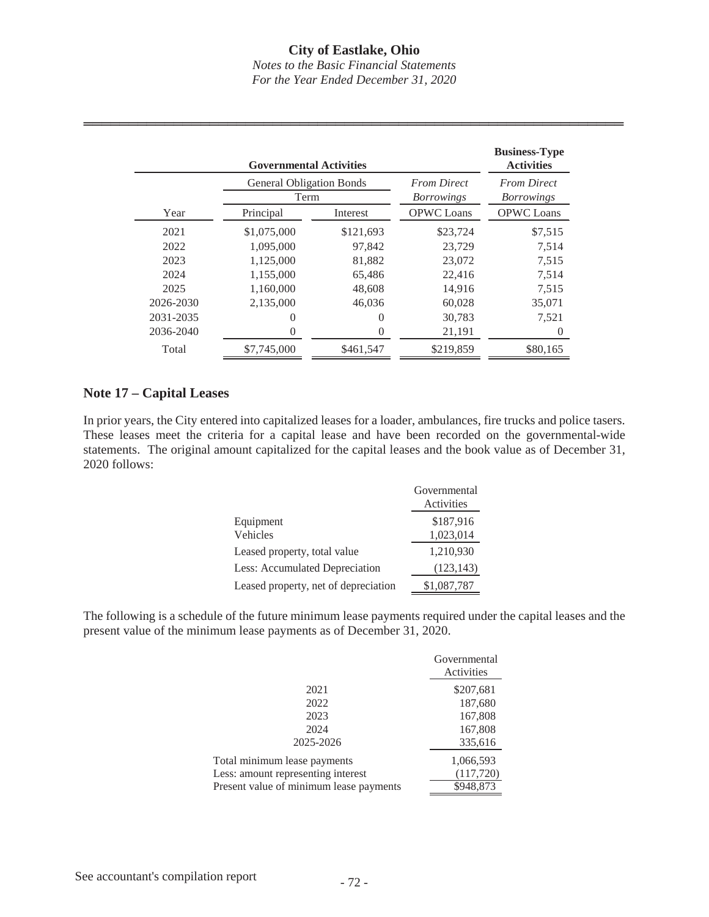| | Governmental Activities | | | Business-Type Activities |
|---|---|---|---|---|
| | General Obligation Bonds Term | | *From Direct Borrowings* | *From Direct Borrowings* |
| Year | Principal | Interest | OPWC Loans | OPWC Loans |
| 2021 | $1,075,000 | $121,693 | $23,724 | $7,515 |
| 2022 | 1,095,000 | 97,842 | 23,729 | 7,514 |
| 2023 | 1,125,000 | 81,882 | 23,072 | 7,515 |
| 2024 | 1,155,000 | 65,486 | 22,416 | 7,514 |
| 2025 | 1,160,000 | 48,608 | 14,916 | 7,515 |
| 2026-2030 | 2,135,000 | 46,036 | 60,028 | 35,071 |
| 2031-2035 | 0 | 0 | 30,783 | 7,521 |
| 2036-2040 | 0 | 0 | 21,191 | 0 |
| Total | $7,745,000 | $461,547 | $219,859 | $80,165 |

## Note 17 – Capital Leases

In prior years, the City entered into capitalized leases for a loader, ambulances, fire trucks and police tasers. These leases meet the criteria for a capital lease and have been recorded on the governmental-wide statements. The original amount capitalized for the capital leases and the book value as of December 31, 2020 follows:

| | Governmental Activities |
|---|---|
| Equipment | $187,916 |
| Vehicles | 1,023,014 |
| Leased property, total value | 1,210,930 |
| Less: Accumulated Depreciation | (123,143) |
| Leased property, net of depreciation | $1,087,787 |

The following is a schedule of the future minimum lease payments required under the capital leases and the present value of the minimum lease payments as of December 31, 2020.

| | Governmental Activities |
|---|---|
| 2021 | $207,681 |
| 2022 | 187,680 |
| 2023 | 167,808 |
| 2024 | 167,808 |
| 2025-2026 | 335,616 |
| Total minimum lease payments | 1,066,593 |
| Less: amount representing interest | (117,720) |
| Present value of minimum lease payments | $948,873 |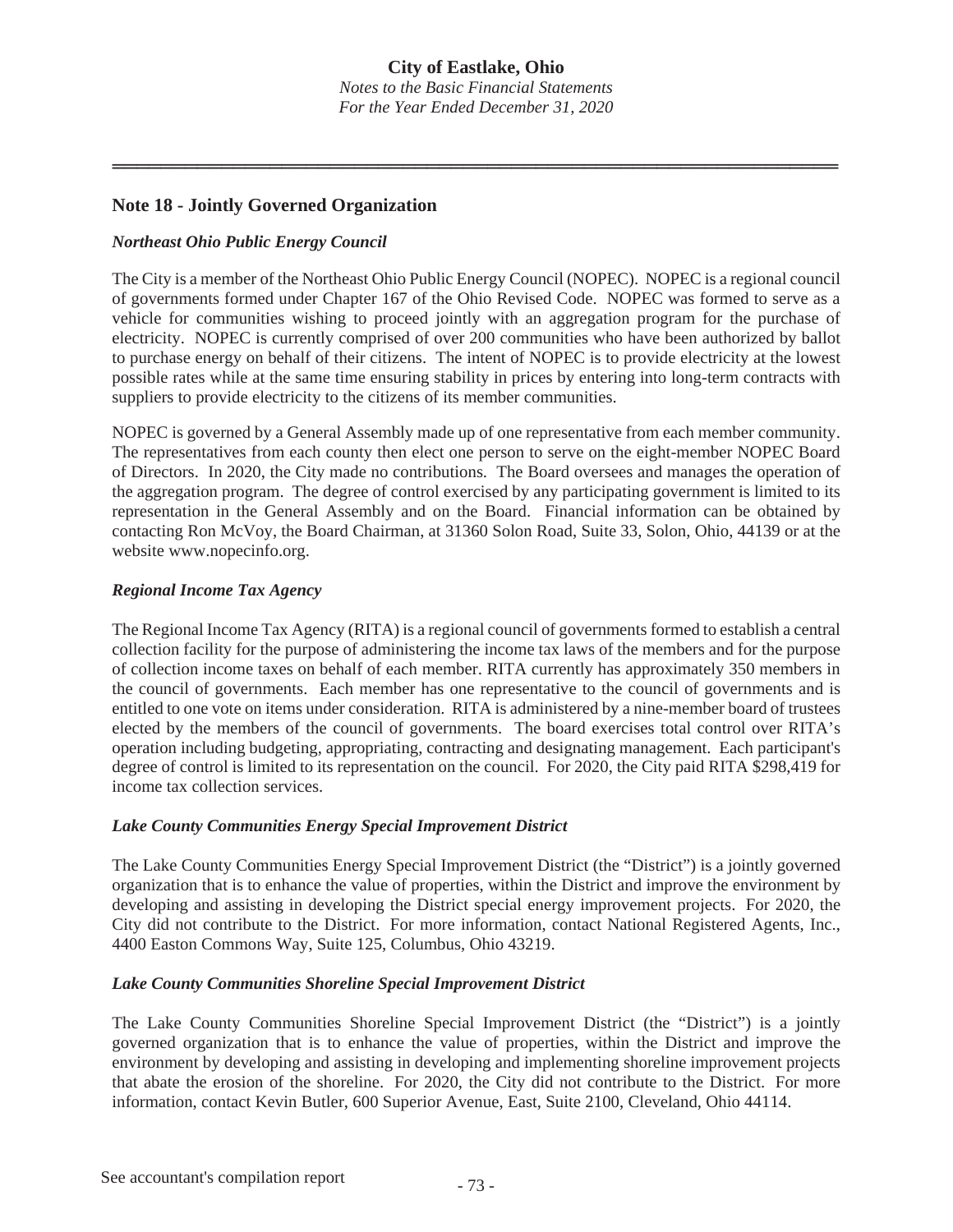## Note 18 - Jointly Governed Organization

### *Northeast Ohio Public Energy Council*

The City is a member of the Northeast Ohio Public Energy Council (NOPEC). NOPEC is a regional council of governments formed under Chapter 167 of the Ohio Revised Code. NOPEC was formed to serve as a vehicle for communities wishing to proceed jointly with an aggregation program for the purchase of electricity. NOPEC is currently comprised of over 200 communities who have been authorized by ballot to purchase energy on behalf of their citizens. The intent of NOPEC is to provide electricity at the lowest possible rates while at the same time ensuring stability in prices by entering into long-term contracts with suppliers to provide electricity to the citizens of its member communities.

NOPEC is governed by a General Assembly made up of one representative from each member community. The representatives from each county then elect one person to serve on the eight-member NOPEC Board of Directors. In 2020, the City made no contributions. The Board oversees and manages the operation of the aggregation program. The degree of control exercised by any participating government is limited to its representation in the General Assembly and on the Board. Financial information can be obtained by contacting Ron McVoy, the Board Chairman, at 31360 Solon Road, Suite 33, Solon, Ohio, 44139 or at the website www.nopecinfo.org.

### *Regional Income Tax Agency*

The Regional Income Tax Agency (RITA) is a regional council of governments formed to establish a central collection facility for the purpose of administering the income tax laws of the members and for the purpose of collection income taxes on behalf of each member. RITA currently has approximately 350 members in the council of governments. Each member has one representative to the council of governments and is entitled to one vote on items under consideration. RITA is administered by a nine-member board of trustees elected by the members of the council of governments. The board exercises total control over RITA's operation including budgeting, appropriating, contracting and designating management. Each participant's degree of control is limited to its representation on the council. For 2020, the City paid RITA $298,419 for income tax collection services.

### *Lake County Communities Energy Special Improvement District*

The Lake County Communities Energy Special Improvement District (the "District") is a jointly governed organization that is to enhance the value of properties, within the District and improve the environment by developing and assisting in developing the District special energy improvement projects. For 2020, the City did not contribute to the District. For more information, contact National Registered Agents, Inc., 4400 Easton Commons Way, Suite 125, Columbus, Ohio 43219.

### *Lake County Communities Shoreline Special Improvement District*

The Lake County Communities Shoreline Special Improvement District (the "District") is a jointly governed organization that is to enhance the value of properties, within the District and improve the environment by developing and assisting in developing and implementing shoreline improvement projects that abate the erosion of the shoreline. For 2020, the City did not contribute to the District. For more information, contact Kevin Butler, 600 Superior Avenue, East, Suite 2100, Cleveland, Ohio 44114.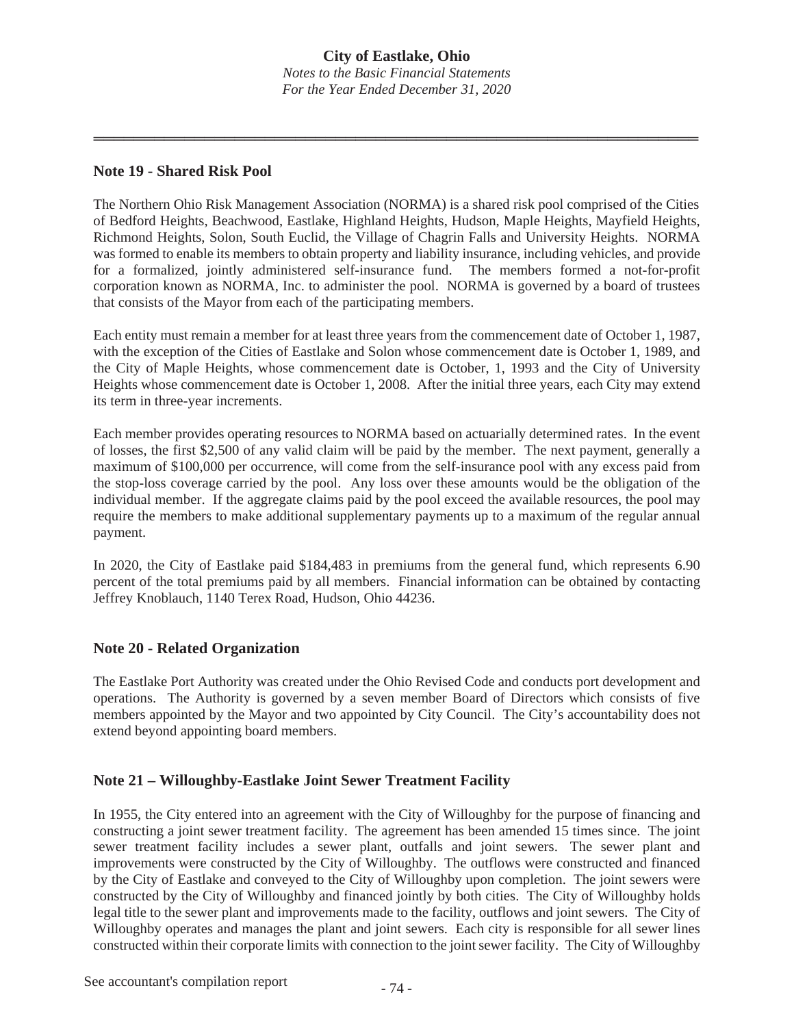## Note 19 - Shared Risk Pool

The Northern Ohio Risk Management Association (NORMA) is a shared risk pool comprised of the Cities of Bedford Heights, Beachwood, Eastlake, Highland Heights, Hudson, Maple Heights, Mayfield Heights, Richmond Heights, Solon, South Euclid, the Village of Chagrin Falls and University Heights. NORMA was formed to enable its members to obtain property and liability insurance, including vehicles, and provide for a formalized, jointly administered self-insurance fund. The members formed a not-for-profit corporation known as NORMA, Inc. to administer the pool. NORMA is governed by a board of trustees that consists of the Mayor from each of the participating members.

Each entity must remain a member for at least three years from the commencement date of October 1, 1987, with the exception of the Cities of Eastlake and Solon whose commencement date is October 1, 1989, and the City of Maple Heights, whose commencement date is October, 1, 1993 and the City of University Heights whose commencement date is October 1, 2008. After the initial three years, each City may extend its term in three-year increments.

Each member provides operating resources to NORMA based on actuarially determined rates. In the event of losses, the first $2,500 of any valid claim will be paid by the member. The next payment, generally a maximum of $100,000 per occurrence, will come from the self-insurance pool with any excess paid from the stop-loss coverage carried by the pool. Any loss over these amounts would be the obligation of the individual member. If the aggregate claims paid by the pool exceed the available resources, the pool may require the members to make additional supplementary payments up to a maximum of the regular annual payment.

In 2020, the City of Eastlake paid $184,483 in premiums from the general fund, which represents 6.90 percent of the total premiums paid by all members. Financial information can be obtained by contacting Jeffrey Knoblauch, 1140 Terex Road, Hudson, Ohio 44236.

## Note 20 - Related Organization

The Eastlake Port Authority was created under the Ohio Revised Code and conducts port development and operations. The Authority is governed by a seven member Board of Directors which consists of five members appointed by the Mayor and two appointed by City Council. The City's accountability does not extend beyond appointing board members.

## Note 21 – Willoughby-Eastlake Joint Sewer Treatment Facility

In 1955, the City entered into an agreement with the City of Willoughby for the purpose of financing and constructing a joint sewer treatment facility. The agreement has been amended 15 times since. The joint sewer treatment facility includes a sewer plant, outfalls and joint sewers. The sewer plant and improvements were constructed by the City of Willoughby. The outflows were constructed and financed by the City of Eastlake and conveyed to the City of Willoughby upon completion. The joint sewers were constructed by the City of Willoughby and financed jointly by both cities. The City of Willoughby holds legal title to the sewer plant and improvements made to the facility, outflows and joint sewers. The City of Willoughby operates and manages the plant and joint sewers. Each city is responsible for all sewer lines constructed within their corporate limits with connection to the joint sewer facility. The City of Willoughby

See accountant's compilation report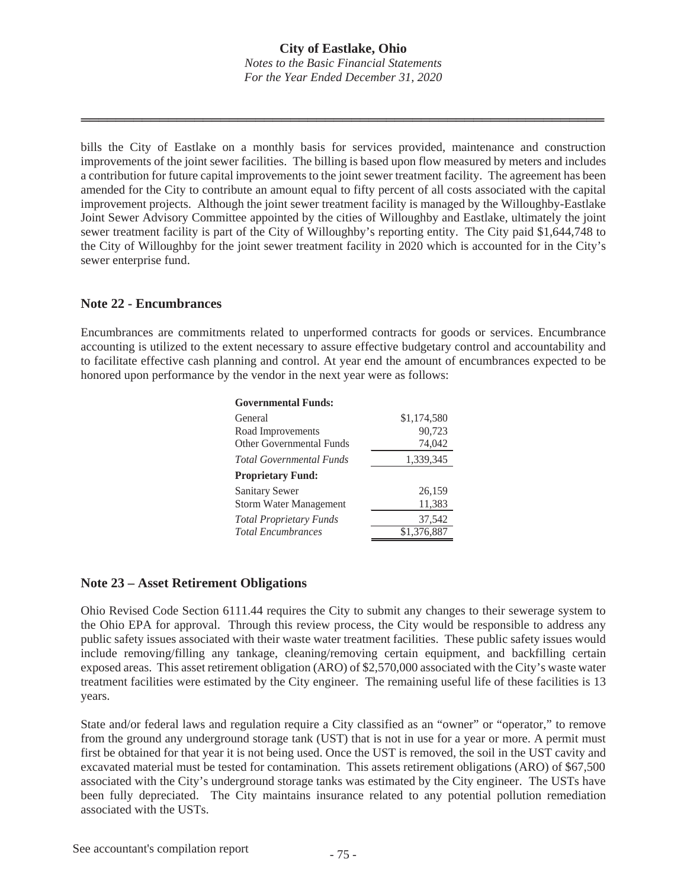bills the City of Eastlake on a monthly basis for services provided, maintenance and construction improvements of the joint sewer facilities. The billing is based upon flow measured by meters and includes a contribution for future capital improvements to the joint sewer treatment facility. The agreement has been amended for the City to contribute an amount equal to fifty percent of all costs associated with the capital improvement projects. Although the joint sewer treatment facility is managed by the Willoughby-Eastlake Joint Sewer Advisory Committee appointed by the cities of Willoughby and Eastlake, ultimately the joint sewer treatment facility is part of the City of Willoughby's reporting entity. The City paid $1,644,748 to the City of Willoughby for the joint sewer treatment facility in 2020 which is accounted for in the City's sewer enterprise fund.

## Note 22 - Encumbrances

Encumbrances are commitments related to unperformed contracts for goods or services. Encumbrance accounting is utilized to the extent necessary to assure effective budgetary control and accountability and to facilitate effective cash planning and control. At year end the amount of encumbrances expected to be honored upon performance by the vendor in the next year were as follows:

| | |
|---|---|
| **Governmental Funds:** | |
| General | $1,174,580 |
| Road Improvements | 90,723 |
| Other Governmental Funds | 74,042 |
| *Total Governmental Funds* | 1,339,345 |
| **Proprietary Fund:** | |
| Sanitary Sewer | 26,159 |
| Storm Water Management | 11,383 |
| *Total Proprietary Funds* | 37,542 |
| *Total Encumbrances* | $1,376,887 |

## Note 23 – Asset Retirement Obligations

Ohio Revised Code Section 6111.44 requires the City to submit any changes to their sewerage system to the Ohio EPA for approval. Through this review process, the City would be responsible to address any public safety issues associated with their waste water treatment facilities. These public safety issues would include removing/filling any tankage, cleaning/removing certain equipment, and backfilling certain exposed areas. This asset retirement obligation (ARO) of $2,570,000 associated with the City's waste water treatment facilities were estimated by the City engineer. The remaining useful life of these facilities is 13 years.

State and/or federal laws and regulation require a City classified as an "owner" or "operator," to remove from the ground any underground storage tank (UST) that is not in use for a year or more. A permit must first be obtained for that year it is not being used. Once the UST is removed, the soil in the UST cavity and excavated material must be tested for contamination. This assets retirement obligations (ARO) of $67,500 associated with the City's underground storage tanks was estimated by the City engineer. The USTs have been fully depreciated. The City maintains insurance related to any potential pollution remediation associated with the USTs.

See accountant's compilation report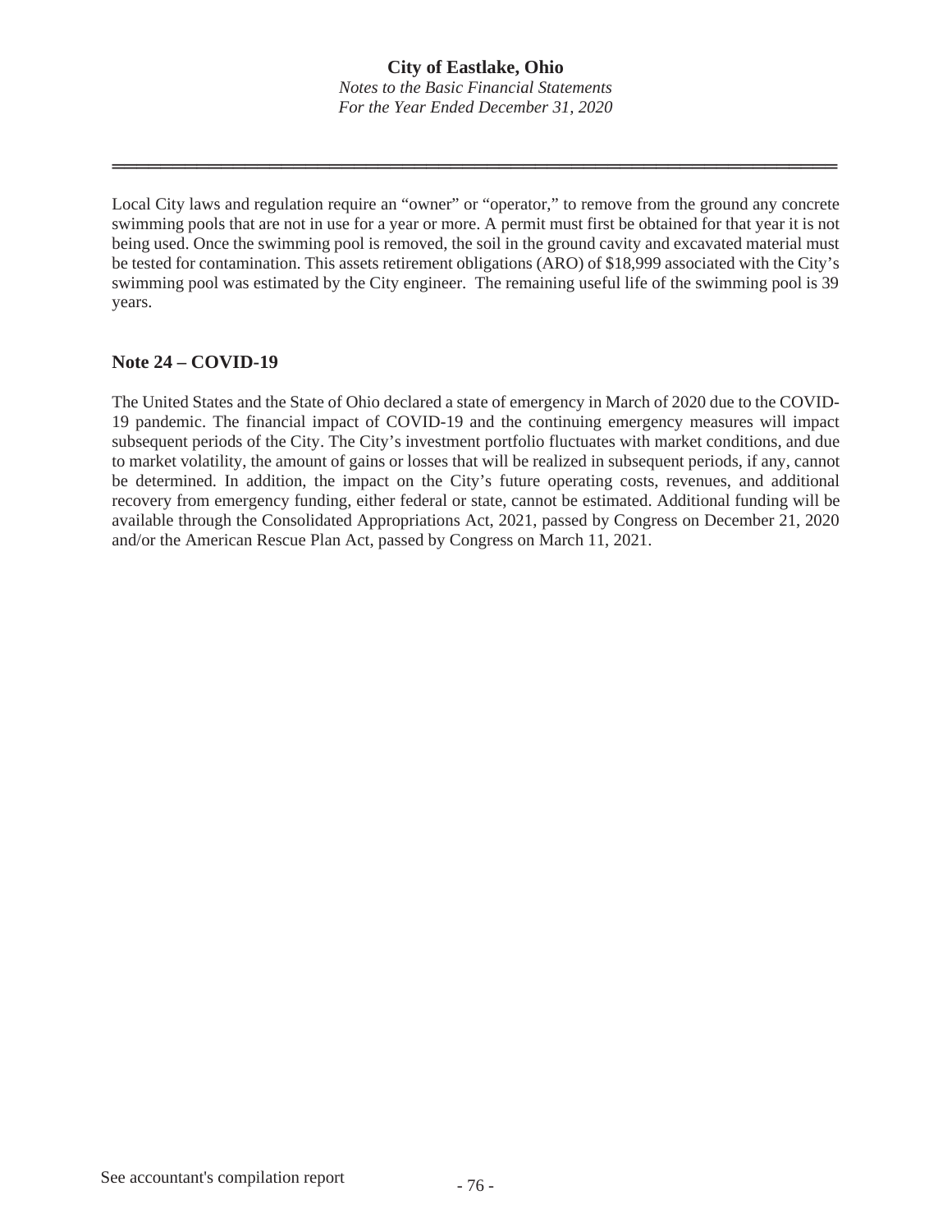Local City laws and regulation require an "owner" or "operator," to remove from the ground any concrete swimming pools that are not in use for a year or more. A permit must first be obtained for that year it is not being used. Once the swimming pool is removed, the soil in the ground cavity and excavated material must be tested for contamination. This assets retirement obligations (ARO) of $18,999 associated with the City's swimming pool was estimated by the City engineer. The remaining useful life of the swimming pool is 39 years.

## Note 24 – COVID-19

The United States and the State of Ohio declared a state of emergency in March of 2020 due to the COVID-19 pandemic. The financial impact of COVID-19 and the continuing emergency measures will impact subsequent periods of the City. The City's investment portfolio fluctuates with market conditions, and due to market volatility, the amount of gains or losses that will be realized in subsequent periods, if any, cannot be determined. In addition, the impact on the City's future operating costs, revenues, and additional recovery from emergency funding, either federal or state, cannot be estimated. Additional funding will be available through the Consolidated Appropriations Act, 2021, passed by Congress on December 21, 2020 and/or the American Rescue Plan Act, passed by Congress on March 11, 2021.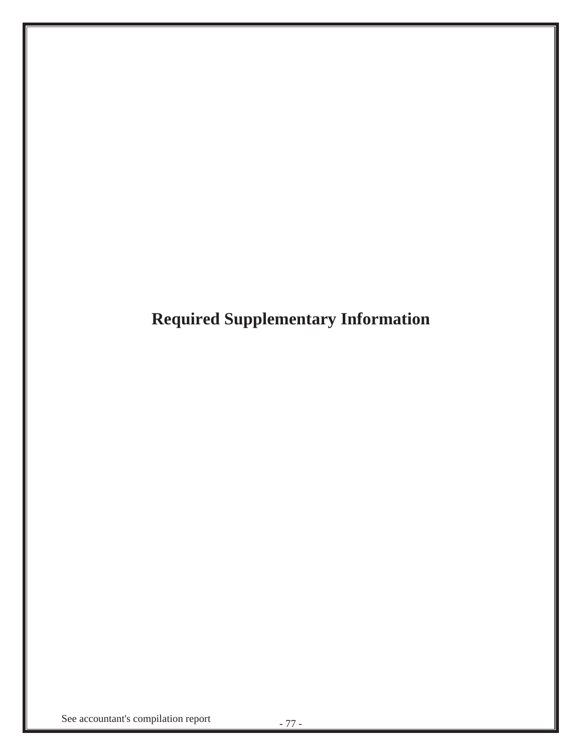# Required Supplementary Information

See accountant's compilation report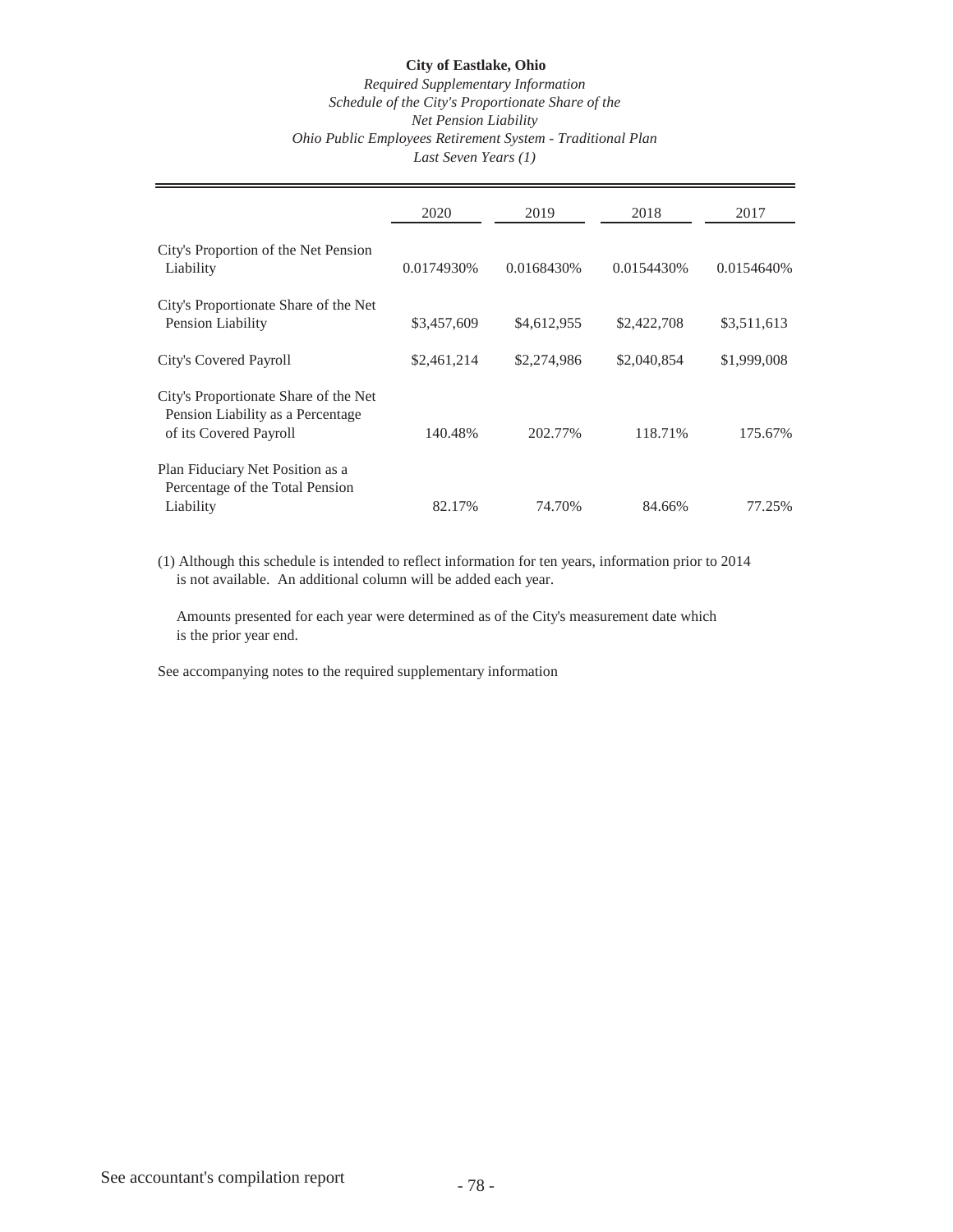**City of Eastlake, Ohio**

*Required Supplementary Information*
*Schedule of the City's Proportionate Share of the*
*Net Pension Liability*
*Ohio Public Employees Retirement System - Traditional Plan*
*Last Seven Years (1)*

| | 2020 | 2019 | 2018 | 2017 |
|---|---|---|---|---|
| City's Proportion of the Net Pension Liability | 0.0174930% | 0.0168430% | 0.0154430% | 0.0154640% |
| City's Proportionate Share of the Net Pension Liability | $3,457,609 | $4,612,955 | $2,422,708 | $3,511,613 |
| City's Covered Payroll | $2,461,214 | $2,274,986 | $2,040,854 | $1,999,008 |
| City's Proportionate Share of the Net Pension Liability as a Percentage of its Covered Payroll | 140.48% | 202.77% | 118.71% | 175.67% |
| Plan Fiduciary Net Position as a Percentage of the Total Pension Liability | 82.17% | 74.70% | 84.66% | 77.25% |

(1) Although this schedule is intended to reflect information for ten years, information prior to 2014 is not available. An additional column will be added each year.

Amounts presented for each year were determined as of the City's measurement date which is the prior year end.

See accompanying notes to the required supplementary information

See accountant's compilation report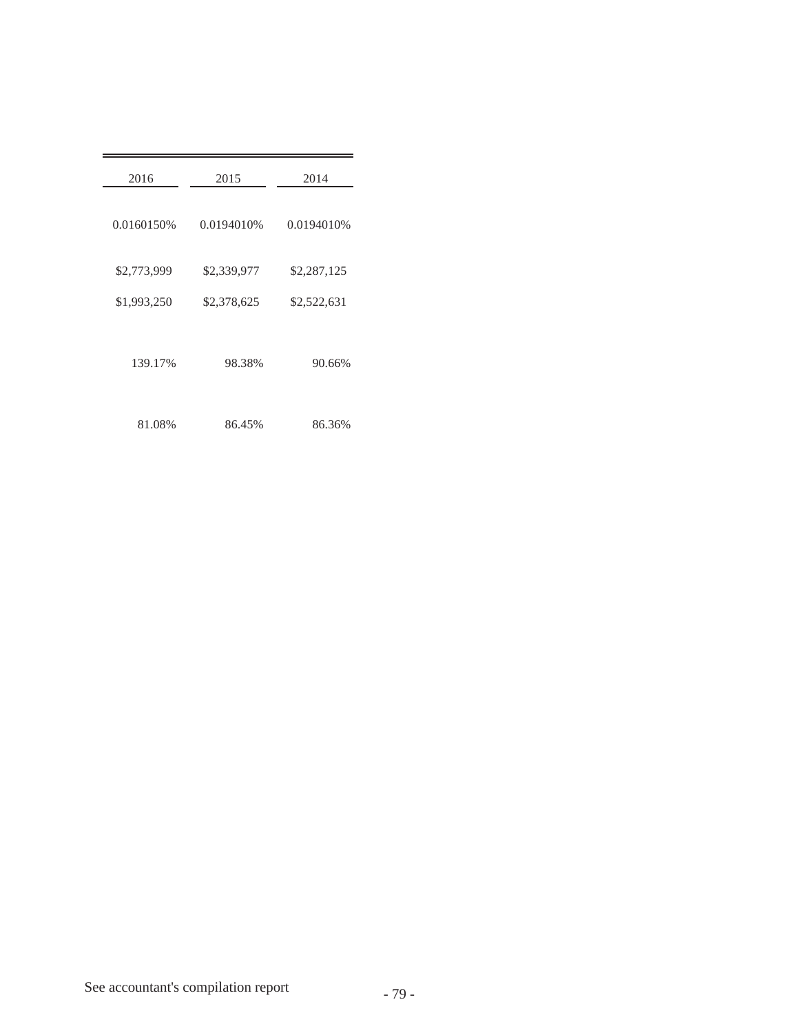| 2016 | 2015 | 2014 |
|---|---|---|
| 0.0160150% | 0.0194010% | 0.0194010% |
| $2,773,999 | $2,339,977 | $2,287,125 |
| $1,993,250 | $2,378,625 | $2,522,631 |
| 139.17% | 98.38% | 90.66% |
| 81.08% | 86.45% | 86.36% |

See accountant's compilation report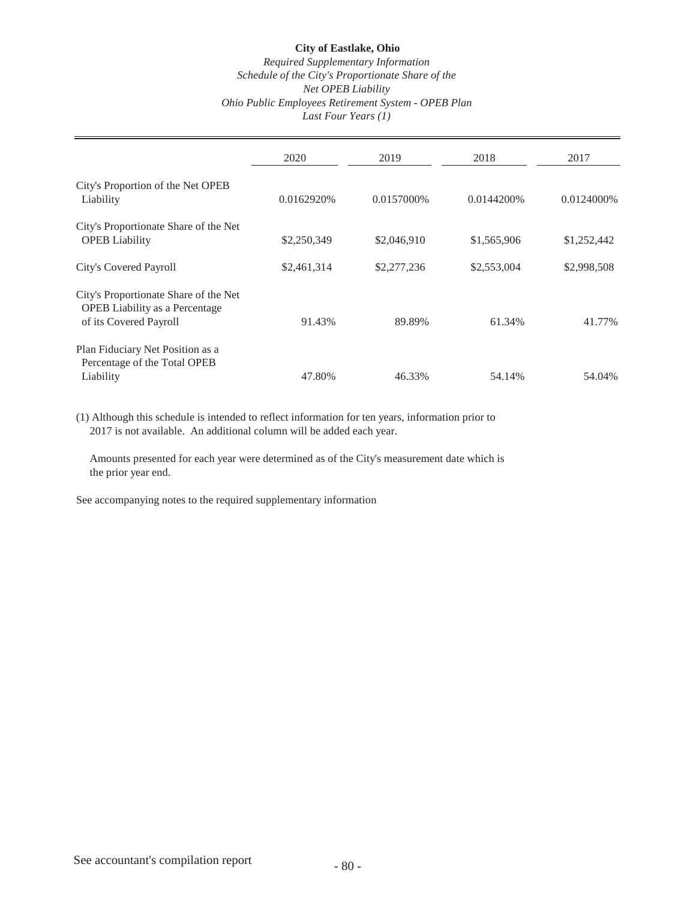**City of Eastlake, Ohio**

*Required Supplementary Information*
*Schedule of the City's Proportionate Share of the*
*Net OPEB Liability*
*Ohio Public Employees Retirement System - OPEB Plan*
*Last Four Years (1)*

| | 2020 | 2019 | 2018 | 2017 |
|---|---|---|---|---|
| City's Proportion of the Net OPEB Liability | 0.0162920% | 0.0157000% | 0.0144200% | 0.0124000% |
| City's Proportionate Share of the Net OPEB Liability | $2,250,349 | $2,046,910 | $1,565,906 | $1,252,442 |
| City's Covered Payroll | $2,461,314 | $2,277,236 | $2,553,004 | $2,998,508 |
| City's Proportionate Share of the Net OPEB Liability as a Percentage of its Covered Payroll | 91.43% | 89.89% | 61.34% | 41.77% |
| Plan Fiduciary Net Position as a Percentage of the Total OPEB Liability | 47.80% | 46.33% | 54.14% | 54.04% |

(1) Although this schedule is intended to reflect information for ten years, information prior to 2017 is not available. An additional column will be added each year.

Amounts presented for each year were determined as of the City's measurement date which is the prior year end.

See accompanying notes to the required supplementary information

See accountant's compilation report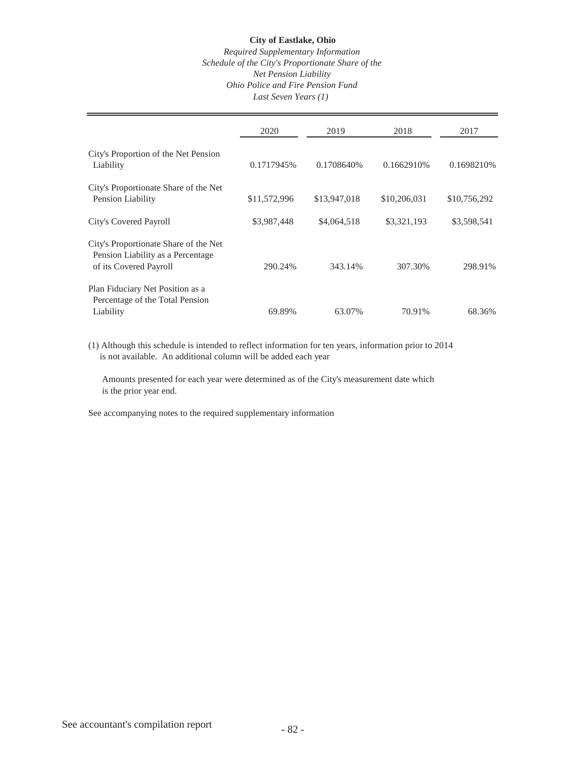**City of Eastlake, Ohio**

*Required Supplementary Information*
*Schedule of the City's Proportionate Share of the*
*Net Pension Liability*
*Ohio Police and Fire Pension Fund*
*Last Seven Years (1)*

| | 2020 | 2019 | 2018 | 2017 |
|---|---|---|---|---|
| City's Proportion of the Net Pension Liability | 0.1717945% | 0.1708640% | 0.1662910% | 0.1698210% |
| City's Proportionate Share of the Net Pension Liability | $11,572,996 | $13,947,018 | $10,206,031 | $10,756,292 |
| City's Covered Payroll | $3,987,448 | $4,064,518 | $3,321,193 | $3,598,541 |
| City's Proportionate Share of the Net Pension Liability as a Percentage of its Covered Payroll | 290.24% | 343.14% | 307.30% | 298.91% |
| Plan Fiduciary Net Position as a Percentage of the Total Pension Liability | 69.89% | 63.07% | 70.91% | 68.36% |

(1) Although this schedule is intended to reflect information for ten years, information prior to 2014 is not available. An additional column will be added each year

Amounts presented for each year were determined as of the City's measurement date which is the prior year end.

See accompanying notes to the required supplementary information

See accountant's compilation report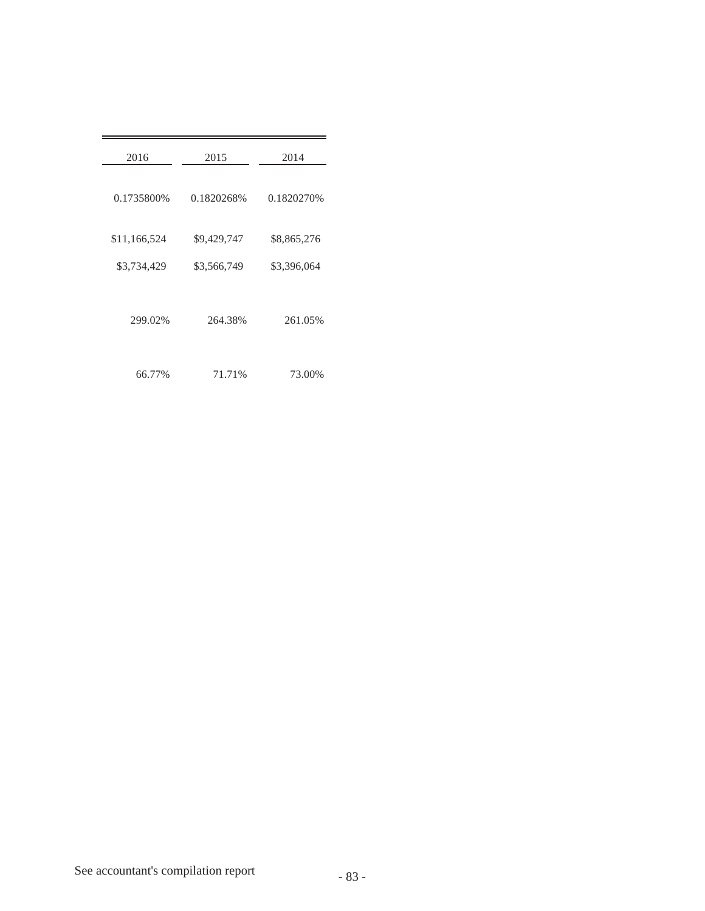| 2016 | 2015 | 2014 |
|---|---|---|
| 0.1735800% | 0.1820268% | 0.1820270% |
| $11,166,524 | $9,429,747 | $8,865,276 |
| $3,734,429 | $3,566,749 | $3,396,064 |
| 299.02% | 264.38% | 261.05% |
| 66.77% | 71.71% | 73.00% |

See accountant's compilation report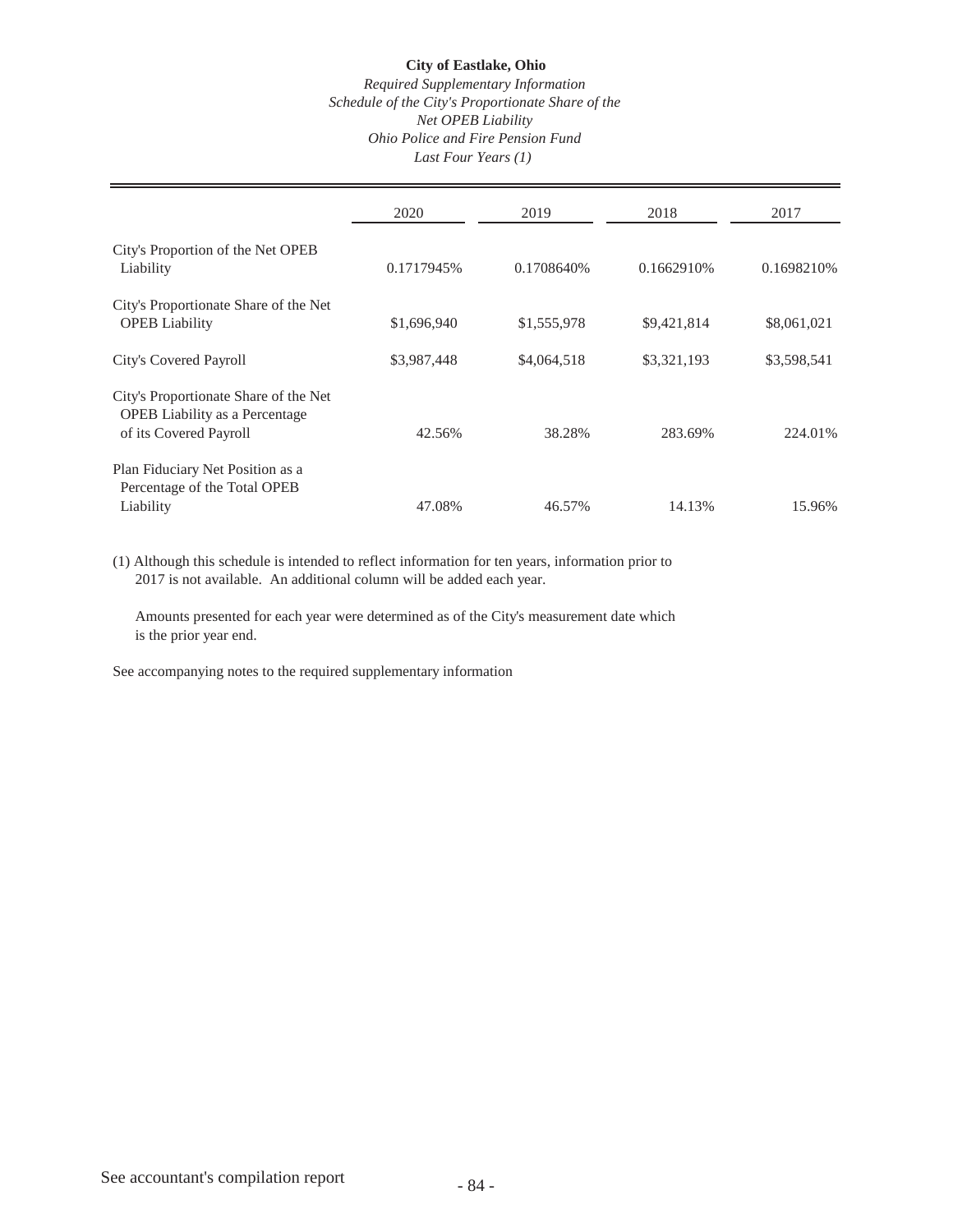**City of Eastlake, Ohio**

*Required Supplementary Information*
*Schedule of the City's Proportionate Share of the*
*Net OPEB Liability*
*Ohio Police and Fire Pension Fund*
*Last Four Years (1)*

| | 2020 | 2019 | 2018 | 2017 |
|---|---|---|---|---|
| City's Proportion of the Net OPEB Liability | 0.1717945% | 0.1708640% | 0.1662910% | 0.1698210% |
| City's Proportionate Share of the Net OPEB Liability | $1,696,940 | $1,555,978 | $9,421,814 | $8,061,021 |
| City's Covered Payroll | $3,987,448 | $4,064,518 | $3,321,193 | $3,598,541 |
| City's Proportionate Share of the Net OPEB Liability as a Percentage of its Covered Payroll | 42.56% | 38.28% | 283.69% | 224.01% |
| Plan Fiduciary Net Position as a Percentage of the Total OPEB Liability | 47.08% | 46.57% | 14.13% | 15.96% |

(1) Although this schedule is intended to reflect information for ten years, information prior to 2017 is not available. An additional column will be added each year.

Amounts presented for each year were determined as of the City's measurement date which is the prior year end.

See accompanying notes to the required supplementary information

See accountant's compilation report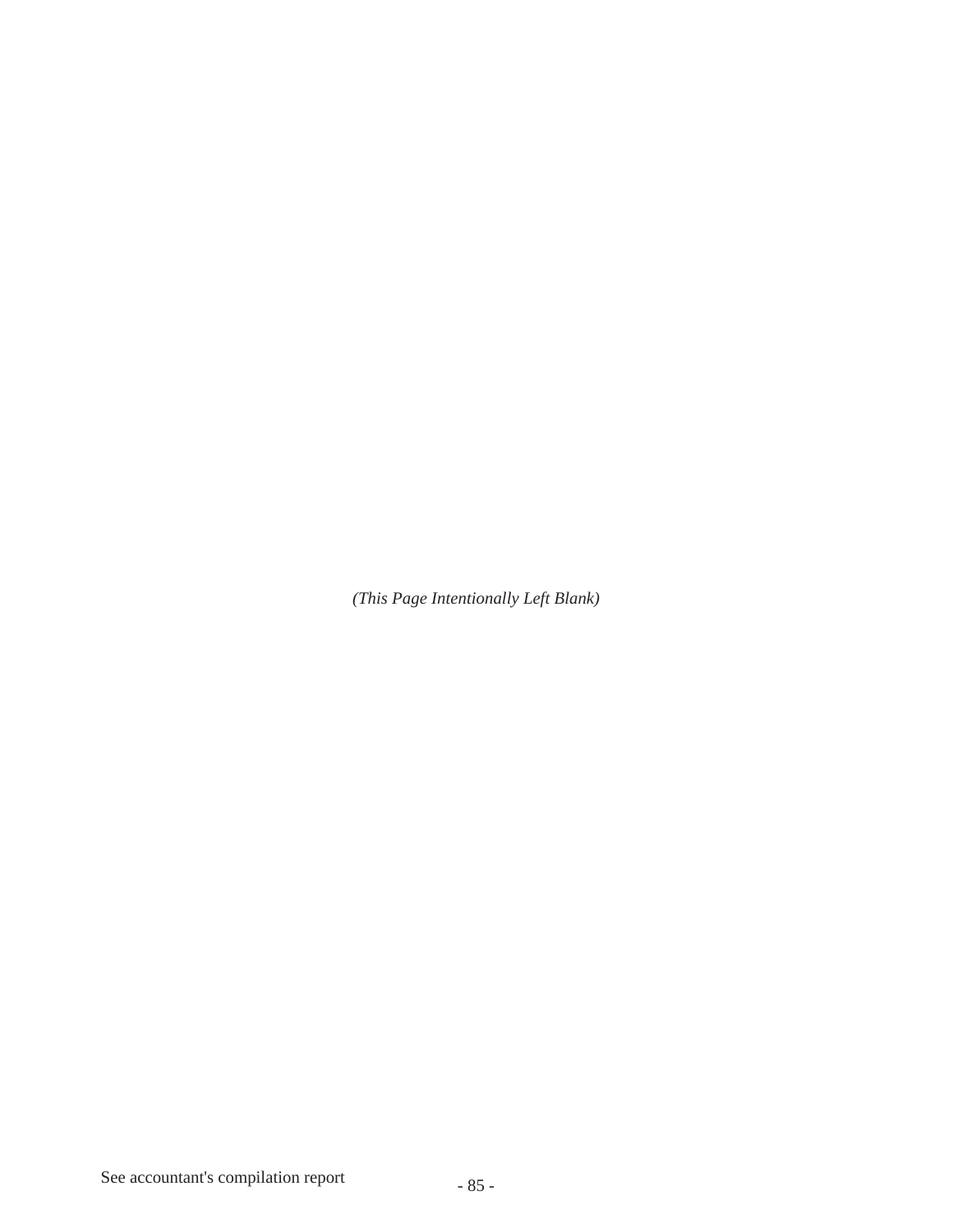*(This Page Intentionally Left Blank)*

See accountant's compilation report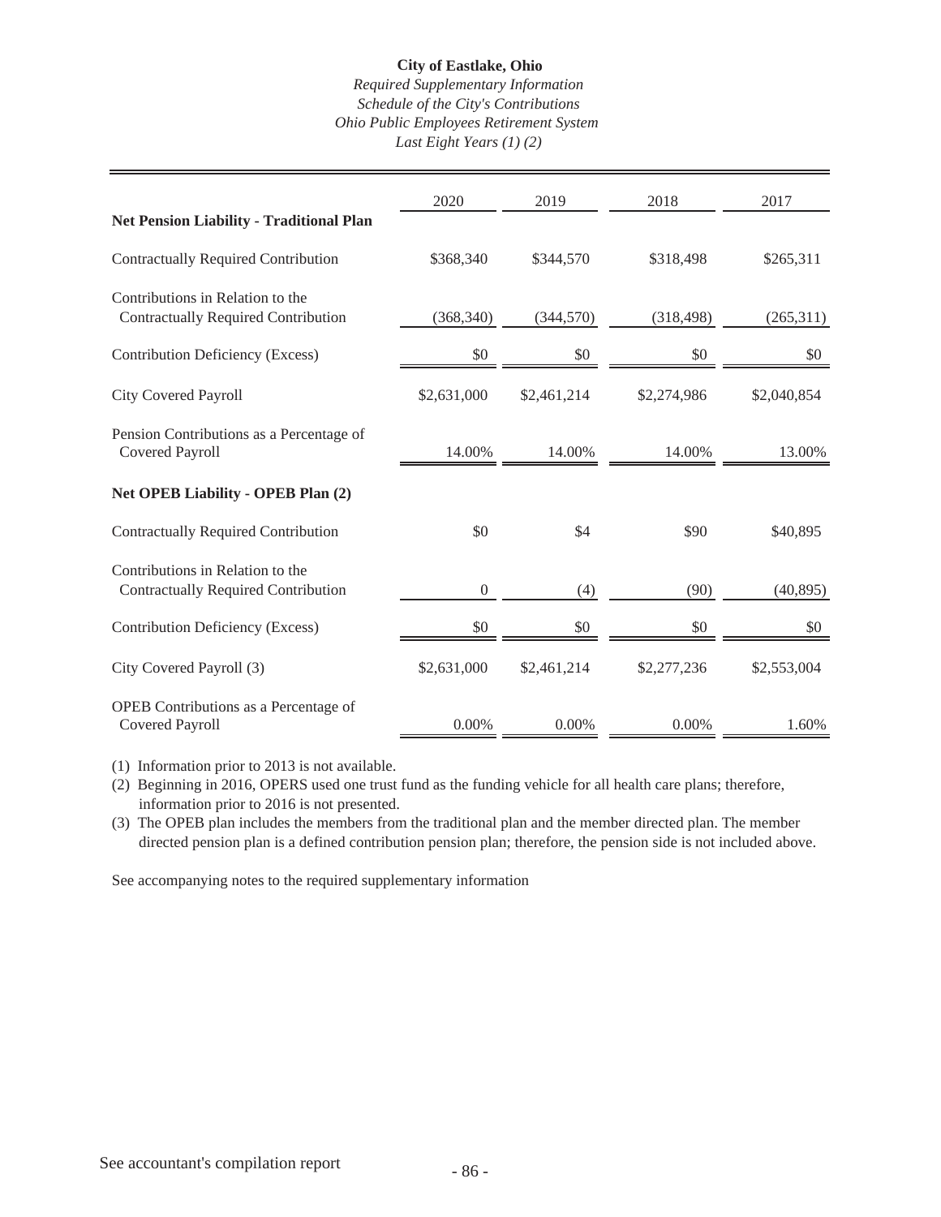**City of Eastlake, Ohio**

*Required Supplementary Information*
*Schedule of the City's Contributions*
*Ohio Public Employees Retirement System*
*Last Eight Years (1) (2)*

| | 2020 | 2019 | 2018 | 2017 |
|---|---|---|---|---|
| **Net Pension Liability - Traditional Plan** | | | | |
| Contractually Required Contribution | $368,340 | $344,570 | $318,498 | $265,311 |
| Contributions in Relation to the Contractually Required Contribution | (368,340) | (344,570) | (318,498) | (265,311) |
| Contribution Deficiency (Excess) | $0 | $0 | $0 | $0 |
| City Covered Payroll | $2,631,000 | $2,461,214 | $2,274,986 | $2,040,854 |
| Pension Contributions as a Percentage of Covered Payroll | 14.00% | 14.00% | 14.00% | 13.00% |
| **Net OPEB Liability - OPEB Plan (2)** | | | | |
| Contractually Required Contribution | $0 | $4 | $90 | $40,895 |
| Contributions in Relation to the Contractually Required Contribution | 0 | (4) | (90) | (40,895) |
| Contribution Deficiency (Excess) | $0 | $0 | $0 | $0 |
| City Covered Payroll (3) | $2,631,000 | $2,461,214 | $2,277,236 | $2,553,004 |
| OPEB Contributions as a Percentage of Covered Payroll | 0.00% | 0.00% | 0.00% | 1.60% |

(1) Information prior to 2013 is not available.

(2) Beginning in 2016, OPERS used one trust fund as the funding vehicle for all health care plans; therefore, information prior to 2016 is not presented.

(3) The OPEB plan includes the members from the traditional plan and the member directed plan. The member directed pension plan is a defined contribution pension plan; therefore, the pension side is not included above.

See accompanying notes to the required supplementary information

See accountant's compilation report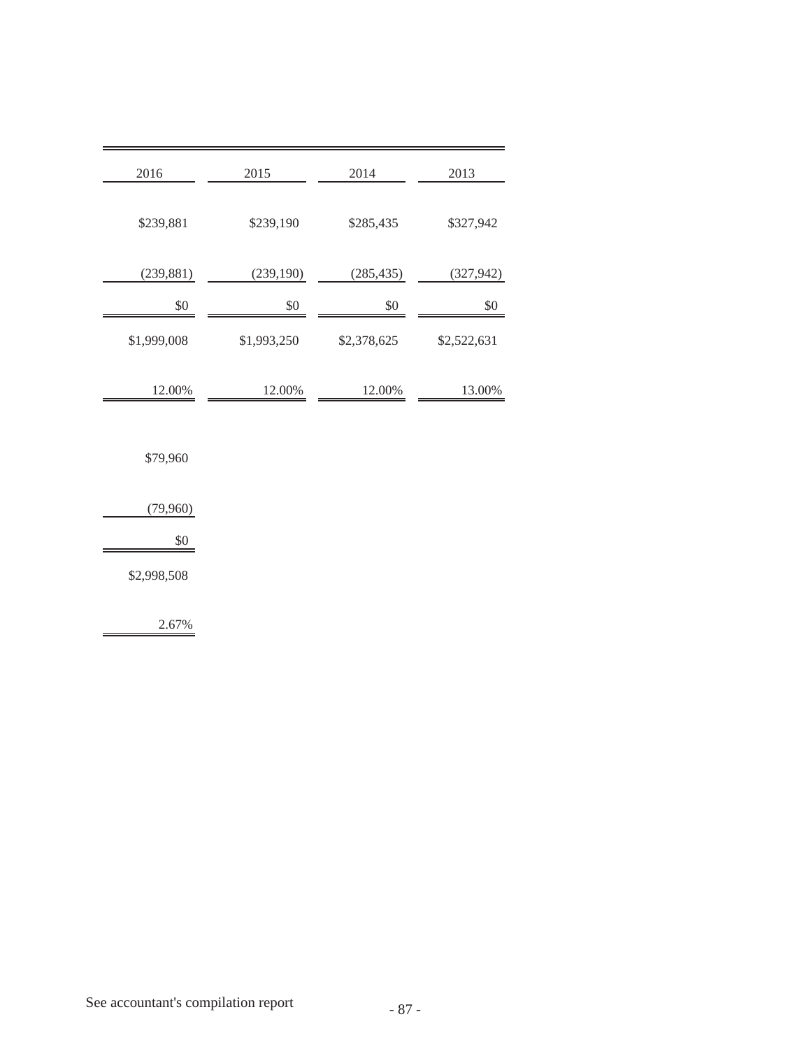| 2016 | 2015 | 2014 | 2013 |
|---|---|---|---|
| $239,881 | $239,190 | $285,435 | $327,942 |
| (239,881) | (239,190) | (285,435) | (327,942) |
| $0 | $0 | $0 | $0 |
| $1,999,008 | $1,993,250 | $2,378,625 | $2,522,631 |
| 12.00% | 12.00% | 12.00% | 13.00% |

| 2016 |
|---|
| $79,960 |
| (79,960) |
| $0 |
| $2,998,508 |
| 2.67% |

See accountant's compilation report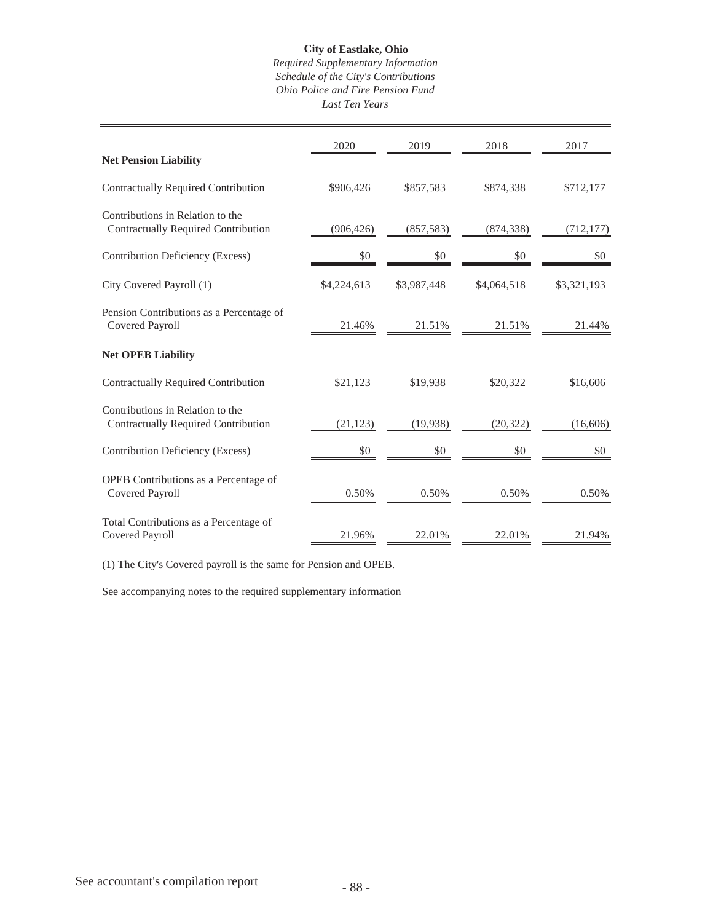# City of Eastlake, Ohio

*Required Supplementary Information*
*Schedule of the City's Contributions*
*Ohio Police and Fire Pension Fund*
*Last Ten Years*

| | 2020 | 2019 | 2018 | 2017 |
|---|---|---|---|---|
| **Net Pension Liability** | | | | |
| Contractually Required Contribution | $906,426 | $857,583 | $874,338 | $712,177 |
| Contributions in Relation to the Contractually Required Contribution | (906,426) | (857,583) | (874,338) | (712,177) |
| Contribution Deficiency (Excess) | $0 | $0 | $0 | $0 |
| City Covered Payroll (1) | $4,224,613 | $3,987,448 | $4,064,518 | $3,321,193 |
| Pension Contributions as a Percentage of Covered Payroll | 21.46% | 21.51% | 21.51% | 21.44% |
| **Net OPEB Liability** | | | | |
| Contractually Required Contribution | $21,123 | $19,938 | $20,322 | $16,606 |
| Contributions in Relation to the Contractually Required Contribution | (21,123) | (19,938) | (20,322) | (16,606) |
| Contribution Deficiency (Excess) | $0 | $0 | $0 | $0 |
| OPEB Contributions as a Percentage of Covered Payroll | 0.50% | 0.50% | 0.50% | 0.50% |
| Total Contributions as a Percentage of Covered Payroll | 21.96% | 22.01% | 22.01% | 21.94% |

(1) The City's Covered payroll is the same for Pension and OPEB.

See accompanying notes to the required supplementary information

See accountant's compilation report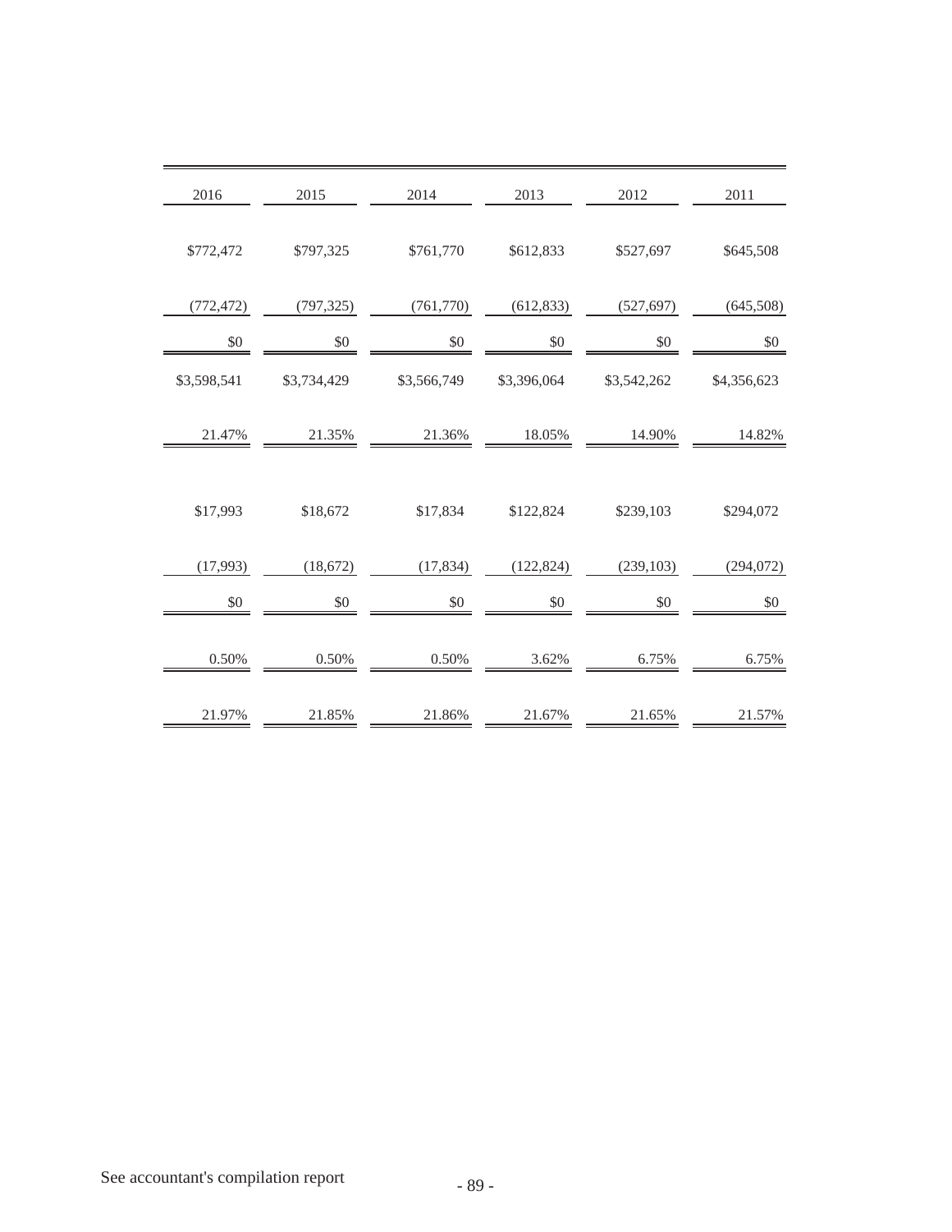| 2016 | 2015 | 2014 | 2013 | 2012 | 2011 |
|---|---|---|---|---|---|
| $772,472 | $797,325 | $761,770 | $612,833 | $527,697 | $645,508 |
| (772,472) | (797,325) | (761,770) | (612,833) | (527,697) | (645,508) |
| $0 | $0 | $0 | $0 | $0 | $0 |
| $3,598,541 | $3,734,429 | $3,566,749 | $3,396,064 | $3,542,262 | $4,356,623 |
| 21.47% | 21.35% | 21.36% | 18.05% | 14.90% | 14.82% |
| $17,993 | $18,672 | $17,834 | $122,824 | $239,103 | $294,072 |
| (17,993) | (18,672) | (17,834) | (122,824) | (239,103) | (294,072) |
| $0 | $0 | $0 | $0 | $0 | $0 |
| 0.50% | 0.50% | 0.50% | 3.62% | 6.75% | 6.75% |
| 21.97% | 21.85% | 21.86% | 21.67% | 21.65% | 21.57% |

See accountant's compilation report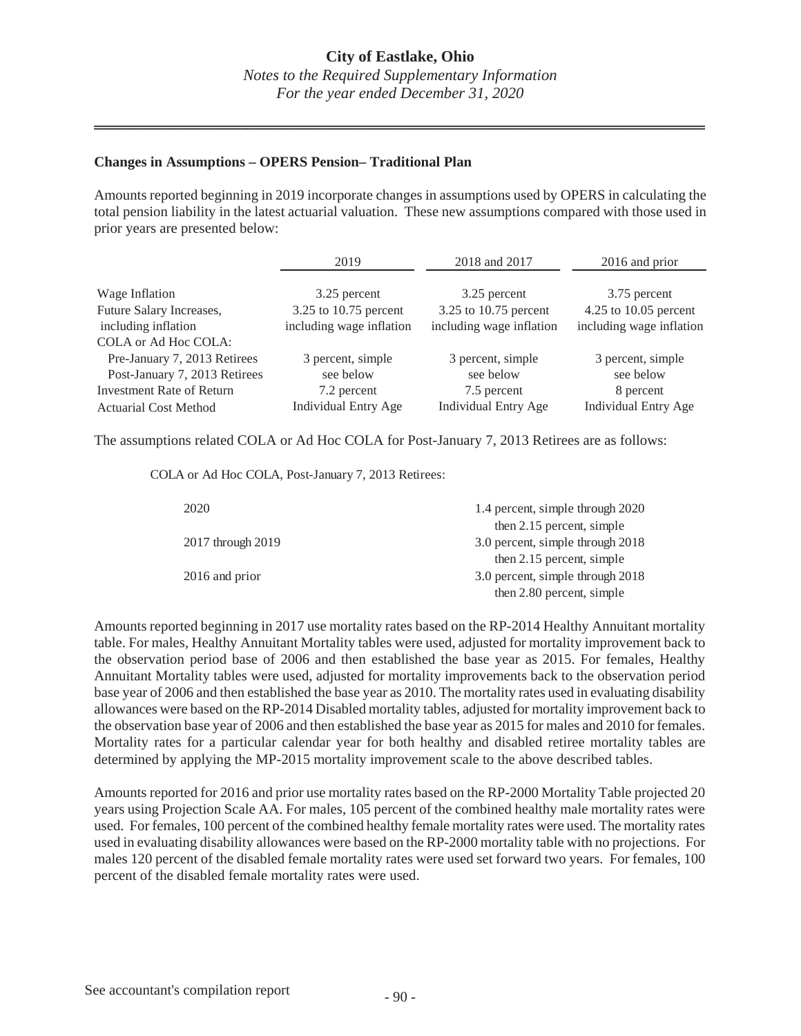## Changes in Assumptions – OPERS Pension– Traditional Plan

Amounts reported beginning in 2019 incorporate changes in assumptions used by OPERS in calculating the total pension liability in the latest actuarial valuation. These new assumptions compared with those used in prior years are presented below:

| | 2019 | 2018 and 2017 | 2016 and prior |
|---|---|---|---|
| Wage Inflation | 3.25 percent | 3.25 percent | 3.75 percent |
| Future Salary Increases, including inflation | 3.25 to 10.75 percent including wage inflation | 3.25 to 10.75 percent including wage inflation | 4.25 to 10.05 percent including wage inflation |
| COLA or Ad Hoc COLA: | | | |
| Pre-January 7, 2013 Retirees | 3 percent, simple | 3 percent, simple | 3 percent, simple |
| Post-January 7, 2013 Retirees | see below | see below | see below |
| Investment Rate of Return | 7.2 percent | 7.5 percent | 8 percent |
| Actuarial Cost Method | Individual Entry Age | Individual Entry Age | Individual Entry Age |

The assumptions related COLA or Ad Hoc COLA for Post-January 7, 2013 Retirees are as follows:

COLA or Ad Hoc COLA, Post-January 7, 2013 Retirees:

| | |
|---|---|
| 2020 | 1.4 percent, simple through 2020 then 2.15 percent, simple |
| 2017 through 2019 | 3.0 percent, simple through 2018 then 2.15 percent, simple |
| 2016 and prior | 3.0 percent, simple through 2018 then 2.80 percent, simple |

Amounts reported beginning in 2017 use mortality rates based on the RP-2014 Healthy Annuitant mortality table. For males, Healthy Annuitant Mortality tables were used, adjusted for mortality improvement back to the observation period base of 2006 and then established the base year as 2015. For females, Healthy Annuitant Mortality tables were used, adjusted for mortality improvements back to the observation period base year of 2006 and then established the base year as 2010. The mortality rates used in evaluating disability allowances were based on the RP-2014 Disabled mortality tables, adjusted for mortality improvement back to the observation base year of 2006 and then established the base year as 2015 for males and 2010 for females. Mortality rates for a particular calendar year for both healthy and disabled retiree mortality tables are determined by applying the MP-2015 mortality improvement scale to the above described tables.

Amounts reported for 2016 and prior use mortality rates based on the RP-2000 Mortality Table projected 20 years using Projection Scale AA. For males, 105 percent of the combined healthy male mortality rates were used. For females, 100 percent of the combined healthy female mortality rates were used. The mortality rates used in evaluating disability allowances were based on the RP-2000 mortality table with no projections. For males 120 percent of the disabled female mortality rates were used set forward two years. For females, 100 percent of the disabled female mortality rates were used.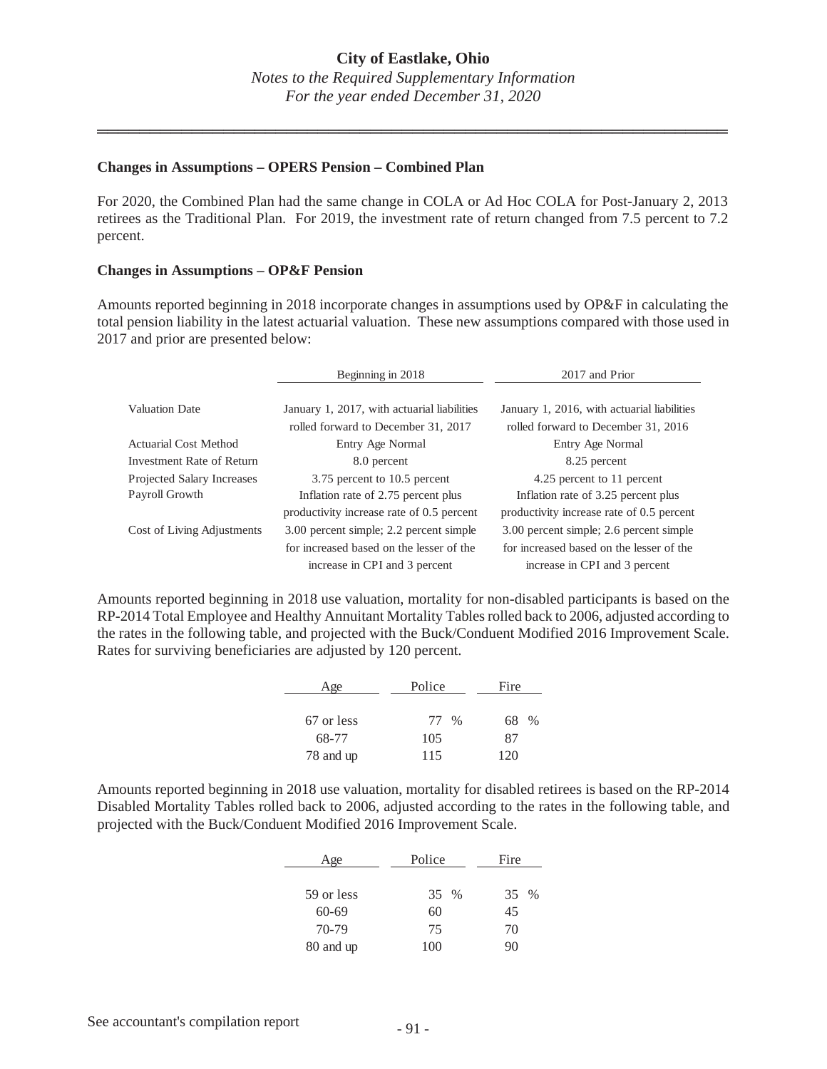## Changes in Assumptions – OPERS Pension – Combined Plan

For 2020, the Combined Plan had the same change in COLA or Ad Hoc COLA for Post-January 2, 2013 retirees as the Traditional Plan. For 2019, the investment rate of return changed from 7.5 percent to 7.2 percent.

## Changes in Assumptions – OP&F Pension

Amounts reported beginning in 2018 incorporate changes in assumptions used by OP&F in calculating the total pension liability in the latest actuarial valuation. These new assumptions compared with those used in 2017 and prior are presented below:

| | Beginning in 2018 | 2017 and Prior |
|---|---|---|
| Valuation Date | January 1, 2017, with actuarial liabilities rolled forward to December 31, 2017 | January 1, 2016, with actuarial liabilities rolled forward to December 31, 2016 |
| Actuarial Cost Method | Entry Age Normal | Entry Age Normal |
| Investment Rate of Return | 8.0 percent | 8.25 percent |
| Projected Salary Increases | 3.75 percent to 10.5 percent | 4.25 percent to 11 percent |
| Payroll Growth | Inflation rate of 2.75 percent plus productivity increase rate of 0.5 percent | Inflation rate of 3.25 percent plus productivity increase rate of 0.5 percent |
| Cost of Living Adjustments | 3.00 percent simple; 2.2 percent simple for increased based on the lesser of the increase in CPI and 3 percent | 3.00 percent simple; 2.6 percent simple for increased based on the lesser of the increase in CPI and 3 percent |

Amounts reported beginning in 2018 use valuation, mortality for non-disabled participants is based on the RP-2014 Total Employee and Healthy Annuitant Mortality Tables rolled back to 2006, adjusted according to the rates in the following table, and projected with the Buck/Conduent Modified 2016 Improvement Scale. Rates for surviving beneficiaries are adjusted by 120 percent.

| Age | Police | Fire |
|---|---|---|
| 67 or less | 77 % | 68 % |
| 68-77 | 105 | 87 |
| 78 and up | 115 | 120 |

Amounts reported beginning in 2018 use valuation, mortality for disabled retirees is based on the RP-2014 Disabled Mortality Tables rolled back to 2006, adjusted according to the rates in the following table, and projected with the Buck/Conduent Modified 2016 Improvement Scale.

| Age | Police | Fire |
|---|---|---|
| 59 or less | 35 % | 35 % |
| 60-69 | 60 | 45 |
| 70-79 | 75 | 70 |
| 80 and up | 100 | 90 |

See accountant's compilation report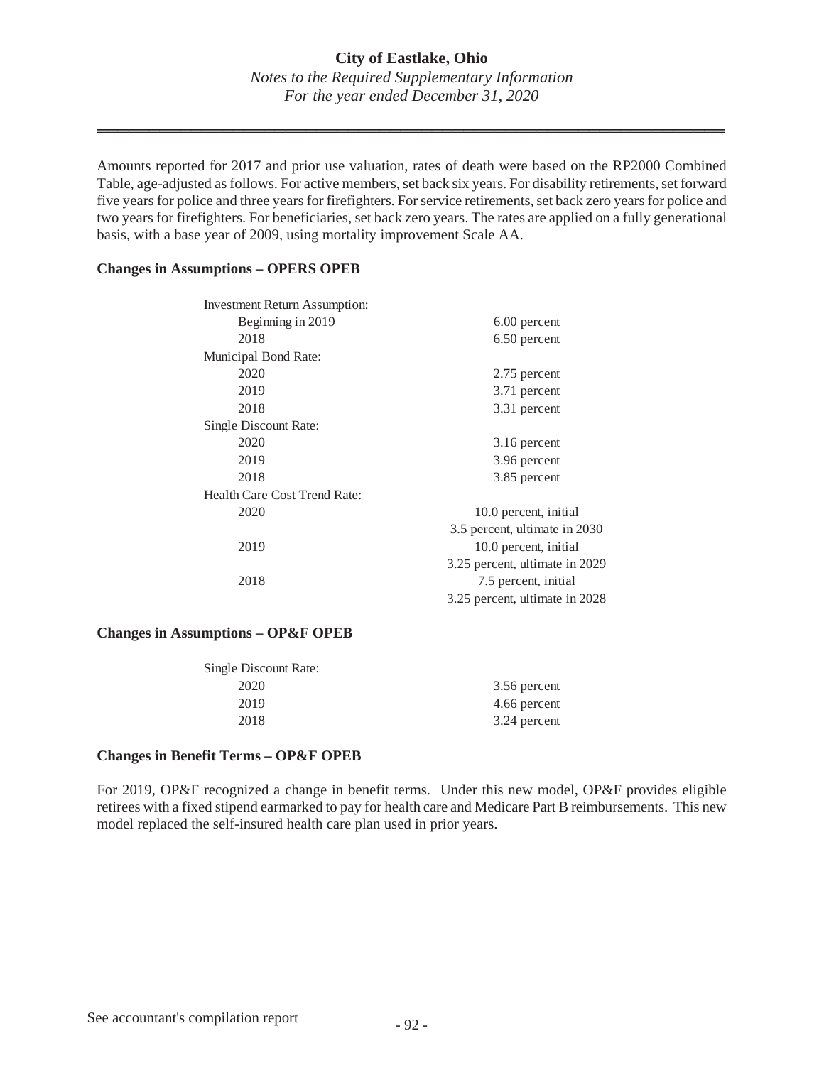Amounts reported for 2017 and prior use valuation, rates of death were based on the RP2000 Combined Table, age-adjusted as follows. For active members, set back six years. For disability retirements, set forward five years for police and three years for firefighters. For service retirements, set back zero years for police and two years for firefighters. For beneficiaries, set back zero years. The rates are applied on a fully generational basis, with a base year of 2009, using mortality improvement Scale AA.

**Changes in Assumptions – OPERS OPEB**

| | |
|---|---|
| Investment Return Assumption: | |
| Beginning in 2019 | 6.00 percent |
| 2018 | 6.50 percent |
| Municipal Bond Rate: | |
| 2020 | 2.75 percent |
| 2019 | 3.71 percent |
| 2018 | 3.31 percent |
| Single Discount Rate: | |
| 2020 | 3.16 percent |
| 2019 | 3.96 percent |
| 2018 | 3.85 percent |
| Health Care Cost Trend Rate: | |
| 2020 | 10.0 percent, initial |
| | 3.5 percent, ultimate in 2030 |
| 2019 | 10.0 percent, initial |
| | 3.25 percent, ultimate in 2029 |
| 2018 | 7.5 percent, initial |
| | 3.25 percent, ultimate in 2028 |

**Changes in Assumptions – OP&F OPEB**

| | |
|---|---|
| Single Discount Rate: | |
| 2020 | 3.56 percent |
| 2019 | 4.66 percent |
| 2018 | 3.24 percent |

**Changes in Benefit Terms – OP&F OPEB**

For 2019, OP&F recognized a change in benefit terms. Under this new model, OP&F provides eligible retirees with a fixed stipend earmarked to pay for health care and Medicare Part B reimbursements. This new model replaced the self-insured health care plan used in prior years.

See accountant's compilation report